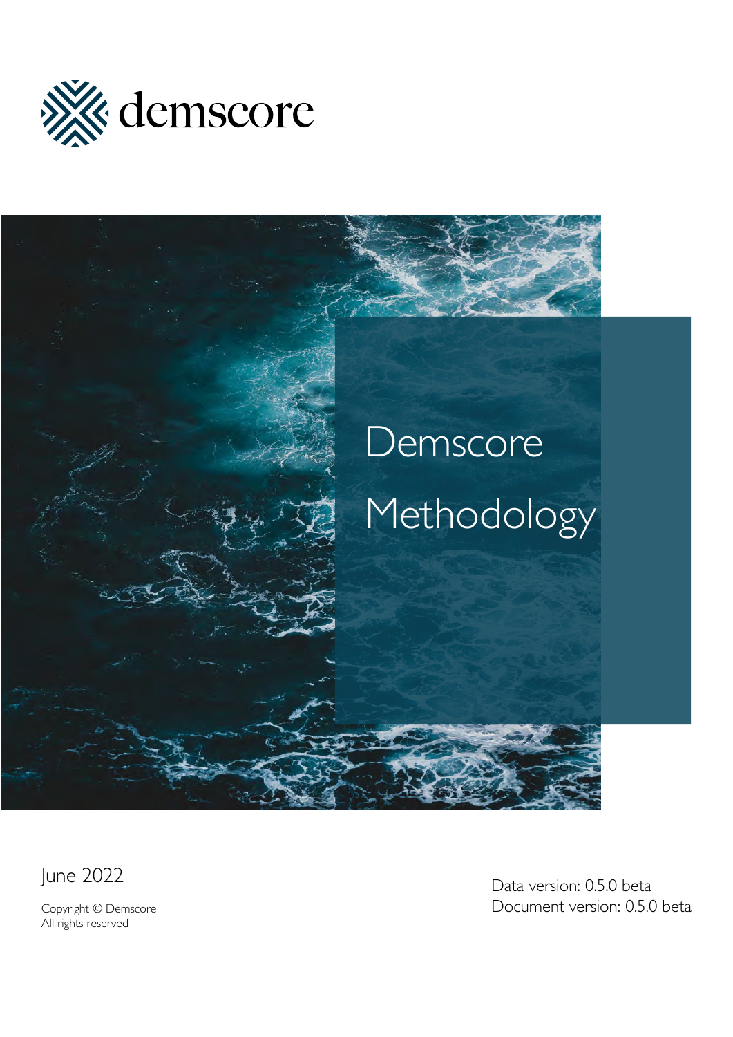demscore

# Demscore Methodology

June 2022

Copyright © Demscore
All rights reserved

Data version: 0.5.0 beta
Document version: 0.5.0 beta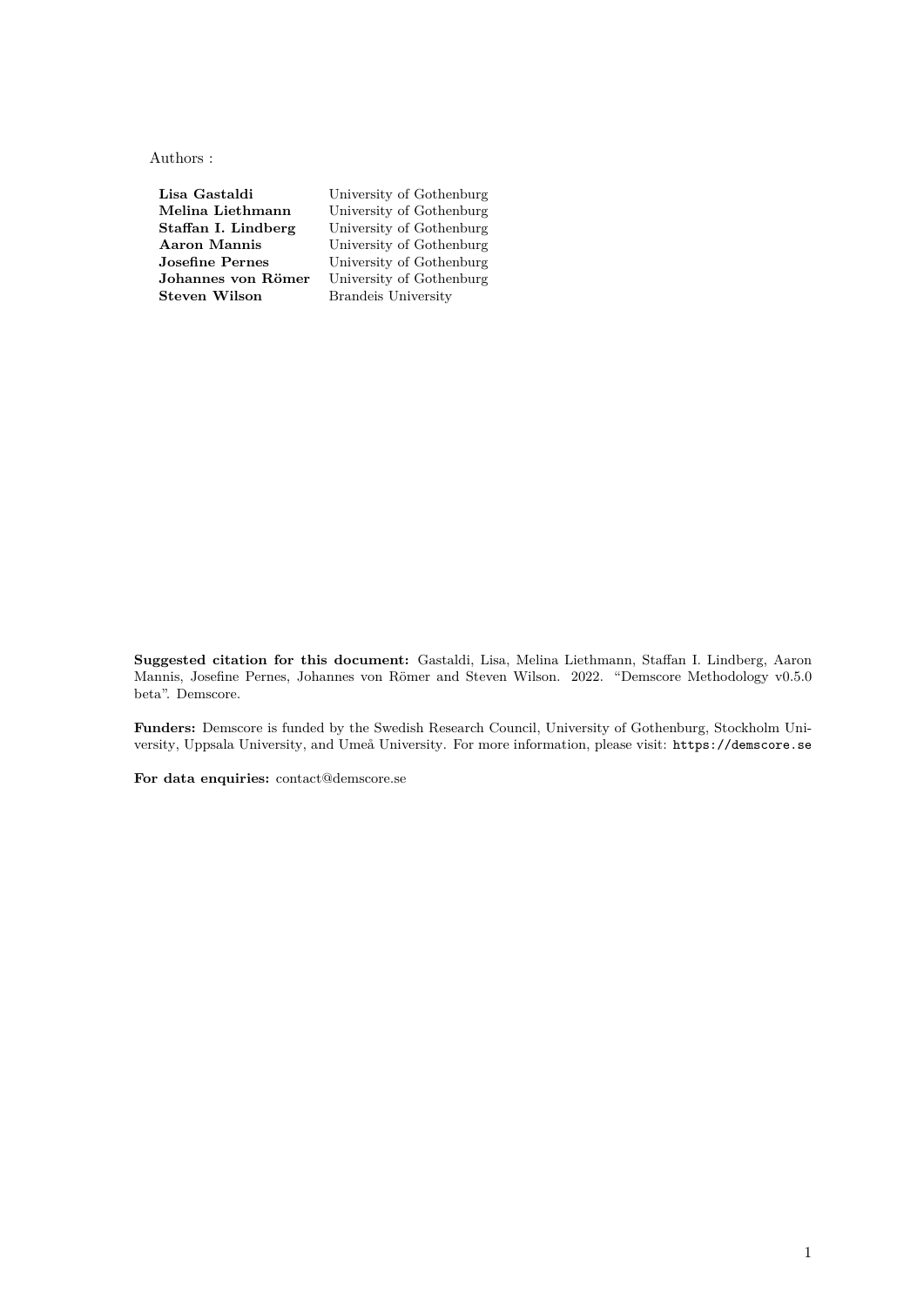Authors :

| | |
|---|---|
| **Lisa Gastaldi** | University of Gothenburg |
| **Melina Liethmann** | University of Gothenburg |
| **Staffan I. Lindberg** | University of Gothenburg |
| **Aaron Mannis** | University of Gothenburg |
| **Josefine Pernes** | University of Gothenburg |
| **Johannes von Römer** | University of Gothenburg |
| **Steven Wilson** | Brandeis University |

**Suggested citation for this document:** Gastaldi, Lisa, Melina Liethmann, Staffan I. Lindberg, Aaron Mannis, Josefine Pernes, Johannes von Römer and Steven Wilson. 2022. "Demscore Methodology v0.5.0 beta". Demscore.

**Funders:** Demscore is funded by the Swedish Research Council, University of Gothenburg, Stockholm University, Uppsala University, and Umeå University. For more information, please visit: `https://demscore.se`

**For data enquiries:** contact@demscore.se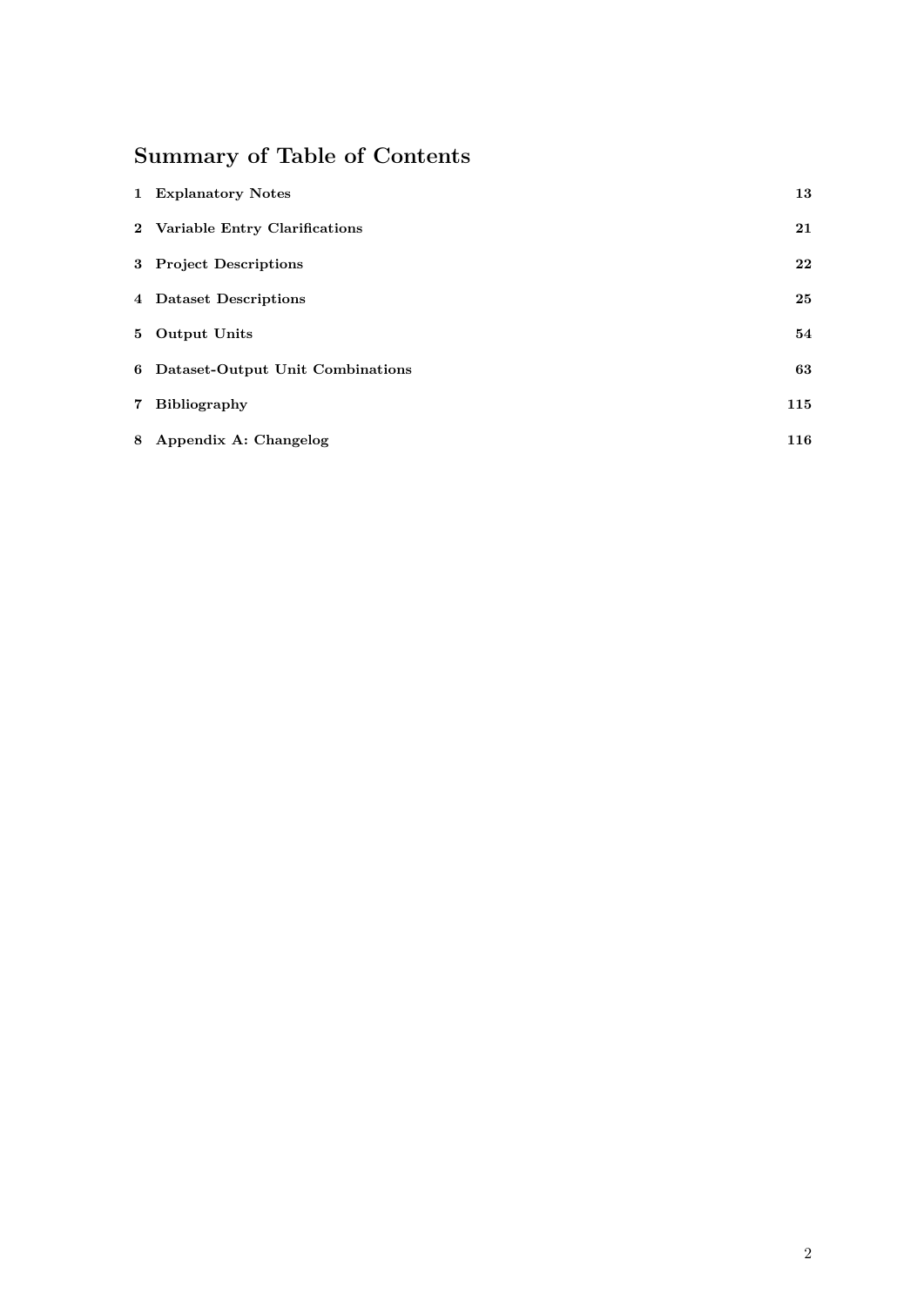## Summary of Table of Contents

| | | |
|---|---|---|
| **1** | **Explanatory Notes** | **13** |
| **2** | **Variable Entry Clarifications** | **21** |
| **3** | **Project Descriptions** | **22** |
| **4** | **Dataset Descriptions** | **25** |
| **5** | **Output Units** | **54** |
| **6** | **Dataset-Output Unit Combinations** | **63** |
| **7** | **Bibliography** | **115** |
| **8** | **Appendix A: Changelog** | **116** |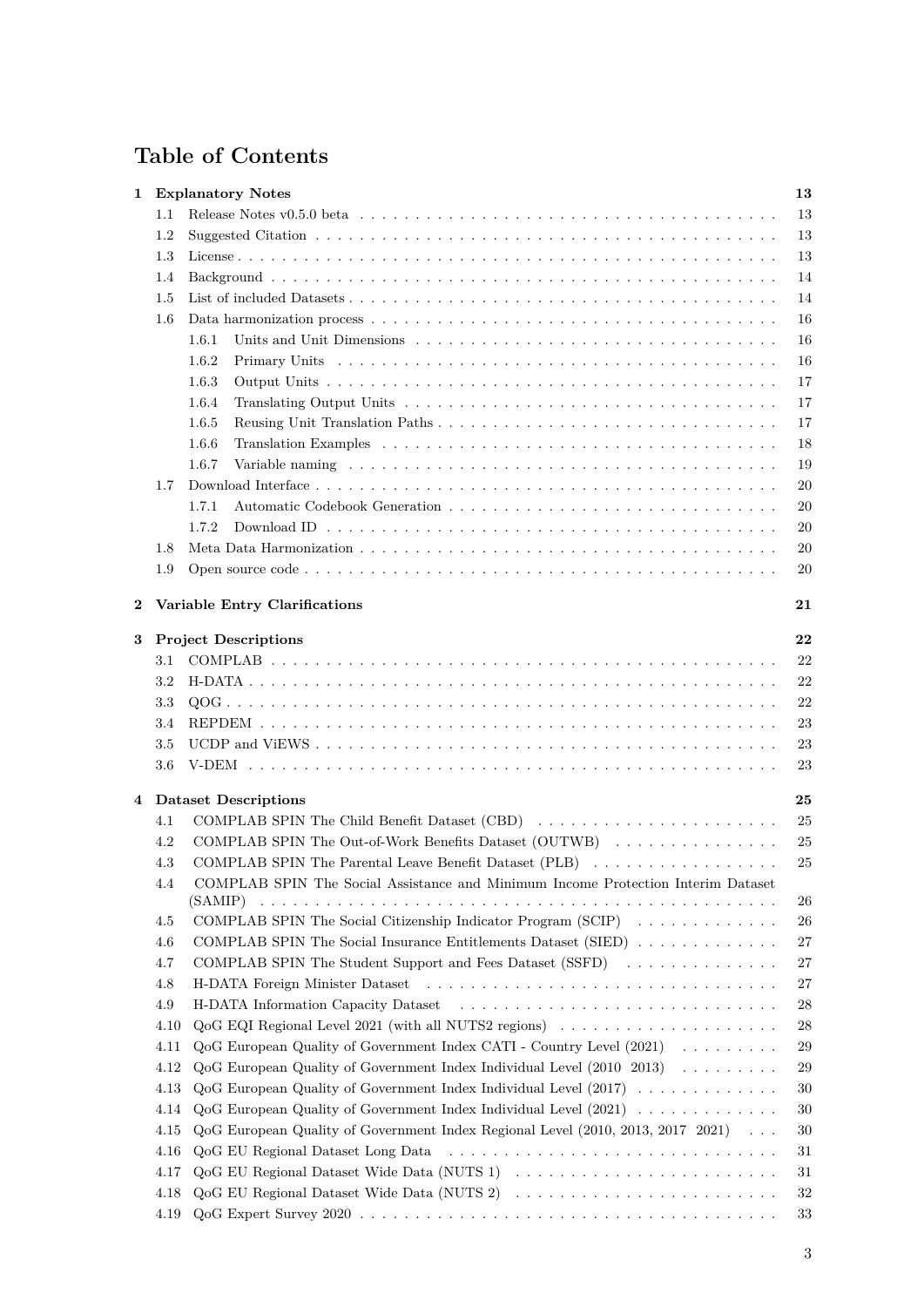# Table of Contents

**1 Explanatory Notes** **13**

- 1.1 Release Notes v0.5.0 beta . . . . . 13
- 1.2 Suggested Citation . . . . . 13
- 1.3 License . . . . . 13
- 1.4 Background . . . . . 14
- 1.5 List of included Datasets . . . . . 14
- 1.6 Data harmonization process . . . . . 16
  - 1.6.1 Units and Unit Dimensions . . . . . 16
  - 1.6.2 Primary Units . . . . . 16
  - 1.6.3 Output Units . . . . . 17
  - 1.6.4 Translating Output Units . . . . . 17
  - 1.6.5 Reusing Unit Translation Paths . . . . . 17
  - 1.6.6 Translation Examples . . . . . 18
  - 1.6.7 Variable naming . . . . . 19
- 1.7 Download Interface . . . . . 20
  - 1.7.1 Automatic Codebook Generation . . . . . 20
  - 1.7.2 Download ID . . . . . 20
- 1.8 Meta Data Harmonization . . . . . 20
- 1.9 Open source code . . . . . 20

**2 Variable Entry Clarifications** **21**

**3 Project Descriptions** **22**

- 3.1 COMPLAB . . . . . 22
- 3.2 H-DATA . . . . . 22
- 3.3 QOG . . . . . 22
- 3.4 REPDEM . . . . . 23
- 3.5 UCDP and ViEWS . . . . . 23
- 3.6 V-DEM . . . . . 23

**4 Dataset Descriptions** **25**

- 4.1 COMPLAB SPIN The Child Benefit Dataset (CBD) . . . . . 25
- 4.2 COMPLAB SPIN The Out-of-Work Benefits Dataset (OUTWB) . . . . . 25
- 4.3 COMPLAB SPIN The Parental Leave Benefit Dataset (PLB) . . . . . 25
- 4.4 COMPLAB SPIN The Social Assistance and Minimum Income Protection Interim Dataset (SAMIP) . . . . . 26
- 4.5 COMPLAB SPIN The Social Citizenship Indicator Program (SCIP) . . . . . 26
- 4.6 COMPLAB SPIN The Social Insurance Entitlements Dataset (SIED) . . . . . 27
- 4.7 COMPLAB SPIN The Student Support and Fees Dataset (SSFD) . . . . . 27
- 4.8 H-DATA Foreign Minister Dataset . . . . . 27
- 4.9 H-DATA Information Capacity Dataset . . . . . 28
- 4.10 QoG EQI Regional Level 2021 (with all NUTS2 regions) . . . . . 28
- 4.11 QoG European Quality of Government Index CATI - Country Level (2021) . . . . . 29
- 4.12 QoG European Quality of Government Index Individual Level (2010 2013) . . . . . 29
- 4.13 QoG European Quality of Government Index Individual Level (2017) . . . . . 30
- 4.14 QoG European Quality of Government Index Individual Level (2021) . . . . . 30
- 4.15 QoG European Quality of Government Index Regional Level (2010, 2013, 2017 2021) . . . 30
- 4.16 QoG EU Regional Dataset Long Data . . . . . 31
- 4.17 QoG EU Regional Dataset Wide Data (NUTS 1) . . . . . 31
- 4.18 QoG EU Regional Dataset Wide Data (NUTS 2) . . . . . 32
- 4.19 QoG Expert Survey 2020 . . . . . 33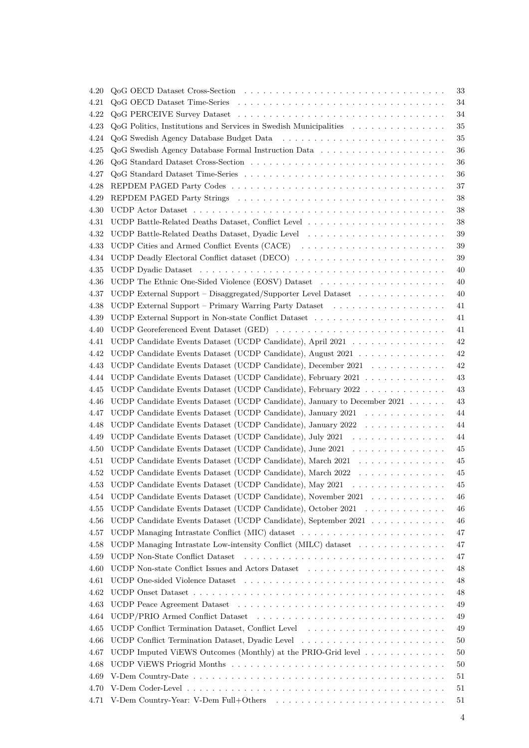4.20 QoG OECD Dataset Cross-Section . . . . . . . . . . . . . . . . . . . . . . . . . . . . . . . 33
4.21 QoG OECD Dataset Time-Series . . . . . . . . . . . . . . . . . . . . . . . . . . . . . . . 34
4.22 QoG PERCEIVE Survey Dataset . . . . . . . . . . . . . . . . . . . . . . . . . . . . . . . 34
4.23 QoG Politics, Institutions and Services in Swedish Municipalities . . . . . . . . . . . . . . . 35
4.24 QoG Swedish Agency Database Budget Data . . . . . . . . . . . . . . . . . . . . . . . . . 35
4.25 QoG Swedish Agency Database Formal Instruction Data . . . . . . . . . . . . . . . . . . . . 36
4.26 QoG Standard Dataset Cross-Section . . . . . . . . . . . . . . . . . . . . . . . . . . . . . 36
4.27 QoG Standard Dataset Time-Series . . . . . . . . . . . . . . . . . . . . . . . . . . . . . . 36
4.28 REPDEM PAGED Party Codes . . . . . . . . . . . . . . . . . . . . . . . . . . . . . . . . 37
4.29 REPDEM PAGED Party Strings . . . . . . . . . . . . . . . . . . . . . . . . . . . . . . . . 38
4.30 UCDP Actor Dataset . . . . . . . . . . . . . . . . . . . . . . . . . . . . . . . . . . . . . 38
4.31 UCDP Battle-Related Deaths Dataset, Conflict Level . . . . . . . . . . . . . . . . . . . . . 38
4.32 UCDP Battle-Related Deaths Dataset, Dyadic Level . . . . . . . . . . . . . . . . . . . . . 39
4.33 UCDP Cities and Armed Conflict Events (CACE) . . . . . . . . . . . . . . . . . . . . . . 39
4.34 UCDP Deadly Electoral Conflict dataset (DECO) . . . . . . . . . . . . . . . . . . . . . . . 39
4.35 UCDP Dyadic Dataset . . . . . . . . . . . . . . . . . . . . . . . . . . . . . . . . . . . . . 40
4.36 UCDP The Ethnic One-Sided Violence (EOSV) Dataset . . . . . . . . . . . . . . . . . . . 40
4.37 UCDP External Support – Disaggregated/Supporter Level Dataset . . . . . . . . . . . . . . 40
4.38 UCDP External Support – Primary Warring Party Dataset . . . . . . . . . . . . . . . . . . 41
4.39 UCDP External Support in Non-state Conflict Dataset . . . . . . . . . . . . . . . . . . . . 41
4.40 UCDP Georeferenced Event Dataset (GED) . . . . . . . . . . . . . . . . . . . . . . . . . . 41
4.41 UCDP Candidate Events Dataset (UCDP Candidate), April 2021 . . . . . . . . . . . . . . . 42
4.42 UCDP Candidate Events Dataset (UCDP Candidate), August 2021 . . . . . . . . . . . . . . 42
4.43 UCDP Candidate Events Dataset (UCDP Candidate), December 2021 . . . . . . . . . . . . 42
4.44 UCDP Candidate Events Dataset (UCDP Candidate), February 2021 . . . . . . . . . . . . . 43
4.45 UCDP Candidate Events Dataset (UCDP Candidate), February 2022 . . . . . . . . . . . . . 43
4.46 UCDP Candidate Events Dataset (UCDP Candidate), January to December 2021 . . . . . . 43
4.47 UCDP Candidate Events Dataset (UCDP Candidate), January 2021 . . . . . . . . . . . . . 44
4.48 UCDP Candidate Events Dataset (UCDP Candidate), January 2022 . . . . . . . . . . . . . 44
4.49 UCDP Candidate Events Dataset (UCDP Candidate), July 2021 . . . . . . . . . . . . . . . 44
4.50 UCDP Candidate Events Dataset (UCDP Candidate), June 2021 . . . . . . . . . . . . . . . 45
4.51 UCDP Candidate Events Dataset (UCDP Candidate), March 2021 . . . . . . . . . . . . . . 45
4.52 UCDP Candidate Events Dataset (UCDP Candidate), March 2022 . . . . . . . . . . . . . . 45
4.53 UCDP Candidate Events Dataset (UCDP Candidate), May 2021 . . . . . . . . . . . . . . . 45
4.54 UCDP Candidate Events Dataset (UCDP Candidate), November 2021 . . . . . . . . . . . . 46
4.55 UCDP Candidate Events Dataset (UCDP Candidate), October 2021 . . . . . . . . . . . . . 46
4.56 UCDP Candidate Events Dataset (UCDP Candidate), September 2021 . . . . . . . . . . . . 46
4.57 UCDP Managing Intrastate Conflict (MIC) dataset . . . . . . . . . . . . . . . . . . . . . . 47
4.58 UCDP Managing Intrastate Low-intensity Conflict (MILC) dataset . . . . . . . . . . . . . . 47
4.59 UCDP Non-State Conflict Dataset . . . . . . . . . . . . . . . . . . . . . . . . . . . . . . . 47
4.60 UCDP Non-state Conflict Issues and Actors Dataset . . . . . . . . . . . . . . . . . . . . . 48
4.61 UCDP One-sided Violence Dataset . . . . . . . . . . . . . . . . . . . . . . . . . . . . . . . 48
4.62 UCDP Onset Dataset . . . . . . . . . . . . . . . . . . . . . . . . . . . . . . . . . . . . . . 48
4.63 UCDP Peace Agreement Dataset . . . . . . . . . . . . . . . . . . . . . . . . . . . . . . . . 49
4.64 UCDP/PRIO Armed Conflict Dataset . . . . . . . . . . . . . . . . . . . . . . . . . . . . . 49
4.65 UCDP Conflict Termination Dataset, Conflict Level . . . . . . . . . . . . . . . . . . . . . 49
4.66 UCDP Conflict Termination Dataset, Dyadic Level . . . . . . . . . . . . . . . . . . . . . . 50
4.67 UCDP Imputed ViEWS Outcomes (Monthly) at the PRIO-Grid level . . . . . . . . . . . . . 50
4.68 UCDP ViEWS Priogrid Months . . . . . . . . . . . . . . . . . . . . . . . . . . . . . . . . . 50
4.69 V-Dem Country-Date . . . . . . . . . . . . . . . . . . . . . . . . . . . . . . . . . . . . . . 51
4.70 V-Dem Coder-Level . . . . . . . . . . . . . . . . . . . . . . . . . . . . . . . . . . . . . . . 51
4.71 V-Dem Country-Year: V-Dem Full+Others . . . . . . . . . . . . . . . . . . . . . . . . . . 51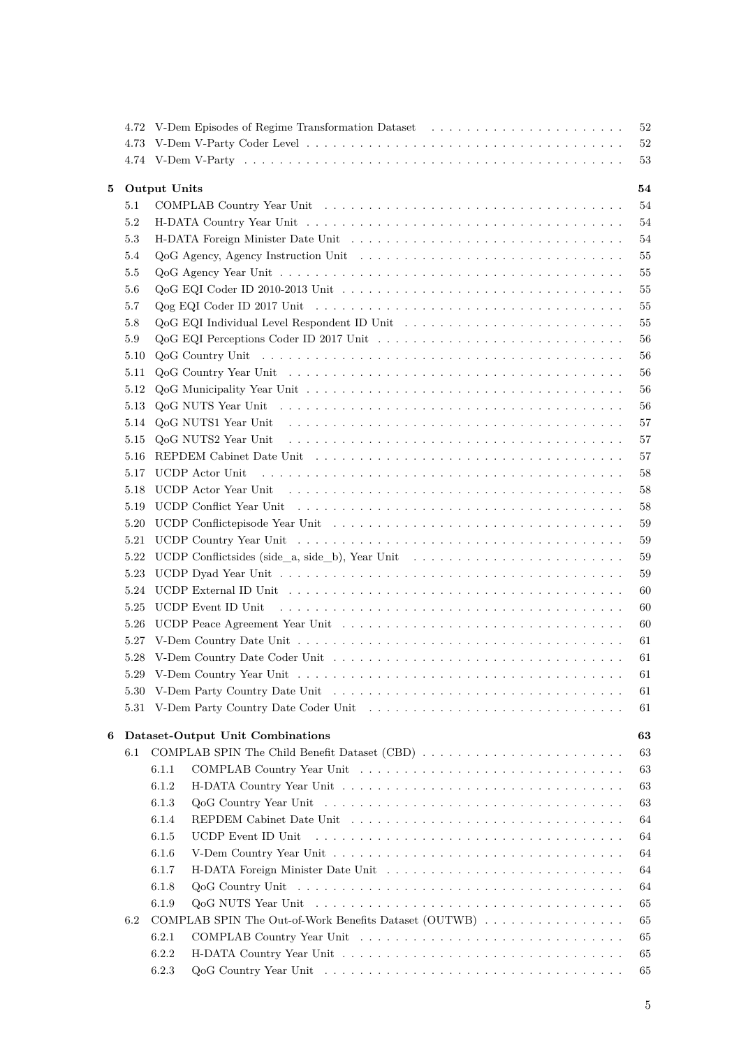4.72 V-Dem Episodes of Regime Transformation Dataset . . . . . . . . . . . . . . . . . . . . . . 52
4.73 V-Dem V-Party Coder Level . . . . . . . . . . . . . . . . . . . . . . . . . . . . . . . . . . . 52
4.74 V-Dem V-Party . . . . . . . . . . . . . . . . . . . . . . . . . . . . . . . . . . . . . . . . . . 53

**5 Output Units** **54**

5.1 COMPLAB Country Year Unit . . . . . . . . . . . . . . . . . . . . . . . . . . . . . . . . . 54
5.2 H-DATA Country Year Unit . . . . . . . . . . . . . . . . . . . . . . . . . . . . . . . . . . 54
5.3 H-DATA Foreign Minister Date Unit . . . . . . . . . . . . . . . . . . . . . . . . . . . . . 54
5.4 QoG Agency, Agency Instruction Unit . . . . . . . . . . . . . . . . . . . . . . . . . . . . 55
5.5 QoG Agency Year Unit . . . . . . . . . . . . . . . . . . . . . . . . . . . . . . . . . . . . . 55
5.6 QoG EQI Coder ID 2010-2013 Unit . . . . . . . . . . . . . . . . . . . . . . . . . . . . . . 55
5.7 Qog EQI Coder ID 2017 Unit . . . . . . . . . . . . . . . . . . . . . . . . . . . . . . . . . 55
5.8 QoG EQI Individual Level Respondent ID Unit . . . . . . . . . . . . . . . . . . . . . . . 55
5.9 QoG EQI Perceptions Coder ID 2017 Unit . . . . . . . . . . . . . . . . . . . . . . . . . . 56
5.10 QoG Country Unit . . . . . . . . . . . . . . . . . . . . . . . . . . . . . . . . . . . . . . . 56
5.11 QoG Country Year Unit . . . . . . . . . . . . . . . . . . . . . . . . . . . . . . . . . . . . 56
5.12 QoG Municipality Year Unit . . . . . . . . . . . . . . . . . . . . . . . . . . . . . . . . . . 56
5.13 QoG NUTS Year Unit . . . . . . . . . . . . . . . . . . . . . . . . . . . . . . . . . . . . . 56
5.14 QoG NUTS1 Year Unit . . . . . . . . . . . . . . . . . . . . . . . . . . . . . . . . . . . . . 57
5.15 QoG NUTS2 Year Unit . . . . . . . . . . . . . . . . . . . . . . . . . . . . . . . . . . . . . 57
5.16 REPDEM Cabinet Date Unit . . . . . . . . . . . . . . . . . . . . . . . . . . . . . . . . . 57
5.17 UCDP Actor Unit . . . . . . . . . . . . . . . . . . . . . . . . . . . . . . . . . . . . . . . . 58
5.18 UCDP Actor Year Unit . . . . . . . . . . . . . . . . . . . . . . . . . . . . . . . . . . . . . 58
5.19 UCDP Conflict Year Unit . . . . . . . . . . . . . . . . . . . . . . . . . . . . . . . . . . . . 58
5.20 UCDP Conflictepisode Year Unit . . . . . . . . . . . . . . . . . . . . . . . . . . . . . . . 59
5.21 UCDP Country Year Unit . . . . . . . . . . . . . . . . . . . . . . . . . . . . . . . . . . . 59
5.22 UCDP Conflictsides (side_a, side_b), Year Unit . . . . . . . . . . . . . . . . . . . . . . . 59
5.23 UCDP Dyad Year Unit . . . . . . . . . . . . . . . . . . . . . . . . . . . . . . . . . . . . . 59
5.24 UCDP External ID Unit . . . . . . . . . . . . . . . . . . . . . . . . . . . . . . . . . . . . 60
5.25 UCDP Event ID Unit . . . . . . . . . . . . . . . . . . . . . . . . . . . . . . . . . . . . . . 60
5.26 UCDP Peace Agreement Year Unit . . . . . . . . . . . . . . . . . . . . . . . . . . . . . . 60
5.27 V-Dem Country Date Unit . . . . . . . . . . . . . . . . . . . . . . . . . . . . . . . . . . . 61
5.28 V-Dem Country Date Coder Unit . . . . . . . . . . . . . . . . . . . . . . . . . . . . . . . 61
5.29 V-Dem Country Year Unit . . . . . . . . . . . . . . . . . . . . . . . . . . . . . . . . . . . 61
5.30 V-Dem Party Country Date Unit . . . . . . . . . . . . . . . . . . . . . . . . . . . . . . . 61
5.31 V-Dem Party Country Date Coder Unit . . . . . . . . . . . . . . . . . . . . . . . . . . . 61

**6 Dataset-Output Unit Combinations** **63**

6.1 COMPLAB SPIN The Child Benefit Dataset (CBD) . . . . . . . . . . . . . . . . . . . . . . 63
  6.1.1 COMPLAB Country Year Unit . . . . . . . . . . . . . . . . . . . . . . . . . . . . . 63
  6.1.2 H-DATA Country Year Unit . . . . . . . . . . . . . . . . . . . . . . . . . . . . . . 63
  6.1.3 QoG Country Year Unit . . . . . . . . . . . . . . . . . . . . . . . . . . . . . . . . 63
  6.1.4 REPDEM Cabinet Date Unit . . . . . . . . . . . . . . . . . . . . . . . . . . . . . 64
  6.1.5 UCDP Event ID Unit . . . . . . . . . . . . . . . . . . . . . . . . . . . . . . . . . 64
  6.1.6 V-Dem Country Year Unit . . . . . . . . . . . . . . . . . . . . . . . . . . . . . . 64
  6.1.7 H-DATA Foreign Minister Date Unit . . . . . . . . . . . . . . . . . . . . . . . . . 64
  6.1.8 QoG Country Unit . . . . . . . . . . . . . . . . . . . . . . . . . . . . . . . . . . . 64
  6.1.9 QoG NUTS Year Unit . . . . . . . . . . . . . . . . . . . . . . . . . . . . . . . . . 65
6.2 COMPLAB SPIN The Out-of-Work Benefits Dataset (OUTWB) . . . . . . . . . . . . . . . . 65
  6.2.1 COMPLAB Country Year Unit . . . . . . . . . . . . . . . . . . . . . . . . . . . . . 65
  6.2.2 H-DATA Country Year Unit . . . . . . . . . . . . . . . . . . . . . . . . . . . . . . 65
  6.2.3 QoG Country Year Unit . . . . . . . . . . . . . . . . . . . . . . . . . . . . . . . . 65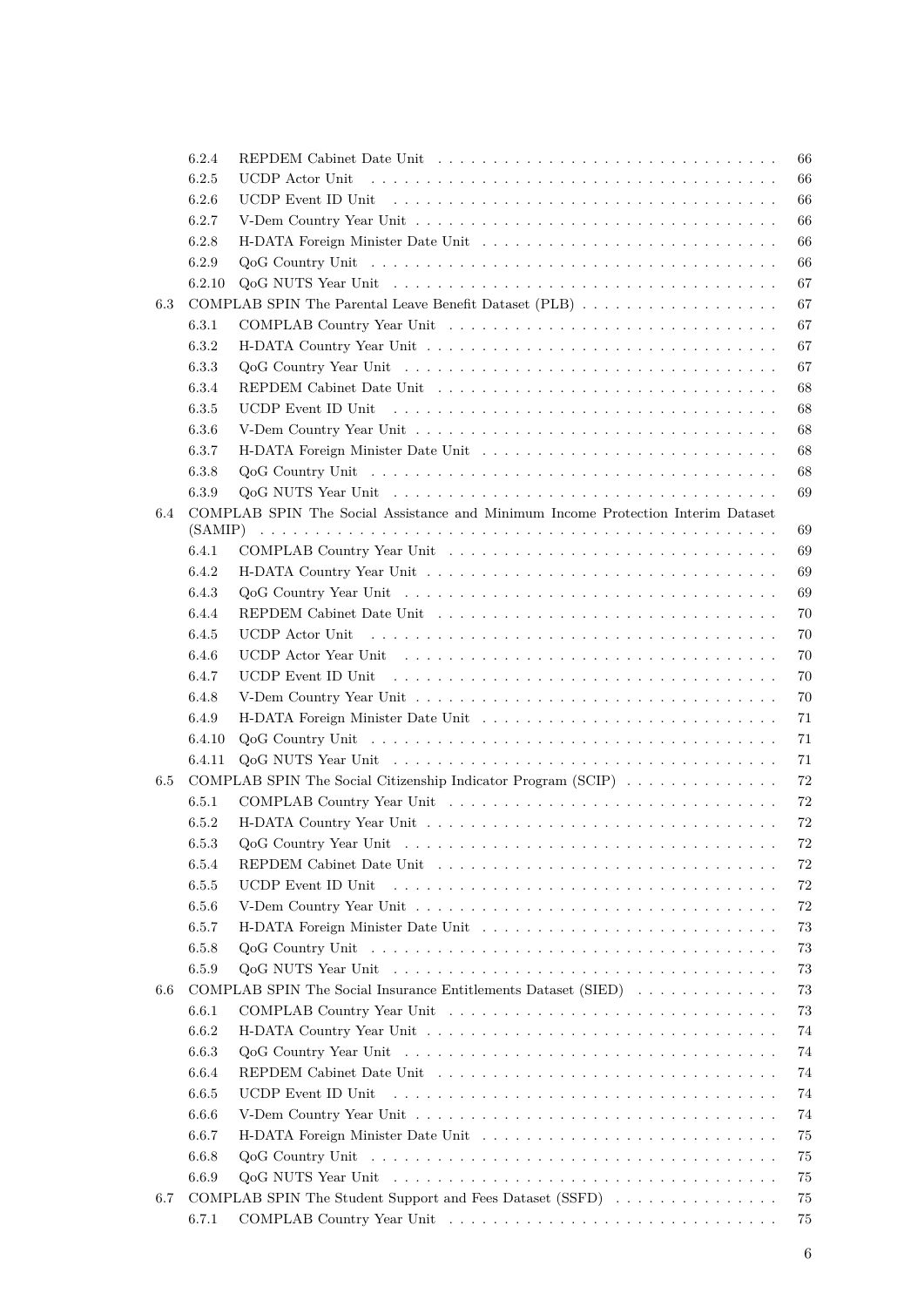6.2.4 REPDEM Cabinet Date Unit . . . . . . . . . . . . . . . . . . . . . . . . . . . . . . 66
6.2.5 UCDP Actor Unit . . . . . . . . . . . . . . . . . . . . . . . . . . . . . . . . . . 66
6.2.6 UCDP Event ID Unit . . . . . . . . . . . . . . . . . . . . . . . . . . . . . . . . 66
6.2.7 V-Dem Country Year Unit . . . . . . . . . . . . . . . . . . . . . . . . . . . . . . 66
6.2.8 H-DATA Foreign Minister Date Unit . . . . . . . . . . . . . . . . . . . . . . . . 66
6.2.9 QoG Country Unit . . . . . . . . . . . . . . . . . . . . . . . . . . . . . . . . . . 66
6.2.10 QoG NUTS Year Unit . . . . . . . . . . . . . . . . . . . . . . . . . . . . . . . . 67

6.3 COMPLAB SPIN The Parental Leave Benefit Dataset (PLB) . . . . . . . . . . . . . . . . . . 67
6.3.1 COMPLAB Country Year Unit . . . . . . . . . . . . . . . . . . . . . . . . . . . . 67
6.3.2 H-DATA Country Year Unit . . . . . . . . . . . . . . . . . . . . . . . . . . . . . 67
6.3.3 QoG Country Year Unit . . . . . . . . . . . . . . . . . . . . . . . . . . . . . . . 67
6.3.4 REPDEM Cabinet Date Unit . . . . . . . . . . . . . . . . . . . . . . . . . . . . . 68
6.3.5 UCDP Event ID Unit . . . . . . . . . . . . . . . . . . . . . . . . . . . . . . . . 68
6.3.6 V-Dem Country Year Unit . . . . . . . . . . . . . . . . . . . . . . . . . . . . . . 68
6.3.7 H-DATA Foreign Minister Date Unit . . . . . . . . . . . . . . . . . . . . . . . . 68
6.3.8 QoG Country Unit . . . . . . . . . . . . . . . . . . . . . . . . . . . . . . . . . . 68
6.3.9 QoG NUTS Year Unit . . . . . . . . . . . . . . . . . . . . . . . . . . . . . . . . 69

6.4 COMPLAB SPIN The Social Assistance and Minimum Income Protection Interim Dataset (SAMIP) . . . . . . . . . . . . . . . . . . . . . . . . . . . . . . . . . . . . . . . . . . . . . 69
6.4.1 COMPLAB Country Year Unit . . . . . . . . . . . . . . . . . . . . . . . . . . . . 69
6.4.2 H-DATA Country Year Unit . . . . . . . . . . . . . . . . . . . . . . . . . . . . . 69
6.4.3 QoG Country Year Unit . . . . . . . . . . . . . . . . . . . . . . . . . . . . . . . 69
6.4.4 REPDEM Cabinet Date Unit . . . . . . . . . . . . . . . . . . . . . . . . . . . . . 70
6.4.5 UCDP Actor Unit . . . . . . . . . . . . . . . . . . . . . . . . . . . . . . . . . . 70
6.4.6 UCDP Actor Year Unit . . . . . . . . . . . . . . . . . . . . . . . . . . . . . . . 70
6.4.7 UCDP Event ID Unit . . . . . . . . . . . . . . . . . . . . . . . . . . . . . . . . 70
6.4.8 V-Dem Country Year Unit . . . . . . . . . . . . . . . . . . . . . . . . . . . . . . 70
6.4.9 H-DATA Foreign Minister Date Unit . . . . . . . . . . . . . . . . . . . . . . . . 71
6.4.10 QoG Country Unit . . . . . . . . . . . . . . . . . . . . . . . . . . . . . . . . . . 71
6.4.11 QoG NUTS Year Unit . . . . . . . . . . . . . . . . . . . . . . . . . . . . . . . . 71

6.5 COMPLAB SPIN The Social Citizenship Indicator Program (SCIP) . . . . . . . . . . . . . 72
6.5.1 COMPLAB Country Year Unit . . . . . . . . . . . . . . . . . . . . . . . . . . . . 72
6.5.2 H-DATA Country Year Unit . . . . . . . . . . . . . . . . . . . . . . . . . . . . . 72
6.5.3 QoG Country Year Unit . . . . . . . . . . . . . . . . . . . . . . . . . . . . . . . 72
6.5.4 REPDEM Cabinet Date Unit . . . . . . . . . . . . . . . . . . . . . . . . . . . . . 72
6.5.5 UCDP Event ID Unit . . . . . . . . . . . . . . . . . . . . . . . . . . . . . . . . 72
6.5.6 V-Dem Country Year Unit . . . . . . . . . . . . . . . . . . . . . . . . . . . . . . 72
6.5.7 H-DATA Foreign Minister Date Unit . . . . . . . . . . . . . . . . . . . . . . . . 73
6.5.8 QoG Country Unit . . . . . . . . . . . . . . . . . . . . . . . . . . . . . . . . . . 73
6.5.9 QoG NUTS Year Unit . . . . . . . . . . . . . . . . . . . . . . . . . . . . . . . . 73

6.6 COMPLAB SPIN The Social Insurance Entitlements Dataset (SIED) . . . . . . . . . . . . . 73
6.6.1 COMPLAB Country Year Unit . . . . . . . . . . . . . . . . . . . . . . . . . . . . 73
6.6.2 H-DATA Country Year Unit . . . . . . . . . . . . . . . . . . . . . . . . . . . . . 74
6.6.3 QoG Country Year Unit . . . . . . . . . . . . . . . . . . . . . . . . . . . . . . . 74
6.6.4 REPDEM Cabinet Date Unit . . . . . . . . . . . . . . . . . . . . . . . . . . . . . 74
6.6.5 UCDP Event ID Unit . . . . . . . . . . . . . . . . . . . . . . . . . . . . . . . . 74
6.6.6 V-Dem Country Year Unit . . . . . . . . . . . . . . . . . . . . . . . . . . . . . . 74
6.6.7 H-DATA Foreign Minister Date Unit . . . . . . . . . . . . . . . . . . . . . . . . 75
6.6.8 QoG Country Unit . . . . . . . . . . . . . . . . . . . . . . . . . . . . . . . . . . 75
6.6.9 QoG NUTS Year Unit . . . . . . . . . . . . . . . . . . . . . . . . . . . . . . . . 75

6.7 COMPLAB SPIN The Student Support and Fees Dataset (SSFD) . . . . . . . . . . . . . . . 75
6.7.1 COMPLAB Country Year Unit . . . . . . . . . . . . . . . . . . . . . . . . . . . . 75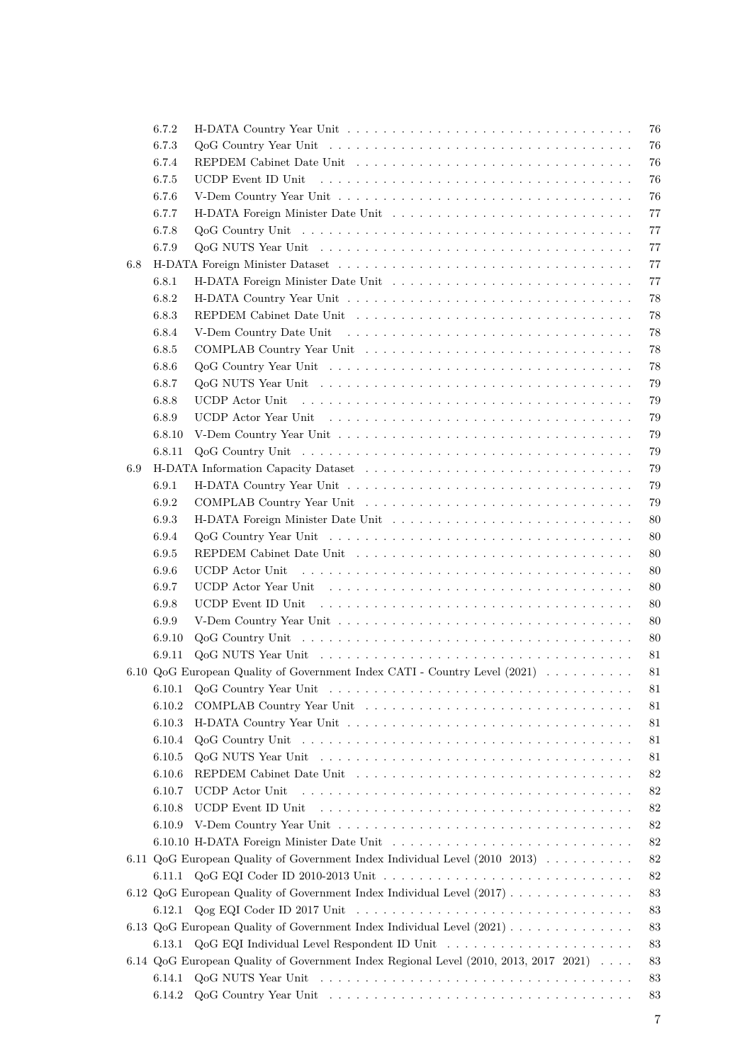- 6.7.2 H-DATA Country Year Unit 76
- 6.7.3 QoG Country Year Unit 76
- 6.7.4 REPDEM Cabinet Date Unit 76
- 6.7.5 UCDP Event ID Unit 76
- 6.7.6 V-Dem Country Year Unit 76
- 6.7.7 H-DATA Foreign Minister Date Unit 77
- 6.7.8 QoG Country Unit 77
- 6.7.9 QoG NUTS Year Unit 77

6.8 H-DATA Foreign Minister Dataset 77
- 6.8.1 H-DATA Foreign Minister Date Unit 77
- 6.8.2 H-DATA Country Year Unit 78
- 6.8.3 REPDEM Cabinet Date Unit 78
- 6.8.4 V-Dem Country Date Unit 78
- 6.8.5 COMPLAB Country Year Unit 78
- 6.8.6 QoG Country Year Unit 78
- 6.8.7 QoG NUTS Year Unit 79
- 6.8.8 UCDP Actor Unit 79
- 6.8.9 UCDP Actor Year Unit 79
- 6.8.10 V-Dem Country Year Unit 79
- 6.8.11 QoG Country Unit 79

6.9 H-DATA Information Capacity Dataset 79
- 6.9.1 H-DATA Country Year Unit 79
- 6.9.2 COMPLAB Country Year Unit 79
- 6.9.3 H-DATA Foreign Minister Date Unit 80
- 6.9.4 QoG Country Year Unit 80
- 6.9.5 REPDEM Cabinet Date Unit 80
- 6.9.6 UCDP Actor Unit 80
- 6.9.7 UCDP Actor Year Unit 80
- 6.9.8 UCDP Event ID Unit 80
- 6.9.9 V-Dem Country Year Unit 80
- 6.9.10 QoG Country Unit 80
- 6.9.11 QoG NUTS Year Unit 81

6.10 QoG European Quality of Government Index CATI - Country Level (2021) 81
- 6.10.1 QoG Country Year Unit 81
- 6.10.2 COMPLAB Country Year Unit 81
- 6.10.3 H-DATA Country Year Unit 81
- 6.10.4 QoG Country Unit 81
- 6.10.5 QoG NUTS Year Unit 81
- 6.10.6 REPDEM Cabinet Date Unit 82
- 6.10.7 UCDP Actor Unit 82
- 6.10.8 UCDP Event ID Unit 82
- 6.10.9 V-Dem Country Year Unit 82
- 6.10.10 H-DATA Foreign Minister Date Unit 82

6.11 QoG European Quality of Government Index Individual Level (2010 2013) 82
- 6.11.1 QoG EQI Coder ID 2010-2013 Unit 82

6.12 QoG European Quality of Government Index Individual Level (2017) 83
- 6.12.1 Qog EQI Coder ID 2017 Unit 83

6.13 QoG European Quality of Government Index Individual Level (2021) 83
- 6.13.1 QoG EQI Individual Level Respondent ID Unit 83

6.14 QoG European Quality of Government Index Regional Level (2010, 2013, 2017 2021) 83
- 6.14.1 QoG NUTS Year Unit 83
- 6.14.2 QoG Country Year Unit 83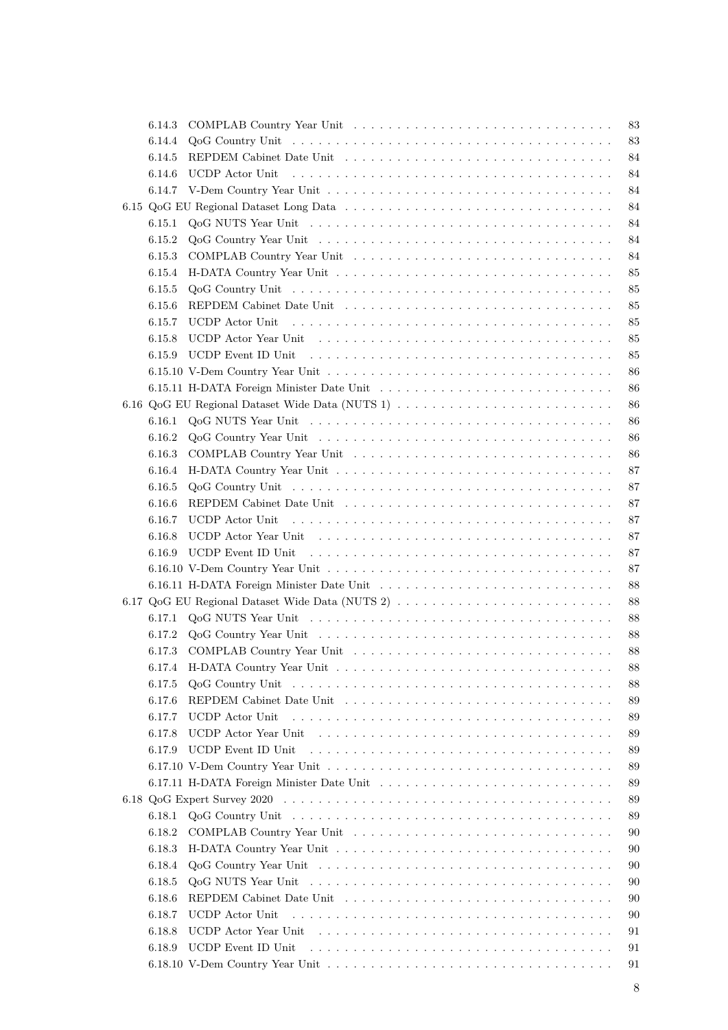6.14.3 COMPLAB Country Year Unit . . . . . . . . . . . . . . . . . . . . . . . . . . . . . 83
6.14.4 QoG Country Unit . . . . . . . . . . . . . . . . . . . . . . . . . . . . . . . . . . . 83
6.14.5 REPDEM Cabinet Date Unit . . . . . . . . . . . . . . . . . . . . . . . . . . . . . 84
6.14.6 UCDP Actor Unit . . . . . . . . . . . . . . . . . . . . . . . . . . . . . . . . . . . 84
6.14.7 V-Dem Country Year Unit . . . . . . . . . . . . . . . . . . . . . . . . . . . . . . . 84
6.15 QoG EU Regional Dataset Long Data . . . . . . . . . . . . . . . . . . . . . . . . . . . . . 84
6.15.1 QoG NUTS Year Unit . . . . . . . . . . . . . . . . . . . . . . . . . . . . . . . . . 84
6.15.2 QoG Country Year Unit . . . . . . . . . . . . . . . . . . . . . . . . . . . . . . . . 84
6.15.3 COMPLAB Country Year Unit . . . . . . . . . . . . . . . . . . . . . . . . . . . . . 84
6.15.4 H-DATA Country Year Unit . . . . . . . . . . . . . . . . . . . . . . . . . . . . . . 85
6.15.5 QoG Country Unit . . . . . . . . . . . . . . . . . . . . . . . . . . . . . . . . . . . 85
6.15.6 REPDEM Cabinet Date Unit . . . . . . . . . . . . . . . . . . . . . . . . . . . . . 85
6.15.7 UCDP Actor Unit . . . . . . . . . . . . . . . . . . . . . . . . . . . . . . . . . . . 85
6.15.8 UCDP Actor Year Unit . . . . . . . . . . . . . . . . . . . . . . . . . . . . . . . . 85
6.15.9 UCDP Event ID Unit . . . . . . . . . . . . . . . . . . . . . . . . . . . . . . . . . 85
6.15.10 V-Dem Country Year Unit . . . . . . . . . . . . . . . . . . . . . . . . . . . . . . . 86
6.15.11 H-DATA Foreign Minister Date Unit . . . . . . . . . . . . . . . . . . . . . . . . . . 86
6.16 QoG EU Regional Dataset Wide Data (NUTS 1) . . . . . . . . . . . . . . . . . . . . . . . 86
6.16.1 QoG NUTS Year Unit . . . . . . . . . . . . . . . . . . . . . . . . . . . . . . . . . 86
6.16.2 QoG Country Year Unit . . . . . . . . . . . . . . . . . . . . . . . . . . . . . . . . 86
6.16.3 COMPLAB Country Year Unit . . . . . . . . . . . . . . . . . . . . . . . . . . . . . 86
6.16.4 H-DATA Country Year Unit . . . . . . . . . . . . . . . . . . . . . . . . . . . . . . 87
6.16.5 QoG Country Unit . . . . . . . . . . . . . . . . . . . . . . . . . . . . . . . . . . . 87
6.16.6 REPDEM Cabinet Date Unit . . . . . . . . . . . . . . . . . . . . . . . . . . . . . 87
6.16.7 UCDP Actor Unit . . . . . . . . . . . . . . . . . . . . . . . . . . . . . . . . . . . 87
6.16.8 UCDP Actor Year Unit . . . . . . . . . . . . . . . . . . . . . . . . . . . . . . . . 87
6.16.9 UCDP Event ID Unit . . . . . . . . . . . . . . . . . . . . . . . . . . . . . . . . . 87
6.16.10 V-Dem Country Year Unit . . . . . . . . . . . . . . . . . . . . . . . . . . . . . . . 87
6.16.11 H-DATA Foreign Minister Date Unit . . . . . . . . . . . . . . . . . . . . . . . . . . 88
6.17 QoG EU Regional Dataset Wide Data (NUTS 2) . . . . . . . . . . . . . . . . . . . . . . . 88
6.17.1 QoG NUTS Year Unit . . . . . . . . . . . . . . . . . . . . . . . . . . . . . . . . . 88
6.17.2 QoG Country Year Unit . . . . . . . . . . . . . . . . . . . . . . . . . . . . . . . . 88
6.17.3 COMPLAB Country Year Unit . . . . . . . . . . . . . . . . . . . . . . . . . . . . . 88
6.17.4 H-DATA Country Year Unit . . . . . . . . . . . . . . . . . . . . . . . . . . . . . . 88
6.17.5 QoG Country Unit . . . . . . . . . . . . . . . . . . . . . . . . . . . . . . . . . . . 88
6.17.6 REPDEM Cabinet Date Unit . . . . . . . . . . . . . . . . . . . . . . . . . . . . . 89
6.17.7 UCDP Actor Unit . . . . . . . . . . . . . . . . . . . . . . . . . . . . . . . . . . . 89
6.17.8 UCDP Actor Year Unit . . . . . . . . . . . . . . . . . . . . . . . . . . . . . . . . 89
6.17.9 UCDP Event ID Unit . . . . . . . . . . . . . . . . . . . . . . . . . . . . . . . . . 89
6.17.10 V-Dem Country Year Unit . . . . . . . . . . . . . . . . . . . . . . . . . . . . . . . 89
6.17.11 H-DATA Foreign Minister Date Unit . . . . . . . . . . . . . . . . . . . . . . . . . . 89
6.18 QoG Expert Survey 2020 . . . . . . . . . . . . . . . . . . . . . . . . . . . . . . . . . . . 89
6.18.1 QoG Country Unit . . . . . . . . . . . . . . . . . . . . . . . . . . . . . . . . . . . 89
6.18.2 COMPLAB Country Year Unit . . . . . . . . . . . . . . . . . . . . . . . . . . . . . 90
6.18.3 H-DATA Country Year Unit . . . . . . . . . . . . . . . . . . . . . . . . . . . . . . 90
6.18.4 QoG Country Year Unit . . . . . . . . . . . . . . . . . . . . . . . . . . . . . . . . 90
6.18.5 QoG NUTS Year Unit . . . . . . . . . . . . . . . . . . . . . . . . . . . . . . . . . 90
6.18.6 REPDEM Cabinet Date Unit . . . . . . . . . . . . . . . . . . . . . . . . . . . . . 90
6.18.7 UCDP Actor Unit . . . . . . . . . . . . . . . . . . . . . . . . . . . . . . . . . . . 90
6.18.8 UCDP Actor Year Unit . . . . . . . . . . . . . . . . . . . . . . . . . . . . . . . . 91
6.18.9 UCDP Event ID Unit . . . . . . . . . . . . . . . . . . . . . . . . . . . . . . . . . 91
6.18.10 V-Dem Country Year Unit . . . . . . . . . . . . . . . . . . . . . . . . . . . . . . . 91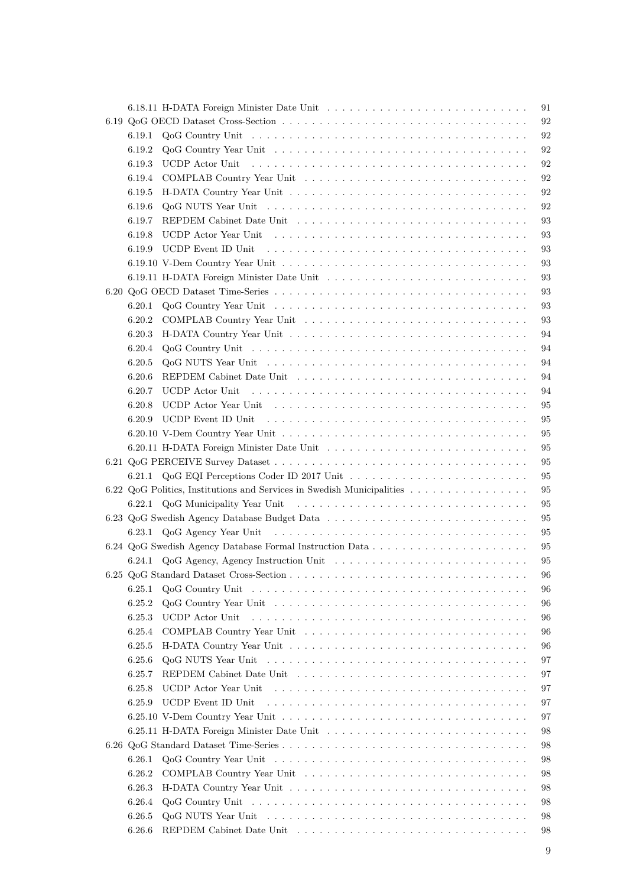6.18.11 H-DATA Foreign Minister Date Unit . . . 91
6.19 QoG OECD Dataset Cross-Section . . . 92
6.19.1 QoG Country Unit . . . 92
6.19.2 QoG Country Year Unit . . . 92
6.19.3 UCDP Actor Unit . . . 92
6.19.4 COMPLAB Country Year Unit . . . 92
6.19.5 H-DATA Country Year Unit . . . 92
6.19.6 QoG NUTS Year Unit . . . 92
6.19.7 REPDEM Cabinet Date Unit . . . 93
6.19.8 UCDP Actor Year Unit . . . 93
6.19.9 UCDP Event ID Unit . . . 93
6.19.10 V-Dem Country Year Unit . . . 93
6.19.11 H-DATA Foreign Minister Date Unit . . . 93
6.20 QoG OECD Dataset Time-Series . . . 93
6.20.1 QoG Country Year Unit . . . 93
6.20.2 COMPLAB Country Year Unit . . . 93
6.20.3 H-DATA Country Year Unit . . . 94
6.20.4 QoG Country Unit . . . 94
6.20.5 QoG NUTS Year Unit . . . 94
6.20.6 REPDEM Cabinet Date Unit . . . 94
6.20.7 UCDP Actor Unit . . . 94
6.20.8 UCDP Actor Year Unit . . . 95
6.20.9 UCDP Event ID Unit . . . 95
6.20.10 V-Dem Country Year Unit . . . 95
6.20.11 H-DATA Foreign Minister Date Unit . . . 95
6.21 QoG PERCEIVE Survey Dataset . . . 95
6.21.1 QoG EQI Perceptions Coder ID 2017 Unit . . . 95
6.22 QoG Politics, Institutions and Services in Swedish Municipalities . . . 95
6.22.1 QoG Municipality Year Unit . . . 95
6.23 QoG Swedish Agency Database Budget Data . . . 95
6.23.1 QoG Agency Year Unit . . . 95
6.24 QoG Swedish Agency Database Formal Instruction Data . . . 95
6.24.1 QoG Agency, Agency Instruction Unit . . . 95
6.25 QoG Standard Dataset Cross-Section . . . 96
6.25.1 QoG Country Unit . . . 96
6.25.2 QoG Country Year Unit . . . 96
6.25.3 UCDP Actor Unit . . . 96
6.25.4 COMPLAB Country Year Unit . . . 96
6.25.5 H-DATA Country Year Unit . . . 96
6.25.6 QoG NUTS Year Unit . . . 97
6.25.7 REPDEM Cabinet Date Unit . . . 97
6.25.8 UCDP Actor Year Unit . . . 97
6.25.9 UCDP Event ID Unit . . . 97
6.25.10 V-Dem Country Year Unit . . . 97
6.25.11 H-DATA Foreign Minister Date Unit . . . 98
6.26 QoG Standard Dataset Time-Series . . . 98
6.26.1 QoG Country Year Unit . . . 98
6.26.2 COMPLAB Country Year Unit . . . 98
6.26.3 H-DATA Country Year Unit . . . 98
6.26.4 QoG Country Unit . . . 98
6.26.5 QoG NUTS Year Unit . . . 98
6.26.6 REPDEM Cabinet Date Unit . . . 98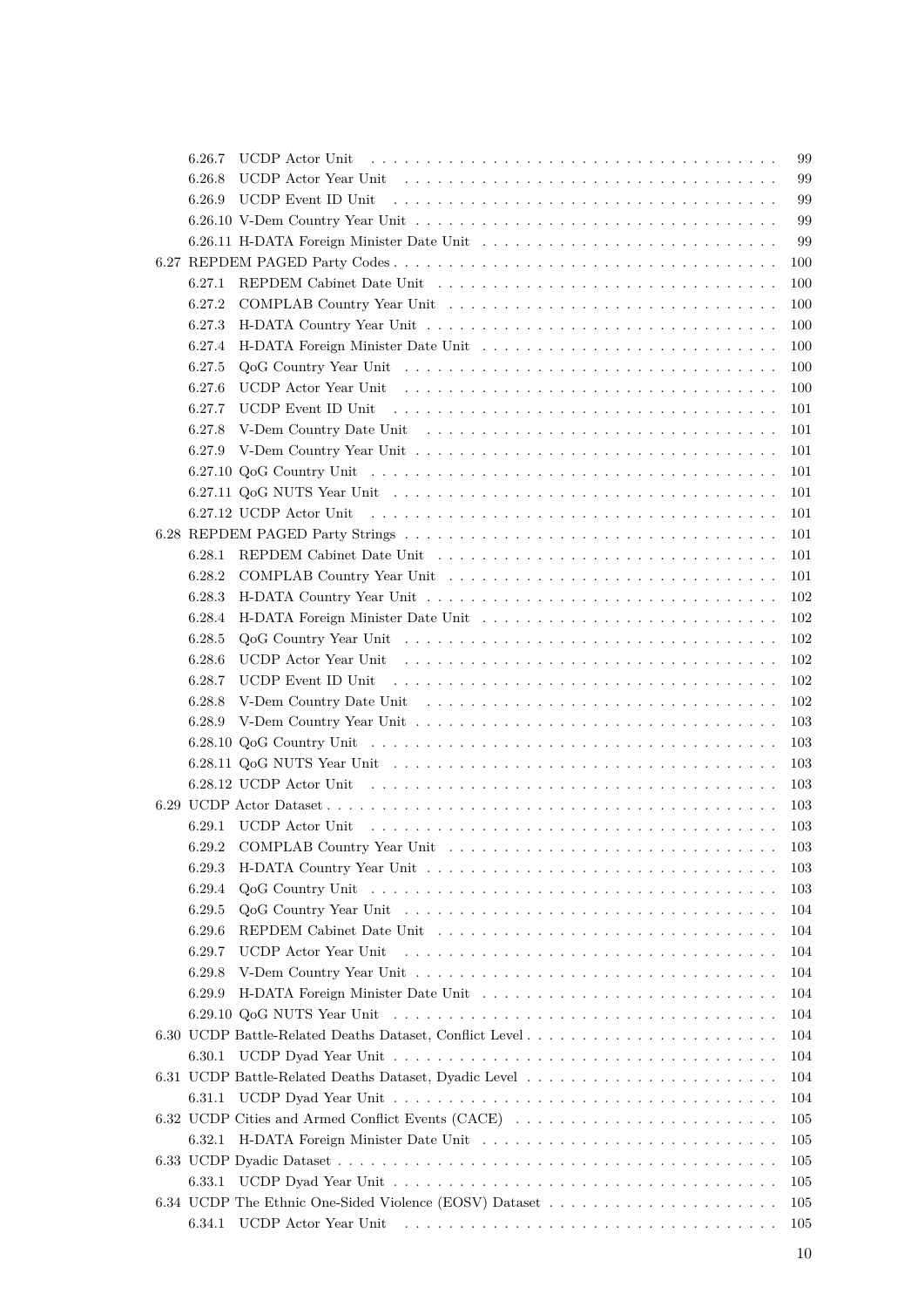- 6.26.7 UCDP Actor Unit . . . . . . . . . . . . . . . . . . . . . . . . . . . . . . . . . . . . 99
- 6.26.8 UCDP Actor Year Unit . . . . . . . . . . . . . . . . . . . . . . . . . . . . . . . . 99
- 6.26.9 UCDP Event ID Unit . . . . . . . . . . . . . . . . . . . . . . . . . . . . . . . . . 99
- 6.26.10 V-Dem Country Year Unit . . . . . . . . . . . . . . . . . . . . . . . . . . . . . . 99
- 6.26.11 H-DATA Foreign Minister Date Unit . . . . . . . . . . . . . . . . . . . . . . . . 99

6.27 REPDEM PAGED Party Codes . . . . . . . . . . . . . . . . . . . . . . . . . . . . . . . . 100
- 6.27.1 REPDEM Cabinet Date Unit . . . . . . . . . . . . . . . . . . . . . . . . . . . . . 100
- 6.27.2 COMPLAB Country Year Unit . . . . . . . . . . . . . . . . . . . . . . . . . . . . 100
- 6.27.3 H-DATA Country Year Unit . . . . . . . . . . . . . . . . . . . . . . . . . . . . . 100
- 6.27.4 H-DATA Foreign Minister Date Unit . . . . . . . . . . . . . . . . . . . . . . . . 100
- 6.27.5 QoG Country Year Unit . . . . . . . . . . . . . . . . . . . . . . . . . . . . . . . 100
- 6.27.6 UCDP Actor Year Unit . . . . . . . . . . . . . . . . . . . . . . . . . . . . . . . . 100
- 6.27.7 UCDP Event ID Unit . . . . . . . . . . . . . . . . . . . . . . . . . . . . . . . . . 101
- 6.27.8 V-Dem Country Date Unit . . . . . . . . . . . . . . . . . . . . . . . . . . . . . . 101
- 6.27.9 V-Dem Country Year Unit . . . . . . . . . . . . . . . . . . . . . . . . . . . . . . 101
- 6.27.10 QoG Country Unit . . . . . . . . . . . . . . . . . . . . . . . . . . . . . . . . . . 101
- 6.27.11 QoG NUTS Year Unit . . . . . . . . . . . . . . . . . . . . . . . . . . . . . . . . 101
- 6.27.12 UCDP Actor Unit . . . . . . . . . . . . . . . . . . . . . . . . . . . . . . . . . . . 101

6.28 REPDEM PAGED Party Strings . . . . . . . . . . . . . . . . . . . . . . . . . . . . . . . 101
- 6.28.1 REPDEM Cabinet Date Unit . . . . . . . . . . . . . . . . . . . . . . . . . . . . . 101
- 6.28.2 COMPLAB Country Year Unit . . . . . . . . . . . . . . . . . . . . . . . . . . . . 101
- 6.28.3 H-DATA Country Year Unit . . . . . . . . . . . . . . . . . . . . . . . . . . . . . 102
- 6.28.4 H-DATA Foreign Minister Date Unit . . . . . . . . . . . . . . . . . . . . . . . . 102
- 6.28.5 QoG Country Year Unit . . . . . . . . . . . . . . . . . . . . . . . . . . . . . . . 102
- 6.28.6 UCDP Actor Year Unit . . . . . . . . . . . . . . . . . . . . . . . . . . . . . . . . 102
- 6.28.7 UCDP Event ID Unit . . . . . . . . . . . . . . . . . . . . . . . . . . . . . . . . . 102
- 6.28.8 V-Dem Country Date Unit . . . . . . . . . . . . . . . . . . . . . . . . . . . . . . 102
- 6.28.9 V-Dem Country Year Unit . . . . . . . . . . . . . . . . . . . . . . . . . . . . . . 103
- 6.28.10 QoG Country Unit . . . . . . . . . . . . . . . . . . . . . . . . . . . . . . . . . . 103
- 6.28.11 QoG NUTS Year Unit . . . . . . . . . . . . . . . . . . . . . . . . . . . . . . . . 103
- 6.28.12 UCDP Actor Unit . . . . . . . . . . . . . . . . . . . . . . . . . . . . . . . . . . . 103

6.29 UCDP Actor Dataset . . . . . . . . . . . . . . . . . . . . . . . . . . . . . . . . . . . . . 103
- 6.29.1 UCDP Actor Unit . . . . . . . . . . . . . . . . . . . . . . . . . . . . . . . . . . . . 103
- 6.29.2 COMPLAB Country Year Unit . . . . . . . . . . . . . . . . . . . . . . . . . . . . 103
- 6.29.3 H-DATA Country Year Unit . . . . . . . . . . . . . . . . . . . . . . . . . . . . . 103
- 6.29.4 QoG Country Unit . . . . . . . . . . . . . . . . . . . . . . . . . . . . . . . . . . . 103
- 6.29.5 QoG Country Year Unit . . . . . . . . . . . . . . . . . . . . . . . . . . . . . . . 104
- 6.29.6 REPDEM Cabinet Date Unit . . . . . . . . . . . . . . . . . . . . . . . . . . . . . 104
- 6.29.7 UCDP Actor Year Unit . . . . . . . . . . . . . . . . . . . . . . . . . . . . . . . . 104
- 6.29.8 V-Dem Country Year Unit . . . . . . . . . . . . . . . . . . . . . . . . . . . . . . 104
- 6.29.9 H-DATA Foreign Minister Date Unit . . . . . . . . . . . . . . . . . . . . . . . . 104
- 6.29.10 QoG NUTS Year Unit . . . . . . . . . . . . . . . . . . . . . . . . . . . . . . . . 104

6.30 UCDP Battle-Related Deaths Dataset, Conflict Level . . . . . . . . . . . . . . . . . . . 104
- 6.30.1 UCDP Dyad Year Unit . . . . . . . . . . . . . . . . . . . . . . . . . . . . . . . . 104

6.31 UCDP Battle-Related Deaths Dataset, Dyadic Level . . . . . . . . . . . . . . . . . . . 104
- 6.31.1 UCDP Dyad Year Unit . . . . . . . . . . . . . . . . . . . . . . . . . . . . . . . . 104

6.32 UCDP Cities and Armed Conflict Events (CACE) . . . . . . . . . . . . . . . . . . . . . 105
- 6.32.1 H-DATA Foreign Minister Date Unit . . . . . . . . . . . . . . . . . . . . . . . . 105

6.33 UCDP Dyadic Dataset . . . . . . . . . . . . . . . . . . . . . . . . . . . . . . . . . . . . 105
- 6.33.1 UCDP Dyad Year Unit . . . . . . . . . . . . . . . . . . . . . . . . . . . . . . . . 105

6.34 UCDP The Ethnic One-Sided Violence (EOSV) Dataset . . . . . . . . . . . . . . . . . 105
- 6.34.1 UCDP Actor Year Unit . . . . . . . . . . . . . . . . . . . . . . . . . . . . . . . . 105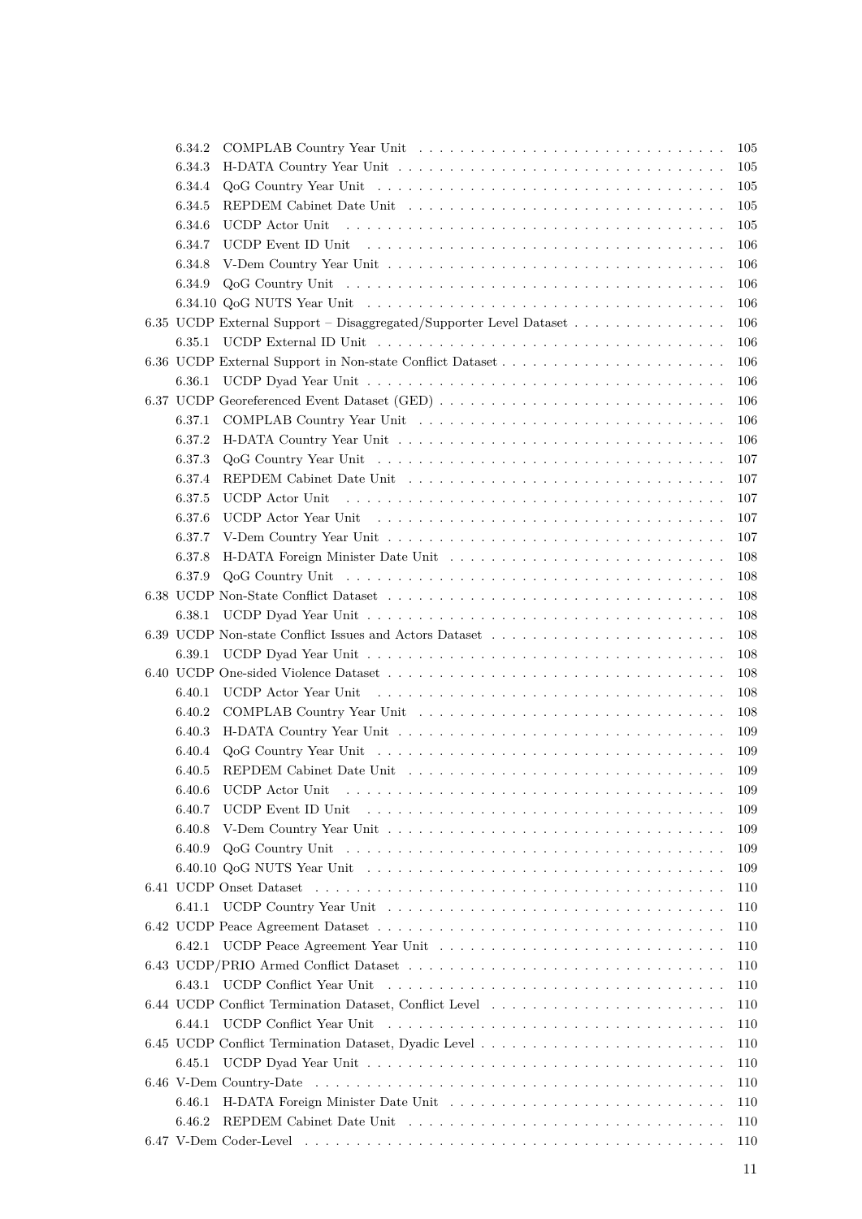6.34.2 COMPLAB Country Year Unit . . . . . . . . . . 105
6.34.3 H-DATA Country Year Unit . . . . . . . . . . 105
6.34.4 QoG Country Year Unit . . . . . . . . . . 105
6.34.5 REPDEM Cabinet Date Unit . . . . . . . . . . 105
6.34.6 UCDP Actor Unit . . . . . . . . . . 105
6.34.7 UCDP Event ID Unit . . . . . . . . . . 106
6.34.8 V-Dem Country Year Unit . . . . . . . . . . 106
6.34.9 QoG Country Unit . . . . . . . . . . 106
6.34.10 QoG NUTS Year Unit . . . . . . . . . . 106

6.35 UCDP External Support – Disaggregated/Supporter Level Dataset . . . . . . . . . . 106
6.35.1 UCDP External ID Unit . . . . . . . . . . 106

6.36 UCDP External Support in Non-state Conflict Dataset . . . . . . . . . . 106
6.36.1 UCDP Dyad Year Unit . . . . . . . . . . 106

6.37 UCDP Georeferenced Event Dataset (GED) . . . . . . . . . . 106
6.37.1 COMPLAB Country Year Unit . . . . . . . . . . 106
6.37.2 H-DATA Country Year Unit . . . . . . . . . . 106
6.37.3 QoG Country Year Unit . . . . . . . . . . 107
6.37.4 REPDEM Cabinet Date Unit . . . . . . . . . . 107
6.37.5 UCDP Actor Unit . . . . . . . . . . 107
6.37.6 UCDP Actor Year Unit . . . . . . . . . . 107
6.37.7 V-Dem Country Year Unit . . . . . . . . . . 107
6.37.8 H-DATA Foreign Minister Date Unit . . . . . . . . . . 108
6.37.9 QoG Country Unit . . . . . . . . . . 108

6.38 UCDP Non-State Conflict Dataset . . . . . . . . . . 108
6.38.1 UCDP Dyad Year Unit . . . . . . . . . . 108

6.39 UCDP Non-state Conflict Issues and Actors Dataset . . . . . . . . . . 108
6.39.1 UCDP Dyad Year Unit . . . . . . . . . . 108

6.40 UCDP One-sided Violence Dataset . . . . . . . . . . 108
6.40.1 UCDP Actor Year Unit . . . . . . . . . . 108
6.40.2 COMPLAB Country Year Unit . . . . . . . . . . 108
6.40.3 H-DATA Country Year Unit . . . . . . . . . . 109
6.40.4 QoG Country Year Unit . . . . . . . . . . 109
6.40.5 REPDEM Cabinet Date Unit . . . . . . . . . . 109
6.40.6 UCDP Actor Unit . . . . . . . . . . 109
6.40.7 UCDP Event ID Unit . . . . . . . . . . 109
6.40.8 V-Dem Country Year Unit . . . . . . . . . . 109
6.40.9 QoG Country Unit . . . . . . . . . . 109
6.40.10 QoG NUTS Year Unit . . . . . . . . . . 109

6.41 UCDP Onset Dataset . . . . . . . . . . 110
6.41.1 UCDP Country Year Unit . . . . . . . . . . 110

6.42 UCDP Peace Agreement Dataset . . . . . . . . . . 110
6.42.1 UCDP Peace Agreement Year Unit . . . . . . . . . . 110

6.43 UCDP/PRIO Armed Conflict Dataset . . . . . . . . . . 110
6.43.1 UCDP Conflict Year Unit . . . . . . . . . . 110

6.44 UCDP Conflict Termination Dataset, Conflict Level . . . . . . . . . . 110
6.44.1 UCDP Conflict Year Unit . . . . . . . . . . 110

6.45 UCDP Conflict Termination Dataset, Dyadic Level . . . . . . . . . . 110
6.45.1 UCDP Dyad Year Unit . . . . . . . . . . 110

6.46 V-Dem Country-Date . . . . . . . . . . 110
6.46.1 H-DATA Foreign Minister Date Unit . . . . . . . . . . 110
6.46.2 REPDEM Cabinet Date Unit . . . . . . . . . . 110

6.47 V-Dem Coder-Level . . . . . . . . . . 110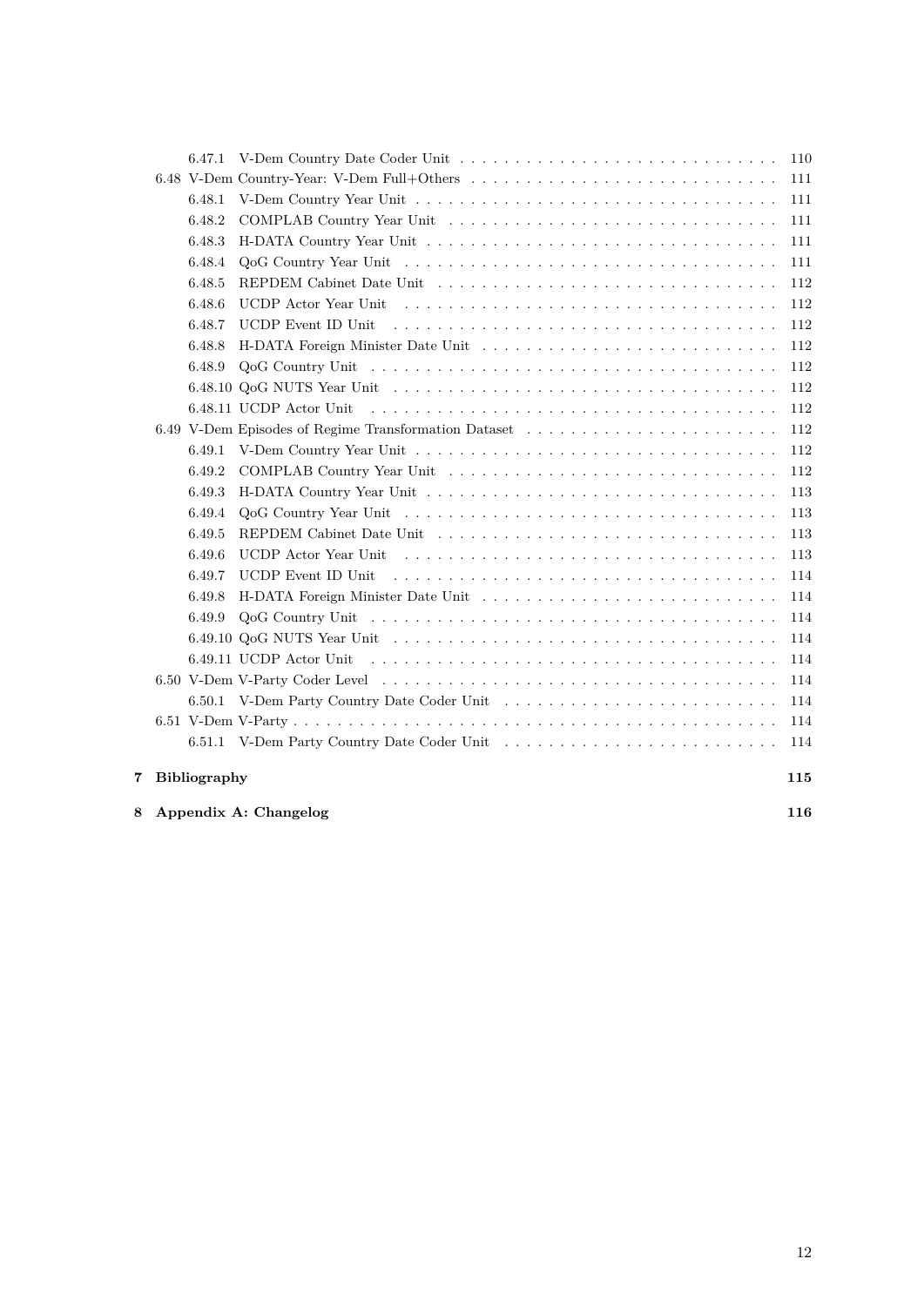- 6.47.1 V-Dem Country Date Coder Unit . . . . . 110
- 6.48 V-Dem Country-Year: V-Dem Full+Others . . . . . 111
  - 6.48.1 V-Dem Country Year Unit . . . . . 111
  - 6.48.2 COMPLAB Country Year Unit . . . . . 111
  - 6.48.3 H-DATA Country Year Unit . . . . . 111
  - 6.48.4 QoG Country Year Unit . . . . . 111
  - 6.48.5 REPDEM Cabinet Date Unit . . . . . 112
  - 6.48.6 UCDP Actor Year Unit . . . . . 112
  - 6.48.7 UCDP Event ID Unit . . . . . 112
  - 6.48.8 H-DATA Foreign Minister Date Unit . . . . . 112
  - 6.48.9 QoG Country Unit . . . . . 112
  - 6.48.10 QoG NUTS Year Unit . . . . . 112
  - 6.48.11 UCDP Actor Unit . . . . . 112
- 6.49 V-Dem Episodes of Regime Transformation Dataset . . . . . 112
  - 6.49.1 V-Dem Country Year Unit . . . . . 112
  - 6.49.2 COMPLAB Country Year Unit . . . . . 112
  - 6.49.3 H-DATA Country Year Unit . . . . . 113
  - 6.49.4 QoG Country Year Unit . . . . . 113
  - 6.49.5 REPDEM Cabinet Date Unit . . . . . 113
  - 6.49.6 UCDP Actor Year Unit . . . . . 113
  - 6.49.7 UCDP Event ID Unit . . . . . 114
  - 6.49.8 H-DATA Foreign Minister Date Unit . . . . . 114
  - 6.49.9 QoG Country Unit . . . . . 114
  - 6.49.10 QoG NUTS Year Unit . . . . . 114
  - 6.49.11 UCDP Actor Unit . . . . . 114
- 6.50 V-Dem V-Party Coder Level . . . . . 114
  - 6.50.1 V-Dem Party Country Date Coder Unit . . . . . 114
- 6.51 V-Dem V-Party . . . . . 114
  - 6.51.1 V-Dem Party Country Date Coder Unit . . . . . 114

**7 Bibliography** **115**

**8 Appendix A: Changelog** **116**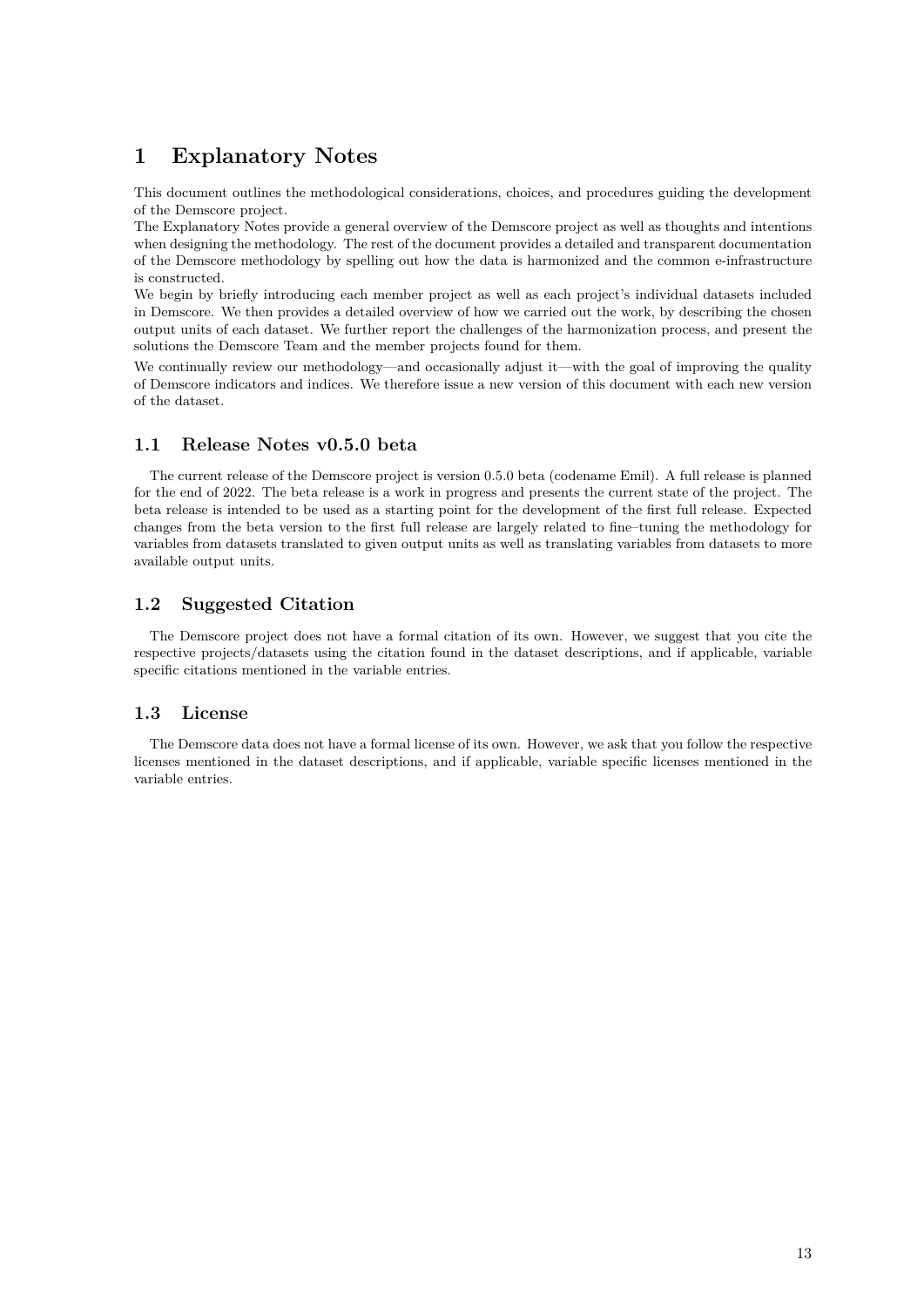# 1 Explanatory Notes

This document outlines the methodological considerations, choices, and procedures guiding the development of the Demscore project.

The Explanatory Notes provide a general overview of the Demscore project as well as thoughts and intentions when designing the methodology. The rest of the document provides a detailed and transparent documentation of the Demscore methodology by spelling out how the data is harmonized and the common e-infrastructure is constructed.

We begin by briefly introducing each member project as well as each project's individual datasets included in Demscore. We then provides a detailed overview of how we carried out the work, by describing the chosen output units of each dataset. We further report the challenges of the harmonization process, and present the solutions the Demscore Team and the member projects found for them.

We continually review our methodology—and occasionally adjust it—with the goal of improving the quality of Demscore indicators and indices. We therefore issue a new version of this document with each new version of the dataset.

## 1.1 Release Notes v0.5.0 beta

The current release of the Demscore project is version 0.5.0 beta (codename Emil). A full release is planned for the end of 2022. The beta release is a work in progress and presents the current state of the project. The beta release is intended to be used as a starting point for the development of the first full release. Expected changes from the beta version to the first full release are largely related to fine–tuning the methodology for variables from datasets translated to given output units as well as translating variables from datasets to more available output units.

## 1.2 Suggested Citation

The Demscore project does not have a formal citation of its own. However, we suggest that you cite the respective projects/datasets using the citation found in the dataset descriptions, and if applicable, variable specific citations mentioned in the variable entries.

## 1.3 License

The Demscore data does not have a formal license of its own. However, we ask that you follow the respective licenses mentioned in the dataset descriptions, and if applicable, variable specific licenses mentioned in the variable entries.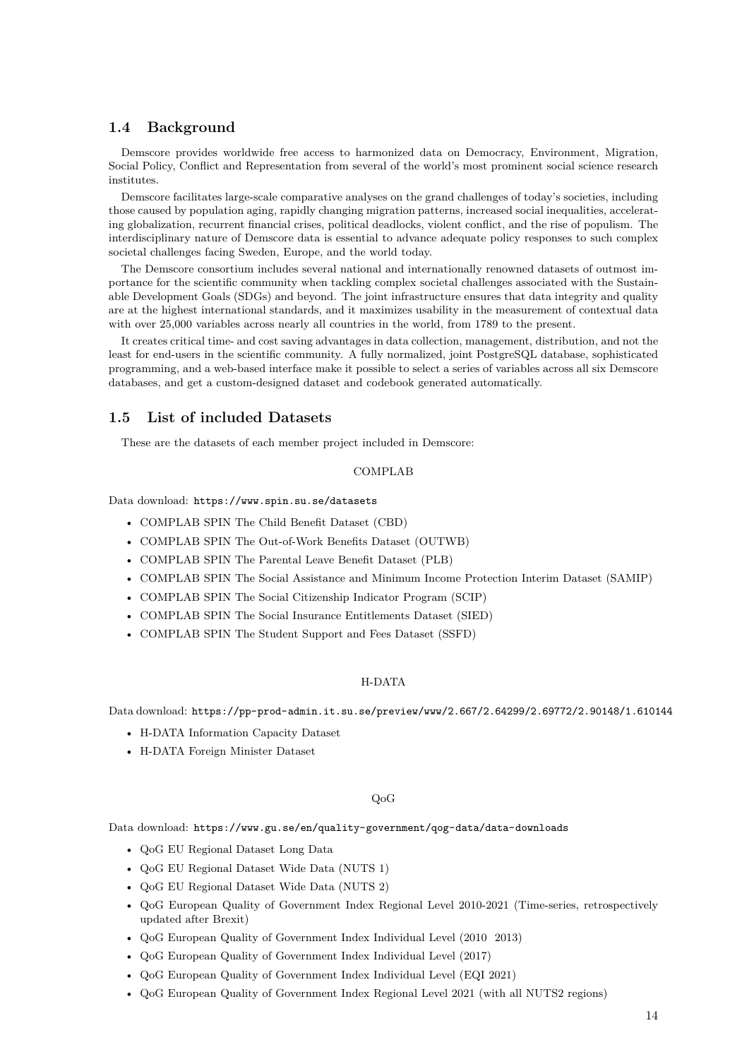## 1.4 Background

Demscore provides worldwide free access to harmonized data on Democracy, Environment, Migration, Social Policy, Conflict and Representation from several of the world's most prominent social science research institutes.

Demscore facilitates large-scale comparative analyses on the grand challenges of today's societies, including those caused by population aging, rapidly changing migration patterns, increased social inequalities, accelerating globalization, recurrent financial crises, political deadlocks, violent conflict, and the rise of populism. The interdisciplinary nature of Demscore data is essential to advance adequate policy responses to such complex societal challenges facing Sweden, Europe, and the world today.

The Demscore consortium includes several national and internationally renowned datasets of outmost importance for the scientific community when tackling complex societal challenges associated with the Sustainable Development Goals (SDGs) and beyond. The joint infrastructure ensures that data integrity and quality are at the highest international standards, and it maximizes usability in the measurement of contextual data with over 25,000 variables across nearly all countries in the world, from 1789 to the present.

It creates critical time- and cost saving advantages in data collection, management, distribution, and not the least for end-users in the scientific community. A fully normalized, joint PostgreSQL database, sophisticated programming, and a web-based interface make it possible to select a series of variables across all six Demscore databases, and get a custom-designed dataset and codebook generated automatically.

## 1.5 List of included Datasets

These are the datasets of each member project included in Demscore:

COMPLAB

Data download: `https://www.spin.su.se/datasets`

- COMPLAB SPIN The Child Benefit Dataset (CBD)
- COMPLAB SPIN The Out-of-Work Benefits Dataset (OUTWB)
- COMPLAB SPIN The Parental Leave Benefit Dataset (PLB)
- COMPLAB SPIN The Social Assistance and Minimum Income Protection Interim Dataset (SAMIP)
- COMPLAB SPIN The Social Citizenship Indicator Program (SCIP)
- COMPLAB SPIN The Social Insurance Entitlements Dataset (SIED)
- COMPLAB SPIN The Student Support and Fees Dataset (SSFD)

H-DATA

Data download: `https://pp-prod-admin.it.su.se/preview/www/2.667/2.64299/2.69772/2.90148/1.610144`

- H-DATA Information Capacity Dataset
- H-DATA Foreign Minister Dataset

QoG

Data download: `https://www.gu.se/en/quality-government/qog-data/data-downloads`

- QoG EU Regional Dataset Long Data
- QoG EU Regional Dataset Wide Data (NUTS 1)
- QoG EU Regional Dataset Wide Data (NUTS 2)
- QoG European Quality of Government Index Regional Level 2010-2021 (Time-series, retrospectively updated after Brexit)
- QoG European Quality of Government Index Individual Level (2010 2013)
- QoG European Quality of Government Index Individual Level (2017)
- QoG European Quality of Government Index Individual Level (EQI 2021)
- QoG European Quality of Government Index Regional Level 2021 (with all NUTS2 regions)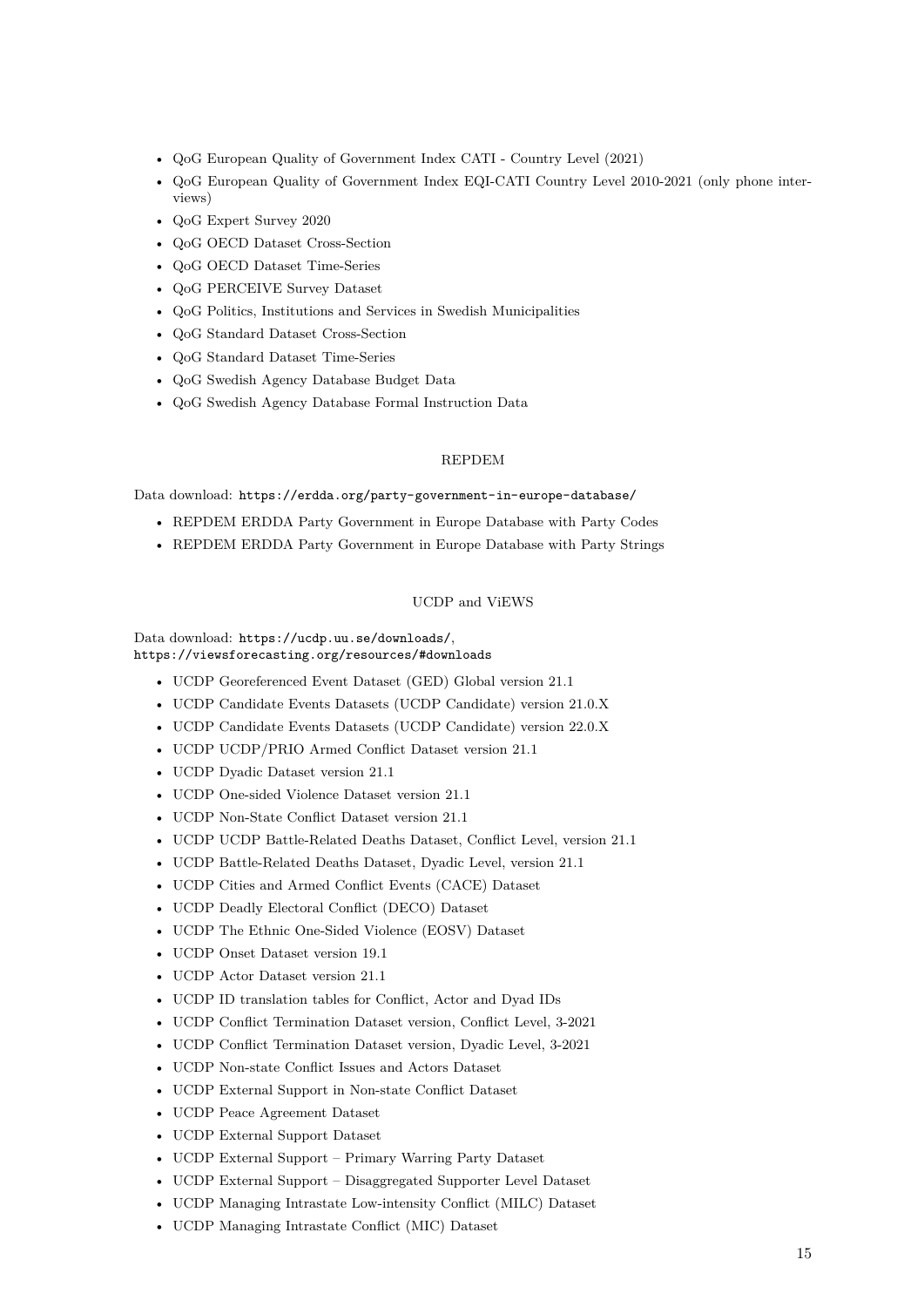- QoG European Quality of Government Index CATI - Country Level (2021)
- QoG European Quality of Government Index EQI-CATI Country Level 2010-2021 (only phone interviews)
- QoG Expert Survey 2020
- QoG OECD Dataset Cross-Section
- QoG OECD Dataset Time-Series
- QoG PERCEIVE Survey Dataset
- QoG Politics, Institutions and Services in Swedish Municipalities
- QoG Standard Dataset Cross-Section
- QoG Standard Dataset Time-Series
- QoG Swedish Agency Database Budget Data
- QoG Swedish Agency Database Formal Instruction Data

### REPDEM

Data download: `https://erdda.org/party-government-in-europe-database/`

- REPDEM ERDDA Party Government in Europe Database with Party Codes
- REPDEM ERDDA Party Government in Europe Database with Party Strings

### UCDP and ViEWS

Data download: `https://ucdp.uu.se/downloads/`,
`https://viewsforecasting.org/resources/#downloads`

- UCDP Georeferenced Event Dataset (GED) Global version 21.1
- UCDP Candidate Events Datasets (UCDP Candidate) version 21.0.X
- UCDP Candidate Events Datasets (UCDP Candidate) version 22.0.X
- UCDP UCDP/PRIO Armed Conflict Dataset version 21.1
- UCDP Dyadic Dataset version 21.1
- UCDP One-sided Violence Dataset version 21.1
- UCDP Non-State Conflict Dataset version 21.1
- UCDP UCDP Battle-Related Deaths Dataset, Conflict Level, version 21.1
- UCDP Battle-Related Deaths Dataset, Dyadic Level, version 21.1
- UCDP Cities and Armed Conflict Events (CACE) Dataset
- UCDP Deadly Electoral Conflict (DECO) Dataset
- UCDP The Ethnic One-Sided Violence (EOSV) Dataset
- UCDP Onset Dataset version 19.1
- UCDP Actor Dataset version 21.1
- UCDP ID translation tables for Conflict, Actor and Dyad IDs
- UCDP Conflict Termination Dataset version, Conflict Level, 3-2021
- UCDP Conflict Termination Dataset version, Dyadic Level, 3-2021
- UCDP Non-state Conflict Issues and Actors Dataset
- UCDP External Support in Non-state Conflict Dataset
- UCDP Peace Agreement Dataset
- UCDP External Support Dataset
- UCDP External Support – Primary Warring Party Dataset
- UCDP External Support – Disaggregated Supporter Level Dataset
- UCDP Managing Intrastate Low-intensity Conflict (MILC) Dataset
- UCDP Managing Intrastate Conflict (MIC) Dataset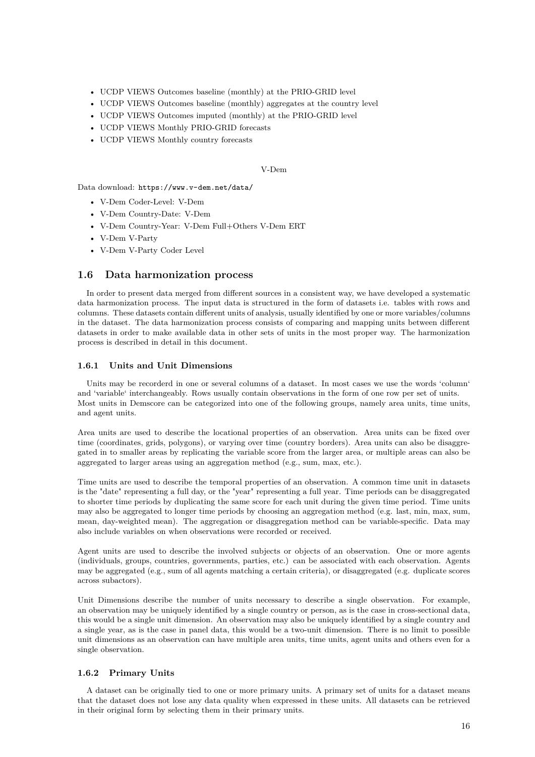- UCDP VIEWS Outcomes baseline (monthly) at the PRIO-GRID level
- UCDP VIEWS Outcomes baseline (monthly) aggregates at the country level
- UCDP VIEWS Outcomes imputed (monthly) at the PRIO-GRID level
- UCDP VIEWS Monthly PRIO-GRID forecasts
- UCDP VIEWS Monthly country forecasts

V-Dem

Data download: https://www.v-dem.net/data/

- V-Dem Coder-Level: V-Dem
- V-Dem Country-Date: V-Dem
- V-Dem Country-Year: V-Dem Full+Others V-Dem ERT
- V-Dem V-Party
- V-Dem V-Party Coder Level

## 1.6 Data harmonization process

In order to present data merged from different sources in a consistent way, we have developed a systematic data harmonization process. The input data is structured in the form of datasets i.e. tables with rows and columns. These datasets contain different units of analysis, usually identified by one or more variables/columns in the dataset. The data harmonization process consists of comparing and mapping units between different datasets in order to make available data in other sets of units in the most proper way. The harmonization process is described in detail in this document.

### 1.6.1 Units and Unit Dimensions

Units may be recorderd in one or several columns of a dataset. In most cases we use the words 'column' and 'variable' interchangeably. Rows usually contain observations in the form of one row per set of units. Most units in Demscore can be categorized into one of the following groups, namely area units, time units, and agent units.

Area units are used to describe the locational properties of an observation. Area units can be fixed over time (coordinates, grids, polygons), or varying over time (country borders). Area units can also be disaggregated in to smaller areas by replicating the variable score from the larger area, or multiple areas can also be aggregated to larger areas using an aggregation method (e.g., sum, max, etc.).

Time units are used to describe the temporal properties of an observation. A common time unit in datasets is the "date" representing a full day, or the "year" representing a full year. Time periods can be disaggregated to shorter time periods by duplicating the same score for each unit during the given time period. Time units may also be aggregated to longer time periods by choosing an aggregation method (e.g. last, min, max, sum, mean, day-weighted mean). The aggregation or disaggregation method can be variable-specific. Data may also include variables on when observations were recorded or received.

Agent units are used to describe the involved subjects or objects of an observation. One or more agents (individuals, groups, countries, governments, parties, etc.) can be associated with each observation. Agents may be aggregated (e.g., sum of all agents matching a certain criteria), or disaggregated (e.g. duplicate scores across subactors).

Unit Dimensions describe the number of units necessary to describe a single observation. For example, an observation may be uniquely identified by a single country or person, as is the case in cross-sectional data, this would be a single unit dimension. An observation may also be uniquely identified by a single country and a single year, as is the case in panel data, this would be a two-unit dimension. There is no limit to possible unit dimensions as an observation can have multiple area units, time units, agent units and others even for a single observation.

### 1.6.2 Primary Units

A dataset can be originally tied to one or more primary units. A primary set of units for a dataset means that the dataset does not lose any data quality when expressed in these units. All datasets can be retrieved in their original form by selecting them in their primary units.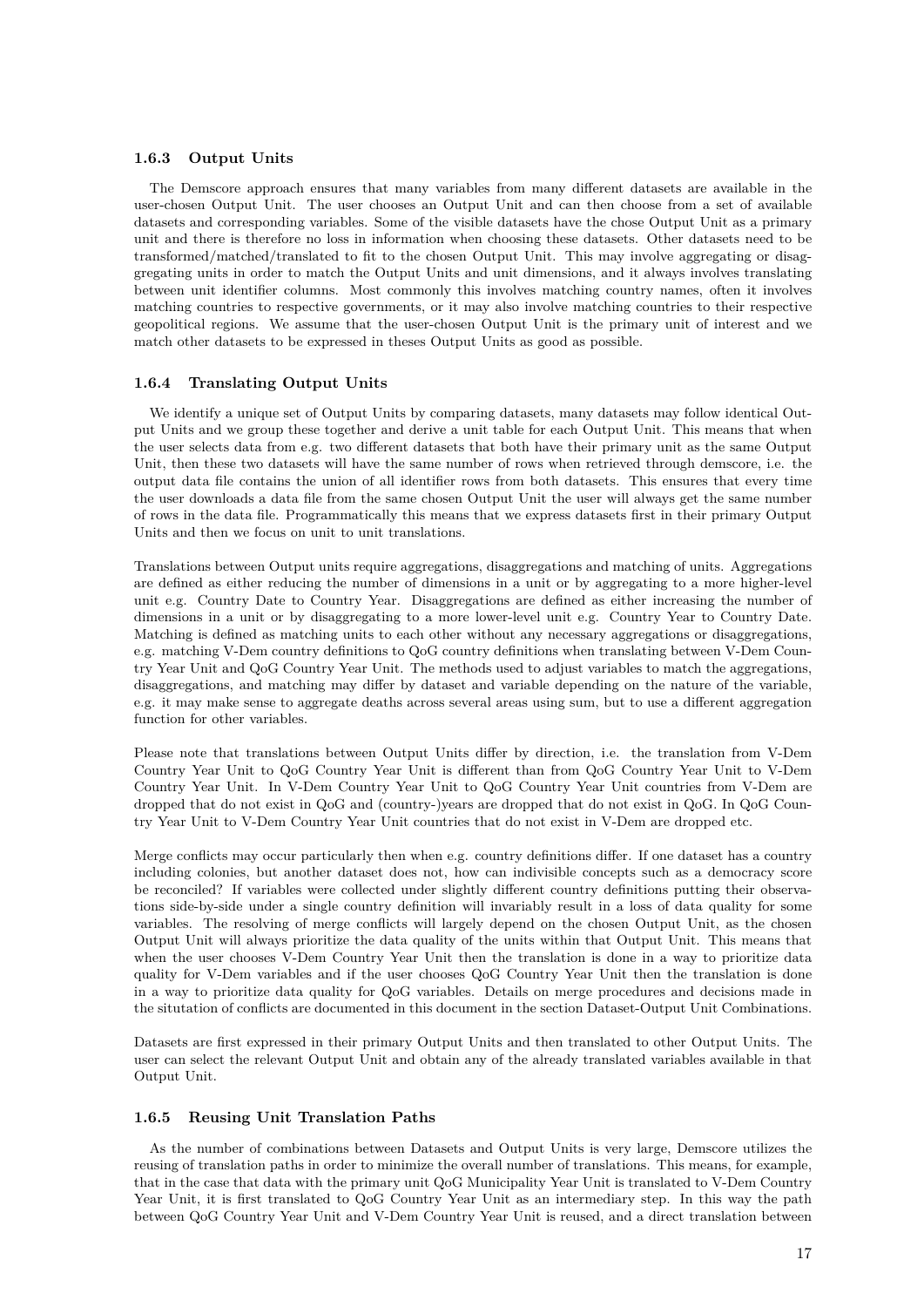### 1.6.3 Output Units

The Demscore approach ensures that many variables from many different datasets are available in the user-chosen Output Unit. The user chooses an Output Unit and can then choose from a set of available datasets and corresponding variables. Some of the visible datasets have the chose Output Unit as a primary unit and there is therefore no loss in information when choosing these datasets. Other datasets need to be transformed/matched/translated to fit to the chosen Output Unit. This may involve aggregating or disaggregating units in order to match the Output Units and unit dimensions, and it always involves translating between unit identifier columns. Most commonly this involves matching country names, often it involves matching countries to respective governments, or it may also involve matching countries to their respective geopolitical regions. We assume that the user-chosen Output Unit is the primary unit of interest and we match other datasets to be expressed in theses Output Units as good as possible.

### 1.6.4 Translating Output Units

We identify a unique set of Output Units by comparing datasets, many datasets may follow identical Output Units and we group these together and derive a unit table for each Output Unit. This means that when the user selects data from e.g. two different datasets that both have their primary unit as the same Output Unit, then these two datasets will have the same number of rows when retrieved through demscore, i.e. the output data file contains the union of all identifier rows from both datasets. This ensures that every time the user downloads a data file from the same chosen Output Unit the user will always get the same number of rows in the data file. Programmatically this means that we express datasets first in their primary Output Units and then we focus on unit to unit translations.

Translations between Output units require aggregations, disaggregations and matching of units. Aggregations are defined as either reducing the number of dimensions in a unit or by aggregating to a more higher-level unit e.g. Country Date to Country Year. Disaggregations are defined as either increasing the number of dimensions in a unit or by disaggregating to a more lower-level unit e.g. Country Year to Country Date. Matching is defined as matching units to each other without any necessary aggregations or disaggregations, e.g. matching V-Dem country definitions to QoG country definitions when translating between V-Dem Country Year Unit and QoG Country Year Unit. The methods used to adjust variables to match the aggregations, disaggregations, and matching may differ by dataset and variable depending on the nature of the variable, e.g. it may make sense to aggregate deaths across several areas using sum, but to use a different aggregation function for other variables.

Please note that translations between Output Units differ by direction, i.e. the translation from V-Dem Country Year Unit to QoG Country Year Unit is different than from QoG Country Year Unit to V-Dem Country Year Unit. In V-Dem Country Year Unit to QoG Country Year Unit countries from V-Dem are dropped that do not exist in QoG and (country-)years are dropped that do not exist in QoG. In QoG Country Year Unit to V-Dem Country Year Unit countries that do not exist in V-Dem are dropped etc.

Merge conflicts may occur particularly then when e.g. country definitions differ. If one dataset has a country including colonies, but another dataset does not, how can indivisible concepts such as a democracy score be reconciled? If variables were collected under slightly different country definitions putting their observations side-by-side under a single country definition will invariably result in a loss of data quality for some variables. The resolving of merge conflicts will largely depend on the chosen Output Unit, as the chosen Output Unit will always prioritize the data quality of the units within that Output Unit. This means that when the user chooses V-Dem Country Year Unit then the translation is done in a way to prioritize data quality for V-Dem variables and if the user chooses QoG Country Year Unit then the translation is done in a way to prioritize data quality for QoG variables. Details on merge procedures and decisions made in the situtation of conflicts are documented in this document in the section Dataset-Output Unit Combinations.

Datasets are first expressed in their primary Output Units and then translated to other Output Units. The user can select the relevant Output Unit and obtain any of the already translated variables available in that Output Unit.

### 1.6.5 Reusing Unit Translation Paths

As the number of combinations between Datasets and Output Units is very large, Demscore utilizes the reusing of translation paths in order to minimize the overall number of translations. This means, for example, that in the case that data with the primary unit QoG Municipality Year Unit is translated to V-Dem Country Year Unit, it is first translated to QoG Country Year Unit as an intermediary step. In this way the path between QoG Country Year Unit and V-Dem Country Year Unit is reused, and a direct translation between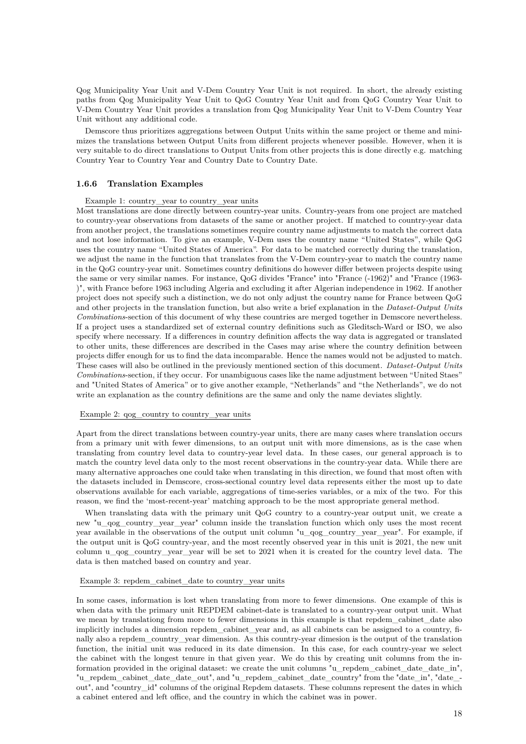Qog Municipality Year Unit and V-Dem Country Year Unit is not required. In short, the already existing paths from Qog Municipality Year Unit to QoG Country Year Unit and from QoG Country Year Unit to V-Dem Country Year Unit provides a translation from Qog Municipality Year Unit to V-Dem Country Year Unit without any additional code.

Demscore thus prioritizes aggregations between Output Units within the same project or theme and minimizes the translations between Output Units from different projects whenever possible. However, when it is very suitable to do direct translations to Output Units from other projects this is done directly e.g. matching Country Year to Country Year and Country Date to Country Date.

### 1.6.6 Translation Examples

Example 1: country_year to country_year units

Most translations are done directly between country-year units. Country-years from one project are matched to country-year observations from datasets of the same or another project. If matched to country-year data from another project, the translations sometimes require country name adjustments to match the correct data and not lose information. To give an example, V-Dem uses the country name "United States", while QoG uses the country name "United States of America". For data to be matched correctly during the translation, we adjust the name in the function that translates from the V-Dem country-year to match the country name in the QoG country-year unit. Sometimes country definitions do however differ between projects despite using the same or very similar names. For instance, QoG divides "France" into "France (-1962)" and "France (1963-)", with France before 1963 including Algeria and excluding it after Algerian independence in 1962. If another project does not specify such a distinction, we do not only adjust the country name for France between QoG and other projects in the translation function, but also write a brief explanation in the *Dataset-Output Units Combinations*-section of this document of why these countries are merged together in Demscore nevertheless. If a project uses a standardized set of external country definitions such as Gleditsch-Ward or ISO, we also specify where necessary. If a differences in country definition affects the way data is aggregated or translated to other units, these differences are described in the Cases may arise where the country definition between projects differ enough for us to find the data incomparable. Hence the names would not be adjusted to match. These cases will also be outlined in the previously mentioned section of this document. *Dataset-Output Units Combinations*-section, if they occur. For unambiguous cases like the name adjustment between "United Staes" and "United States of America" or to give another example, "Netherlands" and "the Netherlands", we do not write an explanation as the country definitions are the same and only the name deviates slightly.

Example 2: qog_country to country_year units

Apart from the direct translations between country-year units, there are many cases where translation occurs from a primary unit with fewer dimensions, to an output unit with more dimensions, as is the case when translating from country level data to country-year level data. In these cases, our general approach is to match the country level data only to the most recent observations in the country-year data. While there are many alternative approaches one could take when translating in this direction, we found that most often with the datasets included in Demscore, cross-sectional country level data represents either the most up to date observations available for each variable, aggregations of time-series variables, or a mix of the two. For this reason, we find the 'most-recent-year' matching approach to be the most appropriate general method.

When translating data with the primary unit QoG country to a country-year output unit, we create a new "u_qog_country_year_year" column inside the translation function which only uses the most recent year available in the observations of the output unit column "u_qog_country_year_year". For example, if the output unit is QoG country-year, and the most recently observed year in this unit is 2021, the new unit column u_qog_country_year_year will be set to 2021 when it is created for the country level data. The data is then matched based on country and year.

Example 3: repdem_cabinet_date to country_year units

In some cases, information is lost when translating from more to fewer dimensions. One example of this is when data with the primary unit REPDEM cabinet-date is translated to a country-year output unit. What we mean by translationg from more to fewer dimensions in this example is that repdem_cabinet_date also implicitly includes a dimension repdem_cabinet_year and, as all cabinets can be assigned to a country, finally also a repdem_country_year dimension. As this country-year dimesion is the output of the translation function, the initial unit was reduced in its date dimension. In this case, for each country-year we select the cabinet with the longest tenure in that given year. We do this by creating unit columns from the information provided in the original dataset: we create the unit columns "u_repdem_cabinet_date_date_in", "u_repdem_cabinet_date_date_out", and "u_repdem_cabinet_date_country" from the "date_in", "date_out", and "country_id" columns of the original Repdem datasets. These columns represent the dates in which a cabinet entered and left office, and the country in which the cabinet was in power.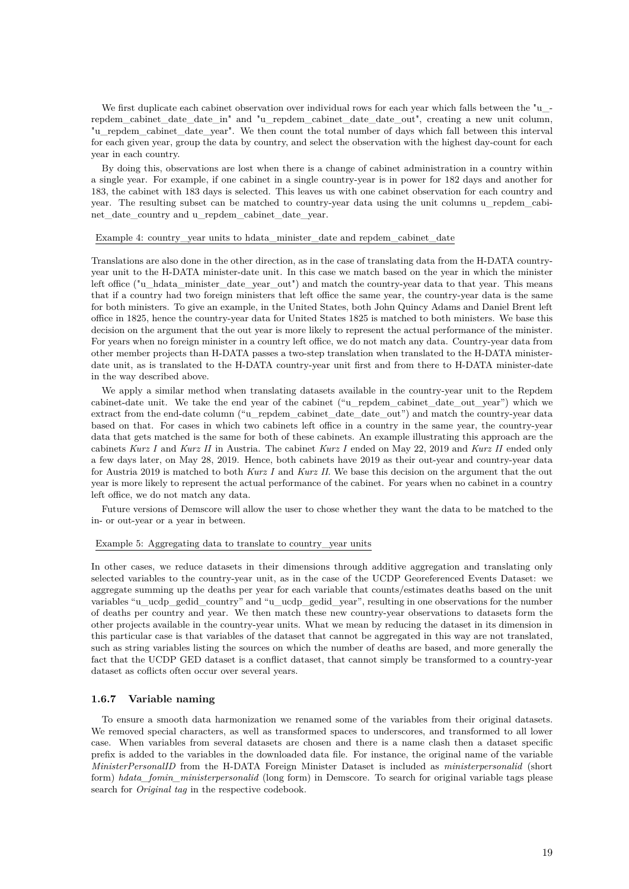We first duplicate each cabinet observation over individual rows for each year which falls between the "u_repdem_cabinet_date_date_in" and "u_repdem_cabinet_date_date_out", creating a new unit column, "u_repdem_cabinet_date_year". We then count the total number of days which fall between this interval for each given year, group the data by country, and select the observation with the highest day-count for each year in each country.

By doing this, observations are lost when there is a change of cabinet administration in a country within a single year. For example, if one cabinet in a single country-year is in power for 182 days and another for 183, the cabinet with 183 days is selected. This leaves us with one cabinet observation for each country and year. The resulting subset can be matched to country-year data using the unit columns u_repdem_cabinet_date_country and u_repdem_cabinet_date_year.

Example 4: country_year units to hdata_minister_date and repdem_cabinet_date

Translations are also done in the other direction, as in the case of translating data from the H-DATA country-year unit to the H-DATA minister-date unit. In this case we match based on the year in which the minister left office ("u_hdata_minister_date_year_out") and match the country-year data to that year. This means that if a country had two foreign ministers that left office the same year, the country-year data is the same for both ministers. To give an example, in the United States, both John Quincy Adams and Daniel Brent left office in 1825, hence the country-year data for United States 1825 is matched to both ministers. We base this decision on the argument that the out year is more likely to represent the actual performance of the minister. For years when no foreign minister in a country left office, we do not match any data. Country-year data from other member projects than H-DATA passes a two-step translation when translated to the H-DATA minister-date unit, as is translated to the H-DATA country-year unit first and from there to H-DATA minister-date in the way described above.

We apply a similar method when translating datasets available in the country-year unit to the Repdem cabinet-date unit. We take the end year of the cabinet ("u_repdem_cabinet_date_out_year") which we extract from the end-date column ("u_repdem_cabinet_date_date_out") and match the country-year data based on that. For cases in which two cabinets left office in a country in the same year, the country-year data that gets matched is the same for both of these cabinets. An example illustrating this approach are the cabinets *Kurz I* and *Kurz II* in Austria. The cabinet *Kurz I* ended on May 22, 2019 and *Kurz II* ended only a few days later, on May 28, 2019. Hence, both cabinets have 2019 as their out-year and country-year data for Austria 2019 is matched to both *Kurz I* and *Kurz II*. We base this decision on the argument that the out year is more likely to represent the actual performance of the cabinet. For years when no cabinet in a country left office, we do not match any data.

Future versions of Demscore will allow the user to chose whether they want the data to be matched to the in- or out-year or a year in between.

Example 5: Aggregating data to translate to country_year units

In other cases, we reduce datasets in their dimensions through additive aggregation and translating only selected variables to the country-year unit, as in the case of the UCDP Georeferenced Events Dataset: we aggregate summing up the deaths per year for each variable that counts/estimates deaths based on the unit variables "u_ucdp_gedid_country" and "u_ucdp_gedid_year", resulting in one observations for the number of deaths per country and year. We then match these new country-year observations to datasets form the other projects available in the country-year units. What we mean by reducing the dataset in its dimension in this particular case is that variables of the dataset that cannot be aggregated in this way are not translated, such as string variables listing the sources on which the number of deaths are based, and more generally the fact that the UCDP GED dataset is a conflict dataset, that cannot simply be transformed to a country-year dataset as coflicts often occur over several years.

### 1.6.7 Variable naming

To ensure a smooth data harmonization we renamed some of the variables from their original datasets. We removed special characters, as well as transformed spaces to underscores, and transformed to all lower case. When variables from several datasets are chosen and there is a name clash then a dataset specific prefix is added to the variables in the downloaded data file. For instance, the original name of the variable *MinisterPersonalID* from the H-DATA Foreign Minister Dataset is included as *ministerpersonalid* (short form) *hdata_fomin_ministerpersonalid* (long form) in Demscore. To search for original variable tags please search for *Original tag* in the respective codebook.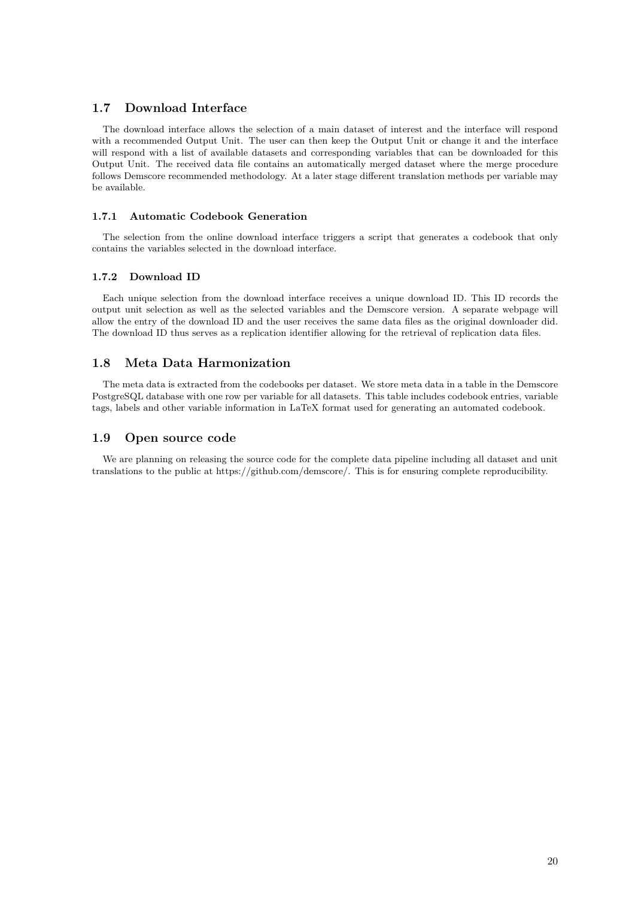## 1.7 Download Interface

The download interface allows the selection of a main dataset of interest and the interface will respond with a recommended Output Unit. The user can then keep the Output Unit or change it and the interface will respond with a list of available datasets and corresponding variables that can be downloaded for this Output Unit. The received data file contains an automatically merged dataset where the merge procedure follows Demscore recommended methodology. At a later stage different translation methods per variable may be available.

### 1.7.1 Automatic Codebook Generation

The selection from the online download interface triggers a script that generates a codebook that only contains the variables selected in the download interface.

### 1.7.2 Download ID

Each unique selection from the download interface receives a unique download ID. This ID records the output unit selection as well as the selected variables and the Demscore version. A separate webpage will allow the entry of the download ID and the user receives the same data files as the original downloader did. The download ID thus serves as a replication identifier allowing for the retrieval of replication data files.

## 1.8 Meta Data Harmonization

The meta data is extracted from the codebooks per dataset. We store meta data in a table in the Demscore PostgreSQL database with one row per variable for all datasets. This table includes codebook entries, variable tags, labels and other variable information in LaTeX format used for generating an automated codebook.

## 1.9 Open source code

We are planning on releasing the source code for the complete data pipeline including all dataset and unit translations to the public at https://github.com/demscore/. This is for ensuring complete reproducibility.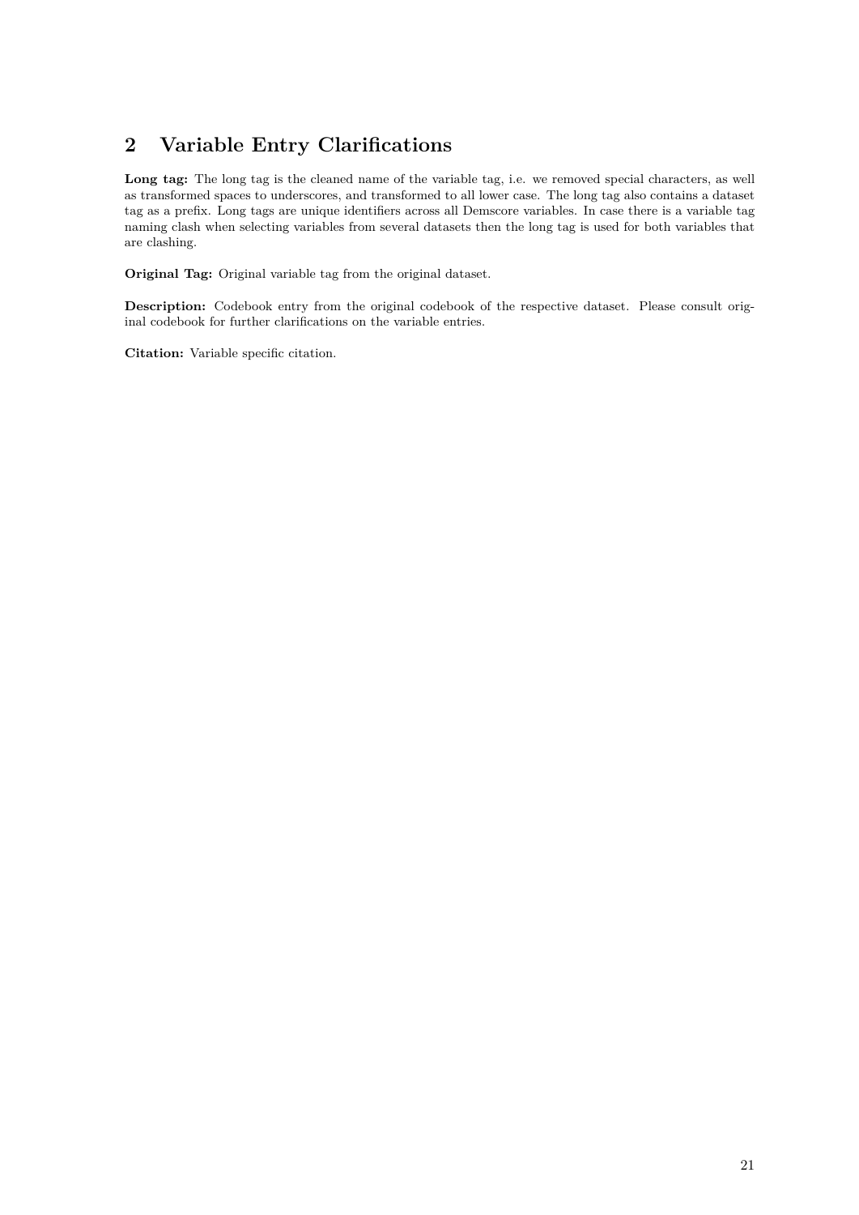## 2 Variable Entry Clarifications

**Long tag:** The long tag is the cleaned name of the variable tag, i.e. we removed special characters, as well as transformed spaces to underscores, and transformed to all lower case. The long tag also contains a dataset tag as a prefix. Long tags are unique identifiers across all Demscore variables. In case there is a variable tag naming clash when selecting variables from several datasets then the long tag is used for both variables that are clashing.

**Original Tag:** Original variable tag from the original dataset.

**Description:** Codebook entry from the original codebook of the respective dataset. Please consult original codebook for further clarifications on the variable entries.

**Citation:** Variable specific citation.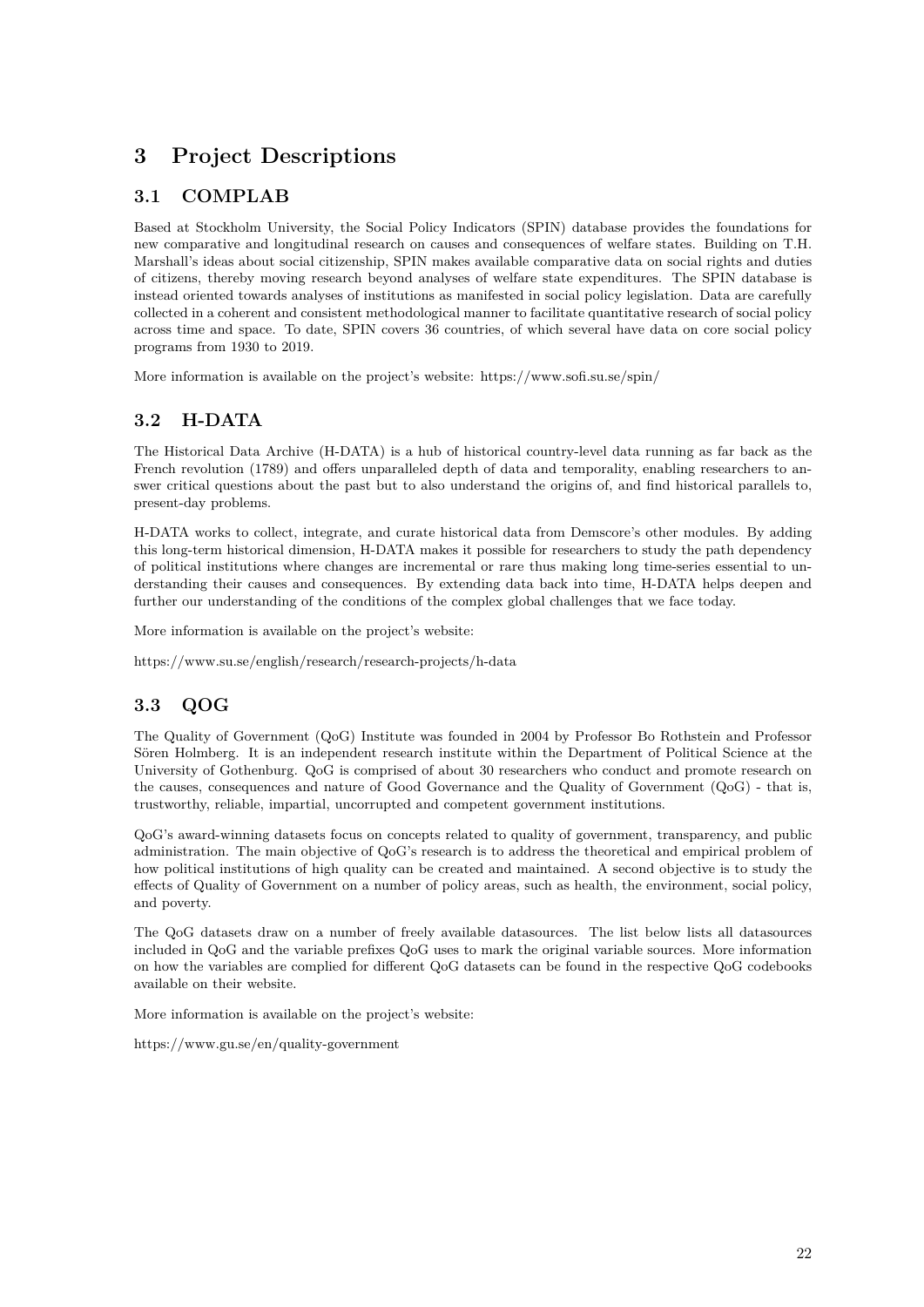# 3 Project Descriptions

## 3.1 COMPLAB

Based at Stockholm University, the Social Policy Indicators (SPIN) database provides the foundations for new comparative and longitudinal research on causes and consequences of welfare states. Building on T.H. Marshall's ideas about social citizenship, SPIN makes available comparative data on social rights and duties of citizens, thereby moving research beyond analyses of welfare state expenditures. The SPIN database is instead oriented towards analyses of institutions as manifested in social policy legislation. Data are carefully collected in a coherent and consistent methodological manner to facilitate quantitative research of social policy across time and space. To date, SPIN covers 36 countries, of which several have data on core social policy programs from 1930 to 2019.

More information is available on the project's website: https://www.sofi.su.se/spin/

## 3.2 H-DATA

The Historical Data Archive (H-DATA) is a hub of historical country-level data running as far back as the French revolution (1789) and offers unparalleled depth of data and temporality, enabling researchers to answer critical questions about the past but to also understand the origins of, and find historical parallels to, present-day problems.

H-DATA works to collect, integrate, and curate historical data from Demscore's other modules. By adding this long-term historical dimension, H-DATA makes it possible for researchers to study the path dependency of political institutions where changes are incremental or rare thus making long time-series essential to understanding their causes and consequences. By extending data back into time, H-DATA helps deepen and further our understanding of the conditions of the complex global challenges that we face today.

More information is available on the project's website:

https://www.su.se/english/research/research-projects/h-data

## 3.3 QOG

The Quality of Government (QoG) Institute was founded in 2004 by Professor Bo Rothstein and Professor Sören Holmberg. It is an independent research institute within the Department of Political Science at the University of Gothenburg. QoG is comprised of about 30 researchers who conduct and promote research on the causes, consequences and nature of Good Governance and the Quality of Government (QoG) - that is, trustworthy, reliable, impartial, uncorrupted and competent government institutions.

QoG's award-winning datasets focus on concepts related to quality of government, transparency, and public administration. The main objective of QoG's research is to address the theoretical and empirical problem of how political institutions of high quality can be created and maintained. A second objective is to study the effects of Quality of Government on a number of policy areas, such as health, the environment, social policy, and poverty.

The QoG datasets draw on a number of freely available datasources. The list below lists all datasources included in QoG and the variable prefixes QoG uses to mark the original variable sources. More information on how the variables are complied for different QoG datasets can be found in the respective QoG codebooks available on their website.

More information is available on the project's website:

https://www.gu.se/en/quality-government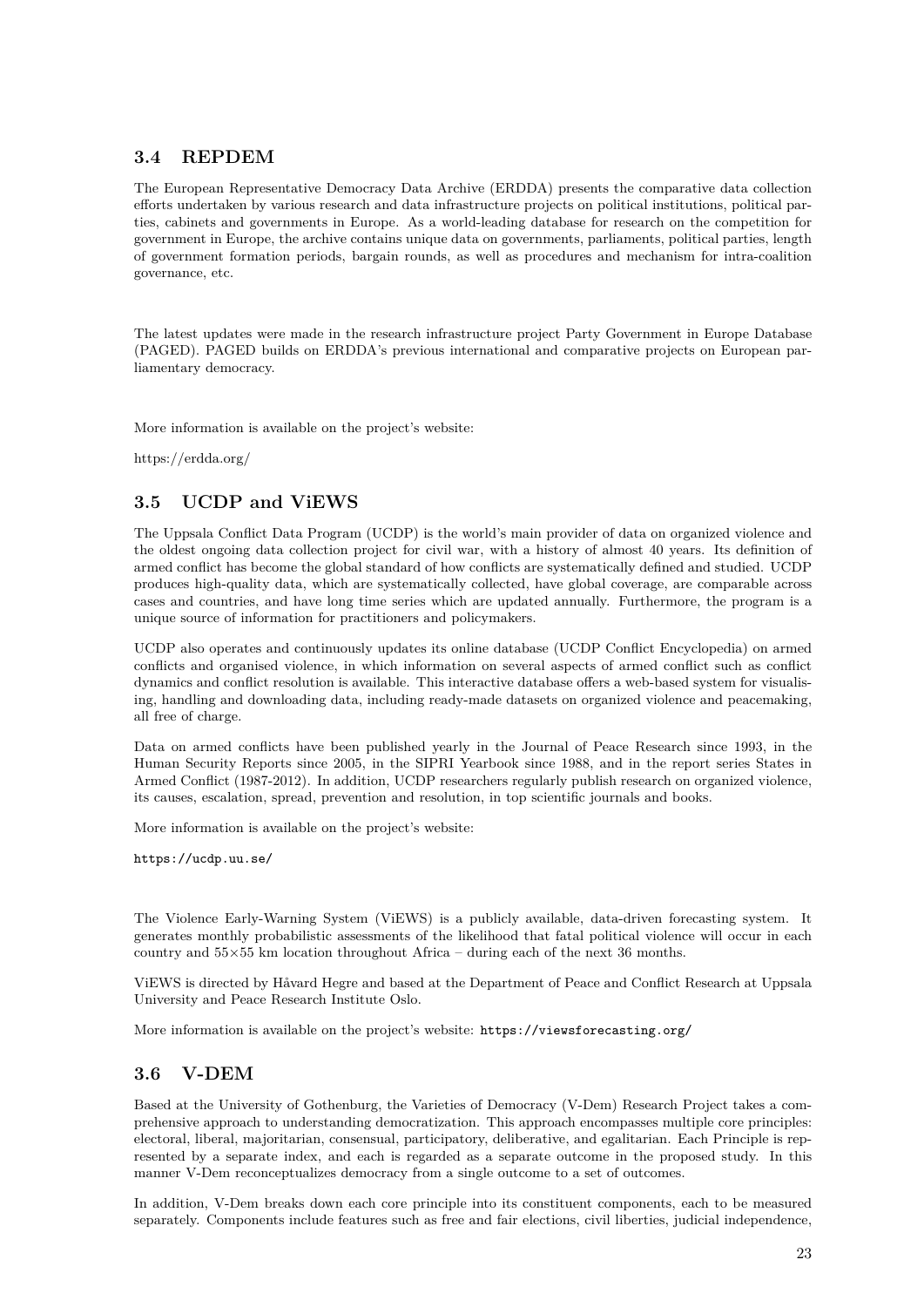## 3.4 REPDEM

The European Representative Democracy Data Archive (ERDDA) presents the comparative data collection efforts undertaken by various research and data infrastructure projects on political institutions, political parties, cabinets and governments in Europe. As a world-leading database for research on the competition for government in Europe, the archive contains unique data on governments, parliaments, political parties, length of government formation periods, bargain rounds, as well as procedures and mechanism for intra-coalition governance, etc.

The latest updates were made in the research infrastructure project Party Government in Europe Database (PAGED). PAGED builds on ERDDA's previous international and comparative projects on European parliamentary democracy.

More information is available on the project's website:

https://erdda.org/

## 3.5 UCDP and ViEWS

The Uppsala Conflict Data Program (UCDP) is the world's main provider of data on organized violence and the oldest ongoing data collection project for civil war, with a history of almost 40 years. Its definition of armed conflict has become the global standard of how conflicts are systematically defined and studied. UCDP produces high-quality data, which are systematically collected, have global coverage, are comparable across cases and countries, and have long time series which are updated annually. Furthermore, the program is a unique source of information for practitioners and policymakers.

UCDP also operates and continuously updates its online database (UCDP Conflict Encyclopedia) on armed conflicts and organised violence, in which information on several aspects of armed conflict such as conflict dynamics and conflict resolution is available. This interactive database offers a web-based system for visualising, handling and downloading data, including ready-made datasets on organized violence and peacemaking, all free of charge.

Data on armed conflicts have been published yearly in the Journal of Peace Research since 1993, in the Human Security Reports since 2005, in the SIPRI Yearbook since 1988, and in the report series States in Armed Conflict (1987-2012). In addition, UCDP researchers regularly publish research on organized violence, its causes, escalation, spread, prevention and resolution, in top scientific journals and books.

More information is available on the project's website:

https://ucdp.uu.se/

The Violence Early-Warning System (ViEWS) is a publicly available, data-driven forecasting system. It generates monthly probabilistic assessments of the likelihood that fatal political violence will occur in each country and 55×55 km location throughout Africa – during each of the next 36 months.

ViEWS is directed by Håvard Hegre and based at the Department of Peace and Conflict Research at Uppsala University and Peace Research Institute Oslo.

More information is available on the project's website: https://viewsforecasting.org/

## 3.6 V-DEM

Based at the University of Gothenburg, the Varieties of Democracy (V-Dem) Research Project takes a comprehensive approach to understanding democratization. This approach encompasses multiple core principles: electoral, liberal, majoritarian, consensual, participatory, deliberative, and egalitarian. Each Principle is represented by a separate index, and each is regarded as a separate outcome in the proposed study. In this manner V-Dem reconceptualizes democracy from a single outcome to a set of outcomes.

In addition, V-Dem breaks down each core principle into its constituent components, each to be measured separately. Components include features such as free and fair elections, civil liberties, judicial independence,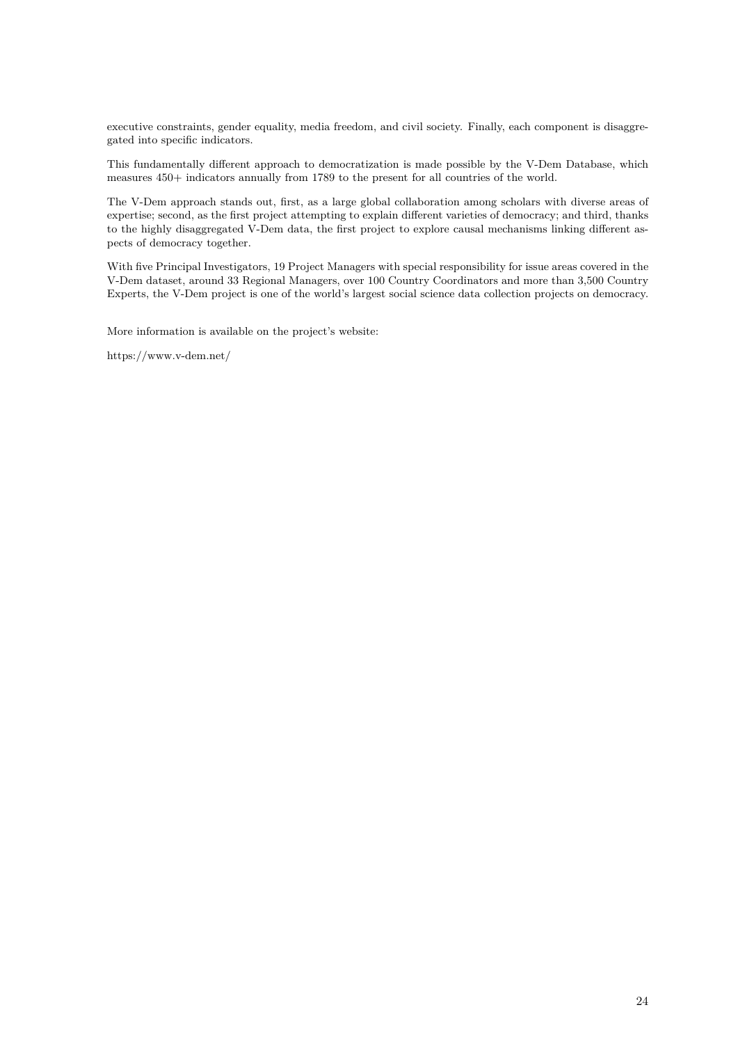executive constraints, gender equality, media freedom, and civil society. Finally, each component is disaggregated into specific indicators.

This fundamentally different approach to democratization is made possible by the V-Dem Database, which measures 450+ indicators annually from 1789 to the present for all countries of the world.

The V-Dem approach stands out, first, as a large global collaboration among scholars with diverse areas of expertise; second, as the first project attempting to explain different varieties of democracy; and third, thanks to the highly disaggregated V-Dem data, the first project to explore causal mechanisms linking different aspects of democracy together.

With five Principal Investigators, 19 Project Managers with special responsibility for issue areas covered in the V-Dem dataset, around 33 Regional Managers, over 100 Country Coordinators and more than 3,500 Country Experts, the V-Dem project is one of the world's largest social science data collection projects on democracy.

More information is available on the project's website:

https://www.v-dem.net/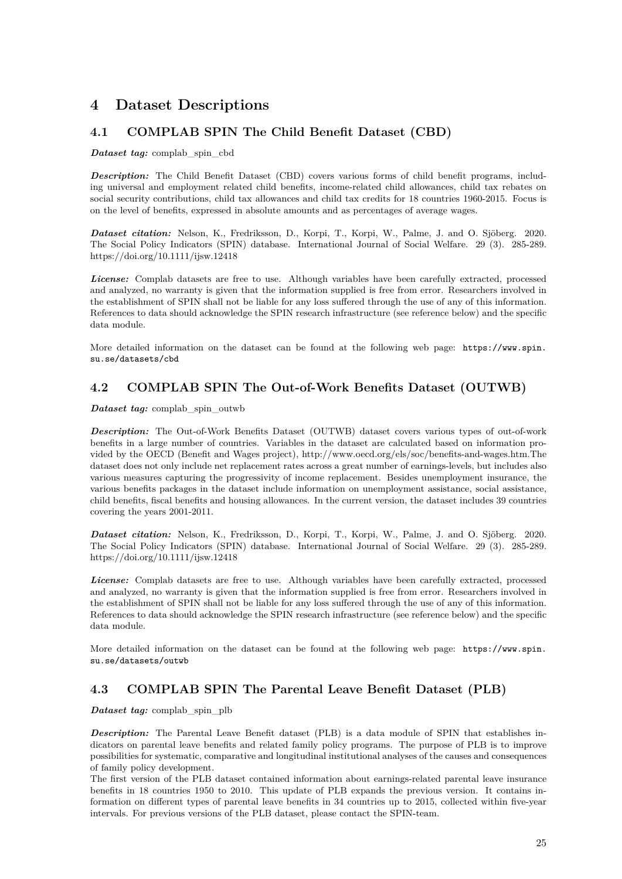# 4 Dataset Descriptions

## 4.1 COMPLAB SPIN The Child Benefit Dataset (CBD)

***Dataset tag:*** complab_spin_cbd

***Description:*** The Child Benefit Dataset (CBD) covers various forms of child benefit programs, including universal and employment related child benefits, income-related child allowances, child tax rebates on social security contributions, child tax allowances and child tax credits for 18 countries 1960-2015. Focus is on the level of benefits, expressed in absolute amounts and as percentages of average wages.

***Dataset citation:*** Nelson, K., Fredriksson, D., Korpi, T., Korpi, W., Palme, J. and O. Sjöberg. 2020. The Social Policy Indicators (SPIN) database. International Journal of Social Welfare. 29 (3). 285-289. https://doi.org/10.1111/ijsw.12418

***License:*** Complab datasets are free to use. Although variables have been carefully extracted, processed and analyzed, no warranty is given that the information supplied is free from error. Researchers involved in the establishment of SPIN shall not be liable for any loss suffered through the use of any of this information. References to data should acknowledge the SPIN research infrastructure (see reference below) and the specific data module.

More detailed information on the dataset can be found at the following web page: `https://www.spin.su.se/datasets/cbd`

## 4.2 COMPLAB SPIN The Out-of-Work Benefits Dataset (OUTWB)

***Dataset tag:*** complab_spin_outwb

***Description:*** The Out-of-Work Benefits Dataset (OUTWB) dataset covers various types of out-of-work benefits in a large number of countries. Variables in the dataset are calculated based on information provided by the OECD (Benefit and Wages project), http://www.oecd.org/els/soc/benefits-and-wages.htm.The dataset does not only include net replacement rates across a great number of earnings-levels, but includes also various measures capturing the progressivity of income replacement. Besides unemployment insurance, the various benefits packages in the dataset include information on unemployment assistance, social assistance, child benefits, fiscal benefits and housing allowances. In the current version, the dataset includes 39 countries covering the years 2001-2011.

***Dataset citation:*** Nelson, K., Fredriksson, D., Korpi, T., Korpi, W., Palme, J. and O. Sjöberg. 2020. The Social Policy Indicators (SPIN) database. International Journal of Social Welfare. 29 (3). 285-289. https://doi.org/10.1111/ijsw.12418

***License:*** Complab datasets are free to use. Although variables have been carefully extracted, processed and analyzed, no warranty is given that the information supplied is free from error. Researchers involved in the establishment of SPIN shall not be liable for any loss suffered through the use of any of this information. References to data should acknowledge the SPIN research infrastructure (see reference below) and the specific data module.

More detailed information on the dataset can be found at the following web page: `https://www.spin.su.se/datasets/outwb`

## 4.3 COMPLAB SPIN The Parental Leave Benefit Dataset (PLB)

***Dataset tag:*** complab_spin_plb

***Description:*** The Parental Leave Benefit dataset (PLB) is a data module of SPIN that establishes indicators on parental leave benefits and related family policy programs. The purpose of PLB is to improve possibilities for systematic, comparative and longitudinal institutional analyses of the causes and consequences of family policy development.
The first version of the PLB dataset contained information about earnings-related parental leave insurance benefits in 18 countries 1950 to 2010. This update of PLB expands the previous version. It contains information on different types of parental leave benefits in 34 countries up to 2015, collected within five-year intervals. For previous versions of the PLB dataset, please contact the SPIN-team.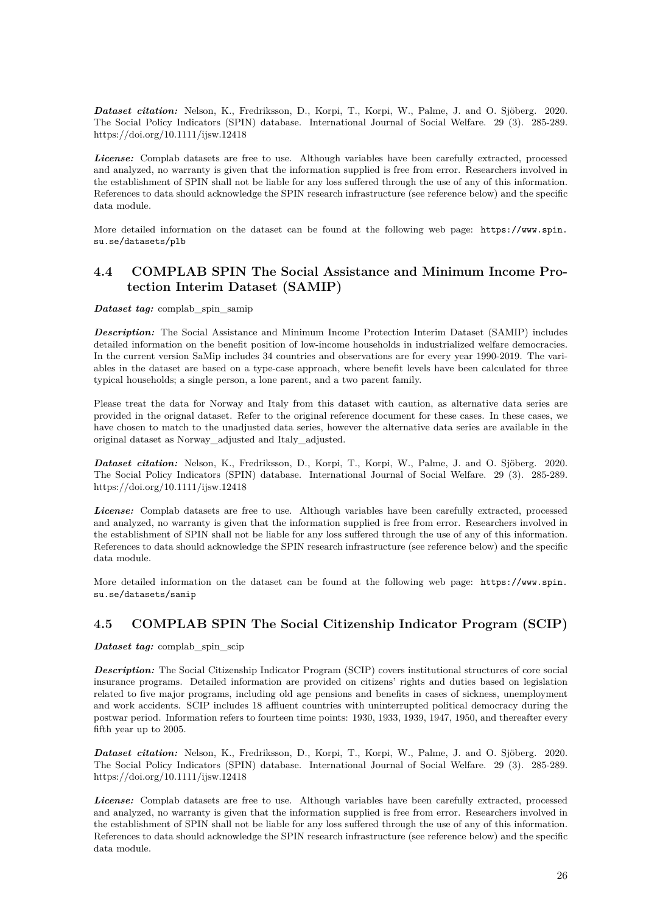***Dataset citation:*** Nelson, K., Fredriksson, D., Korpi, T., Korpi, W., Palme, J. and O. Sjöberg. 2020. The Social Policy Indicators (SPIN) database. International Journal of Social Welfare. 29 (3). 285-289. https://doi.org/10.1111/ijsw.12418

***License:*** Complab datasets are free to use. Although variables have been carefully extracted, processed and analyzed, no warranty is given that the information supplied is free from error. Researchers involved in the establishment of SPIN shall not be liable for any loss suffered through the use of any of this information. References to data should acknowledge the SPIN research infrastructure (see reference below) and the specific data module.

More detailed information on the dataset can be found at the following web page: `https://www.spin.su.se/datasets/plb`

## 4.4 COMPLAB SPIN The Social Assistance and Minimum Income Protection Interim Dataset (SAMIP)

***Dataset tag:*** complab_spin_samip

***Description:*** The Social Assistance and Minimum Income Protection Interim Dataset (SAMIP) includes detailed information on the benefit position of low-income households in industrialized welfare democracies. In the current version SaMip includes 34 countries and observations are for every year 1990-2019. The variables in the dataset are based on a type-case approach, where benefit levels have been calculated for three typical households; a single person, a lone parent, and a two parent family.

Please treat the data for Norway and Italy from this dataset with caution, as alternative data series are provided in the orignal dataset. Refer to the original reference document for these cases. In these cases, we have chosen to match to the unadjusted data series, however the alternative data series are available in the original dataset as Norway_adjusted and Italy_adjusted.

***Dataset citation:*** Nelson, K., Fredriksson, D., Korpi, T., Korpi, W., Palme, J. and O. Sjöberg. 2020. The Social Policy Indicators (SPIN) database. International Journal of Social Welfare. 29 (3). 285-289. https://doi.org/10.1111/ijsw.12418

***License:*** Complab datasets are free to use. Although variables have been carefully extracted, processed and analyzed, no warranty is given that the information supplied is free from error. Researchers involved in the establishment of SPIN shall not be liable for any loss suffered through the use of any of this information. References to data should acknowledge the SPIN research infrastructure (see reference below) and the specific data module.

More detailed information on the dataset can be found at the following web page: `https://www.spin.su.se/datasets/samip`

## 4.5 COMPLAB SPIN The Social Citizenship Indicator Program (SCIP)

***Dataset tag:*** complab_spin_scip

***Description:*** The Social Citizenship Indicator Program (SCIP) covers institutional structures of core social insurance programs. Detailed information are provided on citizens' rights and duties based on legislation related to five major programs, including old age pensions and benefits in cases of sickness, unemployment and work accidents. SCIP includes 18 affluent countries with uninterrupted political democracy during the postwar period. Information refers to fourteen time points: 1930, 1933, 1939, 1947, 1950, and thereafter every fifth year up to 2005.

***Dataset citation:*** Nelson, K., Fredriksson, D., Korpi, T., Korpi, W., Palme, J. and O. Sjöberg. 2020. The Social Policy Indicators (SPIN) database. International Journal of Social Welfare. 29 (3). 285-289. https://doi.org/10.1111/ijsw.12418

***License:*** Complab datasets are free to use. Although variables have been carefully extracted, processed and analyzed, no warranty is given that the information supplied is free from error. Researchers involved in the establishment of SPIN shall not be liable for any loss suffered through the use of any of this information. References to data should acknowledge the SPIN research infrastructure (see reference below) and the specific data module.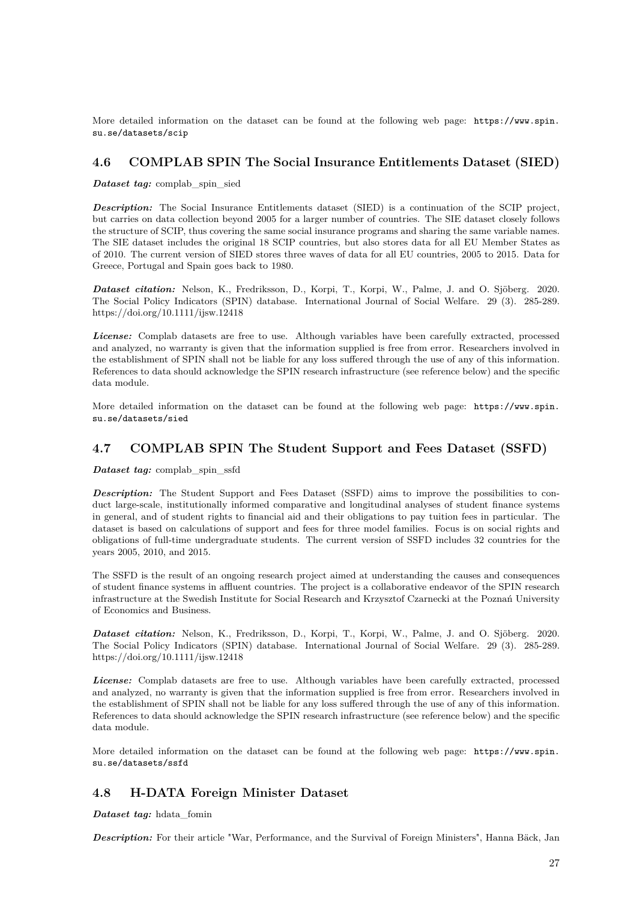More detailed information on the dataset can be found at the following web page: https://www.spin.su.se/datasets/scip

### 4.6 COMPLAB SPIN The Social Insurance Entitlements Dataset (SIED)

***Dataset tag:*** complab_spin_sied

***Description:*** The Social Insurance Entitlements dataset (SIED) is a continuation of the SCIP project, but carries on data collection beyond 2005 for a larger number of countries. The SIE dataset closely follows the structure of SCIP, thus covering the same social insurance programs and sharing the same variable names. The SIE dataset includes the original 18 SCIP countries, but also stores data for all EU Member States as of 2010. The current version of SIED stores three waves of data for all EU countries, 2005 to 2015. Data for Greece, Portugal and Spain goes back to 1980.

***Dataset citation:*** Nelson, K., Fredriksson, D., Korpi, T., Korpi, W., Palme, J. and O. Sjöberg. 2020. The Social Policy Indicators (SPIN) database. International Journal of Social Welfare. 29 (3). 285-289. https://doi.org/10.1111/ijsw.12418

***License:*** Complab datasets are free to use. Although variables have been carefully extracted, processed and analyzed, no warranty is given that the information supplied is free from error. Researchers involved in the establishment of SPIN shall not be liable for any loss suffered through the use of any of this information. References to data should acknowledge the SPIN research infrastructure (see reference below) and the specific data module.

More detailed information on the dataset can be found at the following web page: https://www.spin.su.se/datasets/sied

### 4.7 COMPLAB SPIN The Student Support and Fees Dataset (SSFD)

***Dataset tag:*** complab_spin_ssfd

***Description:*** The Student Support and Fees Dataset (SSFD) aims to improve the possibilities to conduct large-scale, institutionally informed comparative and longitudinal analyses of student finance systems in general, and of student rights to financial aid and their obligations to pay tuition fees in particular. The dataset is based on calculations of support and fees for three model families. Focus is on social rights and obligations of full-time undergraduate students. The current version of SSFD includes 32 countries for the years 2005, 2010, and 2015.

The SSFD is the result of an ongoing research project aimed at understanding the causes and consequences of student finance systems in affluent countries. The project is a collaborative endeavor of the SPIN research infrastructure at the Swedish Institute for Social Research and Krzysztof Czarnecki at the Poznań University of Economics and Business.

***Dataset citation:*** Nelson, K., Fredriksson, D., Korpi, T., Korpi, W., Palme, J. and O. Sjöberg. 2020. The Social Policy Indicators (SPIN) database. International Journal of Social Welfare. 29 (3). 285-289. https://doi.org/10.1111/ijsw.12418

***License:*** Complab datasets are free to use. Although variables have been carefully extracted, processed and analyzed, no warranty is given that the information supplied is free from error. Researchers involved in the establishment of SPIN shall not be liable for any loss suffered through the use of any of this information. References to data should acknowledge the SPIN research infrastructure (see reference below) and the specific data module.

More detailed information on the dataset can be found at the following web page: https://www.spin.su.se/datasets/ssfd

### 4.8 H-DATA Foreign Minister Dataset

***Dataset tag:*** hdata_fomin

***Description:*** For their article "War, Performance, and the Survival of Foreign Ministers", Hanna Bäck, Jan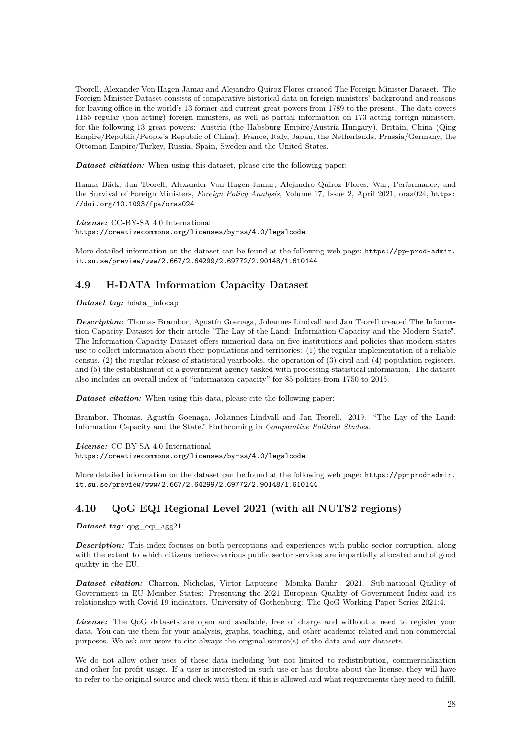Teorell, Alexander Von Hagen-Jamar and Alejandro Quiroz Flores created The Foreign Minister Dataset. The Foreign Minister Dataset consists of comparative historical data on foreign ministers' background and reasons for leaving office in the world's 13 former and current great powers from 1789 to the present. The data covers 1155 regular (non-acting) foreign ministers, as well as partial information on 173 acting foreign ministers, for the following 13 great powers: Austria (the Habsburg Empire/Austria-Hungary), Britain, China (Qing Empire/Republic/People's Republic of China), France, Italy, Japan, the Netherlands, Prussia/Germany, the Ottoman Empire/Turkey, Russia, Spain, Sweden and the United States.

***Dataset citiation:*** When using this dataset, please cite the following paper:

Hanna Bäck, Jan Teorell, Alexander Von Hagen-Jamar, Alejandro Quiroz Flores, War, Performance, and the Survival of Foreign Ministers, *Foreign Policy Analysis*, Volume 17, Issue 2, April 2021, oraa024, https://doi.org/10.1093/fpa/oraa024

***License:*** CC-BY-SA 4.0 International
https://creativecommons.org/licenses/by-sa/4.0/legalcode

More detailed information on the dataset can be found at the following web page: https://pp-prod-admin.it.su.se/preview/www/2.667/2.64299/2.69772/2.90148/1.610144

## 4.9 H-DATA Information Capacity Dataset

***Dataset tag:*** hdata_infocap

***Description***: Thomas Brambor, Agustín Goenaga, Johannes Lindvall and Jan Teorell created The Information Capacity Dataset for their article "The Lay of the Land: Information Capacity and the Modern State". The Information Capacity Dataset offers numerical data on five institutions and policies that modern states use to collect information about their populations and territories: (1) the regular implementation of a reliable census, (2) the regular release of statistical yearbooks, the operation of (3) civil and (4) population registers, and (5) the establishment of a government agency tasked with processing statistical information. The dataset also includes an overall index of "information capacity" for 85 polities from 1750 to 2015.

***Dataset citation:*** When using this data, please cite the following paper:

Brambor, Thomas, Agustín Goenaga, Johannes Lindvall and Jan Teorell. 2019. "The Lay of the Land: Information Capacity and the State." Forthcoming in *Comparative Political Studies*.

***License:*** CC-BY-SA 4.0 International
https://creativecommons.org/licenses/by-sa/4.0/legalcode

More detailed information on the dataset can be found at the following web page: https://pp-prod-admin.it.su.se/preview/www/2.667/2.64299/2.69772/2.90148/1.610144

## 4.10 QoG EQI Regional Level 2021 (with all NUTS2 regions)

***Dataset tag:*** qog_eqi_agg21

***Description:*** This index focuses on both perceptions and experiences with public sector corruption, along with the extent to which citizens believe various public sector services are impartially allocated and of good quality in the EU.

***Dataset citation:*** Charron, Nicholas, Victor Lapuente Monika Bauhr. 2021. Sub-national Quality of Government in EU Member States: Presenting the 2021 European Quality of Government Index and its relationship with Covid-19 indicators. University of Gothenburg: The QoG Working Paper Series 2021:4.

***License:*** The QoG datasets are open and available, free of charge and without a need to register your data. You can use them for your analysis, graphs, teaching, and other academic-related and non-commercial purposes. We ask our users to cite always the original source(s) of the data and our datasets.

We do not allow other uses of these data including but not limited to redistribution, commercialization and other for-profit usage. If a user is interested in such use or has doubts about the license, they will have to refer to the original source and check with them if this is allowed and what requirements they need to fulfill.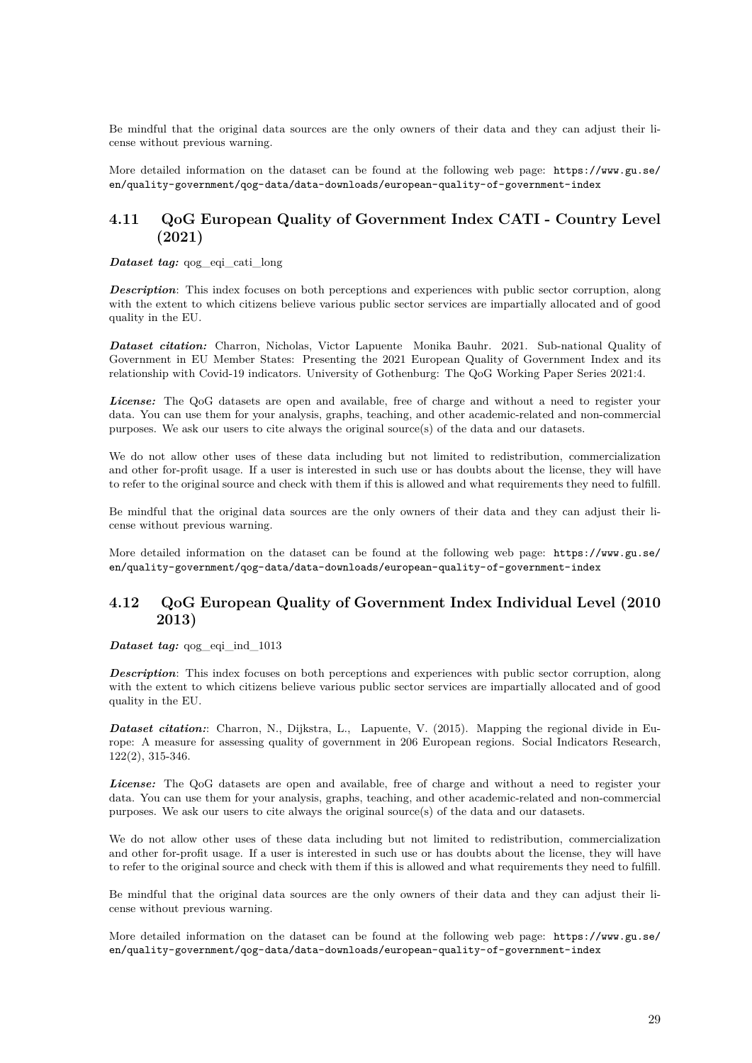Be mindful that the original data sources are the only owners of their data and they can adjust their license without previous warning.

More detailed information on the dataset can be found at the following web page: `https://www.gu.se/en/quality-government/qog-data/data-downloads/european-quality-of-government-index`

## 4.11 QoG European Quality of Government Index CATI - Country Level (2021)

***Dataset tag:*** qog_eqi_cati_long

***Description***: This index focuses on both perceptions and experiences with public sector corruption, along with the extent to which citizens believe various public sector services are impartially allocated and of good quality in the EU.

***Dataset citation:*** Charron, Nicholas, Victor Lapuente Monika Bauhr. 2021. Sub-national Quality of Government in EU Member States: Presenting the 2021 European Quality of Government Index and its relationship with Covid-19 indicators. University of Gothenburg: The QoG Working Paper Series 2021:4.

***License:*** The QoG datasets are open and available, free of charge and without a need to register your data. You can use them for your analysis, graphs, teaching, and other academic-related and non-commercial purposes. We ask our users to cite always the original source(s) of the data and our datasets.

We do not allow other uses of these data including but not limited to redistribution, commercialization and other for-profit usage. If a user is interested in such use or has doubts about the license, they will have to refer to the original source and check with them if this is allowed and what requirements they need to fulfill.

Be mindful that the original data sources are the only owners of their data and they can adjust their license without previous warning.

More detailed information on the dataset can be found at the following web page: `https://www.gu.se/en/quality-government/qog-data/data-downloads/european-quality-of-government-index`

## 4.12 QoG European Quality of Government Index Individual Level (2010 2013)

***Dataset tag:*** qog_eqi_ind_1013

***Description***: This index focuses on both perceptions and experiences with public sector corruption, along with the extent to which citizens believe various public sector services are impartially allocated and of good quality in the EU.

***Dataset citation:***: Charron, N., Dijkstra, L., Lapuente, V. (2015). Mapping the regional divide in Europe: A measure for assessing quality of government in 206 European regions. Social Indicators Research, 122(2), 315-346.

***License:*** The QoG datasets are open and available, free of charge and without a need to register your data. You can use them for your analysis, graphs, teaching, and other academic-related and non-commercial purposes. We ask our users to cite always the original source(s) of the data and our datasets.

We do not allow other uses of these data including but not limited to redistribution, commercialization and other for-profit usage. If a user is interested in such use or has doubts about the license, they will have to refer to the original source and check with them if this is allowed and what requirements they need to fulfill.

Be mindful that the original data sources are the only owners of their data and they can adjust their license without previous warning.

More detailed information on the dataset can be found at the following web page: `https://www.gu.se/en/quality-government/qog-data/data-downloads/european-quality-of-government-index`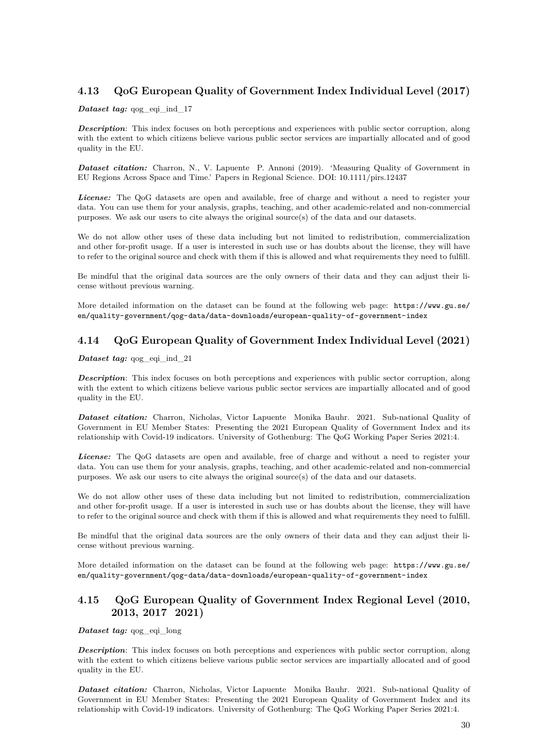## 4.13 QoG European Quality of Government Index Individual Level (2017)

***Dataset tag:*** qog_eqi_ind_17

***Description***: This index focuses on both perceptions and experiences with public sector corruption, along with the extent to which citizens believe various public sector services are impartially allocated and of good quality in the EU.

***Dataset citation:*** Charron, N., V. Lapuente P. Annoni (2019). 'Measuring Quality of Government in EU Regions Across Space and Time.' Papers in Regional Science. DOI: 10.1111/pirs.12437

***License:*** The QoG datasets are open and available, free of charge and without a need to register your data. You can use them for your analysis, graphs, teaching, and other academic-related and non-commercial purposes. We ask our users to cite always the original source(s) of the data and our datasets.

We do not allow other uses of these data including but not limited to redistribution, commercialization and other for-profit usage. If a user is interested in such use or has doubts about the license, they will have to refer to the original source and check with them if this is allowed and what requirements they need to fulfill.

Be mindful that the original data sources are the only owners of their data and they can adjust their license without previous warning.

More detailed information on the dataset can be found at the following web page: `https://www.gu.se/en/quality-government/qog-data/data-downloads/european-quality-of-government-index`

## 4.14 QoG European Quality of Government Index Individual Level (2021)

***Dataset tag:*** qog_eqi_ind_21

***Description***: This index focuses on both perceptions and experiences with public sector corruption, along with the extent to which citizens believe various public sector services are impartially allocated and of good quality in the EU.

***Dataset citation:*** Charron, Nicholas, Victor Lapuente Monika Bauhr. 2021. Sub-national Quality of Government in EU Member States: Presenting the 2021 European Quality of Government Index and its relationship with Covid-19 indicators. University of Gothenburg: The QoG Working Paper Series 2021:4.

***License:*** The QoG datasets are open and available, free of charge and without a need to register your data. You can use them for your analysis, graphs, teaching, and other academic-related and non-commercial purposes. We ask our users to cite always the original source(s) of the data and our datasets.

We do not allow other uses of these data including but not limited to redistribution, commercialization and other for-profit usage. If a user is interested in such use or has doubts about the license, they will have to refer to the original source and check with them if this is allowed and what requirements they need to fulfill.

Be mindful that the original data sources are the only owners of their data and they can adjust their license without previous warning.

More detailed information on the dataset can be found at the following web page: `https://www.gu.se/en/quality-government/qog-data/data-downloads/european-quality-of-government-index`

## 4.15 QoG European Quality of Government Index Regional Level (2010, 2013, 2017 2021)

***Dataset tag:*** qog_eqi_long

***Description***: This index focuses on both perceptions and experiences with public sector corruption, along with the extent to which citizens believe various public sector services are impartially allocated and of good quality in the EU.

***Dataset citation:*** Charron, Nicholas, Victor Lapuente Monika Bauhr. 2021. Sub-national Quality of Government in EU Member States: Presenting the 2021 European Quality of Government Index and its relationship with Covid-19 indicators. University of Gothenburg: The QoG Working Paper Series 2021:4.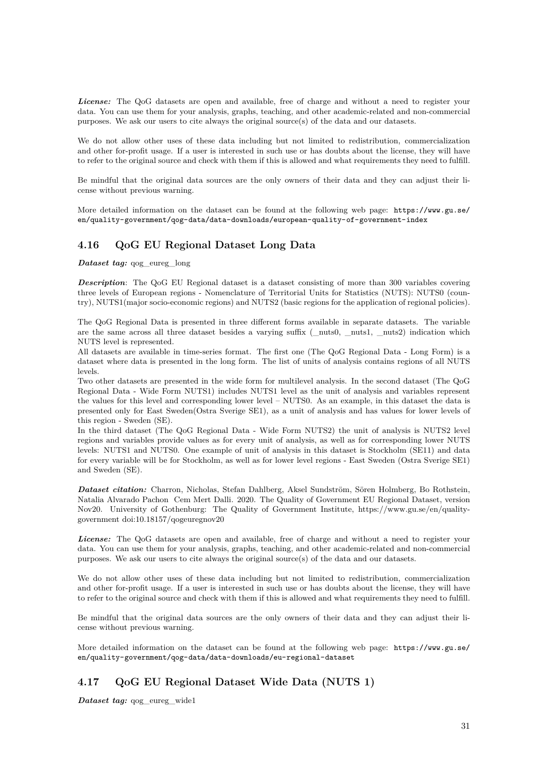***License:*** The QoG datasets are open and available, free of charge and without a need to register your data. You can use them for your analysis, graphs, teaching, and other academic-related and non-commercial purposes. We ask our users to cite always the original source(s) of the data and our datasets.

We do not allow other uses of these data including but not limited to redistribution, commercialization and other for-profit usage. If a user is interested in such use or has doubts about the license, they will have to refer to the original source and check with them if this is allowed and what requirements they need to fulfill.

Be mindful that the original data sources are the only owners of their data and they can adjust their license without previous warning.

More detailed information on the dataset can be found at the following web page: `https://www.gu.se/en/quality-government/qog-data/data-downloads/european-quality-of-government-index`

## 4.16 QoG EU Regional Dataset Long Data

***Dataset tag:*** qog_eureg_long

***Description***: The QoG EU Regional dataset is a dataset consisting of more than 300 variables covering three levels of European regions - Nomenclature of Territorial Units for Statistics (NUTS): NUTS0 (country), NUTS1(major socio-economic regions) and NUTS2 (basic regions for the application of regional policies).

The QoG Regional Data is presented in three different forms available in separate datasets. The variable are the same across all three dataset besides a varying suffix (_nuts0, _nuts1, _nuts2) indication which NUTS level is represented.

All datasets are available in time-series format. The first one (The QoG Regional Data - Long Form) is a dataset where data is presented in the long form. The list of units of analysis contains regions of all NUTS levels.

Two other datasets are presented in the wide form for multilevel analysis. In the second dataset (The QoG Regional Data - Wide Form NUTS1) includes NUTS1 level as the unit of analysis and variables represent the values for this level and corresponding lower level – NUTS0. As an example, in this dataset the data is presented only for East Sweden(Ostra Sverige SE1), as a unit of analysis and has values for lower levels of this region - Sweden (SE).

In the third dataset (The QoG Regional Data - Wide Form NUTS2) the unit of analysis is NUTS2 level regions and variables provide values as for every unit of analysis, as well as for corresponding lower NUTS levels: NUTS1 and NUTS0. One example of unit of analysis in this dataset is Stockholm (SE11) and data for every variable will be for Stockholm, as well as for lower level regions - East Sweden (Ostra Sverige SE1) and Sweden (SE).

***Dataset citation:*** Charron, Nicholas, Stefan Dahlberg, Aksel Sundström, Sören Holmberg, Bo Rothstein, Natalia Alvarado Pachon Cem Mert Dalli. 2020. The Quality of Government EU Regional Dataset, version Nov20. University of Gothenburg: The Quality of Government Institute, https://www.gu.se/en/quality-government doi:10.18157/qogeuregnov20

***License:*** The QoG datasets are open and available, free of charge and without a need to register your data. You can use them for your analysis, graphs, teaching, and other academic-related and non-commercial purposes. We ask our users to cite always the original source(s) of the data and our datasets.

We do not allow other uses of these data including but not limited to redistribution, commercialization and other for-profit usage. If a user is interested in such use or has doubts about the license, they will have to refer to the original source and check with them if this is allowed and what requirements they need to fulfill.

Be mindful that the original data sources are the only owners of their data and they can adjust their license without previous warning.

More detailed information on the dataset can be found at the following web page: `https://www.gu.se/en/quality-government/qog-data/data-downloads/eu-regional-dataset`

## 4.17 QoG EU Regional Dataset Wide Data (NUTS 1)

***Dataset tag:*** qog_eureg_wide1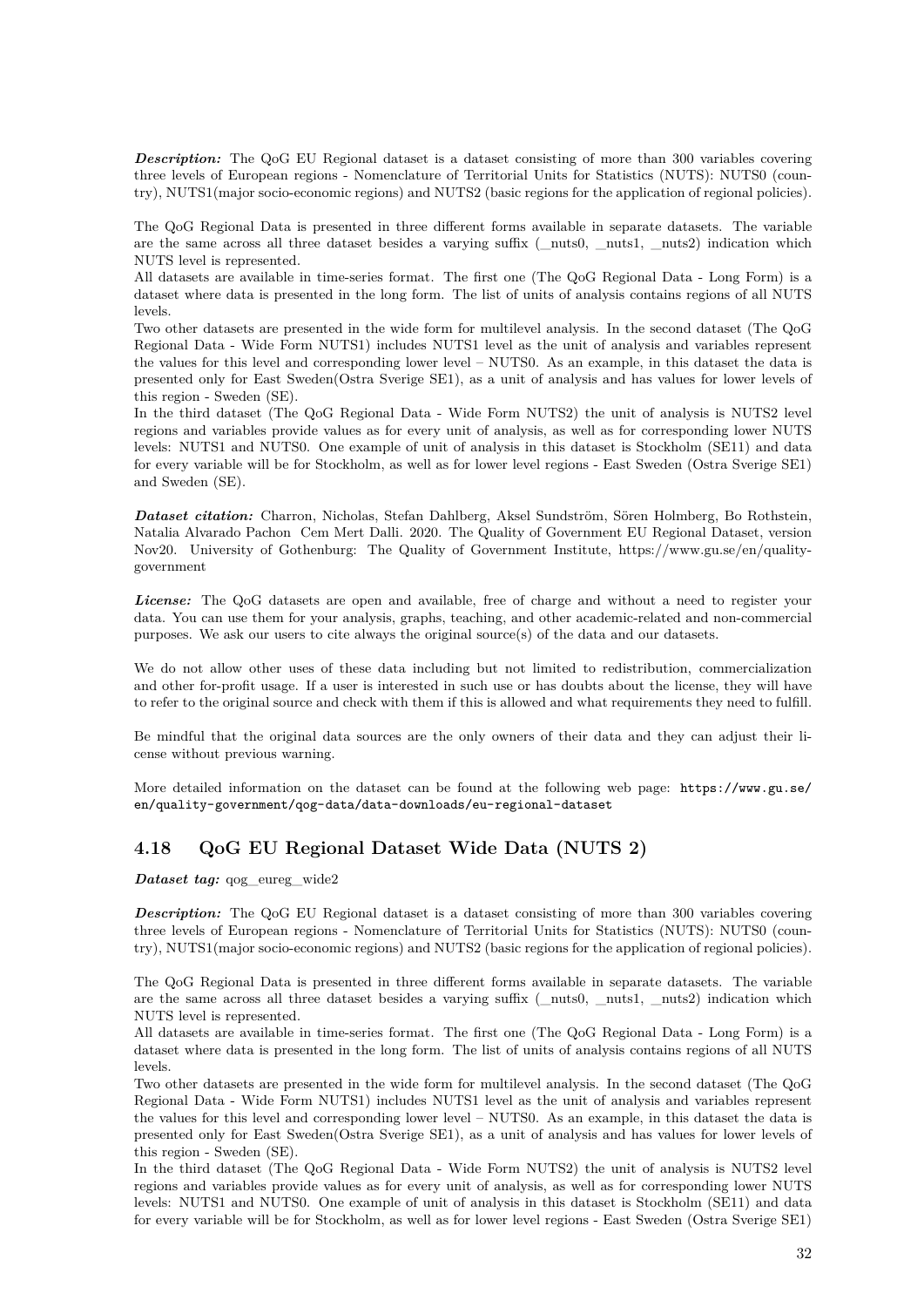***Description:*** The QoG EU Regional dataset is a dataset consisting of more than 300 variables covering three levels of European regions - Nomenclature of Territorial Units for Statistics (NUTS): NUTS0 (country), NUTS1(major socio-economic regions) and NUTS2 (basic regions for the application of regional policies).

The QoG Regional Data is presented in three different forms available in separate datasets. The variable are the same across all three dataset besides a varying suffix (_nuts0, _nuts1, _nuts2) indication which NUTS level is represented.
All datasets are available in time-series format. The first one (The QoG Regional Data - Long Form) is a dataset where data is presented in the long form. The list of units of analysis contains regions of all NUTS levels.
Two other datasets are presented in the wide form for multilevel analysis. In the second dataset (The QoG Regional Data - Wide Form NUTS1) includes NUTS1 level as the unit of analysis and variables represent the values for this level and corresponding lower level – NUTS0. As an example, in this dataset the data is presented only for East Sweden(Ostra Sverige SE1), as a unit of analysis and has values for lower levels of this region - Sweden (SE).
In the third dataset (The QoG Regional Data - Wide Form NUTS2) the unit of analysis is NUTS2 level regions and variables provide values as for every unit of analysis, as well as for corresponding lower NUTS levels: NUTS1 and NUTS0. One example of unit of analysis in this dataset is Stockholm (SE11) and data for every variable will be for Stockholm, as well as for lower level regions - East Sweden (Ostra Sverige SE1) and Sweden (SE).

***Dataset citation:*** Charron, Nicholas, Stefan Dahlberg, Aksel Sundström, Sören Holmberg, Bo Rothstein, Natalia Alvarado Pachon Cem Mert Dalli. 2020. The Quality of Government EU Regional Dataset, version Nov20. University of Gothenburg: The Quality of Government Institute, https://www.gu.se/en/quality-government

***License:*** The QoG datasets are open and available, free of charge and without a need to register your data. You can use them for your analysis, graphs, teaching, and other academic-related and non-commercial purposes. We ask our users to cite always the original source(s) of the data and our datasets.

We do not allow other uses of these data including but not limited to redistribution, commercialization and other for-profit usage. If a user is interested in such use or has doubts about the license, they will have to refer to the original source and check with them if this is allowed and what requirements they need to fulfill.

Be mindful that the original data sources are the only owners of their data and they can adjust their license without previous warning.

More detailed information on the dataset can be found at the following web page: `https://www.gu.se/en/quality-government/qog-data/data-downloads/eu-regional-dataset`

## 4.18 QoG EU Regional Dataset Wide Data (NUTS 2)

***Dataset tag:*** qog_eureg_wide2

***Description:*** The QoG EU Regional dataset is a dataset consisting of more than 300 variables covering three levels of European regions - Nomenclature of Territorial Units for Statistics (NUTS): NUTS0 (country), NUTS1(major socio-economic regions) and NUTS2 (basic regions for the application of regional policies).

The QoG Regional Data is presented in three different forms available in separate datasets. The variable are the same across all three dataset besides a varying suffix (_nuts0, _nuts1, _nuts2) indication which NUTS level is represented.
All datasets are available in time-series format. The first one (The QoG Regional Data - Long Form) is a dataset where data is presented in the long form. The list of units of analysis contains regions of all NUTS levels.
Two other datasets are presented in the wide form for multilevel analysis. In the second dataset (The QoG Regional Data - Wide Form NUTS1) includes NUTS1 level as the unit of analysis and variables represent the values for this level and corresponding lower level – NUTS0. As an example, in this dataset the data is presented only for East Sweden(Ostra Sverige SE1), as a unit of analysis and has values for lower levels of this region - Sweden (SE).
In the third dataset (The QoG Regional Data - Wide Form NUTS2) the unit of analysis is NUTS2 level regions and variables provide values as for every unit of analysis, as well as for corresponding lower NUTS levels: NUTS1 and NUTS0. One example of unit of analysis in this dataset is Stockholm (SE11) and data for every variable will be for Stockholm, as well as for lower level regions - East Sweden (Ostra Sverige SE1)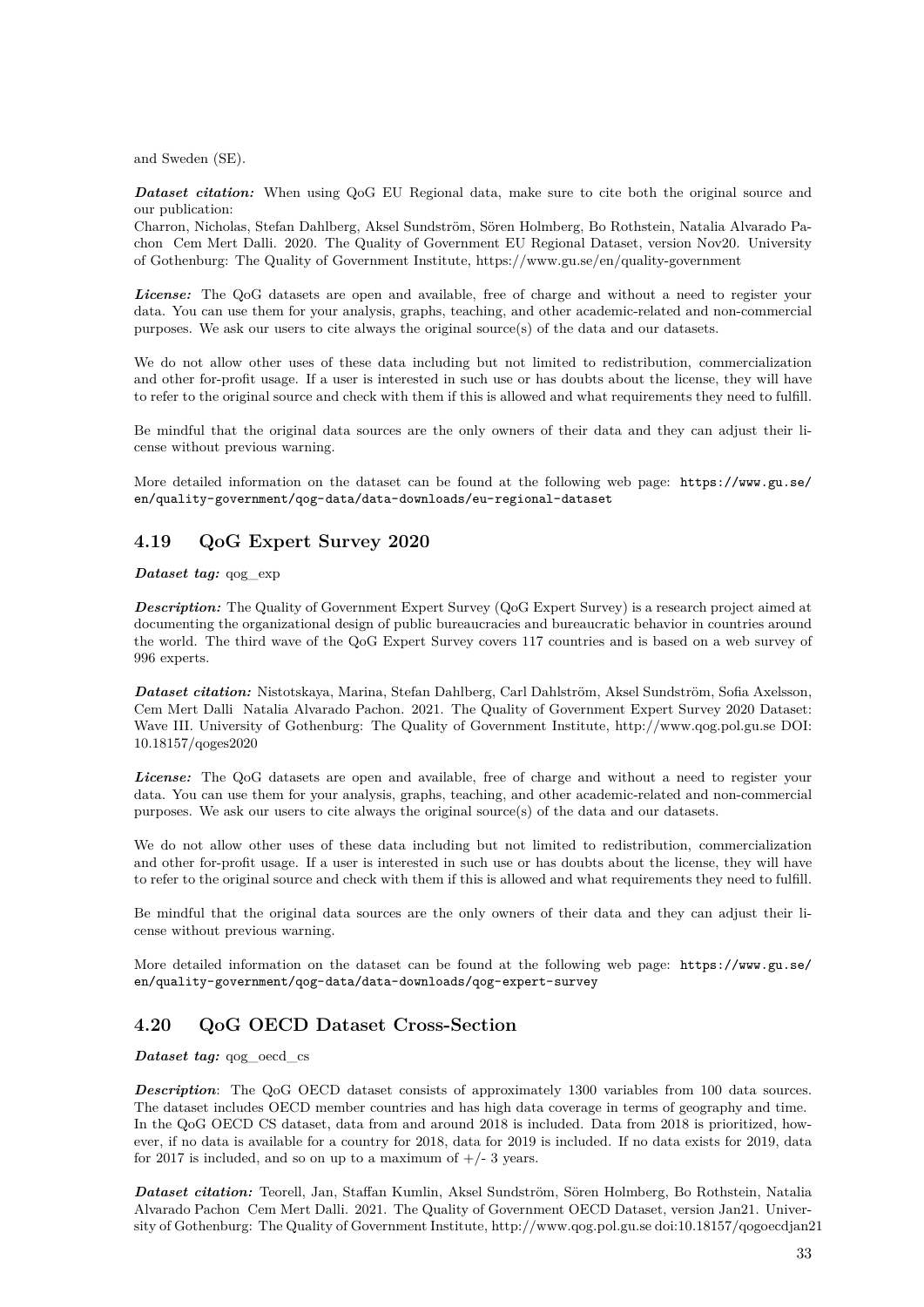and Sweden (SE).

***Dataset citation:*** When using QoG EU Regional data, make sure to cite both the original source and our publication:
Charron, Nicholas, Stefan Dahlberg, Aksel Sundström, Sören Holmberg, Bo Rothstein, Natalia Alvarado Pachon Cem Mert Dalli. 2020. The Quality of Government EU Regional Dataset, version Nov20. University of Gothenburg: The Quality of Government Institute, https://www.gu.se/en/quality-government

***License:*** The QoG datasets are open and available, free of charge and without a need to register your data. You can use them for your analysis, graphs, teaching, and other academic-related and non-commercial purposes. We ask our users to cite always the original source(s) of the data and our datasets.

We do not allow other uses of these data including but not limited to redistribution, commercialization and other for-profit usage. If a user is interested in such use or has doubts about the license, they will have to refer to the original source and check with them if this is allowed and what requirements they need to fulfill.

Be mindful that the original data sources are the only owners of their data and they can adjust their license without previous warning.

More detailed information on the dataset can be found at the following web page: https://www.gu.se/en/quality-government/qog-data/data-downloads/eu-regional-dataset

## 4.19 QoG Expert Survey 2020

***Dataset tag:*** qog_exp

***Description:*** The Quality of Government Expert Survey (QoG Expert Survey) is a research project aimed at documenting the organizational design of public bureaucracies and bureaucratic behavior in countries around the world. The third wave of the QoG Expert Survey covers 117 countries and is based on a web survey of 996 experts.

***Dataset citation:*** Nistotskaya, Marina, Stefan Dahlberg, Carl Dahlström, Aksel Sundström, Sofia Axelsson, Cem Mert Dalli Natalia Alvarado Pachon. 2021. The Quality of Government Expert Survey 2020 Dataset: Wave III. University of Gothenburg: The Quality of Government Institute, http://www.qog.pol.gu.se DOI: 10.18157/qoges2020

***License:*** The QoG datasets are open and available, free of charge and without a need to register your data. You can use them for your analysis, graphs, teaching, and other academic-related and non-commercial purposes. We ask our users to cite always the original source(s) of the data and our datasets.

We do not allow other uses of these data including but not limited to redistribution, commercialization and other for-profit usage. If a user is interested in such use or has doubts about the license, they will have to refer to the original source and check with them if this is allowed and what requirements they need to fulfill.

Be mindful that the original data sources are the only owners of their data and they can adjust their license without previous warning.

More detailed information on the dataset can be found at the following web page: https://www.gu.se/en/quality-government/qog-data/data-downloads/qog-expert-survey

## 4.20 QoG OECD Dataset Cross-Section

***Dataset tag:*** qog_oecd_cs

***Description***: The QoG OECD dataset consists of approximately 1300 variables from 100 data sources. The dataset includes OECD member countries and has high data coverage in terms of geography and time. In the QoG OECD CS dataset, data from and around 2018 is included. Data from 2018 is prioritized, however, if no data is available for a country for 2018, data for 2019 is included. If no data exists for 2019, data for 2017 is included, and so on up to a maximum of +/- 3 years.

***Dataset citation:*** Teorell, Jan, Staffan Kumlin, Aksel Sundström, Sören Holmberg, Bo Rothstein, Natalia Alvarado Pachon Cem Mert Dalli. 2021. The Quality of Government OECD Dataset, version Jan21. University of Gothenburg: The Quality of Government Institute, http://www.qog.pol.gu.se doi:10.18157/qogoecdjan21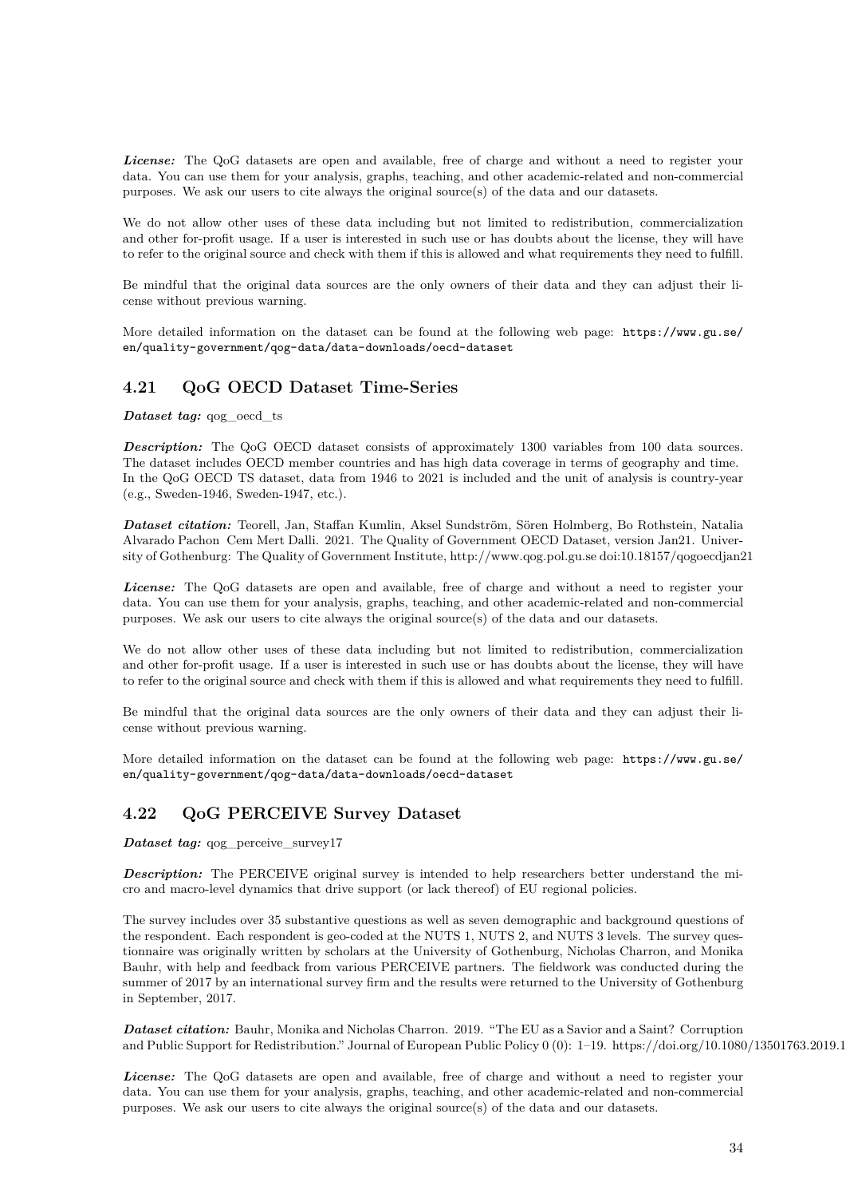***License:*** The QoG datasets are open and available, free of charge and without a need to register your data. You can use them for your analysis, graphs, teaching, and other academic-related and non-commercial purposes. We ask our users to cite always the original source(s) of the data and our datasets.

We do not allow other uses of these data including but not limited to redistribution, commercialization and other for-profit usage. If a user is interested in such use or has doubts about the license, they will have to refer to the original source and check with them if this is allowed and what requirements they need to fulfill.

Be mindful that the original data sources are the only owners of their data and they can adjust their license without previous warning.

More detailed information on the dataset can be found at the following web page: `https://www.gu.se/en/quality-government/qog-data/data-downloads/oecd-dataset`

## 4.21 QoG OECD Dataset Time-Series

***Dataset tag:*** qog_oecd_ts

***Description:*** The QoG OECD dataset consists of approximately 1300 variables from 100 data sources. The dataset includes OECD member countries and has high data coverage in terms of geography and time. In the QoG OECD TS dataset, data from 1946 to 2021 is included and the unit of analysis is country-year (e.g., Sweden-1946, Sweden-1947, etc.).

***Dataset citation:*** Teorell, Jan, Staffan Kumlin, Aksel Sundström, Sören Holmberg, Bo Rothstein, Natalia Alvarado Pachon Cem Mert Dalli. 2021. The Quality of Government OECD Dataset, version Jan21. University of Gothenburg: The Quality of Government Institute, http://www.qog.pol.gu.se doi:10.18157/qogoecdjan21

***License:*** The QoG datasets are open and available, free of charge and without a need to register your data. You can use them for your analysis, graphs, teaching, and other academic-related and non-commercial purposes. We ask our users to cite always the original source(s) of the data and our datasets.

We do not allow other uses of these data including but not limited to redistribution, commercialization and other for-profit usage. If a user is interested in such use or has doubts about the license, they will have to refer to the original source and check with them if this is allowed and what requirements they need to fulfill.

Be mindful that the original data sources are the only owners of their data and they can adjust their license without previous warning.

More detailed information on the dataset can be found at the following web page: `https://www.gu.se/en/quality-government/qog-data/data-downloads/oecd-dataset`

## 4.22 QoG PERCEIVE Survey Dataset

***Dataset tag:*** qog_perceive_survey17

***Description:*** The PERCEIVE original survey is intended to help researchers better understand the micro and macro-level dynamics that drive support (or lack thereof) of EU regional policies.

The survey includes over 35 substantive questions as well as seven demographic and background questions of the respondent. Each respondent is geo-coded at the NUTS 1, NUTS 2, and NUTS 3 levels. The survey questionnaire was originally written by scholars at the University of Gothenburg, Nicholas Charron, and Monika Bauhr, with help and feedback from various PERCEIVE partners. The fieldwork was conducted during the summer of 2017 by an international survey firm and the results were returned to the University of Gothenburg in September, 2017.

***Dataset citation:*** Bauhr, Monika and Nicholas Charron. 2019. "The EU as a Savior and a Saint? Corruption and Public Support for Redistribution." Journal of European Public Policy 0 (0): 1–19. https://doi.org/10.1080/13501763.2019.1

***License:*** The QoG datasets are open and available, free of charge and without a need to register your data. You can use them for your analysis, graphs, teaching, and other academic-related and non-commercial purposes. We ask our users to cite always the original source(s) of the data and our datasets.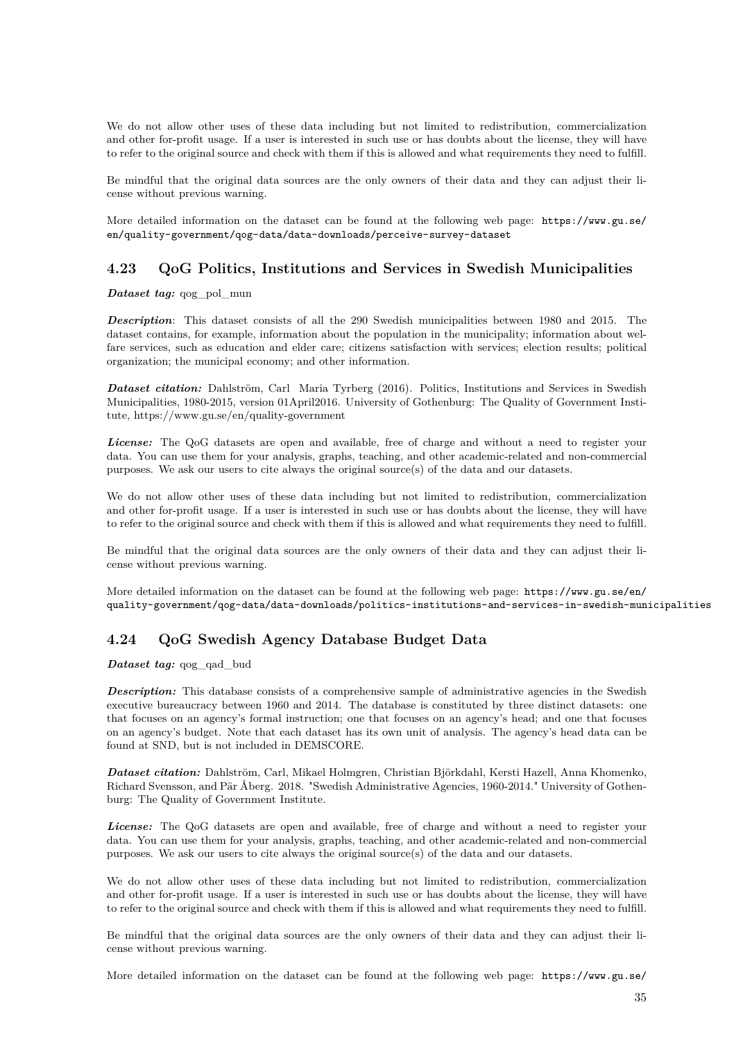We do not allow other uses of these data including but not limited to redistribution, commercialization and other for-profit usage. If a user is interested in such use or has doubts about the license, they will have to refer to the original source and check with them if this is allowed and what requirements they need to fulfill.

Be mindful that the original data sources are the only owners of their data and they can adjust their license without previous warning.

More detailed information on the dataset can be found at the following web page: https://www.gu.se/en/quality-government/qog-data/data-downloads/perceive-survey-dataset

### 4.23 QoG Politics, Institutions and Services in Swedish Municipalities

***Dataset tag:*** qog_pol_mun

***Description***: This dataset consists of all the 290 Swedish municipalities between 1980 and 2015. The dataset contains, for example, information about the population in the municipality; information about welfare services, such as education and elder care; citizens satisfaction with services; election results; political organization; the municipal economy; and other information.

***Dataset citation:*** Dahlström, Carl Maria Tyrberg (2016). Politics, Institutions and Services in Swedish Municipalities, 1980-2015, version 01April2016. University of Gothenburg: The Quality of Government Institute, https://www.gu.se/en/quality-government

***License:*** The QoG datasets are open and available, free of charge and without a need to register your data. You can use them for your analysis, graphs, teaching, and other academic-related and non-commercial purposes. We ask our users to cite always the original source(s) of the data and our datasets.

We do not allow other uses of these data including but not limited to redistribution, commercialization and other for-profit usage. If a user is interested in such use or has doubts about the license, they will have to refer to the original source and check with them if this is allowed and what requirements they need to fulfill.

Be mindful that the original data sources are the only owners of their data and they can adjust their license without previous warning.

More detailed information on the dataset can be found at the following web page: https://www.gu.se/en/quality-government/qog-data/data-downloads/politics-institutions-and-services-in-swedish-municipalities

### 4.24 QoG Swedish Agency Database Budget Data

***Dataset tag:*** qog_qad_bud

***Description:*** This database consists of a comprehensive sample of administrative agencies in the Swedish executive bureaucracy between 1960 and 2014. The database is constituted by three distinct datasets: one that focuses on an agency's formal instruction; one that focuses on an agency's head; and one that focuses on an agency's budget. Note that each dataset has its own unit of analysis. The agency's head data can be found at SND, but is not included in DEMSCORE.

***Dataset citation:*** Dahlström, Carl, Mikael Holmgren, Christian Björkdahl, Kersti Hazell, Anna Khomenko, Richard Svensson, and Pär Åberg. 2018. "Swedish Administrative Agencies, 1960-2014." University of Gothenburg: The Quality of Government Institute.

***License:*** The QoG datasets are open and available, free of charge and without a need to register your data. You can use them for your analysis, graphs, teaching, and other academic-related and non-commercial purposes. We ask our users to cite always the original source(s) of the data and our datasets.

We do not allow other uses of these data including but not limited to redistribution, commercialization and other for-profit usage. If a user is interested in such use or has doubts about the license, they will have to refer to the original source and check with them if this is allowed and what requirements they need to fulfill.

Be mindful that the original data sources are the only owners of their data and they can adjust their license without previous warning.

More detailed information on the dataset can be found at the following web page: https://www.gu.se/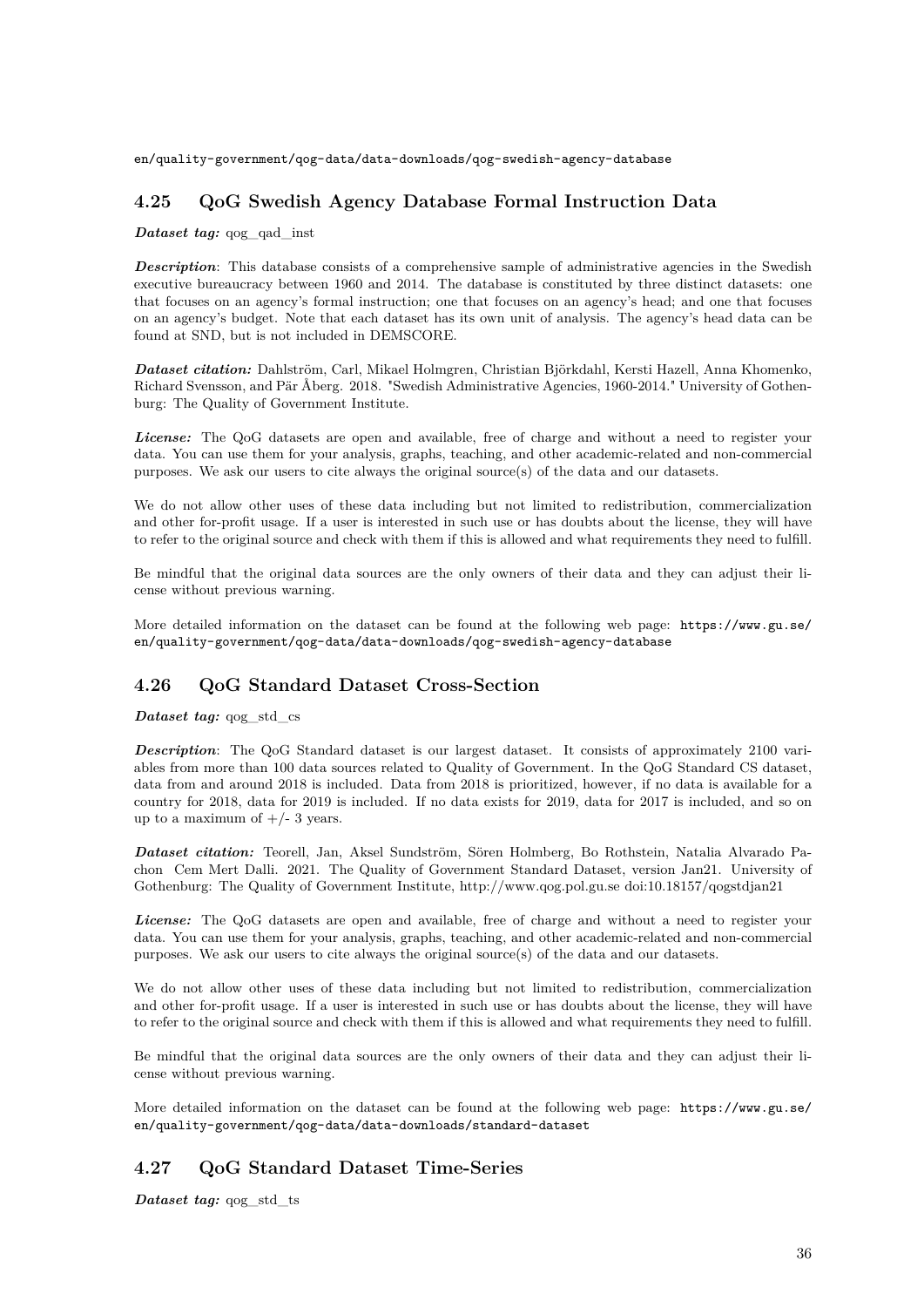en/quality-government/qog-data/data-downloads/qog-swedish-agency-database

## 4.25 QoG Swedish Agency Database Formal Instruction Data

***Dataset tag:*** qog_qad_inst

***Description***: This database consists of a comprehensive sample of administrative agencies in the Swedish executive bureaucracy between 1960 and 2014. The database is constituted by three distinct datasets: one that focuses on an agency's formal instruction; one that focuses on an agency's head; and one that focuses on an agency's budget. Note that each dataset has its own unit of analysis. The agency's head data can be found at SND, but is not included in DEMSCORE.

***Dataset citation:*** Dahlström, Carl, Mikael Holmgren, Christian Björkdahl, Kersti Hazell, Anna Khomenko, Richard Svensson, and Pär Åberg. 2018. "Swedish Administrative Agencies, 1960-2014." University of Gothenburg: The Quality of Government Institute.

***License:*** The QoG datasets are open and available, free of charge and without a need to register your data. You can use them for your analysis, graphs, teaching, and other academic-related and non-commercial purposes. We ask our users to cite always the original source(s) of the data and our datasets.

We do not allow other uses of these data including but not limited to redistribution, commercialization and other for-profit usage. If a user is interested in such use or has doubts about the license, they will have to refer to the original source and check with them if this is allowed and what requirements they need to fulfill.

Be mindful that the original data sources are the only owners of their data and they can adjust their license without previous warning.

More detailed information on the dataset can be found at the following web page: https://www.gu.se/en/quality-government/qog-data/data-downloads/qog-swedish-agency-database

## 4.26 QoG Standard Dataset Cross-Section

***Dataset tag:*** qog_std_cs

***Description***: The QoG Standard dataset is our largest dataset. It consists of approximately 2100 variables from more than 100 data sources related to Quality of Government. In the QoG Standard CS dataset, data from and around 2018 is included. Data from 2018 is prioritized, however, if no data is available for a country for 2018, data for 2019 is included. If no data exists for 2019, data for 2017 is included, and so on up to a maximum of +/- 3 years.

***Dataset citation:*** Teorell, Jan, Aksel Sundström, Sören Holmberg, Bo Rothstein, Natalia Alvarado Pachon Cem Mert Dalli. 2021. The Quality of Government Standard Dataset, version Jan21. University of Gothenburg: The Quality of Government Institute, http://www.qog.pol.gu.se doi:10.18157/qogstdjan21

***License:*** The QoG datasets are open and available, free of charge and without a need to register your data. You can use them for your analysis, graphs, teaching, and other academic-related and non-commercial purposes. We ask our users to cite always the original source(s) of the data and our datasets.

We do not allow other uses of these data including but not limited to redistribution, commercialization and other for-profit usage. If a user is interested in such use or has doubts about the license, they will have to refer to the original source and check with them if this is allowed and what requirements they need to fulfill.

Be mindful that the original data sources are the only owners of their data and they can adjust their license without previous warning.

More detailed information on the dataset can be found at the following web page: https://www.gu.se/en/quality-government/qog-data/data-downloads/standard-dataset

## 4.27 QoG Standard Dataset Time-Series

***Dataset tag:*** qog_std_ts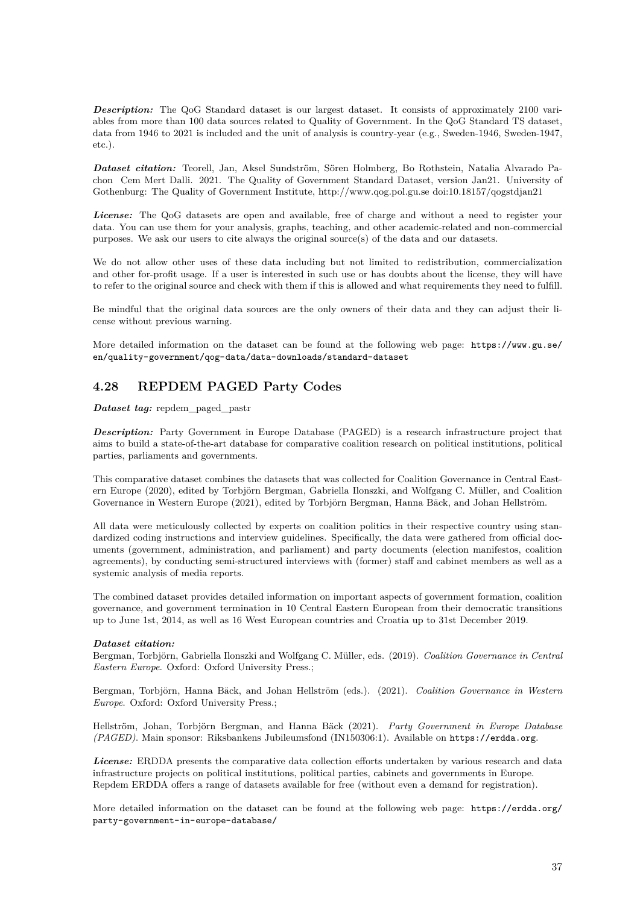***Description:*** The QoG Standard dataset is our largest dataset. It consists of approximately 2100 variables from more than 100 data sources related to Quality of Government. In the QoG Standard TS dataset, data from 1946 to 2021 is included and the unit of analysis is country-year (e.g., Sweden-1946, Sweden-1947, etc.).

***Dataset citation:*** Teorell, Jan, Aksel Sundström, Sören Holmberg, Bo Rothstein, Natalia Alvarado Pachon Cem Mert Dalli. 2021. The Quality of Government Standard Dataset, version Jan21. University of Gothenburg: The Quality of Government Institute, http://www.qog.pol.gu.se doi:10.18157/qogstdjan21

***License:*** The QoG datasets are open and available, free of charge and without a need to register your data. You can use them for your analysis, graphs, teaching, and other academic-related and non-commercial purposes. We ask our users to cite always the original source(s) of the data and our datasets.

We do not allow other uses of these data including but not limited to redistribution, commercialization and other for-profit usage. If a user is interested in such use or has doubts about the license, they will have to refer to the original source and check with them if this is allowed and what requirements they need to fulfill.

Be mindful that the original data sources are the only owners of their data and they can adjust their license without previous warning.

More detailed information on the dataset can be found at the following web page: `https://www.gu.se/en/quality-government/qog-data/data-downloads/standard-dataset`

## 4.28 REPDEM PAGED Party Codes

***Dataset tag:*** repdem_paged_pastr

***Description:*** Party Government in Europe Database (PAGED) is a research infrastructure project that aims to build a state-of-the-art database for comparative coalition research on political institutions, political parties, parliaments and governments.

This comparative dataset combines the datasets that was collected for Coalition Governance in Central Eastern Europe (2020), edited by Torbjörn Bergman, Gabriella Ilonszki, and Wolfgang C. Müller, and Coalition Governance in Western Europe (2021), edited by Torbjörn Bergman, Hanna Bäck, and Johan Hellström.

All data were meticulously collected by experts on coalition politics in their respective country using standardized coding instructions and interview guidelines. Specifically, the data were gathered from official documents (government, administration, and parliament) and party documents (election manifestos, coalition agreements), by conducting semi-structured interviews with (former) staff and cabinet members as well as a systemic analysis of media reports.

The combined dataset provides detailed information on important aspects of government formation, coalition governance, and government termination in 10 Central Eastern European from their democratic transitions up to June 1st, 2014, as well as 16 West European countries and Croatia up to 31st December 2019.

***Dataset citation:***
Bergman, Torbjörn, Gabriella Ilonszki and Wolfgang C. Müller, eds. (2019). *Coalition Governance in Central Eastern Europe*. Oxford: Oxford University Press.;

Bergman, Torbjörn, Hanna Bäck, and Johan Hellström (eds.). (2021). *Coalition Governance in Western Europe*. Oxford: Oxford University Press.;

Hellström, Johan, Torbjörn Bergman, and Hanna Bäck (2021). *Party Government in Europe Database (PAGED)*. Main sponsor: Riksbankens Jubileumsfond (IN150306:1). Available on `https://erdda.org`.

***License:*** ERDDA presents the comparative data collection efforts undertaken by various research and data infrastructure projects on political institutions, political parties, cabinets and governments in Europe. Repdem ERDDA offers a range of datasets available for free (without even a demand for registration).

More detailed information on the dataset can be found at the following web page: `https://erdda.org/party-government-in-europe-database/`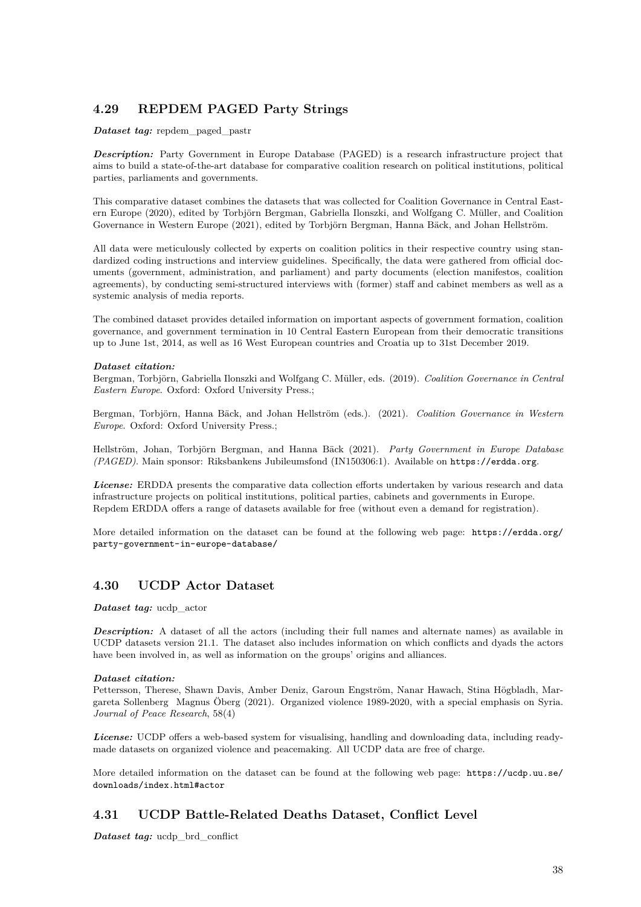## 4.29 REPDEM PAGED Party Strings

***Dataset tag:*** repdem_paged_pastr

***Description:*** Party Government in Europe Database (PAGED) is a research infrastructure project that aims to build a state-of-the-art database for comparative coalition research on political institutions, political parties, parliaments and governments.

This comparative dataset combines the datasets that was collected for Coalition Governance in Central Eastern Europe (2020), edited by Torbjörn Bergman, Gabriella Ilonszki, and Wolfgang C. Müller, and Coalition Governance in Western Europe (2021), edited by Torbjörn Bergman, Hanna Bäck, and Johan Hellström.

All data were meticulously collected by experts on coalition politics in their respective country using standardized coding instructions and interview guidelines. Specifically, the data were gathered from official documents (government, administration, and parliament) and party documents (election manifestos, coalition agreements), by conducting semi-structured interviews with (former) staff and cabinet members as well as a systemic analysis of media reports.

The combined dataset provides detailed information on important aspects of government formation, coalition governance, and government termination in 10 Central Eastern European from their democratic transitions up to June 1st, 2014, as well as 16 West European countries and Croatia up to 31st December 2019.

***Dataset citation:***
Bergman, Torbjörn, Gabriella Ilonszki and Wolfgang C. Müller, eds. (2019). *Coalition Governance in Central Eastern Europe*. Oxford: Oxford University Press.;

Bergman, Torbjörn, Hanna Bäck, and Johan Hellström (eds.). (2021). *Coalition Governance in Western Europe*. Oxford: Oxford University Press.;

Hellström, Johan, Torbjörn Bergman, and Hanna Bäck (2021). *Party Government in Europe Database (PAGED)*. Main sponsor: Riksbankens Jubileumsfond (IN150306:1). Available on `https://erdda.org`.

***License:*** ERDDA presents the comparative data collection efforts undertaken by various research and data infrastructure projects on political institutions, political parties, cabinets and governments in Europe. Repdem ERDDA offers a range of datasets available for free (without even a demand for registration).

More detailed information on the dataset can be found at the following web page: `https://erdda.org/party-government-in-europe-database/`

## 4.30 UCDP Actor Dataset

***Dataset tag:*** ucdp_actor

***Description:*** A dataset of all the actors (including their full names and alternate names) as available in UCDP datasets version 21.1. The dataset also includes information on which conflicts and dyads the actors have been involved in, as well as information on the groups' origins and alliances.

***Dataset citation:***
Pettersson, Therese, Shawn Davis, Amber Deniz, Garoun Engström, Nanar Hawach, Stina Högbladh, Margareta Sollenberg Magnus Öberg (2021). Organized violence 1989-2020, with a special emphasis on Syria. *Journal of Peace Research*, 58(4)

***License:*** UCDP offers a web-based system for visualising, handling and downloading data, including ready-made datasets on organized violence and peacemaking. All UCDP data are free of charge.

More detailed information on the dataset can be found at the following web page: `https://ucdp.uu.se/downloads/index.html#actor`

## 4.31 UCDP Battle-Related Deaths Dataset, Conflict Level

***Dataset tag:*** ucdp_brd_conflict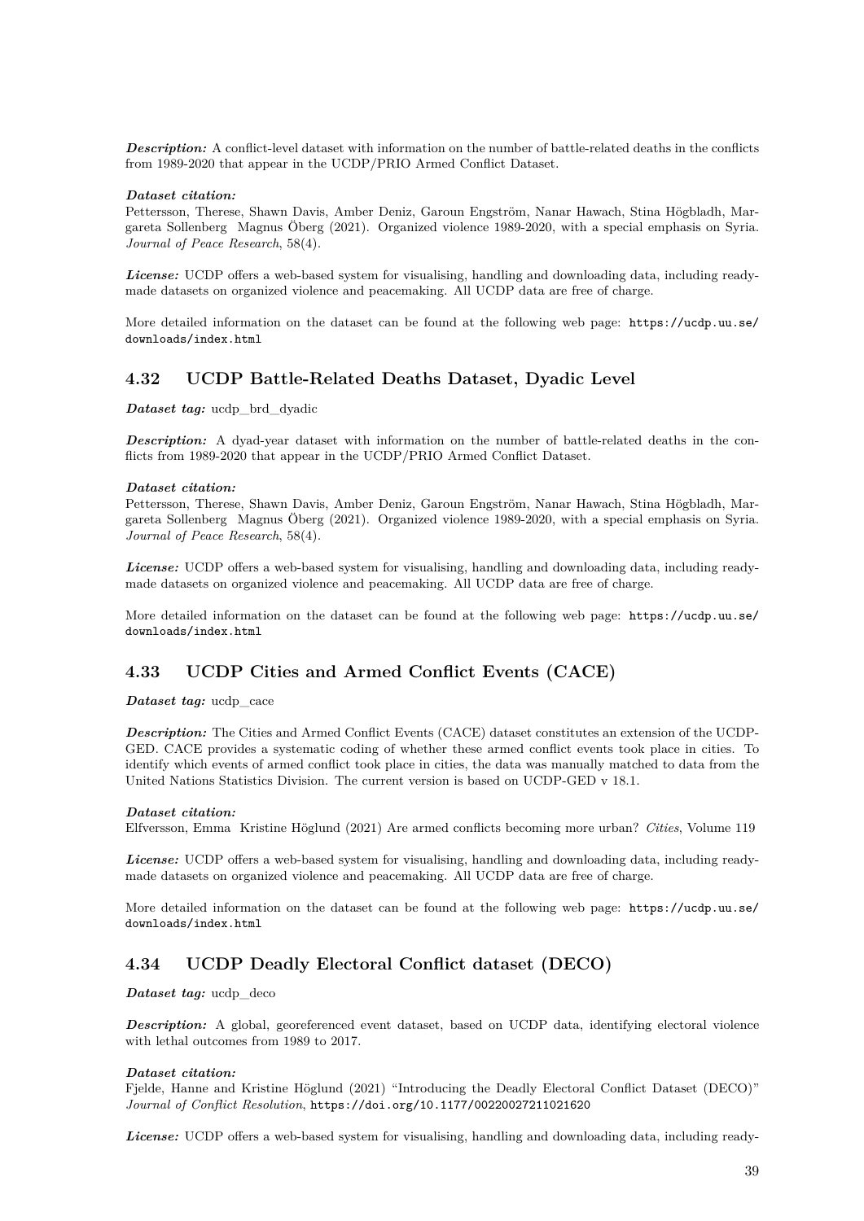*Description:* A conflict-level dataset with information on the number of battle-related deaths in the conflicts from 1989-2020 that appear in the UCDP/PRIO Armed Conflict Dataset.

***Dataset citation:***
Pettersson, Therese, Shawn Davis, Amber Deniz, Garoun Engström, Nanar Hawach, Stina Högbladh, Margareta Sollenberg Magnus Öberg (2021). Organized violence 1989-2020, with a special emphasis on Syria. *Journal of Peace Research*, 58(4).

*License:* UCDP offers a web-based system for visualising, handling and downloading data, including ready-made datasets on organized violence and peacemaking. All UCDP data are free of charge.

More detailed information on the dataset can be found at the following web page: https://ucdp.uu.se/downloads/index.html

## 4.32 UCDP Battle-Related Deaths Dataset, Dyadic Level

*Dataset tag:* ucdp_brd_dyadic

*Description:* A dyad-year dataset with information on the number of battle-related deaths in the conflicts from 1989-2020 that appear in the UCDP/PRIO Armed Conflict Dataset.

***Dataset citation:***
Pettersson, Therese, Shawn Davis, Amber Deniz, Garoun Engström, Nanar Hawach, Stina Högbladh, Margareta Sollenberg Magnus Öberg (2021). Organized violence 1989-2020, with a special emphasis on Syria. *Journal of Peace Research*, 58(4).

*License:* UCDP offers a web-based system for visualising, handling and downloading data, including ready-made datasets on organized violence and peacemaking. All UCDP data are free of charge.

More detailed information on the dataset can be found at the following web page: https://ucdp.uu.se/downloads/index.html

## 4.33 UCDP Cities and Armed Conflict Events (CACE)

*Dataset tag:* ucdp_cace

*Description:* The Cities and Armed Conflict Events (CACE) dataset constitutes an extension of the UCDP-GED. CACE provides a systematic coding of whether these armed conflict events took place in cities. To identify which events of armed conflict took place in cities, the data was manually matched to data from the United Nations Statistics Division. The current version is based on UCDP-GED v 18.1.

***Dataset citation:***
Elfversson, Emma Kristine Höglund (2021) Are armed conflicts becoming more urban? *Cities*, Volume 119

*License:* UCDP offers a web-based system for visualising, handling and downloading data, including ready-made datasets on organized violence and peacemaking. All UCDP data are free of charge.

More detailed information on the dataset can be found at the following web page: https://ucdp.uu.se/downloads/index.html

## 4.34 UCDP Deadly Electoral Conflict dataset (DECO)

*Dataset tag:* ucdp_deco

*Description:* A global, georeferenced event dataset, based on UCDP data, identifying electoral violence with lethal outcomes from 1989 to 2017.

***Dataset citation:***
Fjelde, Hanne and Kristine Höglund (2021) "Introducing the Deadly Electoral Conflict Dataset (DECO)" *Journal of Conflict Resolution*, https://doi.org/10.1177/00220027211021620

*License:* UCDP offers a web-based system for visualising, handling and downloading data, including ready-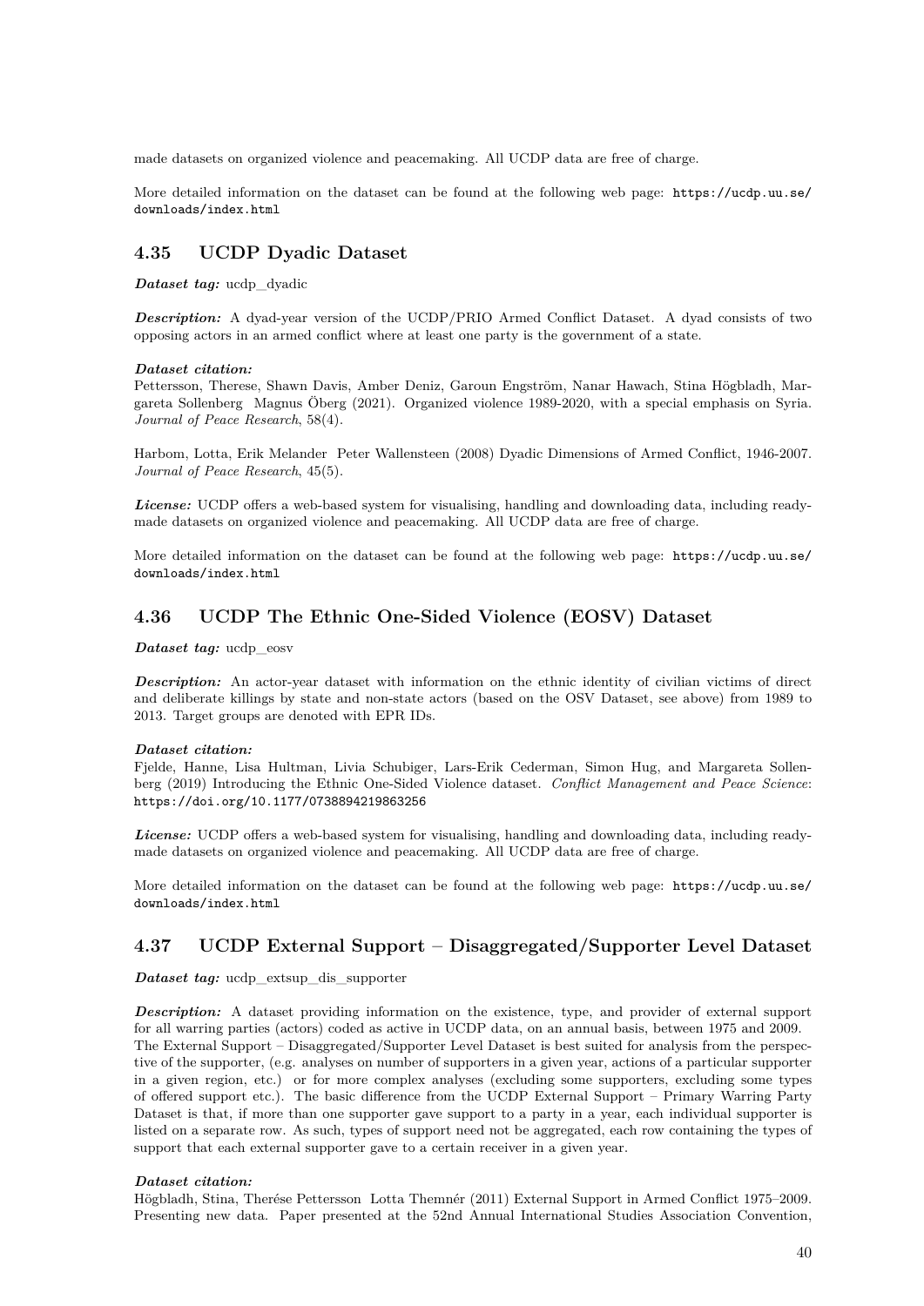made datasets on organized violence and peacemaking. All UCDP data are free of charge.

More detailed information on the dataset can be found at the following web page: https://ucdp.uu.se/downloads/index.html

## 4.35 UCDP Dyadic Dataset

***Dataset tag:*** ucdp_dyadic

***Description:*** A dyad-year version of the UCDP/PRIO Armed Conflict Dataset. A dyad consists of two opposing actors in an armed conflict where at least one party is the government of a state.

***Dataset citation:***
Pettersson, Therese, Shawn Davis, Amber Deniz, Garoun Engström, Nanar Hawach, Stina Högbladh, Margareta Sollenberg  Magnus Öberg (2021). Organized violence 1989-2020, with a special emphasis on Syria. *Journal of Peace Research*, 58(4).

Harbom, Lotta, Erik Melander  Peter Wallensteen (2008) Dyadic Dimensions of Armed Conflict, 1946-2007. *Journal of Peace Research*, 45(5).

***License:*** UCDP offers a web-based system for visualising, handling and downloading data, including ready-made datasets on organized violence and peacemaking. All UCDP data are free of charge.

More detailed information on the dataset can be found at the following web page: https://ucdp.uu.se/downloads/index.html

## 4.36 UCDP The Ethnic One-Sided Violence (EOSV) Dataset

***Dataset tag:*** ucdp_eosv

***Description:*** An actor-year dataset with information on the ethnic identity of civilian victims of direct and deliberate killings by state and non-state actors (based on the OSV Dataset, see above) from 1989 to 2013. Target groups are denoted with EPR IDs.

***Dataset citation:***
Fjelde, Hanne, Lisa Hultman, Livia Schubiger, Lars-Erik Cederman, Simon Hug, and Margareta Sollenberg (2019) Introducing the Ethnic One-Sided Violence dataset. *Conflict Management and Peace Science*: https://doi.org/10.1177/0738894219863256

***License:*** UCDP offers a web-based system for visualising, handling and downloading data, including ready-made datasets on organized violence and peacemaking. All UCDP data are free of charge.

More detailed information on the dataset can be found at the following web page: https://ucdp.uu.se/downloads/index.html

## 4.37 UCDP External Support – Disaggregated/Supporter Level Dataset

***Dataset tag:*** ucdp_extsup_dis_supporter

***Description:*** A dataset providing information on the existence, type, and provider of external support for all warring parties (actors) coded as active in UCDP data, on an annual basis, between 1975 and 2009. The External Support – Disaggregated/Supporter Level Dataset is best suited for analysis from the perspective of the supporter, (e.g. analyses on number of supporters in a given year, actions of a particular supporter in a given region, etc.) or for more complex analyses (excluding some supporters, excluding some types of offered support etc.). The basic difference from the UCDP External Support – Primary Warring Party Dataset is that, if more than one supporter gave support to a party in a year, each individual supporter is listed on a separate row. As such, types of support need not be aggregated, each row containing the types of support that each external supporter gave to a certain receiver in a given year.

***Dataset citation:***
Högbladh, Stina, Therése Pettersson  Lotta Themnér (2011) External Support in Armed Conflict 1975–2009. Presenting new data. Paper presented at the 52nd Annual International Studies Association Convention,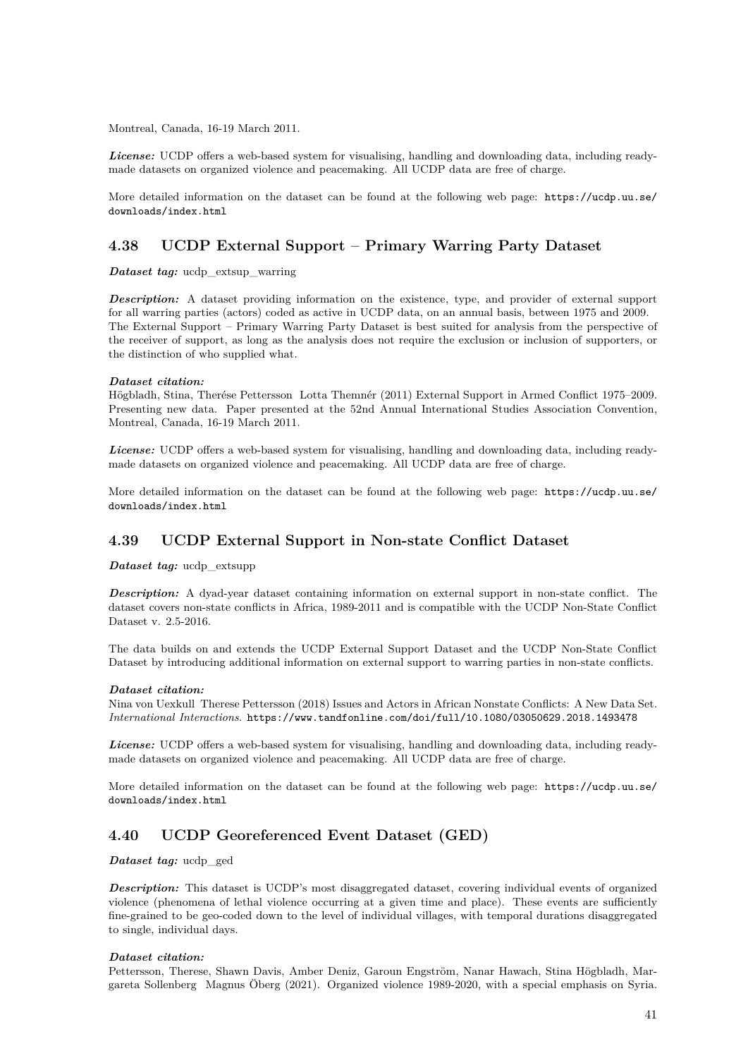Montreal, Canada, 16-19 March 2011.

***License:*** UCDP offers a web-based system for visualising, handling and downloading data, including ready-made datasets on organized violence and peacemaking. All UCDP data are free of charge.

More detailed information on the dataset can be found at the following web page: `https://ucdp.uu.se/downloads/index.html`

## 4.38 UCDP External Support – Primary Warring Party Dataset

***Dataset tag:*** ucdp_extsup_warring

***Description:*** A dataset providing information on the existence, type, and provider of external support for all warring parties (actors) coded as active in UCDP data, on an annual basis, between 1975 and 2009. The External Support – Primary Warring Party Dataset is best suited for analysis from the perspective of the receiver of support, as long as the analysis does not require the exclusion or inclusion of supporters, or the distinction of who supplied what.

***Dataset citation:***
Högbladh, Stina, Therése Pettersson Lotta Themnér (2011) External Support in Armed Conflict 1975–2009. Presenting new data. Paper presented at the 52nd Annual International Studies Association Convention, Montreal, Canada, 16-19 March 2011.

***License:*** UCDP offers a web-based system for visualising, handling and downloading data, including ready-made datasets on organized violence and peacemaking. All UCDP data are free of charge.

More detailed information on the dataset can be found at the following web page: `https://ucdp.uu.se/downloads/index.html`

## 4.39 UCDP External Support in Non-state Conflict Dataset

***Dataset tag:*** ucdp_extsupp

***Description:*** A dyad-year dataset containing information on external support in non-state conflict. The dataset covers non-state conflicts in Africa, 1989-2011 and is compatible with the UCDP Non-State Conflict Dataset v. 2.5-2016.

The data builds on and extends the UCDP External Support Dataset and the UCDP Non-State Conflict Dataset by introducing additional information on external support to warring parties in non-state conflicts.

***Dataset citation:***
Nina von Uexkull Therese Pettersson (2018) Issues and Actors in African Nonstate Conflicts: A New Data Set. *International Interactions*. `https://www.tandfonline.com/doi/full/10.1080/03050629.2018.1493478`

***License:*** UCDP offers a web-based system for visualising, handling and downloading data, including ready-made datasets on organized violence and peacemaking. All UCDP data are free of charge.

More detailed information on the dataset can be found at the following web page: `https://ucdp.uu.se/downloads/index.html`

## 4.40 UCDP Georeferenced Event Dataset (GED)

***Dataset tag:*** ucdp_ged

***Description:*** This dataset is UCDP's most disaggregated dataset, covering individual events of organized violence (phenomena of lethal violence occurring at a given time and place). These events are sufficiently fine-grained to be geo-coded down to the level of individual villages, with temporal durations disaggregated to single, individual days.

***Dataset citation:***
Pettersson, Therese, Shawn Davis, Amber Deniz, Garoun Engström, Nanar Hawach, Stina Högbladh, Margareta Sollenberg Magnus Öberg (2021). Organized violence 1989-2020, with a special emphasis on Syria.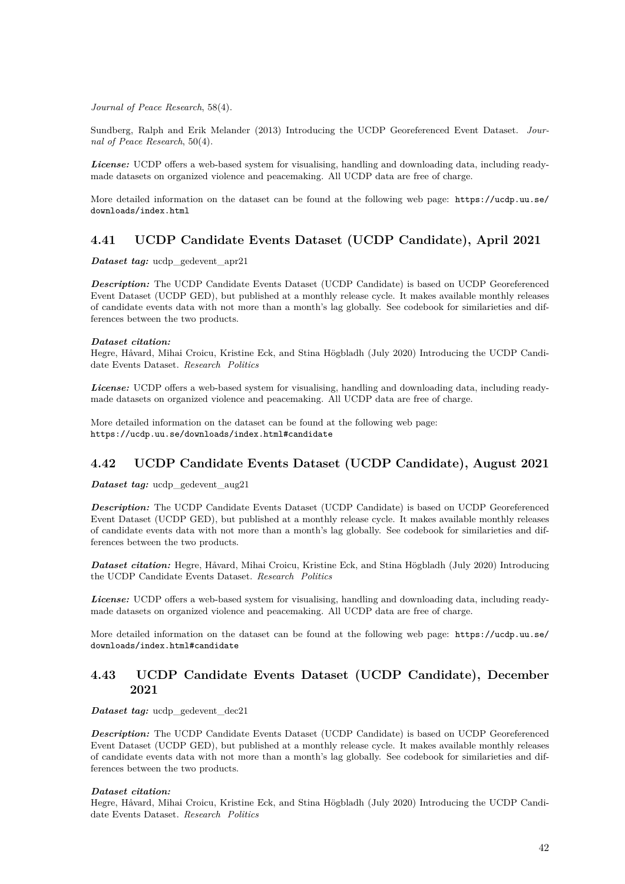*Journal of Peace Research*, 58(4).

Sundberg, Ralph and Erik Melander (2013) Introducing the UCDP Georeferenced Event Dataset. *Journal of Peace Research*, 50(4).

***License:*** UCDP offers a web-based system for visualising, handling and downloading data, including ready-made datasets on organized violence and peacemaking. All UCDP data are free of charge.

More detailed information on the dataset can be found at the following web page: `https://ucdp.uu.se/downloads/index.html`

## 4.41 UCDP Candidate Events Dataset (UCDP Candidate), April 2021

***Dataset tag:*** ucdp_gedevent_apr21

***Description:*** The UCDP Candidate Events Dataset (UCDP Candidate) is based on UCDP Georeferenced Event Dataset (UCDP GED), but published at a monthly release cycle. It makes available monthly releases of candidate events data with not more than a month's lag globally. See codebook for similarieties and differences between the two products.

***Dataset citation:***
Hegre, Håvard, Mihai Croicu, Kristine Eck, and Stina Högbladh (July 2020) Introducing the UCDP Candidate Events Dataset. *Research Politics*

***License:*** UCDP offers a web-based system for visualising, handling and downloading data, including ready-made datasets on organized violence and peacemaking. All UCDP data are free of charge.

More detailed information on the dataset can be found at the following web page:
`https://ucdp.uu.se/downloads/index.html#candidate`

## 4.42 UCDP Candidate Events Dataset (UCDP Candidate), August 2021

***Dataset tag:*** ucdp_gedevent_aug21

***Description:*** The UCDP Candidate Events Dataset (UCDP Candidate) is based on UCDP Georeferenced Event Dataset (UCDP GED), but published at a monthly release cycle. It makes available monthly releases of candidate events data with not more than a month's lag globally. See codebook for similarieties and differences between the two products.

***Dataset citation:*** Hegre, Håvard, Mihai Croicu, Kristine Eck, and Stina Högbladh (July 2020) Introducing the UCDP Candidate Events Dataset. *Research Politics*

***License:*** UCDP offers a web-based system for visualising, handling and downloading data, including ready-made datasets on organized violence and peacemaking. All UCDP data are free of charge.

More detailed information on the dataset can be found at the following web page: `https://ucdp.uu.se/downloads/index.html#candidate`

## 4.43 UCDP Candidate Events Dataset (UCDP Candidate), December 2021

***Dataset tag:*** ucdp_gedevent_dec21

***Description:*** The UCDP Candidate Events Dataset (UCDP Candidate) is based on UCDP Georeferenced Event Dataset (UCDP GED), but published at a monthly release cycle. It makes available monthly releases of candidate events data with not more than a month's lag globally. See codebook for similarieties and differences between the two products.

***Dataset citation:***
Hegre, Håvard, Mihai Croicu, Kristine Eck, and Stina Högbladh (July 2020) Introducing the UCDP Candidate Events Dataset. *Research Politics*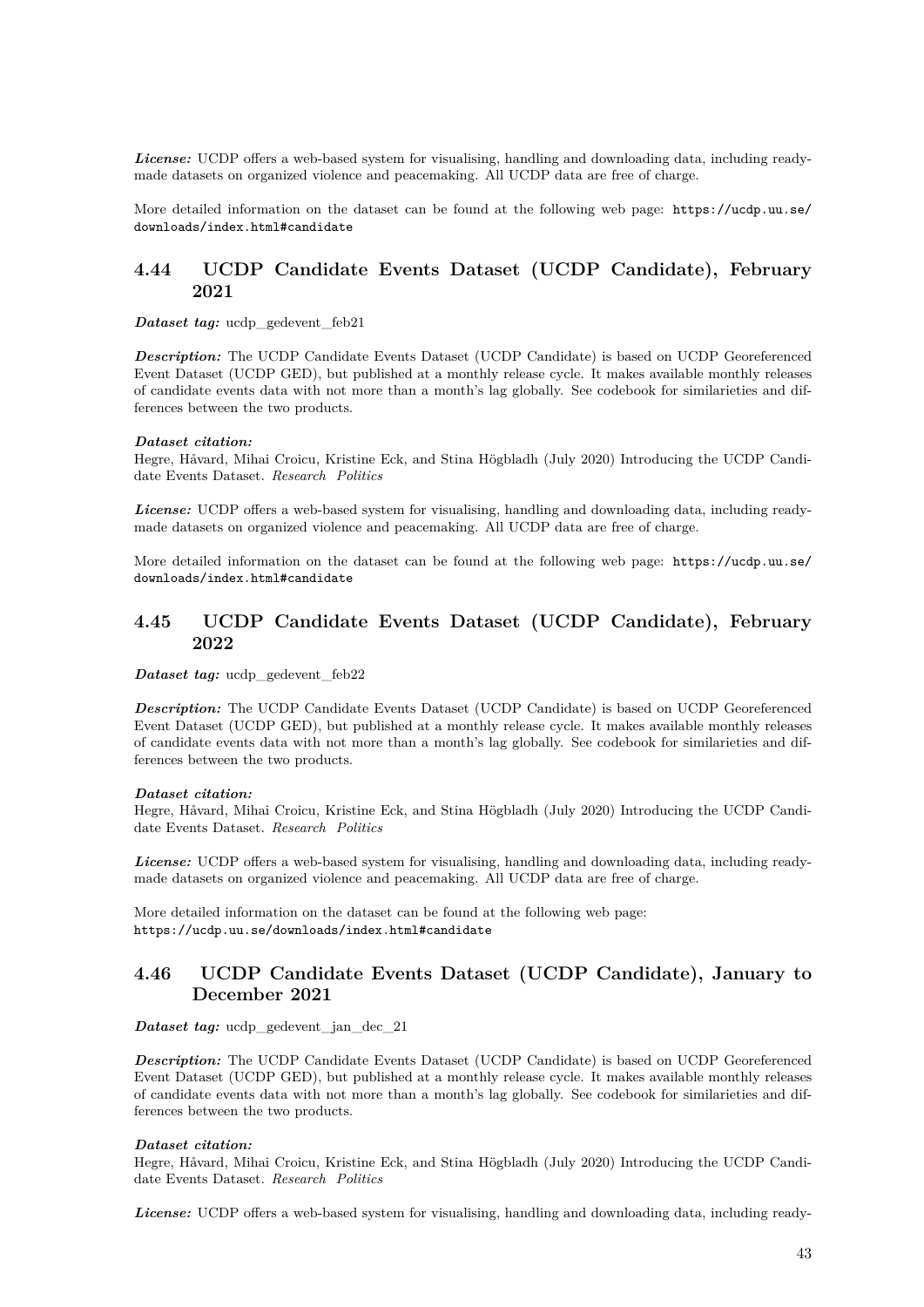***License:*** UCDP offers a web-based system for visualising, handling and downloading data, including ready-made datasets on organized violence and peacemaking. All UCDP data are free of charge.

More detailed information on the dataset can be found at the following web page: https://ucdp.uu.se/downloads/index.html#candidate

## 4.44 UCDP Candidate Events Dataset (UCDP Candidate), February 2021

***Dataset tag:*** ucdp_gedevent_feb21

***Description:*** The UCDP Candidate Events Dataset (UCDP Candidate) is based on UCDP Georeferenced Event Dataset (UCDP GED), but published at a monthly release cycle. It makes available monthly releases of candidate events data with not more than a month's lag globally. See codebook for similarieties and differences between the two products.

***Dataset citation:***
Hegre, Håvard, Mihai Croicu, Kristine Eck, and Stina Högbladh (July 2020) Introducing the UCDP Candidate Events Dataset. *Research Politics*

***License:*** UCDP offers a web-based system for visualising, handling and downloading data, including ready-made datasets on organized violence and peacemaking. All UCDP data are free of charge.

More detailed information on the dataset can be found at the following web page: https://ucdp.uu.se/downloads/index.html#candidate

## 4.45 UCDP Candidate Events Dataset (UCDP Candidate), February 2022

***Dataset tag:*** ucdp_gedevent_feb22

***Description:*** The UCDP Candidate Events Dataset (UCDP Candidate) is based on UCDP Georeferenced Event Dataset (UCDP GED), but published at a monthly release cycle. It makes available monthly releases of candidate events data with not more than a month's lag globally. See codebook for similarieties and differences between the two products.

***Dataset citation:***
Hegre, Håvard, Mihai Croicu, Kristine Eck, and Stina Högbladh (July 2020) Introducing the UCDP Candidate Events Dataset. *Research Politics*

***License:*** UCDP offers a web-based system for visualising, handling and downloading data, including ready-made datasets on organized violence and peacemaking. All UCDP data are free of charge.

More detailed information on the dataset can be found at the following web page:
https://ucdp.uu.se/downloads/index.html#candidate

## 4.46 UCDP Candidate Events Dataset (UCDP Candidate), January to December 2021

***Dataset tag:*** ucdp_gedevent_jan_dec_21

***Description:*** The UCDP Candidate Events Dataset (UCDP Candidate) is based on UCDP Georeferenced Event Dataset (UCDP GED), but published at a monthly release cycle. It makes available monthly releases of candidate events data with not more than a month's lag globally. See codebook for similarieties and differences between the two products.

***Dataset citation:***
Hegre, Håvard, Mihai Croicu, Kristine Eck, and Stina Högbladh (July 2020) Introducing the UCDP Candidate Events Dataset. *Research Politics*

***License:*** UCDP offers a web-based system for visualising, handling and downloading data, including ready-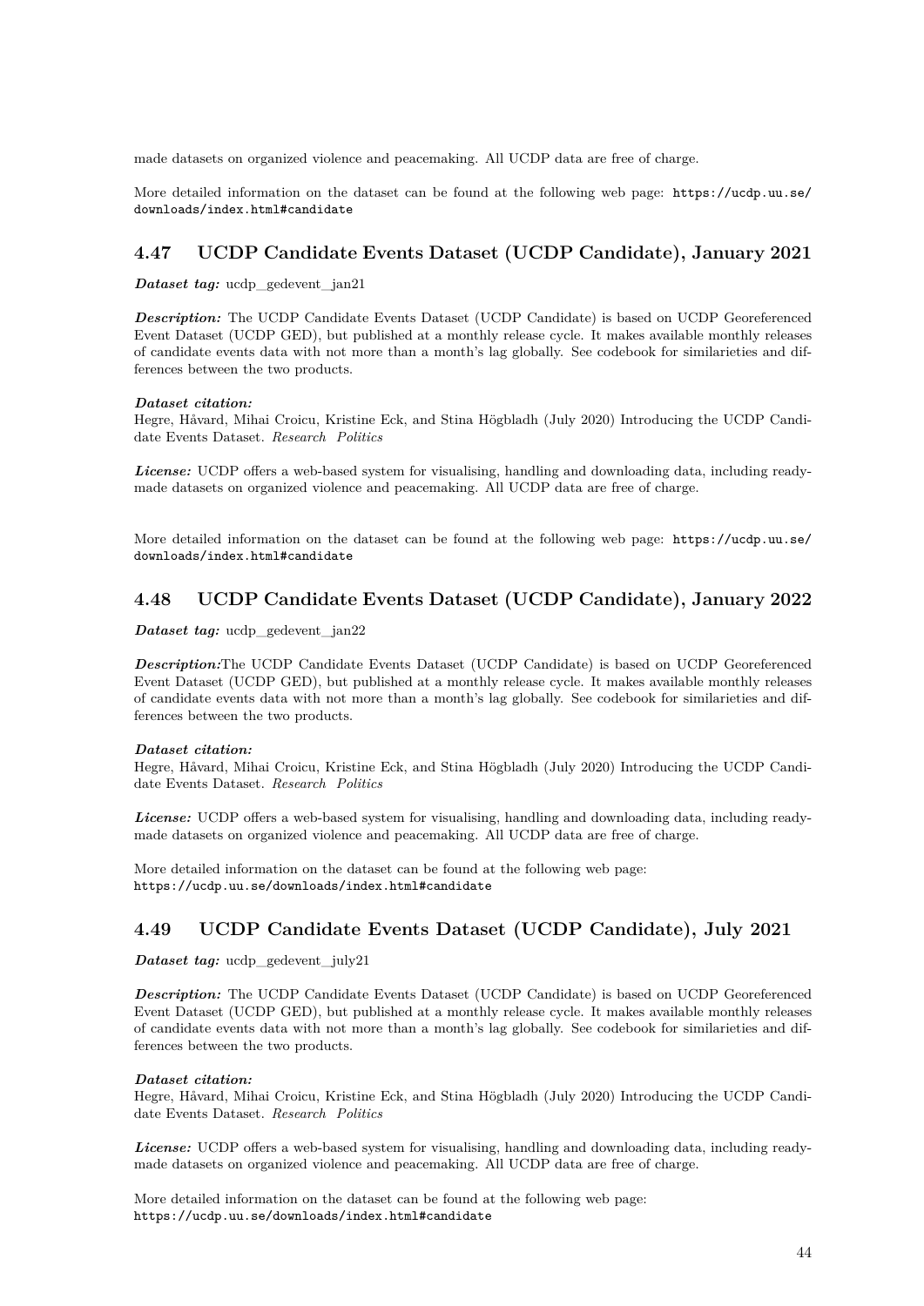made datasets on organized violence and peacemaking. All UCDP data are free of charge.

More detailed information on the dataset can be found at the following web page: https://ucdp.uu.se/downloads/index.html#candidate

## 4.47 UCDP Candidate Events Dataset (UCDP Candidate), January 2021

***Dataset tag:*** ucdp_gedevent_jan21

***Description:*** The UCDP Candidate Events Dataset (UCDP Candidate) is based on UCDP Georeferenced Event Dataset (UCDP GED), but published at a monthly release cycle. It makes available monthly releases of candidate events data with not more than a month's lag globally. See codebook for similarieties and differences between the two products.

***Dataset citation:***
Hegre, Håvard, Mihai Croicu, Kristine Eck, and Stina Högbladh (July 2020) Introducing the UCDP Candidate Events Dataset. *Research Politics*

***License:*** UCDP offers a web-based system for visualising, handling and downloading data, including ready-made datasets on organized violence and peacemaking. All UCDP data are free of charge.

More detailed information on the dataset can be found at the following web page: https://ucdp.uu.se/downloads/index.html#candidate

## 4.48 UCDP Candidate Events Dataset (UCDP Candidate), January 2022

***Dataset tag:*** ucdp_gedevent_jan22

***Description:***The UCDP Candidate Events Dataset (UCDP Candidate) is based on UCDP Georeferenced Event Dataset (UCDP GED), but published at a monthly release cycle. It makes available monthly releases of candidate events data with not more than a month's lag globally. See codebook for similarieties and differences between the two products.

***Dataset citation:***
Hegre, Håvard, Mihai Croicu, Kristine Eck, and Stina Högbladh (July 2020) Introducing the UCDP Candidate Events Dataset. *Research Politics*

***License:*** UCDP offers a web-based system for visualising, handling and downloading data, including ready-made datasets on organized violence and peacemaking. All UCDP data are free of charge.

More detailed information on the dataset can be found at the following web page:
https://ucdp.uu.se/downloads/index.html#candidate

## 4.49 UCDP Candidate Events Dataset (UCDP Candidate), July 2021

***Dataset tag:*** ucdp_gedevent_july21

***Description:*** The UCDP Candidate Events Dataset (UCDP Candidate) is based on UCDP Georeferenced Event Dataset (UCDP GED), but published at a monthly release cycle. It makes available monthly releases of candidate events data with not more than a month's lag globally. See codebook for similarieties and differences between the two products.

***Dataset citation:***
Hegre, Håvard, Mihai Croicu, Kristine Eck, and Stina Högbladh (July 2020) Introducing the UCDP Candidate Events Dataset. *Research Politics*

***License:*** UCDP offers a web-based system for visualising, handling and downloading data, including ready-made datasets on organized violence and peacemaking. All UCDP data are free of charge.

More detailed information on the dataset can be found at the following web page:
https://ucdp.uu.se/downloads/index.html#candidate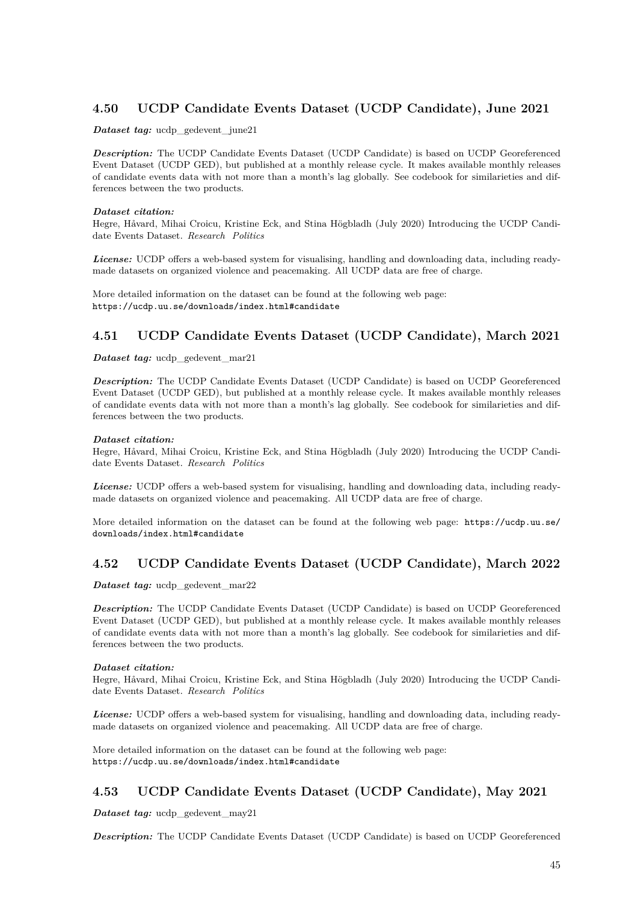## 4.50 UCDP Candidate Events Dataset (UCDP Candidate), June 2021

***Dataset tag:*** ucdp_gedevent_june21

***Description:*** The UCDP Candidate Events Dataset (UCDP Candidate) is based on UCDP Georeferenced Event Dataset (UCDP GED), but published at a monthly release cycle. It makes available monthly releases of candidate events data with not more than a month's lag globally. See codebook for similarieties and differences between the two products.

***Dataset citation:***
Hegre, Håvard, Mihai Croicu, Kristine Eck, and Stina Högbladh (July 2020) Introducing the UCDP Candidate Events Dataset. *Research Politics*

***License:*** UCDP offers a web-based system for visualising, handling and downloading data, including ready-made datasets on organized violence and peacemaking. All UCDP data are free of charge.

More detailed information on the dataset can be found at the following web page:
`https://ucdp.uu.se/downloads/index.html#candidate`

## 4.51 UCDP Candidate Events Dataset (UCDP Candidate), March 2021

***Dataset tag:*** ucdp_gedevent_mar21

***Description:*** The UCDP Candidate Events Dataset (UCDP Candidate) is based on UCDP Georeferenced Event Dataset (UCDP GED), but published at a monthly release cycle. It makes available monthly releases of candidate events data with not more than a month's lag globally. See codebook for similarieties and differences between the two products.

***Dataset citation:***
Hegre, Håvard, Mihai Croicu, Kristine Eck, and Stina Högbladh (July 2020) Introducing the UCDP Candidate Events Dataset. *Research Politics*

***License:*** UCDP offers a web-based system for visualising, handling and downloading data, including ready-made datasets on organized violence and peacemaking. All UCDP data are free of charge.

More detailed information on the dataset can be found at the following web page: `https://ucdp.uu.se/downloads/index.html#candidate`

## 4.52 UCDP Candidate Events Dataset (UCDP Candidate), March 2022

***Dataset tag:*** ucdp_gedevent_mar22

***Description:*** The UCDP Candidate Events Dataset (UCDP Candidate) is based on UCDP Georeferenced Event Dataset (UCDP GED), but published at a monthly release cycle. It makes available monthly releases of candidate events data with not more than a month's lag globally. See codebook for similarieties and differences between the two products.

***Dataset citation:***
Hegre, Håvard, Mihai Croicu, Kristine Eck, and Stina Högbladh (July 2020) Introducing the UCDP Candidate Events Dataset. *Research Politics*

***License:*** UCDP offers a web-based system for visualising, handling and downloading data, including ready-made datasets on organized violence and peacemaking. All UCDP data are free of charge.

More detailed information on the dataset can be found at the following web page:
`https://ucdp.uu.se/downloads/index.html#candidate`

## 4.53 UCDP Candidate Events Dataset (UCDP Candidate), May 2021

***Dataset tag:*** ucdp_gedevent_may21

***Description:*** The UCDP Candidate Events Dataset (UCDP Candidate) is based on UCDP Georeferenced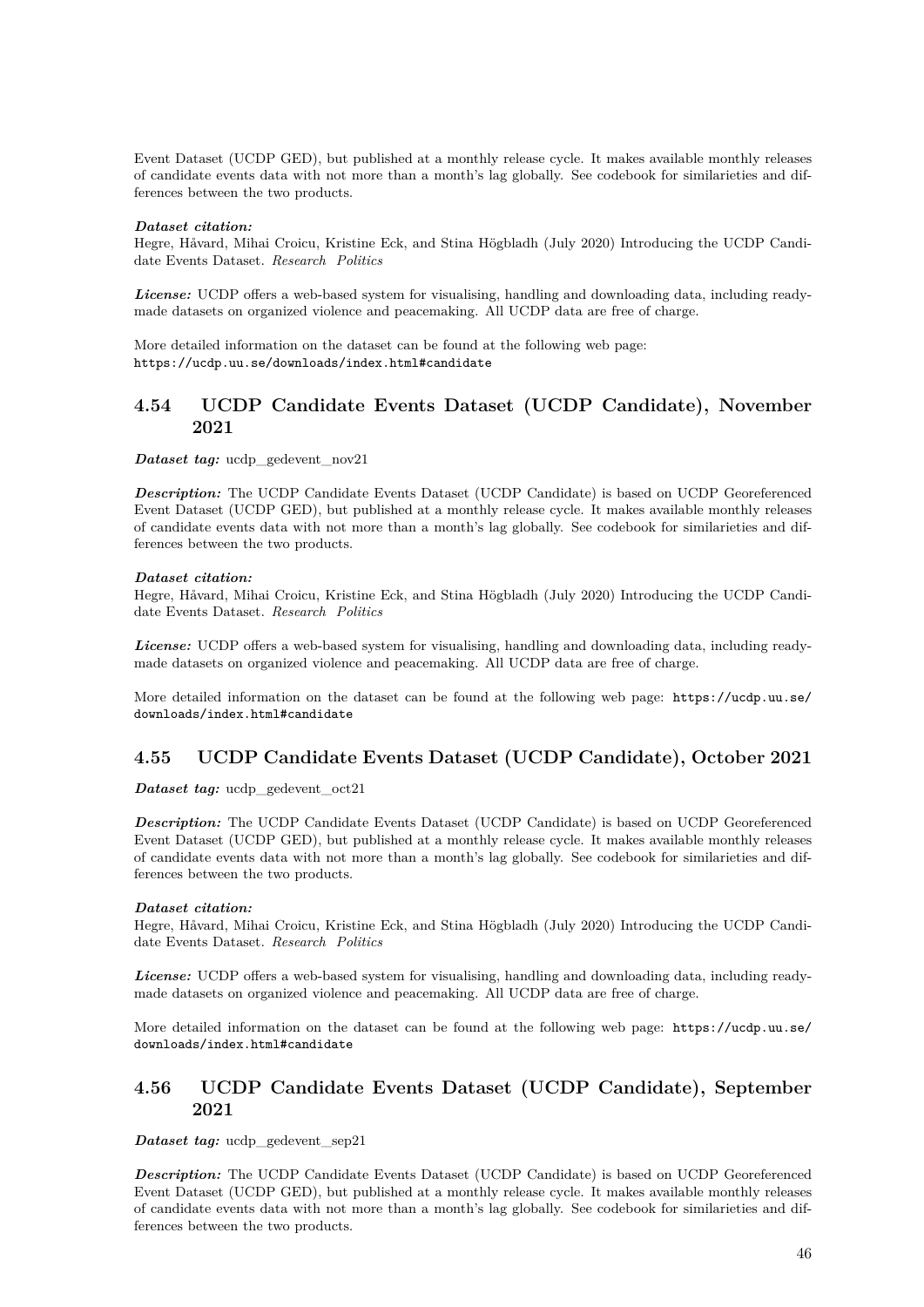Event Dataset (UCDP GED), but published at a monthly release cycle. It makes available monthly releases of candidate events data with not more than a month's lag globally. See codebook for similarieties and differences between the two products.

***Dataset citation:***
Hegre, Håvard, Mihai Croicu, Kristine Eck, and Stina Högbladh (July 2020) Introducing the UCDP Candidate Events Dataset. *Research Politics*

***License:*** UCDP offers a web-based system for visualising, handling and downloading data, including ready-made datasets on organized violence and peacemaking. All UCDP data are free of charge.

More detailed information on the dataset can be found at the following web page:
https://ucdp.uu.se/downloads/index.html#candidate

## 4.54 UCDP Candidate Events Dataset (UCDP Candidate), November 2021

***Dataset tag:*** ucdp_gedevent_nov21

***Description:*** The UCDP Candidate Events Dataset (UCDP Candidate) is based on UCDP Georeferenced Event Dataset (UCDP GED), but published at a monthly release cycle. It makes available monthly releases of candidate events data with not more than a month's lag globally. See codebook for similarieties and differences between the two products.

***Dataset citation:***
Hegre, Håvard, Mihai Croicu, Kristine Eck, and Stina Högbladh (July 2020) Introducing the UCDP Candidate Events Dataset. *Research Politics*

***License:*** UCDP offers a web-based system for visualising, handling and downloading data, including ready-made datasets on organized violence and peacemaking. All UCDP data are free of charge.

More detailed information on the dataset can be found at the following web page: https://ucdp.uu.se/downloads/index.html#candidate

## 4.55 UCDP Candidate Events Dataset (UCDP Candidate), October 2021

***Dataset tag:*** ucdp_gedevent_oct21

***Description:*** The UCDP Candidate Events Dataset (UCDP Candidate) is based on UCDP Georeferenced Event Dataset (UCDP GED), but published at a monthly release cycle. It makes available monthly releases of candidate events data with not more than a month's lag globally. See codebook for similarieties and differences between the two products.

***Dataset citation:***
Hegre, Håvard, Mihai Croicu, Kristine Eck, and Stina Högbladh (July 2020) Introducing the UCDP Candidate Events Dataset. *Research Politics*

***License:*** UCDP offers a web-based system for visualising, handling and downloading data, including ready-made datasets on organized violence and peacemaking. All UCDP data are free of charge.

More detailed information on the dataset can be found at the following web page: https://ucdp.uu.se/downloads/index.html#candidate

## 4.56 UCDP Candidate Events Dataset (UCDP Candidate), September 2021

***Dataset tag:*** ucdp_gedevent_sep21

***Description:*** The UCDP Candidate Events Dataset (UCDP Candidate) is based on UCDP Georeferenced Event Dataset (UCDP GED), but published at a monthly release cycle. It makes available monthly releases of candidate events data with not more than a month's lag globally. See codebook for similarieties and differences between the two products.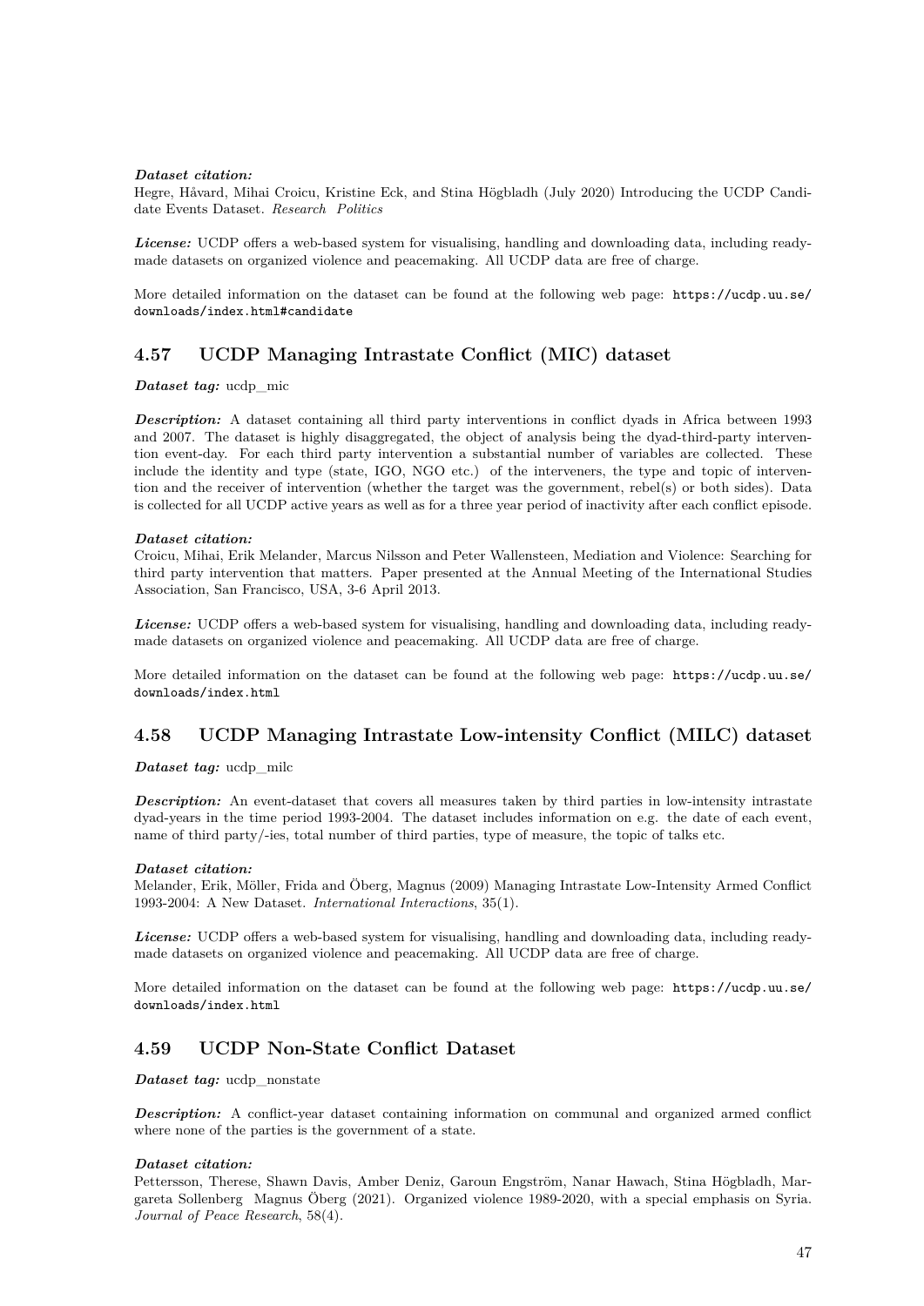***Dataset citation:***
Hegre, Håvard, Mihai Croicu, Kristine Eck, and Stina Högbladh (July 2020) Introducing the UCDP Candidate Events Dataset. *Research Politics*

***License:*** UCDP offers a web-based system for visualising, handling and downloading data, including ready-made datasets on organized violence and peacemaking. All UCDP data are free of charge.

More detailed information on the dataset can be found at the following web page: `https://ucdp.uu.se/downloads/index.html#candidate`

## 4.57 UCDP Managing Intrastate Conflict (MIC) dataset

***Dataset tag:*** ucdp_mic

***Description:*** A dataset containing all third party interventions in conflict dyads in Africa between 1993 and 2007. The dataset is highly disaggregated, the object of analysis being the dyad-third-party intervention event-day. For each third party intervention a substantial number of variables are collected. These include the identity and type (state, IGO, NGO etc.) of the interveners, the type and topic of intervention and the receiver of intervention (whether the target was the government, rebel(s) or both sides). Data is collected for all UCDP active years as well as for a three year period of inactivity after each conflict episode.

***Dataset citation:***
Croicu, Mihai, Erik Melander, Marcus Nilsson and Peter Wallensteen, Mediation and Violence: Searching for third party intervention that matters. Paper presented at the Annual Meeting of the International Studies Association, San Francisco, USA, 3-6 April 2013.

***License:*** UCDP offers a web-based system for visualising, handling and downloading data, including ready-made datasets on organized violence and peacemaking. All UCDP data are free of charge.

More detailed information on the dataset can be found at the following web page: `https://ucdp.uu.se/downloads/index.html`

## 4.58 UCDP Managing Intrastate Low-intensity Conflict (MILC) dataset

***Dataset tag:*** ucdp_milc

***Description:*** An event-dataset that covers all measures taken by third parties in low-intensity intrastate dyad-years in the time period 1993-2004. The dataset includes information on e.g. the date of each event, name of third party/-ies, total number of third parties, type of measure, the topic of talks etc.

***Dataset citation:***
Melander, Erik, Möller, Frida and Öberg, Magnus (2009) Managing Intrastate Low-Intensity Armed Conflict 1993-2004: A New Dataset. *International Interactions*, 35(1).

***License:*** UCDP offers a web-based system for visualising, handling and downloading data, including ready-made datasets on organized violence and peacemaking. All UCDP data are free of charge.

More detailed information on the dataset can be found at the following web page: `https://ucdp.uu.se/downloads/index.html`

## 4.59 UCDP Non-State Conflict Dataset

***Dataset tag:*** ucdp_nonstate

***Description:*** A conflict-year dataset containing information on communal and organized armed conflict where none of the parties is the government of a state.

***Dataset citation:***
Pettersson, Therese, Shawn Davis, Amber Deniz, Garoun Engström, Nanar Hawach, Stina Högbladh, Margareta Sollenberg Magnus Öberg (2021). Organized violence 1989-2020, with a special emphasis on Syria. *Journal of Peace Research*, 58(4).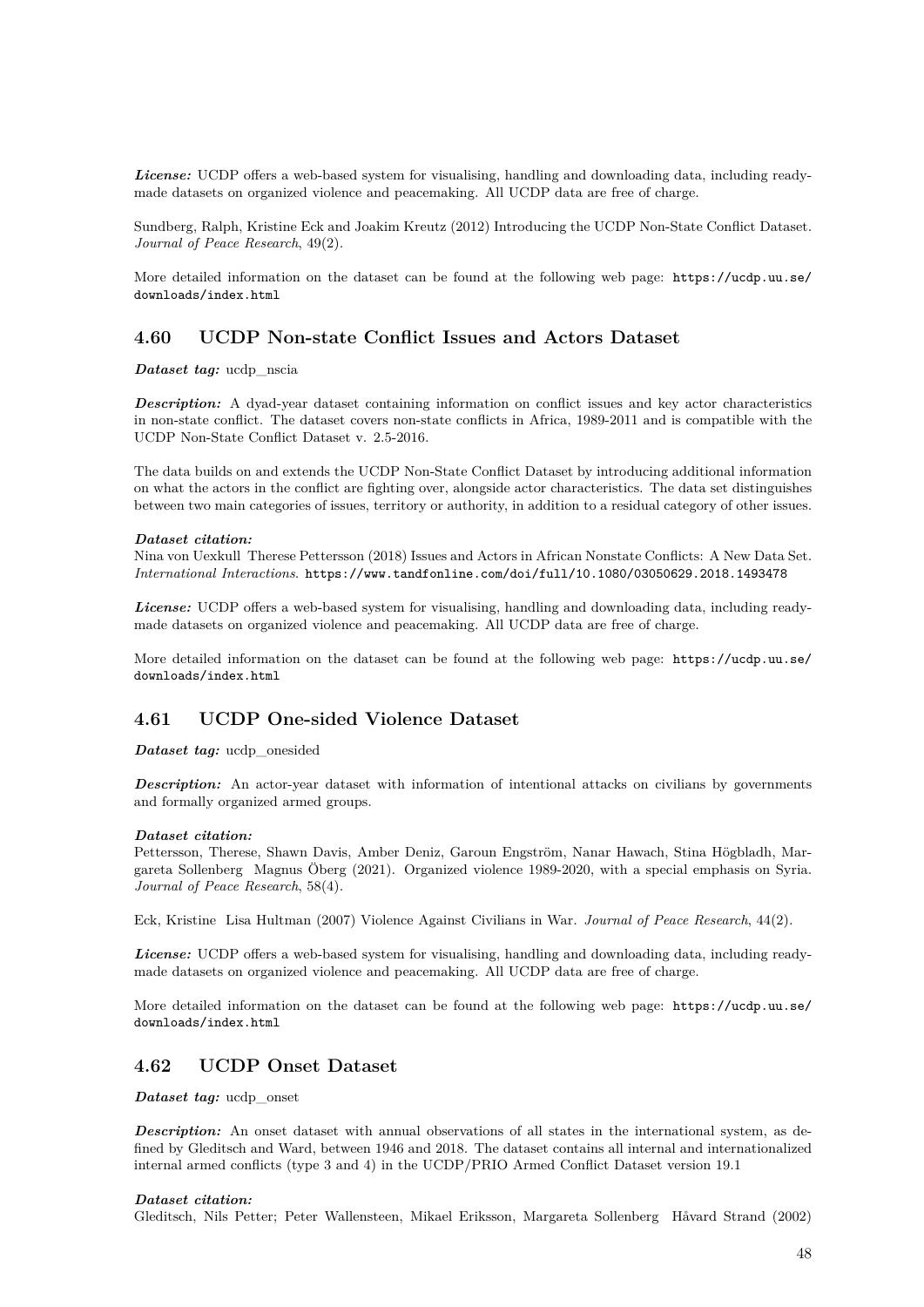***License:*** UCDP offers a web-based system for visualising, handling and downloading data, including ready-made datasets on organized violence and peacemaking. All UCDP data are free of charge.

Sundberg, Ralph, Kristine Eck and Joakim Kreutz (2012) Introducing the UCDP Non-State Conflict Dataset. *Journal of Peace Research*, 49(2).

More detailed information on the dataset can be found at the following web page: https://ucdp.uu.se/downloads/index.html

## 4.60 UCDP Non-state Conflict Issues and Actors Dataset

***Dataset tag:*** ucdp_nscia

***Description:*** A dyad-year dataset containing information on conflict issues and key actor characteristics in non-state conflict. The dataset covers non-state conflicts in Africa, 1989-2011 and is compatible with the UCDP Non-State Conflict Dataset v. 2.5-2016.

The data builds on and extends the UCDP Non-State Conflict Dataset by introducing additional information on what the actors in the conflict are fighting over, alongside actor characteristics. The data set distinguishes between two main categories of issues, territory or authority, in addition to a residual category of other issues.

***Dataset citation:***
Nina von Uexkull Therese Pettersson (2018) Issues and Actors in African Nonstate Conflicts: A New Data Set. *International Interactions*. https://www.tandfonline.com/doi/full/10.1080/03050629.2018.1493478

***License:*** UCDP offers a web-based system for visualising, handling and downloading data, including ready-made datasets on organized violence and peacemaking. All UCDP data are free of charge.

More detailed information on the dataset can be found at the following web page: https://ucdp.uu.se/downloads/index.html

## 4.61 UCDP One-sided Violence Dataset

***Dataset tag:*** ucdp_onesided

***Description:*** An actor-year dataset with information of intentional attacks on civilians by governments and formally organized armed groups.

***Dataset citation:***
Pettersson, Therese, Shawn Davis, Amber Deniz, Garoun Engström, Nanar Hawach, Stina Högbladh, Margareta Sollenberg Magnus Öberg (2021). Organized violence 1989-2020, with a special emphasis on Syria. *Journal of Peace Research*, 58(4).

Eck, Kristine Lisa Hultman (2007) Violence Against Civilians in War. *Journal of Peace Research*, 44(2).

***License:*** UCDP offers a web-based system for visualising, handling and downloading data, including ready-made datasets on organized violence and peacemaking. All UCDP data are free of charge.

More detailed information on the dataset can be found at the following web page: https://ucdp.uu.se/downloads/index.html

## 4.62 UCDP Onset Dataset

***Dataset tag:*** ucdp_onset

***Description:*** An onset dataset with annual observations of all states in the international system, as defined by Gleditsch and Ward, between 1946 and 2018. The dataset contains all internal and internationalized internal armed conflicts (type 3 and 4) in the UCDP/PRIO Armed Conflict Dataset version 19.1

***Dataset citation:***
Gleditsch, Nils Petter; Peter Wallensteen, Mikael Eriksson, Margareta Sollenberg Håvard Strand (2002)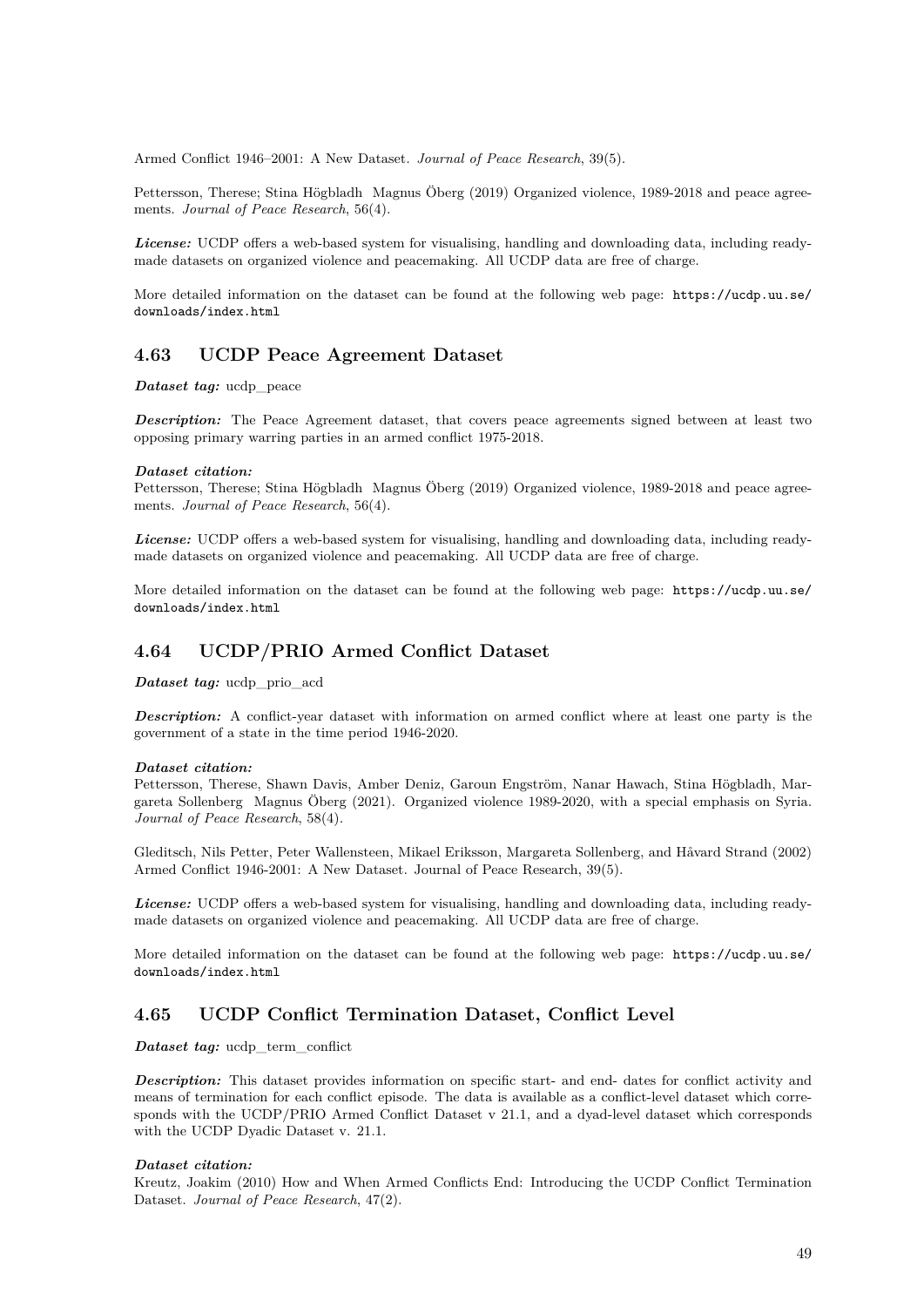Armed Conflict 1946–2001: A New Dataset. *Journal of Peace Research*, 39(5).

Pettersson, Therese; Stina Högbladh Magnus Öberg (2019) Organized violence, 1989-2018 and peace agreements. *Journal of Peace Research*, 56(4).

***License:*** UCDP offers a web-based system for visualising, handling and downloading data, including ready-made datasets on organized violence and peacemaking. All UCDP data are free of charge.

More detailed information on the dataset can be found at the following web page: https://ucdp.uu.se/downloads/index.html

## 4.63 UCDP Peace Agreement Dataset

***Dataset tag:*** ucdp_peace

***Description:*** The Peace Agreement dataset, that covers peace agreements signed between at least two opposing primary warring parties in an armed conflict 1975-2018.

***Dataset citation:***
Pettersson, Therese; Stina Högbladh Magnus Öberg (2019) Organized violence, 1989-2018 and peace agreements. *Journal of Peace Research*, 56(4).

***License:*** UCDP offers a web-based system for visualising, handling and downloading data, including ready-made datasets on organized violence and peacemaking. All UCDP data are free of charge.

More detailed information on the dataset can be found at the following web page: https://ucdp.uu.se/downloads/index.html

## 4.64 UCDP/PRIO Armed Conflict Dataset

***Dataset tag:*** ucdp_prio_acd

***Description:*** A conflict-year dataset with information on armed conflict where at least one party is the government of a state in the time period 1946-2020.

***Dataset citation:***
Pettersson, Therese, Shawn Davis, Amber Deniz, Garoun Engström, Nanar Hawach, Stina Högbladh, Margareta Sollenberg Magnus Öberg (2021). Organized violence 1989-2020, with a special emphasis on Syria. *Journal of Peace Research*, 58(4).

Gleditsch, Nils Petter, Peter Wallensteen, Mikael Eriksson, Margareta Sollenberg, and Håvard Strand (2002) Armed Conflict 1946-2001: A New Dataset. Journal of Peace Research, 39(5).

***License:*** UCDP offers a web-based system for visualising, handling and downloading data, including ready-made datasets on organized violence and peacemaking. All UCDP data are free of charge.

More detailed information on the dataset can be found at the following web page: https://ucdp.uu.se/downloads/index.html

## 4.65 UCDP Conflict Termination Dataset, Conflict Level

***Dataset tag:*** ucdp_term_conflict

***Description:*** This dataset provides information on specific start- and end- dates for conflict activity and means of termination for each conflict episode. The data is available as a conflict-level dataset which corresponds with the UCDP/PRIO Armed Conflict Dataset v 21.1, and a dyad-level dataset which corresponds with the UCDP Dyadic Dataset v. 21.1.

***Dataset citation:***
Kreutz, Joakim (2010) How and When Armed Conflicts End: Introducing the UCDP Conflict Termination Dataset. *Journal of Peace Research*, 47(2).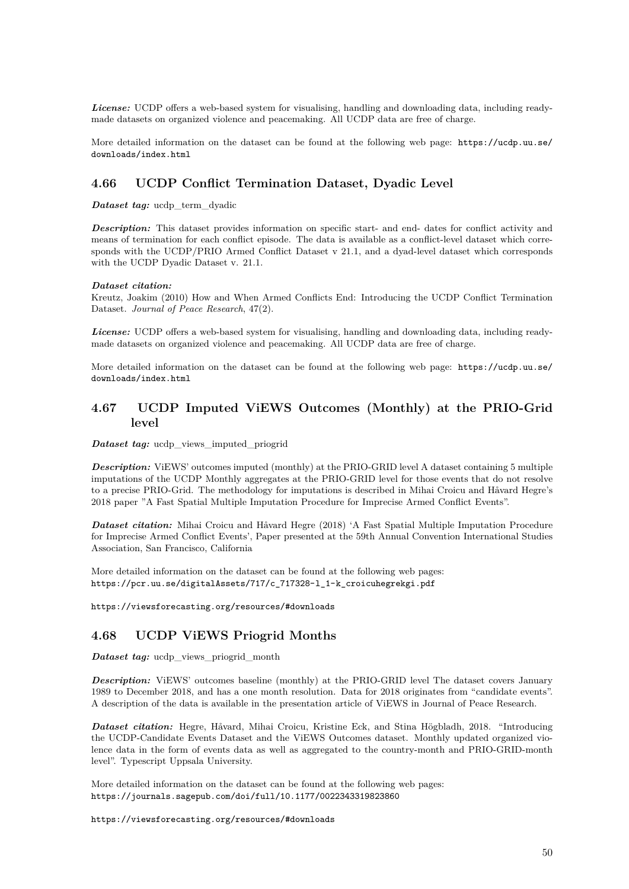*License:* UCDP offers a web-based system for visualising, handling and downloading data, including ready-made datasets on organized violence and peacemaking. All UCDP data are free of charge.

More detailed information on the dataset can be found at the following web page: https://ucdp.uu.se/downloads/index.html

## 4.66 UCDP Conflict Termination Dataset, Dyadic Level

*Dataset tag:* ucdp_term_dyadic

*Description:* This dataset provides information on specific start- and end- dates for conflict activity and means of termination for each conflict episode. The data is available as a conflict-level dataset which corresponds with the UCDP/PRIO Armed Conflict Dataset v 21.1, and a dyad-level dataset which corresponds with the UCDP Dyadic Dataset v. 21.1.

*Dataset citation:*
Kreutz, Joakim (2010) How and When Armed Conflicts End: Introducing the UCDP Conflict Termination Dataset. *Journal of Peace Research*, 47(2).

*License:* UCDP offers a web-based system for visualising, handling and downloading data, including ready-made datasets on organized violence and peacemaking. All UCDP data are free of charge.

More detailed information on the dataset can be found at the following web page: https://ucdp.uu.se/downloads/index.html

## 4.67 UCDP Imputed ViEWS Outcomes (Monthly) at the PRIO-Grid level

*Dataset tag:* ucdp_views_imputed_priogrid

*Description:* ViEWS' outcomes imputed (monthly) at the PRIO-GRID level A dataset containing 5 multiple imputations of the UCDP Monthly aggregates at the PRIO-GRID level for those events that do not resolve to a precise PRIO-Grid. The methodology for imputations is described in Mihai Croicu and Håvard Hegre's 2018 paper "A Fast Spatial Multiple Imputation Procedure for Imprecise Armed Conflict Events".

*Dataset citation:* Mihai Croicu and Håvard Hegre (2018) 'A Fast Spatial Multiple Imputation Procedure for Imprecise Armed Conflict Events', Paper presented at the 59th Annual Convention International Studies Association, San Francisco, California

More detailed information on the dataset can be found at the following web pages:
https://pcr.uu.se/digitalAssets/717/c_717328-l_1-k_croicuhegrekgi.pdf

https://viewsforecasting.org/resources/#downloads

## 4.68 UCDP ViEWS Priogrid Months

*Dataset tag:* ucdp_views_priogrid_month

*Description:* ViEWS' outcomes baseline (monthly) at the PRIO-GRID level The dataset covers January 1989 to December 2018, and has a one month resolution. Data for 2018 originates from "candidate events". A description of the data is available in the presentation article of ViEWS in Journal of Peace Research.

*Dataset citation:* Hegre, Håvard, Mihai Croicu, Kristine Eck, and Stina Högbladh, 2018. "Introducing the UCDP-Candidate Events Dataset and the ViEWS Outcomes dataset. Monthly updated organized violence data in the form of events data as well as aggregated to the country-month and PRIO-GRID-month level". Typescript Uppsala University.

More detailed information on the dataset can be found at the following web pages:
https://journals.sagepub.com/doi/full/10.1177/0022343319823860

https://viewsforecasting.org/resources/#downloads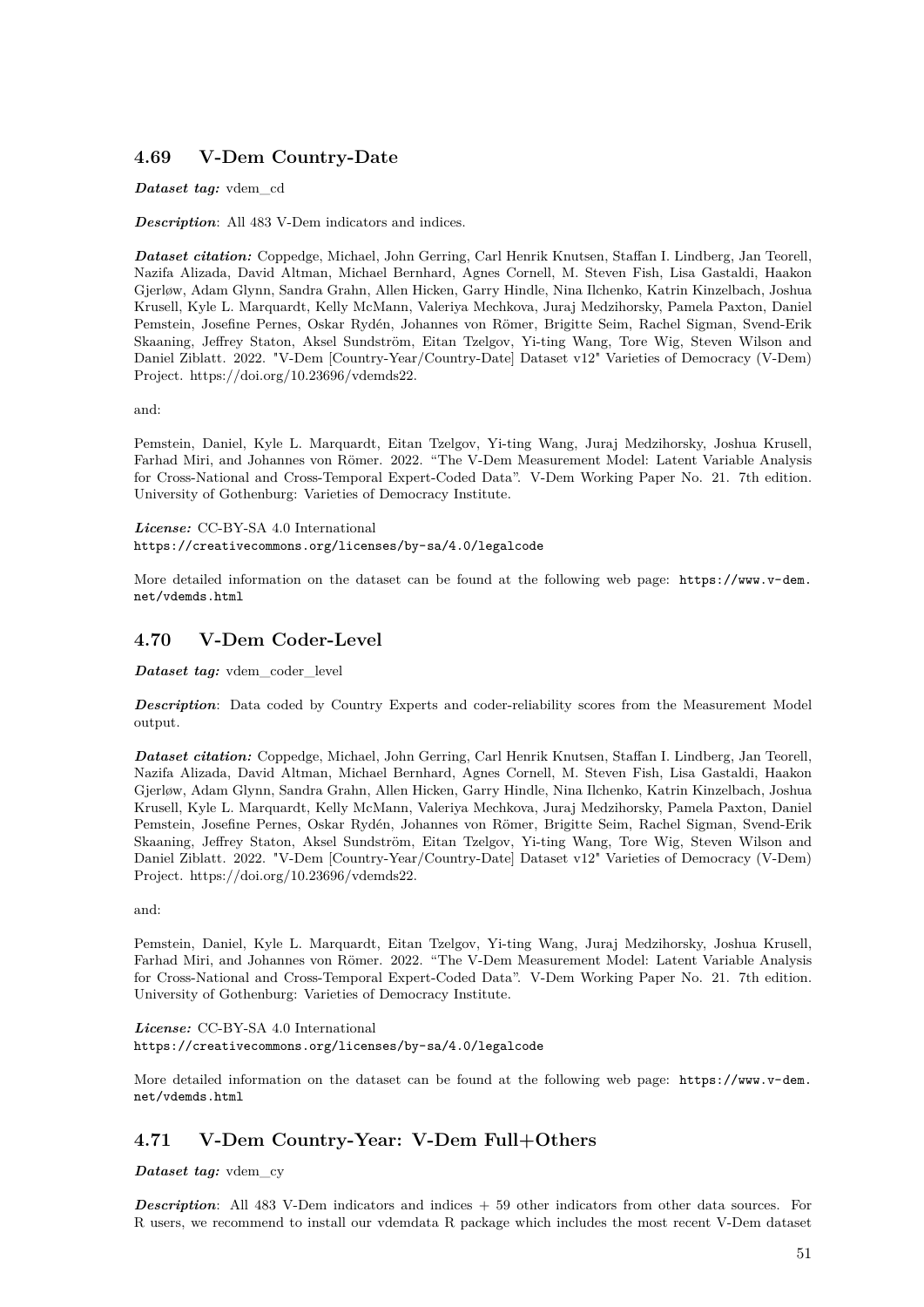## 4.69 V-Dem Country-Date

***Dataset tag:*** vdem_cd

***Description***: All 483 V-Dem indicators and indices.

***Dataset citation:*** Coppedge, Michael, John Gerring, Carl Henrik Knutsen, Staffan I. Lindberg, Jan Teorell, Nazifa Alizada, David Altman, Michael Bernhard, Agnes Cornell, M. Steven Fish, Lisa Gastaldi, Haakon Gjerløw, Adam Glynn, Sandra Grahn, Allen Hicken, Garry Hindle, Nina Ilchenko, Katrin Kinzelbach, Joshua Krusell, Kyle L. Marquardt, Kelly McMann, Valeriya Mechkova, Juraj Medzihorsky, Pamela Paxton, Daniel Pemstein, Josefine Pernes, Oskar Rydén, Johannes von Römer, Brigitte Seim, Rachel Sigman, Svend-Erik Skaaning, Jeffrey Staton, Aksel Sundström, Eitan Tzelgov, Yi-ting Wang, Tore Wig, Steven Wilson and Daniel Ziblatt. 2022. "V-Dem [Country-Year/Country-Date] Dataset v12" Varieties of Democracy (V-Dem) Project. https://doi.org/10.23696/vdemds22.

and:

Pemstein, Daniel, Kyle L. Marquardt, Eitan Tzelgov, Yi-ting Wang, Juraj Medzihorsky, Joshua Krusell, Farhad Miri, and Johannes von Römer. 2022. "The V-Dem Measurement Model: Latent Variable Analysis for Cross-National and Cross-Temporal Expert-Coded Data". V-Dem Working Paper No. 21. 7th edition. University of Gothenburg: Varieties of Democracy Institute.

***License:*** CC-BY-SA 4.0 International
`https://creativecommons.org/licenses/by-sa/4.0/legalcode`

More detailed information on the dataset can be found at the following web page: `https://www.v-dem.net/vdemds.html`

## 4.70 V-Dem Coder-Level

***Dataset tag:*** vdem_coder_level

***Description***: Data coded by Country Experts and coder-reliability scores from the Measurement Model output.

***Dataset citation:*** Coppedge, Michael, John Gerring, Carl Henrik Knutsen, Staffan I. Lindberg, Jan Teorell, Nazifa Alizada, David Altman, Michael Bernhard, Agnes Cornell, M. Steven Fish, Lisa Gastaldi, Haakon Gjerløw, Adam Glynn, Sandra Grahn, Allen Hicken, Garry Hindle, Nina Ilchenko, Katrin Kinzelbach, Joshua Krusell, Kyle L. Marquardt, Kelly McMann, Valeriya Mechkova, Juraj Medzihorsky, Pamela Paxton, Daniel Pemstein, Josefine Pernes, Oskar Rydén, Johannes von Römer, Brigitte Seim, Rachel Sigman, Svend-Erik Skaaning, Jeffrey Staton, Aksel Sundström, Eitan Tzelgov, Yi-ting Wang, Tore Wig, Steven Wilson and Daniel Ziblatt. 2022. "V-Dem [Country-Year/Country-Date] Dataset v12" Varieties of Democracy (V-Dem) Project. https://doi.org/10.23696/vdemds22.

and:

Pemstein, Daniel, Kyle L. Marquardt, Eitan Tzelgov, Yi-ting Wang, Juraj Medzihorsky, Joshua Krusell, Farhad Miri, and Johannes von Römer. 2022. "The V-Dem Measurement Model: Latent Variable Analysis for Cross-National and Cross-Temporal Expert-Coded Data". V-Dem Working Paper No. 21. 7th edition. University of Gothenburg: Varieties of Democracy Institute.

***License:*** CC-BY-SA 4.0 International
`https://creativecommons.org/licenses/by-sa/4.0/legalcode`

More detailed information on the dataset can be found at the following web page: `https://www.v-dem.net/vdemds.html`

## 4.71 V-Dem Country-Year: V-Dem Full+Others

***Dataset tag:*** vdem_cy

***Description***: All 483 V-Dem indicators and indices + 59 other indicators from other data sources. For R users, we recommend to install our vdemdata R package which includes the most recent V-Dem dataset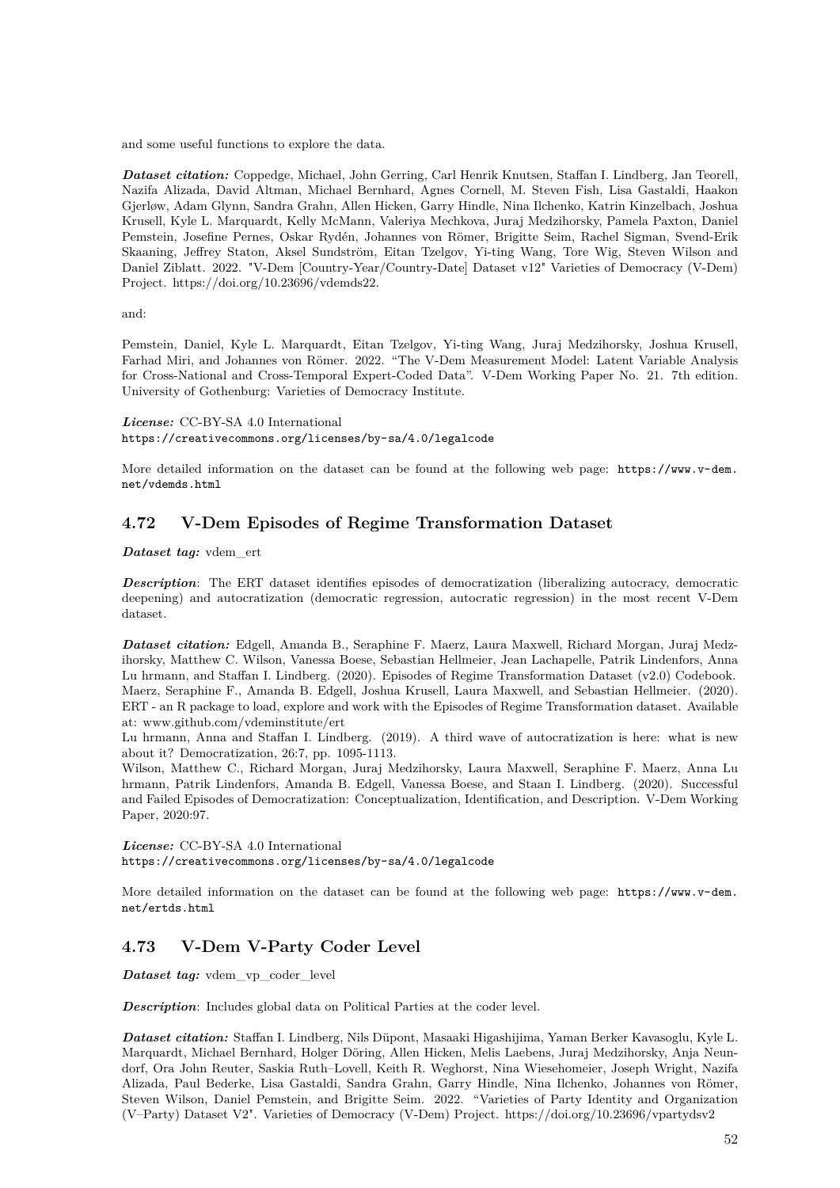and some useful functions to explore the data.

***Dataset citation:*** Coppedge, Michael, John Gerring, Carl Henrik Knutsen, Staffan I. Lindberg, Jan Teorell, Nazifa Alizada, David Altman, Michael Bernhard, Agnes Cornell, M. Steven Fish, Lisa Gastaldi, Haakon Gjerløw, Adam Glynn, Sandra Grahn, Allen Hicken, Garry Hindle, Nina Ilchenko, Katrin Kinzelbach, Joshua Krusell, Kyle L. Marquardt, Kelly McMann, Valeriya Mechkova, Juraj Medzihorsky, Pamela Paxton, Daniel Pemstein, Josefine Pernes, Oskar Rydén, Johannes von Römer, Brigitte Seim, Rachel Sigman, Svend-Erik Skaaning, Jeffrey Staton, Aksel Sundström, Eitan Tzelgov, Yi-ting Wang, Tore Wig, Steven Wilson and Daniel Ziblatt. 2022. "V-Dem [Country-Year/Country-Date] Dataset v12" Varieties of Democracy (V-Dem) Project. https://doi.org/10.23696/vdemds22.

and:

Pemstein, Daniel, Kyle L. Marquardt, Eitan Tzelgov, Yi-ting Wang, Juraj Medzihorsky, Joshua Krusell, Farhad Miri, and Johannes von Römer. 2022. "The V-Dem Measurement Model: Latent Variable Analysis for Cross-National and Cross-Temporal Expert-Coded Data". V-Dem Working Paper No. 21. 7th edition. University of Gothenburg: Varieties of Democracy Institute.

***License:*** CC-BY-SA 4.0 International
`https://creativecommons.org/licenses/by-sa/4.0/legalcode`

More detailed information on the dataset can be found at the following web page: `https://www.v-dem.net/vdemds.html`

## 4.72 V-Dem Episodes of Regime Transformation Dataset

***Dataset tag:*** vdem_ert

***Description***: The ERT dataset identifies episodes of democratization (liberalizing autocracy, democratic deepening) and autocratization (democratic regression, autocratic regression) in the most recent V-Dem dataset.

***Dataset citation:*** Edgell, Amanda B., Seraphine F. Maerz, Laura Maxwell, Richard Morgan, Juraj Medzihorsky, Matthew C. Wilson, Vanessa Boese, Sebastian Hellmeier, Jean Lachapelle, Patrik Lindenfors, Anna Lu hrmann, and Staffan I. Lindberg. (2020). Episodes of Regime Transformation Dataset (v2.0) Codebook.
Maerz, Seraphine F., Amanda B. Edgell, Joshua Krusell, Laura Maxwell, and Sebastian Hellmeier. (2020). ERT - an R package to load, explore and work with the Episodes of Regime Transformation dataset. Available at: www.github.com/vdeminstitute/ert
Lu hrmann, Anna and Staffan I. Lindberg. (2019). A third wave of autocratization is here: what is new about it? Democratization, 26:7, pp. 1095-1113.
Wilson, Matthew C., Richard Morgan, Juraj Medzihorsky, Laura Maxwell, Seraphine F. Maerz, Anna Lu hrmann, Patrik Lindenfors, Amanda B. Edgell, Vanessa Boese, and Staan I. Lindberg. (2020). Successful and Failed Episodes of Democratization: Conceptualization, Identification, and Description. V-Dem Working Paper, 2020:97.

***License:*** CC-BY-SA 4.0 International
`https://creativecommons.org/licenses/by-sa/4.0/legalcode`

More detailed information on the dataset can be found at the following web page: `https://www.v-dem.net/ertds.html`

## 4.73 V-Dem V-Party Coder Level

***Dataset tag:*** vdem_vp_coder_level

***Description***: Includes global data on Political Parties at the coder level.

***Dataset citation:*** Staffan I. Lindberg, Nils Düpont, Masaaki Higashijima, Yaman Berker Kavasoglu, Kyle L. Marquardt, Michael Bernhard, Holger Döring, Allen Hicken, Melis Laebens, Juraj Medzihorsky, Anja Neundorf, Ora John Reuter, Saskia Ruth–Lovell, Keith R. Weghorst, Nina Wiesehomeier, Joseph Wright, Nazifa Alizada, Paul Bederke, Lisa Gastaldi, Sandra Grahn, Garry Hindle, Nina Ilchenko, Johannes von Römer, Steven Wilson, Daniel Pemstein, and Brigitte Seim. 2022. "Varieties of Party Identity and Organization (V–Party) Dataset V2". Varieties of Democracy (V-Dem) Project. https://doi.org/10.23696/vpartydsv2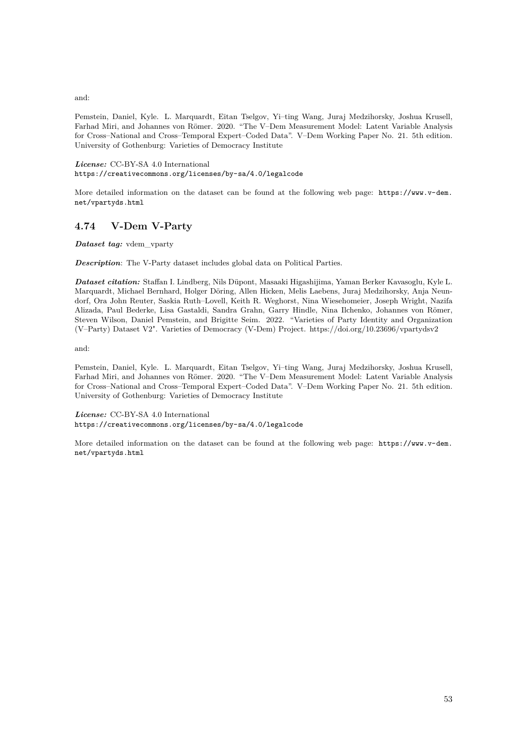and:

Pemstein, Daniel, Kyle. L. Marquardt, Eitan Tselgov, Yi–ting Wang, Juraj Medzihorsky, Joshua Krusell, Farhad Miri, and Johannes von Römer. 2020. "The V–Dem Measurement Model: Latent Variable Analysis for Cross–National and Cross–Temporal Expert–Coded Data". V–Dem Working Paper No. 21. 5th edition. University of Gothenburg: Varieties of Democracy Institute

***License:*** CC-BY-SA 4.0 International
`https://creativecommons.org/licenses/by-sa/4.0/legalcode`

More detailed information on the dataset can be found at the following web page: `https://www.v-dem.net/vpartyds.html`

## 4.74 V-Dem V-Party

***Dataset tag:*** vdem_vparty

***Description***: The V-Party dataset includes global data on Political Parties.

***Dataset citation:*** Staffan I. Lindberg, Nils Düpont, Masaaki Higashijima, Yaman Berker Kavasoglu, Kyle L. Marquardt, Michael Bernhard, Holger Döring, Allen Hicken, Melis Laebens, Juraj Medzihorsky, Anja Neundorf, Ora John Reuter, Saskia Ruth–Lovell, Keith R. Weghorst, Nina Wiesehomeier, Joseph Wright, Nazifa Alizada, Paul Bederke, Lisa Gastaldi, Sandra Grahn, Garry Hindle, Nina Ilchenko, Johannes von Römer, Steven Wilson, Daniel Pemstein, and Brigitte Seim. 2022. "Varieties of Party Identity and Organization (V–Party) Dataset V2". Varieties of Democracy (V-Dem) Project. https://doi.org/10.23696/vpartydsv2

and:

Pemstein, Daniel, Kyle. L. Marquardt, Eitan Tselgov, Yi–ting Wang, Juraj Medzihorsky, Joshua Krusell, Farhad Miri, and Johannes von Römer. 2020. "The V–Dem Measurement Model: Latent Variable Analysis for Cross–National and Cross–Temporal Expert–Coded Data". V–Dem Working Paper No. 21. 5th edition. University of Gothenburg: Varieties of Democracy Institute

***License:*** CC-BY-SA 4.0 International
`https://creativecommons.org/licenses/by-sa/4.0/legalcode`

More detailed information on the dataset can be found at the following web page: `https://www.v-dem.net/vpartyds.html`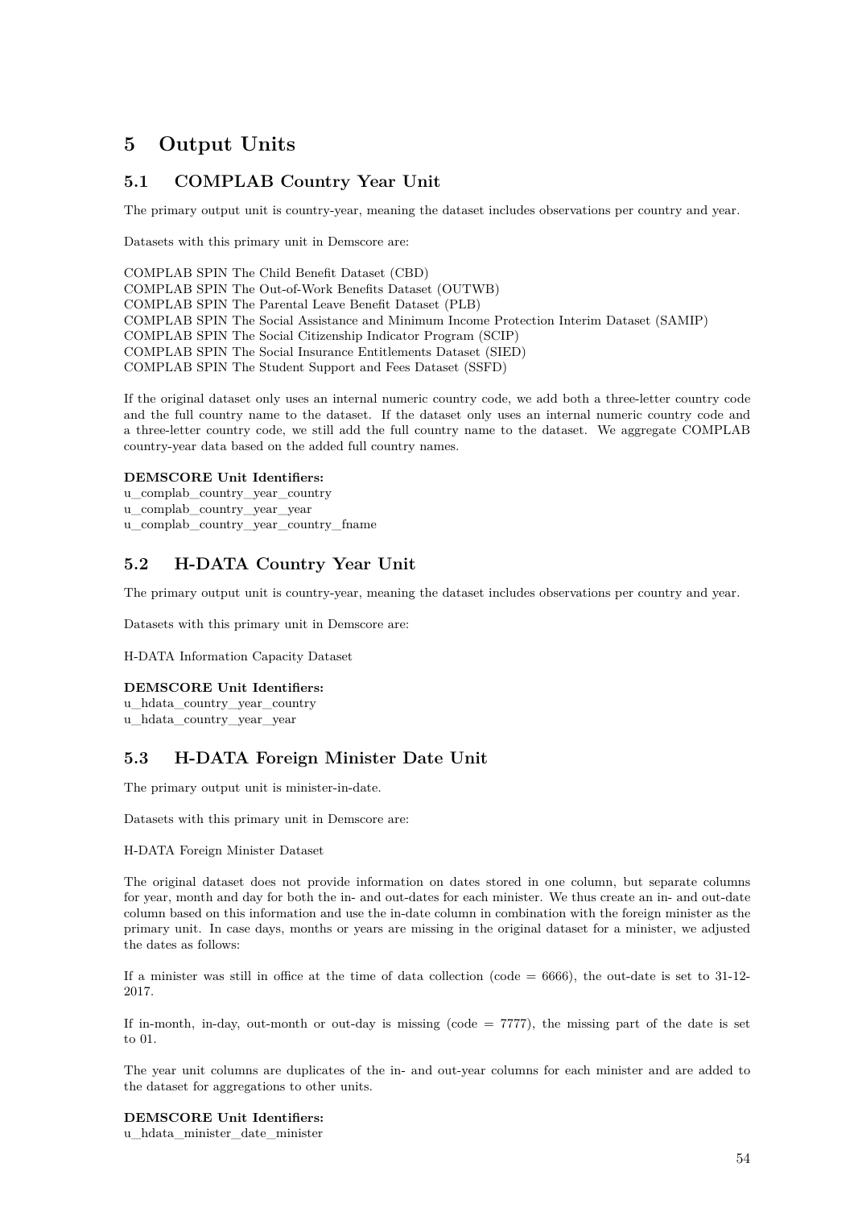# 5 Output Units

## 5.1 COMPLAB Country Year Unit

The primary output unit is country-year, meaning the dataset includes observations per country and year.

Datasets with this primary unit in Demscore are:

COMPLAB SPIN The Child Benefit Dataset (CBD)
COMPLAB SPIN The Out-of-Work Benefits Dataset (OUTWB)
COMPLAB SPIN The Parental Leave Benefit Dataset (PLB)
COMPLAB SPIN The Social Assistance and Minimum Income Protection Interim Dataset (SAMIP)
COMPLAB SPIN The Social Citizenship Indicator Program (SCIP)
COMPLAB SPIN The Social Insurance Entitlements Dataset (SIED)
COMPLAB SPIN The Student Support and Fees Dataset (SSFD)

If the original dataset only uses an internal numeric country code, we add both a three-letter country code and the full country name to the dataset. If the dataset only uses an internal numeric country code and a three-letter country code, we still add the full country name to the dataset. We aggregate COMPLAB country-year data based on the added full country names.

**DEMSCORE Unit Identifiers:**
u_complab_country_year_country
u_complab_country_year_year
u_complab_country_year_country_fname

## 5.2 H-DATA Country Year Unit

The primary output unit is country-year, meaning the dataset includes observations per country and year.

Datasets with this primary unit in Demscore are:

H-DATA Information Capacity Dataset

**DEMSCORE Unit Identifiers:**
u_hdata_country_year_country
u_hdata_country_year_year

## 5.3 H-DATA Foreign Minister Date Unit

The primary output unit is minister-in-date.

Datasets with this primary unit in Demscore are:

H-DATA Foreign Minister Dataset

The original dataset does not provide information on dates stored in one column, but separate columns for year, month and day for both the in- and out-dates for each minister. We thus create an in- and out-date column based on this information and use the in-date column in combination with the foreign minister as the primary unit. In case days, months or years are missing in the original dataset for a minister, we adjusted the dates as follows:

If a minister was still in office at the time of data collection (code = 6666), the out-date is set to 31-12-2017.

If in-month, in-day, out-month or out-day is missing (code = 7777), the missing part of the date is set to 01.

The year unit columns are duplicates of the in- and out-year columns for each minister and are added to the dataset for aggregations to other units.

**DEMSCORE Unit Identifiers:**
u_hdata_minister_date_minister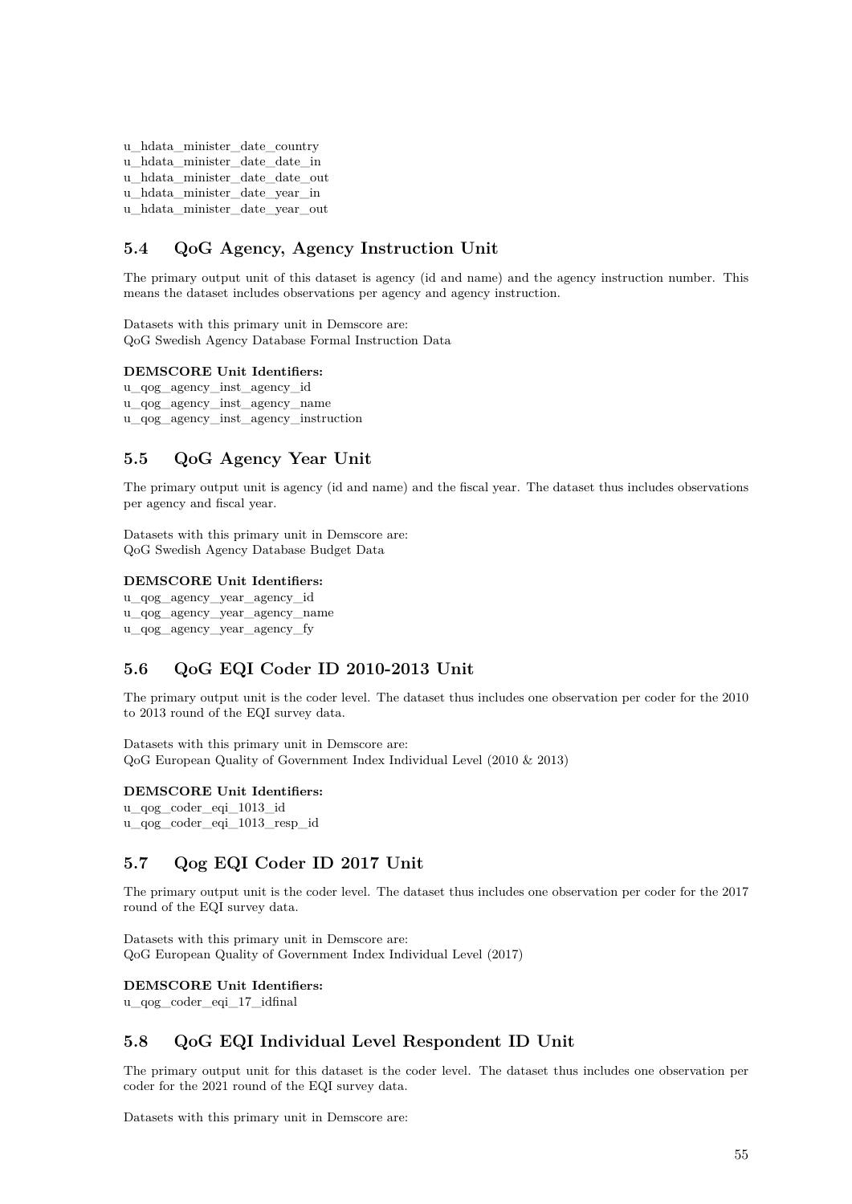u_hdata_minister_date_country
u_hdata_minister_date_date_in
u_hdata_minister_date_date_out
u_hdata_minister_date_year_in
u_hdata_minister_date_year_out

## 5.4 QoG Agency, Agency Instruction Unit

The primary output unit of this dataset is agency (id and name) and the agency instruction number. This means the dataset includes observations per agency and agency instruction.

Datasets with this primary unit in Demscore are:
QoG Swedish Agency Database Formal Instruction Data

**DEMSCORE Unit Identifiers:**
u_qog_agency_inst_agency_id
u_qog_agency_inst_agency_name
u_qog_agency_inst_agency_instruction

## 5.5 QoG Agency Year Unit

The primary output unit is agency (id and name) and the fiscal year. The dataset thus includes observations per agency and fiscal year.

Datasets with this primary unit in Demscore are:
QoG Swedish Agency Database Budget Data

**DEMSCORE Unit Identifiers:**
u_qog_agency_year_agency_id
u_qog_agency_year_agency_name
u_qog_agency_year_agency_fy

## 5.6 QoG EQI Coder ID 2010-2013 Unit

The primary output unit is the coder level. The dataset thus includes one observation per coder for the 2010 to 2013 round of the EQI survey data.

Datasets with this primary unit in Demscore are:
QoG European Quality of Government Index Individual Level (2010 & 2013)

**DEMSCORE Unit Identifiers:**
u_qog_coder_eqi_1013_id
u_qog_coder_eqi_1013_resp_id

## 5.7 Qog EQI Coder ID 2017 Unit

The primary output unit is the coder level. The dataset thus includes one observation per coder for the 2017 round of the EQI survey data.

Datasets with this primary unit in Demscore are:
QoG European Quality of Government Index Individual Level (2017)

**DEMSCORE Unit Identifiers:**
u_qog_coder_eqi_17_idfinal

## 5.8 QoG EQI Individual Level Respondent ID Unit

The primary output unit for this dataset is the coder level. The dataset thus includes one observation per coder for the 2021 round of the EQI survey data.

Datasets with this primary unit in Demscore are: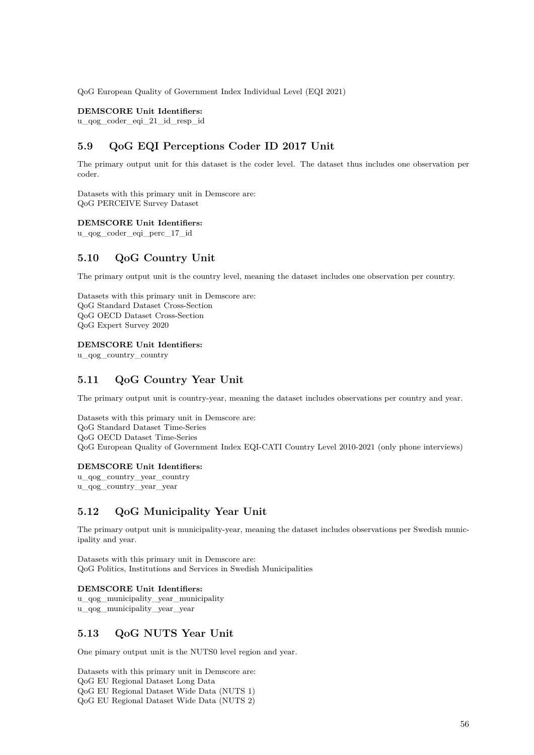QoG European Quality of Government Index Individual Level (EQI 2021)

**DEMSCORE Unit Identifiers:**
u_qog_coder_eqi_21_id_resp_id

## 5.9 QoG EQI Perceptions Coder ID 2017 Unit

The primary output unit for this dataset is the coder level. The dataset thus includes one observation per coder.

Datasets with this primary unit in Demscore are:
QoG PERCEIVE Survey Dataset

**DEMSCORE Unit Identifiers:**
u_qog_coder_eqi_perc_17_id

## 5.10 QoG Country Unit

The primary output unit is the country level, meaning the dataset includes one observation per country.

Datasets with this primary unit in Demscore are:
QoG Standard Dataset Cross-Section
QoG OECD Dataset Cross-Section
QoG Expert Survey 2020

**DEMSCORE Unit Identifiers:**
u_qog_country_country

## 5.11 QoG Country Year Unit

The primary output unit is country-year, meaning the dataset includes observations per country and year.

Datasets with this primary unit in Demscore are:
QoG Standard Dataset Time-Series
QoG OECD Dataset Time-Series
QoG European Quality of Government Index EQI-CATI Country Level 2010-2021 (only phone interviews)

**DEMSCORE Unit Identifiers:**
u_qog_country_year_country
u_qog_country_year_year

## 5.12 QoG Municipality Year Unit

The primary output unit is municipality-year, meaning the dataset includes observations per Swedish municipality and year.

Datasets with this primary unit in Demscore are:
QoG Politics, Institutions and Services in Swedish Municipalities

**DEMSCORE Unit Identifiers:**
u_qog_municipality_year_municipality
u_qog_municipality_year_year

## 5.13 QoG NUTS Year Unit

One pimary output unit is the NUTS0 level region and year.

Datasets with this primary unit in Demscore are:
QoG EU Regional Dataset Long Data
QoG EU Regional Dataset Wide Data (NUTS 1)
QoG EU Regional Dataset Wide Data (NUTS 2)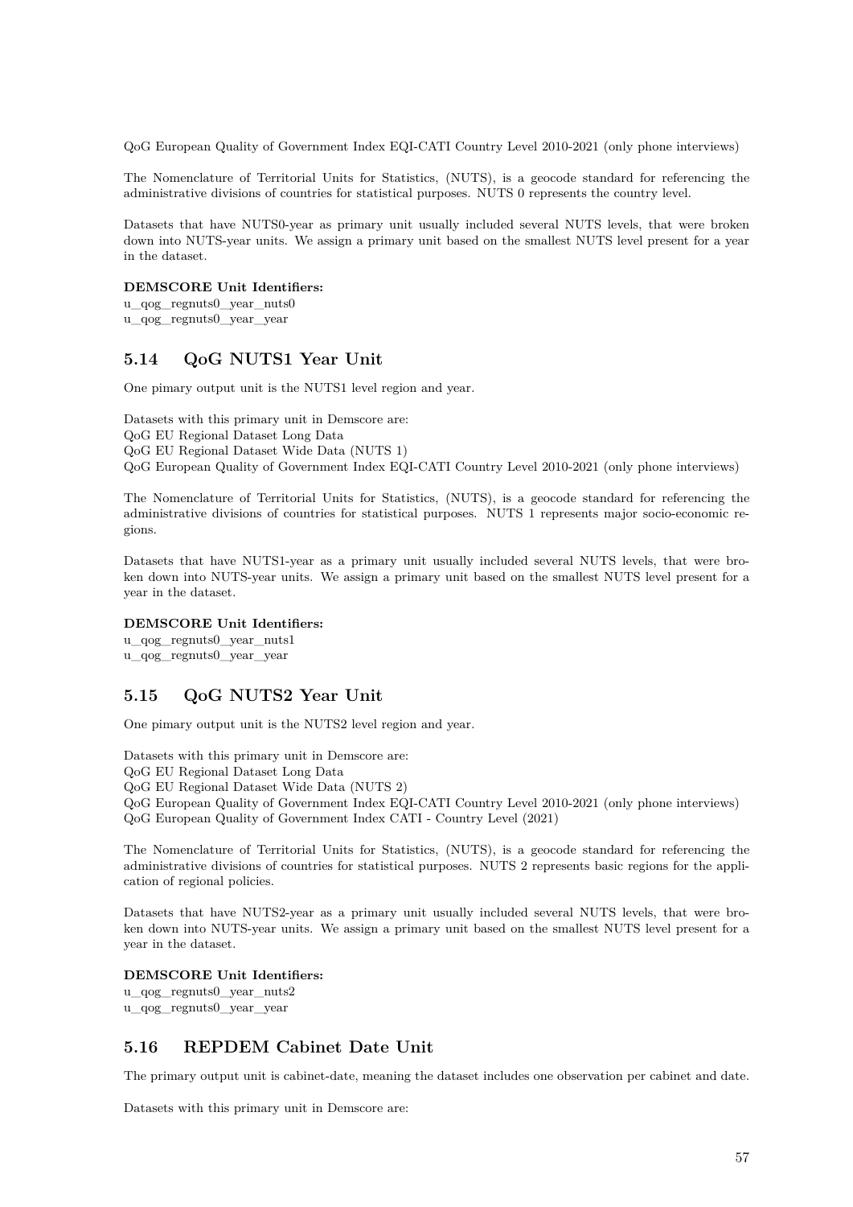QoG European Quality of Government Index EQI-CATI Country Level 2010-2021 (only phone interviews)

The Nomenclature of Territorial Units for Statistics, (NUTS), is a geocode standard for referencing the administrative divisions of countries for statistical purposes. NUTS 0 represents the country level.

Datasets that have NUTS0-year as primary unit usually included several NUTS levels, that were broken down into NUTS-year units. We assign a primary unit based on the smallest NUTS level present for a year in the dataset.

**DEMSCORE Unit Identifiers:**
u_qog_regnuts0_year_nuts0
u_qog_regnuts0_year_year

## 5.14 QoG NUTS1 Year Unit

One pimary output unit is the NUTS1 level region and year.

Datasets with this primary unit in Demscore are:
QoG EU Regional Dataset Long Data
QoG EU Regional Dataset Wide Data (NUTS 1)
QoG European Quality of Government Index EQI-CATI Country Level 2010-2021 (only phone interviews)

The Nomenclature of Territorial Units for Statistics, (NUTS), is a geocode standard for referencing the administrative divisions of countries for statistical purposes. NUTS 1 represents major socio-economic regions.

Datasets that have NUTS1-year as a primary unit usually included several NUTS levels, that were broken down into NUTS-year units. We assign a primary unit based on the smallest NUTS level present for a year in the dataset.

**DEMSCORE Unit Identifiers:**
u_qog_regnuts0_year_nuts1
u_qog_regnuts0_year_year

## 5.15 QoG NUTS2 Year Unit

One pimary output unit is the NUTS2 level region and year.

Datasets with this primary unit in Demscore are:
QoG EU Regional Dataset Long Data
QoG EU Regional Dataset Wide Data (NUTS 2)
QoG European Quality of Government Index EQI-CATI Country Level 2010-2021 (only phone interviews)
QoG European Quality of Government Index CATI - Country Level (2021)

The Nomenclature of Territorial Units for Statistics, (NUTS), is a geocode standard for referencing the administrative divisions of countries for statistical purposes. NUTS 2 represents basic regions for the application of regional policies.

Datasets that have NUTS2-year as a primary unit usually included several NUTS levels, that were broken down into NUTS-year units. We assign a primary unit based on the smallest NUTS level present for a year in the dataset.

**DEMSCORE Unit Identifiers:**
u_qog_regnuts0_year_nuts2
u_qog_regnuts0_year_year

## 5.16 REPDEM Cabinet Date Unit

The primary output unit is cabinet-date, meaning the dataset includes one observation per cabinet and date.

Datasets with this primary unit in Demscore are: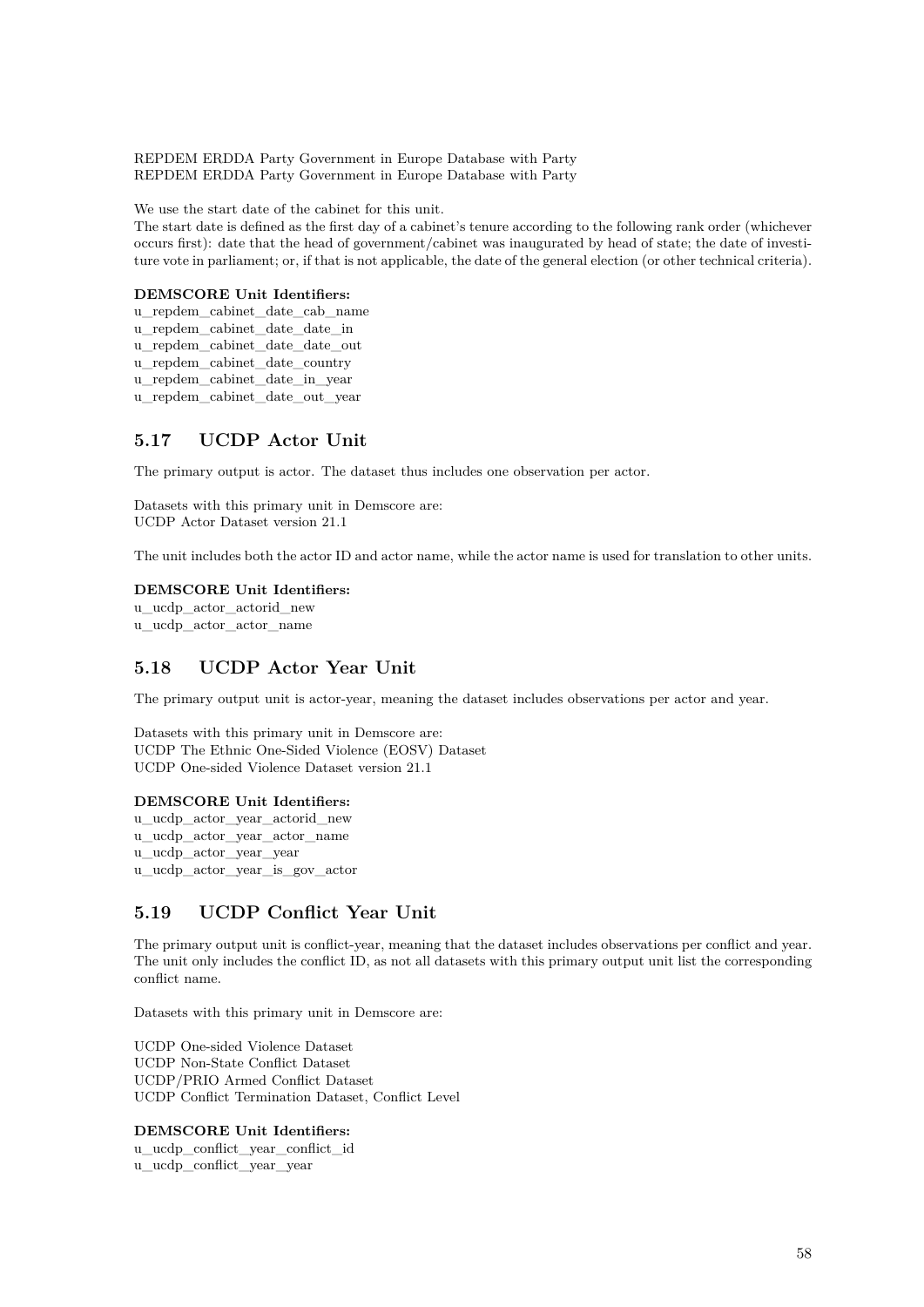REPDEM ERDDA Party Government in Europe Database with Party
REPDEM ERDDA Party Government in Europe Database with Party

We use the start date of the cabinet for this unit.
The start date is defined as the first day of a cabinet's tenure according to the following rank order (whichever occurs first): date that the head of government/cabinet was inaugurated by head of state; the date of investiture vote in parliament; or, if that is not applicable, the date of the general election (or other technical criteria).

**DEMSCORE Unit Identifiers:**
u_repdem_cabinet_date_cab_name
u_repdem_cabinet_date_date_in
u_repdem_cabinet_date_date_out
u_repdem_cabinet_date_country
u_repdem_cabinet_date_in_year
u_repdem_cabinet_date_out_year

## 5.17 UCDP Actor Unit

The primary output is actor. The dataset thus includes one observation per actor.

Datasets with this primary unit in Demscore are:
UCDP Actor Dataset version 21.1

The unit includes both the actor ID and actor name, while the actor name is used for translation to other units.

**DEMSCORE Unit Identifiers:**
u_ucdp_actor_actorid_new
u_ucdp_actor_actor_name

## 5.18 UCDP Actor Year Unit

The primary output unit is actor-year, meaning the dataset includes observations per actor and year.

Datasets with this primary unit in Demscore are:
UCDP The Ethnic One-Sided Violence (EOSV) Dataset
UCDP One-sided Violence Dataset version 21.1

**DEMSCORE Unit Identifiers:**
u_ucdp_actor_year_actorid_new
u_ucdp_actor_year_actor_name
u_ucdp_actor_year_year
u_ucdp_actor_year_is_gov_actor

## 5.19 UCDP Conflict Year Unit

The primary output unit is conflict-year, meaning that the dataset includes observations per conflict and year. The unit only includes the conflict ID, as not all datasets with this primary output unit list the corresponding conflict name.

Datasets with this primary unit in Demscore are:

UCDP One-sided Violence Dataset
UCDP Non-State Conflict Dataset
UCDP/PRIO Armed Conflict Dataset
UCDP Conflict Termination Dataset, Conflict Level

**DEMSCORE Unit Identifiers:**
u_ucdp_conflict_year_conflict_id
u_ucdp_conflict_year_year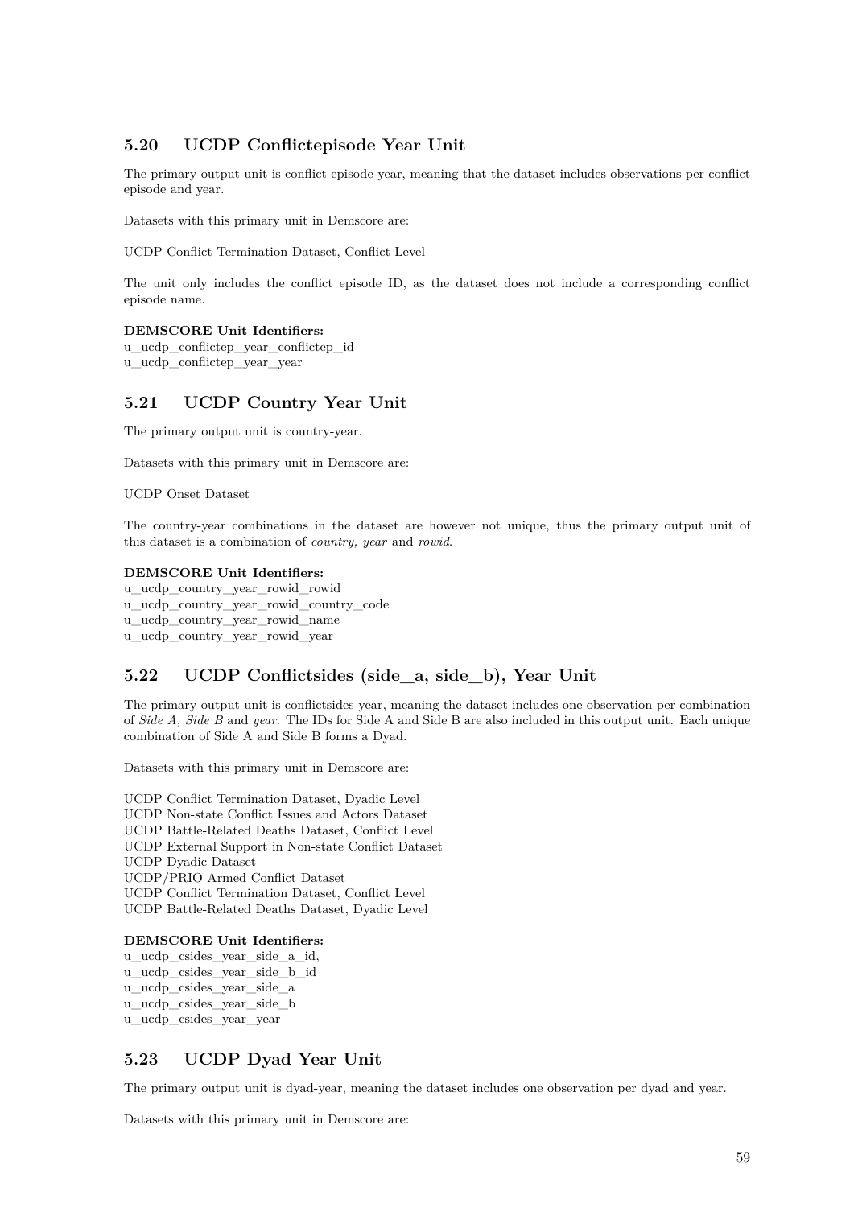## 5.20 UCDP Conflictepisode Year Unit

The primary output unit is conflict episode-year, meaning that the dataset includes observations per conflict episode and year.

Datasets with this primary unit in Demscore are:

UCDP Conflict Termination Dataset, Conflict Level

The unit only includes the conflict episode ID, as the dataset does not include a corresponding conflict episode name.

**DEMSCORE Unit Identifiers:**
u_ucdp_conflictep_year_conflictep_id
u_ucdp_conflictep_year_year

## 5.21 UCDP Country Year Unit

The primary output unit is country-year.

Datasets with this primary unit in Demscore are:

UCDP Onset Dataset

The country-year combinations in the dataset are however not unique, thus the primary output unit of this dataset is a combination of *country, year* and *rowid*.

**DEMSCORE Unit Identifiers:**
u_ucdp_country_year_rowid_rowid
u_ucdp_country_year_rowid_country_code
u_ucdp_country_year_rowid_name
u_ucdp_country_year_rowid_year

## 5.22 UCDP Conflictsides (side_a, side_b), Year Unit

The primary output unit is conflictsides-year, meaning the dataset includes one observation per combination of *Side A, Side B* and *year.* The IDs for Side A and Side B are also included in this output unit. Each unique combination of Side A and Side B forms a Dyad.

Datasets with this primary unit in Demscore are:

UCDP Conflict Termination Dataset, Dyadic Level
UCDP Non-state Conflict Issues and Actors Dataset
UCDP Battle-Related Deaths Dataset, Conflict Level
UCDP External Support in Non-state Conflict Dataset
UCDP Dyadic Dataset
UCDP/PRIO Armed Conflict Dataset
UCDP Conflict Termination Dataset, Conflict Level
UCDP Battle-Related Deaths Dataset, Dyadic Level

**DEMSCORE Unit Identifiers:**
u_ucdp_csides_year_side_a_id,
u_ucdp_csides_year_side_b_id
u_ucdp_csides_year_side_a
u_ucdp_csides_year_side_b
u_ucdp_csides_year_year

## 5.23 UCDP Dyad Year Unit

The primary output unit is dyad-year, meaning the dataset includes one observation per dyad and year.

Datasets with this primary unit in Demscore are: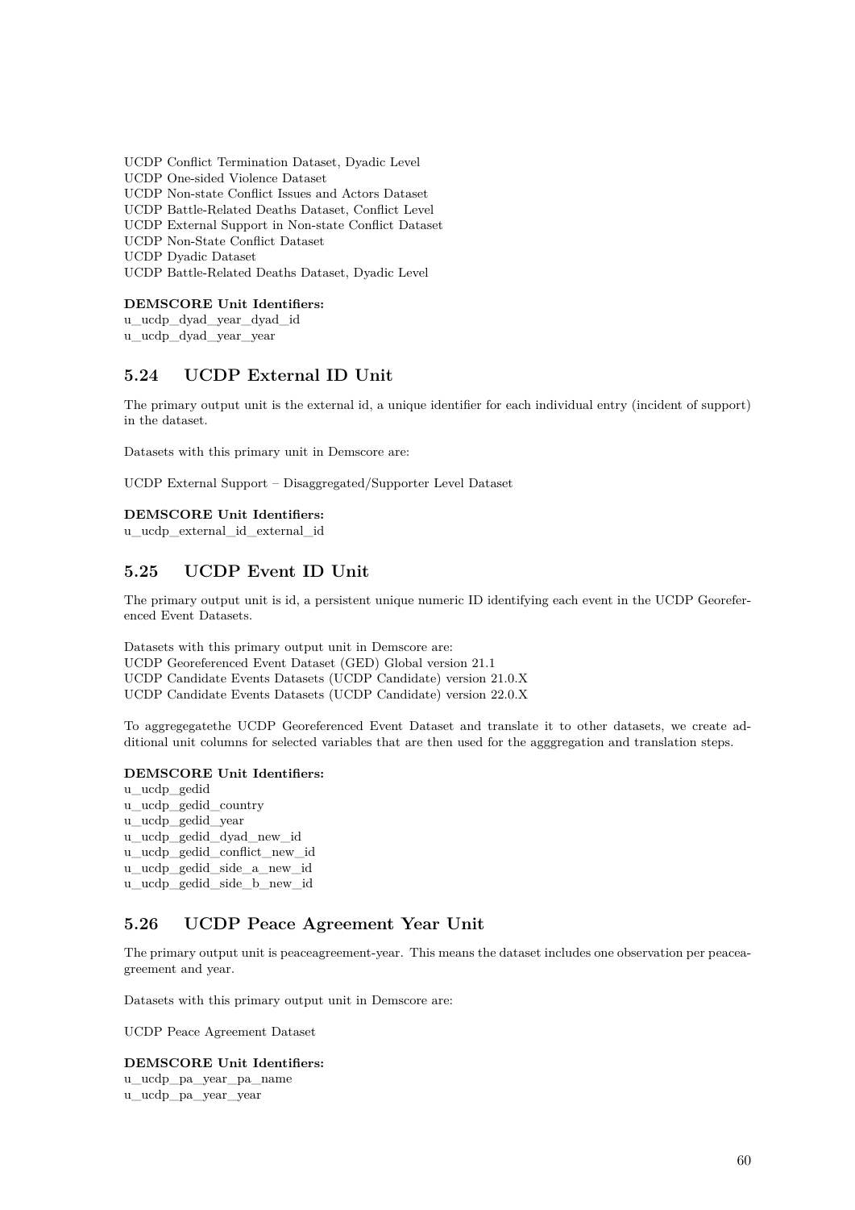UCDP Conflict Termination Dataset, Dyadic Level
UCDP One-sided Violence Dataset
UCDP Non-state Conflict Issues and Actors Dataset
UCDP Battle-Related Deaths Dataset, Conflict Level
UCDP External Support in Non-state Conflict Dataset
UCDP Non-State Conflict Dataset
UCDP Dyadic Dataset
UCDP Battle-Related Deaths Dataset, Dyadic Level

**DEMSCORE Unit Identifiers:**
u_ucdp_dyad_year_dyad_id
u_ucdp_dyad_year_year

## 5.24 UCDP External ID Unit

The primary output unit is the external id, a unique identifier for each individual entry (incident of support) in the dataset.

Datasets with this primary unit in Demscore are:

UCDP External Support – Disaggregated/Supporter Level Dataset

**DEMSCORE Unit Identifiers:**
u_ucdp_external_id_external_id

## 5.25 UCDP Event ID Unit

The primary output unit is id, a persistent unique numeric ID identifying each event in the UCDP Georeferenced Event Datasets.

Datasets with this primary output unit in Demscore are:
UCDP Georeferenced Event Dataset (GED) Global version 21.1
UCDP Candidate Events Datasets (UCDP Candidate) version 21.0.X
UCDP Candidate Events Datasets (UCDP Candidate) version 22.0.X

To aggregegatethe UCDP Georeferenced Event Dataset and translate it to other datasets, we create additional unit columns for selected variables that are then used for the agggregation and translation steps.

**DEMSCORE Unit Identifiers:**
u_ucdp_gedid
u_ucdp_gedid_country
u_ucdp_gedid_year
u_ucdp_gedid_dyad_new_id
u_ucdp_gedid_conflict_new_id
u_ucdp_gedid_side_a_new_id
u_ucdp_gedid_side_b_new_id

## 5.26 UCDP Peace Agreement Year Unit

The primary output unit is peaceagreement-year. This means the dataset includes one observation per peaceagreement and year.

Datasets with this primary output unit in Demscore are:

UCDP Peace Agreement Dataset

**DEMSCORE Unit Identifiers:**
u_ucdp_pa_year_pa_name
u_ucdp_pa_year_year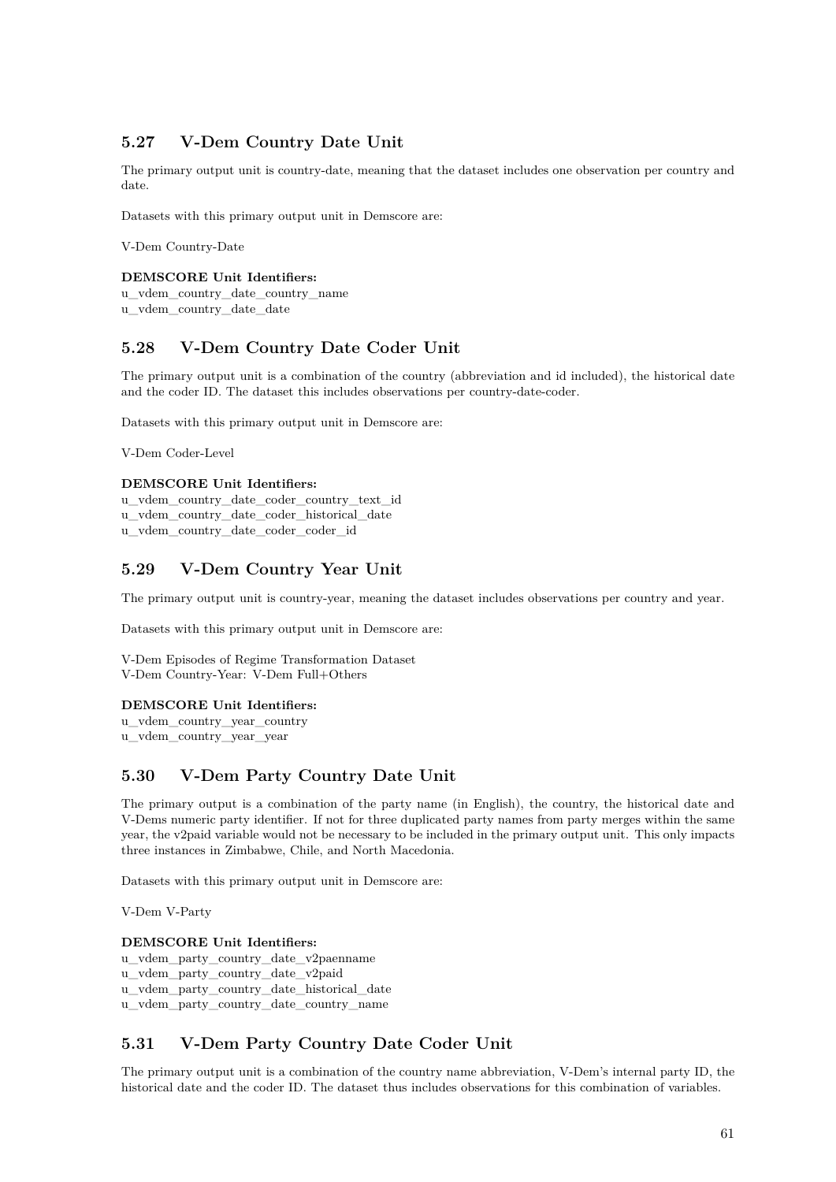## 5.27 V-Dem Country Date Unit

The primary output unit is country-date, meaning that the dataset includes one observation per country and date.

Datasets with this primary output unit in Demscore are:

V-Dem Country-Date

**DEMSCORE Unit Identifiers:**
u_vdem_country_date_country_name
u_vdem_country_date_date

## 5.28 V-Dem Country Date Coder Unit

The primary output unit is a combination of the country (abbreviation and id included), the historical date and the coder ID. The dataset this includes observations per country-date-coder.

Datasets with this primary output unit in Demscore are:

V-Dem Coder-Level

**DEMSCORE Unit Identifiers:**
u_vdem_country_date_coder_country_text_id
u_vdem_country_date_coder_historical_date
u_vdem_country_date_coder_coder_id

## 5.29 V-Dem Country Year Unit

The primary output unit is country-year, meaning the dataset includes observations per country and year.

Datasets with this primary output unit in Demscore are:

V-Dem Episodes of Regime Transformation Dataset
V-Dem Country-Year: V-Dem Full+Others

**DEMSCORE Unit Identifiers:**
u_vdem_country_year_country
u_vdem_country_year_year

## 5.30 V-Dem Party Country Date Unit

The primary output is a combination of the party name (in English), the country, the historical date and V-Dems numeric party identifier. If not for three duplicated party names from party merges within the same year, the v2paid variable would not be necessary to be included in the primary output unit. This only impacts three instances in Zimbabwe, Chile, and North Macedonia.

Datasets with this primary output unit in Demscore are:

V-Dem V-Party

**DEMSCORE Unit Identifiers:**
u_vdem_party_country_date_v2paenname
u_vdem_party_country_date_v2paid
u_vdem_party_country_date_historical_date
u_vdem_party_country_date_country_name

## 5.31 V-Dem Party Country Date Coder Unit

The primary output unit is a combination of the country name abbreviation, V-Dem's internal party ID, the historical date and the coder ID. The dataset thus includes observations for this combination of variables.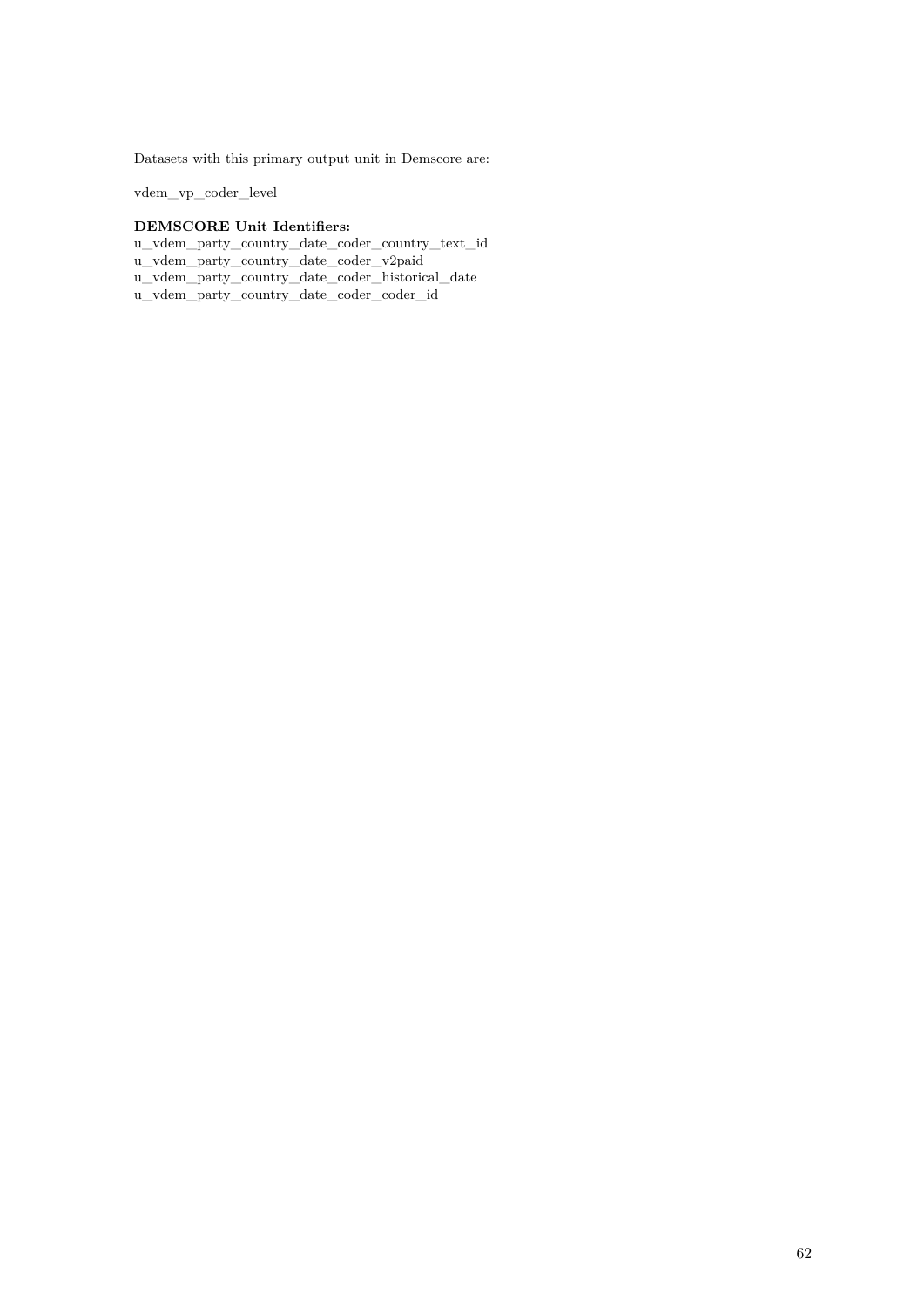Datasets with this primary output unit in Demscore are:

vdem_vp_coder_level

**DEMSCORE Unit Identifiers:**

u_vdem_party_country_date_coder_country_text_id
u_vdem_party_country_date_coder_v2paid
u_vdem_party_country_date_coder_historical_date
u_vdem_party_country_date_coder_coder_id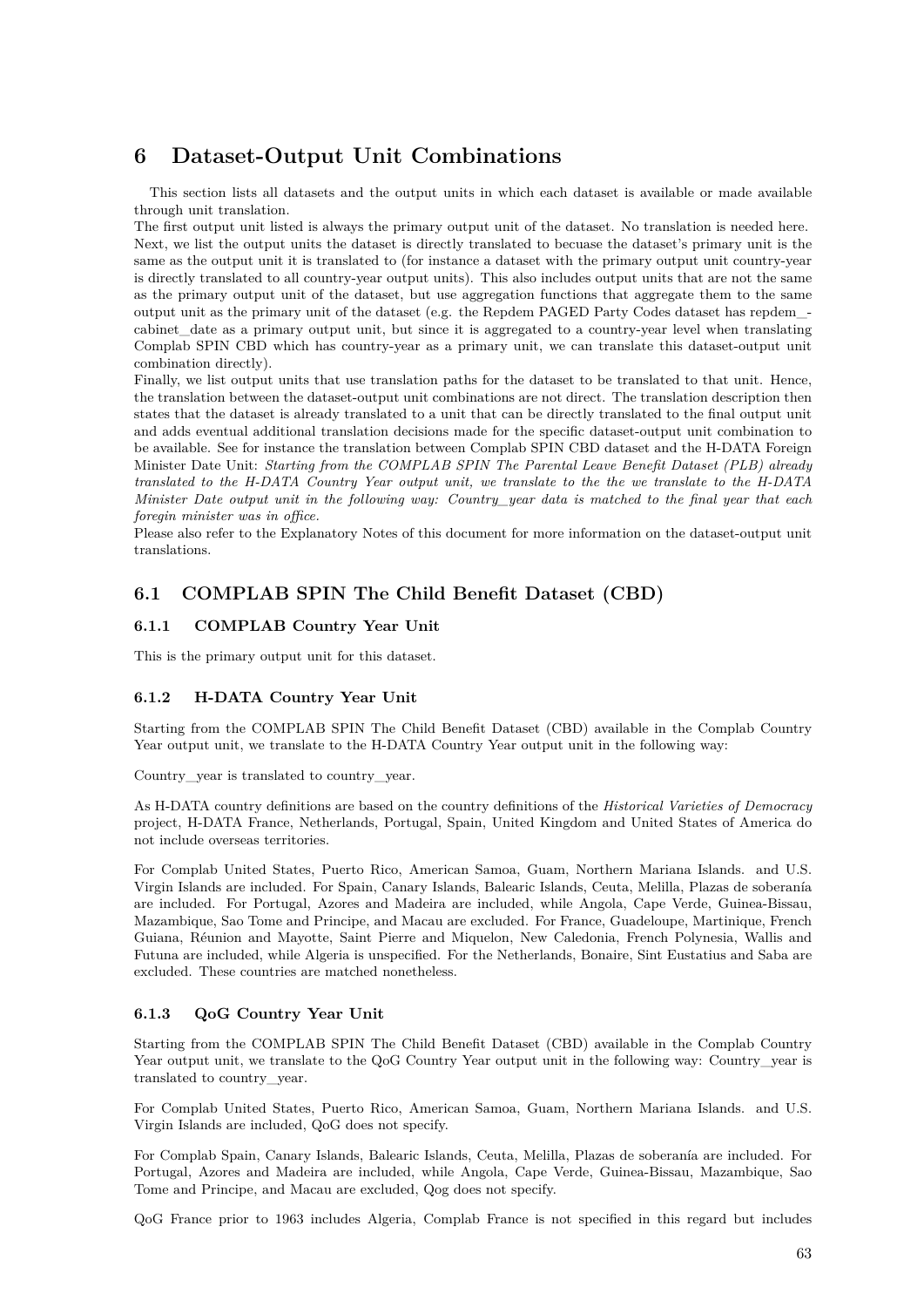# 6 Dataset-Output Unit Combinations

This section lists all datasets and the output units in which each dataset is available or made available through unit translation.
The first output unit listed is always the primary output unit of the dataset. No translation is needed here.
Next, we list the output units the dataset is directly translated to becuase the dataset's primary unit is the same as the output unit it is translated to (for instance a dataset with the primary output unit country-year is directly translated to all country-year output units). This also includes output units that are not the same as the primary output unit of the dataset, but use aggregation functions that aggregate them to the same output unit as the primary unit of the dataset (e.g. the Repdem PAGED Party Codes dataset has repdem_cabinet_date as a primary output unit, but since it is aggregated to a country-year level when translating Complab SPIN CBD which has country-year as a primary unit, we can translate this dataset-output unit combination directly).
Finally, we list output units that use translation paths for the dataset to be translated to that unit. Hence, the translation between the dataset-output unit combinations are not direct. The translation description then states that the dataset is already translated to a unit that can be directly translated to the final output unit and adds eventual additional translation decisions made for the specific dataset-output unit combination to be available. See for instance the translation between Complab SPIN CBD dataset and the H-DATA Foreign Minister Date Unit: *Starting from the COMPLAB SPIN The Parental Leave Benefit Dataset (PLB) already translated to the H-DATA Country Year output unit, we translate to the the we translate to the H-DATA Minister Date output unit in the following way: Country_year data is matched to the final year that each foregin minister was in office.*
Please also refer to the Explanatory Notes of this document for more information on the dataset-output unit translations.

## 6.1 COMPLAB SPIN The Child Benefit Dataset (CBD)

### 6.1.1 COMPLAB Country Year Unit

This is the primary output unit for this dataset.

### 6.1.2 H-DATA Country Year Unit

Starting from the COMPLAB SPIN The Child Benefit Dataset (CBD) available in the Complab Country Year output unit, we translate to the H-DATA Country Year output unit in the following way:

Country_year is translated to country_year.

As H-DATA country definitions are based on the country definitions of the *Historical Varieties of Democracy* project, H-DATA France, Netherlands, Portugal, Spain, United Kingdom and United States of America do not include overseas territories.

For Complab United States, Puerto Rico, American Samoa, Guam, Northern Mariana Islands. and U.S. Virgin Islands are included. For Spain, Canary Islands, Balearic Islands, Ceuta, Melilla, Plazas de soberanía are included. For Portugal, Azores and Madeira are included, while Angola, Cape Verde, Guinea-Bissau, Mazambique, Sao Tome and Principe, and Macau are excluded. For France, Guadeloupe, Martinique, French Guiana, Réunion and Mayotte, Saint Pierre and Miquelon, New Caledonia, French Polynesia, Wallis and Futuna are included, while Algeria is unspecified. For the Netherlands, Bonaire, Sint Eustatius and Saba are excluded. These countries are matched nonetheless.

### 6.1.3 QoG Country Year Unit

Starting from the COMPLAB SPIN The Child Benefit Dataset (CBD) available in the Complab Country Year output unit, we translate to the QoG Country Year output unit in the following way: Country_year is translated to country_year.

For Complab United States, Puerto Rico, American Samoa, Guam, Northern Mariana Islands. and U.S. Virgin Islands are included, QoG does not specify.

For Complab Spain, Canary Islands, Balearic Islands, Ceuta, Melilla, Plazas de soberanía are included. For Portugal, Azores and Madeira are included, while Angola, Cape Verde, Guinea-Bissau, Mazambique, Sao Tome and Principe, and Macau are excluded, Qog does not specify.

QoG France prior to 1963 includes Algeria, Complab France is not specified in this regard but includes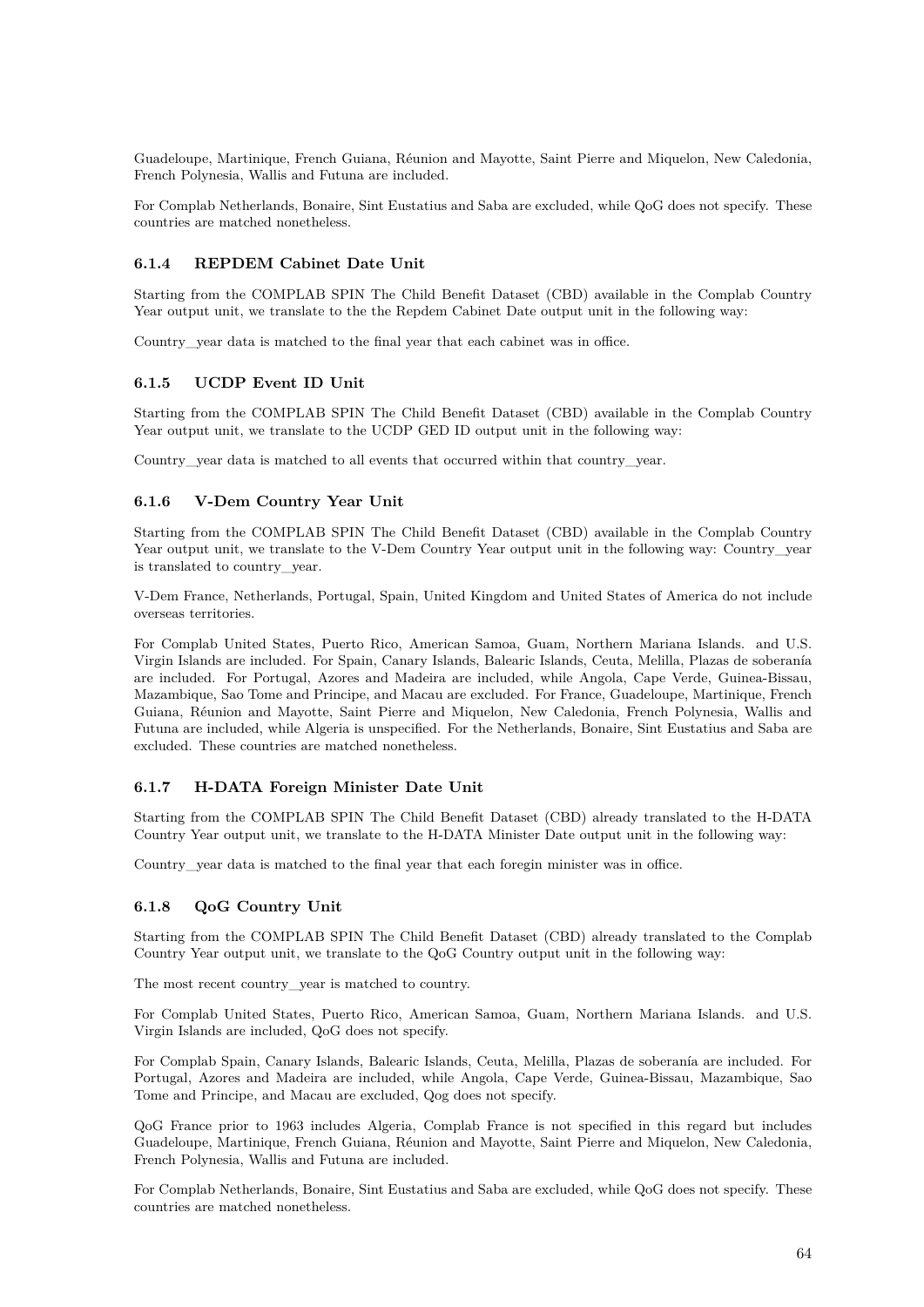Guadeloupe, Martinique, French Guiana, Réunion and Mayotte, Saint Pierre and Miquelon, New Caledonia, French Polynesia, Wallis and Futuna are included.

For Complab Netherlands, Bonaire, Sint Eustatius and Saba are excluded, while QoG does not specify. These countries are matched nonetheless.

### 6.1.4 REPDEM Cabinet Date Unit

Starting from the COMPLAB SPIN The Child Benefit Dataset (CBD) available in the Complab Country Year output unit, we translate to the the Repdem Cabinet Date output unit in the following way:

Country_year data is matched to the final year that each cabinet was in office.

### 6.1.5 UCDP Event ID Unit

Starting from the COMPLAB SPIN The Child Benefit Dataset (CBD) available in the Complab Country Year output unit, we translate to the UCDP GED ID output unit in the following way:

Country_year data is matched to all events that occurred within that country_year.

### 6.1.6 V-Dem Country Year Unit

Starting from the COMPLAB SPIN The Child Benefit Dataset (CBD) available in the Complab Country Year output unit, we translate to the V-Dem Country Year output unit in the following way: Country_year is translated to country_year.

V-Dem France, Netherlands, Portugal, Spain, United Kingdom and United States of America do not include overseas territories.

For Complab United States, Puerto Rico, American Samoa, Guam, Northern Mariana Islands. and U.S. Virgin Islands are included. For Spain, Canary Islands, Balearic Islands, Ceuta, Melilla, Plazas de soberanía are included. For Portugal, Azores and Madeira are included, while Angola, Cape Verde, Guinea-Bissau, Mazambique, Sao Tome and Principe, and Macau are excluded. For France, Guadeloupe, Martinique, French Guiana, Réunion and Mayotte, Saint Pierre and Miquelon, New Caledonia, French Polynesia, Wallis and Futuna are included, while Algeria is unspecified. For the Netherlands, Bonaire, Sint Eustatius and Saba are excluded. These countries are matched nonetheless.

### 6.1.7 H-DATA Foreign Minister Date Unit

Starting from the COMPLAB SPIN The Child Benefit Dataset (CBD) already translated to the H-DATA Country Year output unit, we translate to the H-DATA Minister Date output unit in the following way:

Country_year data is matched to the final year that each foregin minister was in office.

### 6.1.8 QoG Country Unit

Starting from the COMPLAB SPIN The Child Benefit Dataset (CBD) already translated to the Complab Country Year output unit, we translate to the QoG Country output unit in the following way:

The most recent country_year is matched to country.

For Complab United States, Puerto Rico, American Samoa, Guam, Northern Mariana Islands. and U.S. Virgin Islands are included, QoG does not specify.

For Complab Spain, Canary Islands, Balearic Islands, Ceuta, Melilla, Plazas de soberanía are included. For Portugal, Azores and Madeira are included, while Angola, Cape Verde, Guinea-Bissau, Mazambique, Sao Tome and Principe, and Macau are excluded, Qog does not specify.

QoG France prior to 1963 includes Algeria, Complab France is not specified in this regard but includes Guadeloupe, Martinique, French Guiana, Réunion and Mayotte, Saint Pierre and Miquelon, New Caledonia, French Polynesia, Wallis and Futuna are included.

For Complab Netherlands, Bonaire, Sint Eustatius and Saba are excluded, while QoG does not specify. These countries are matched nonetheless.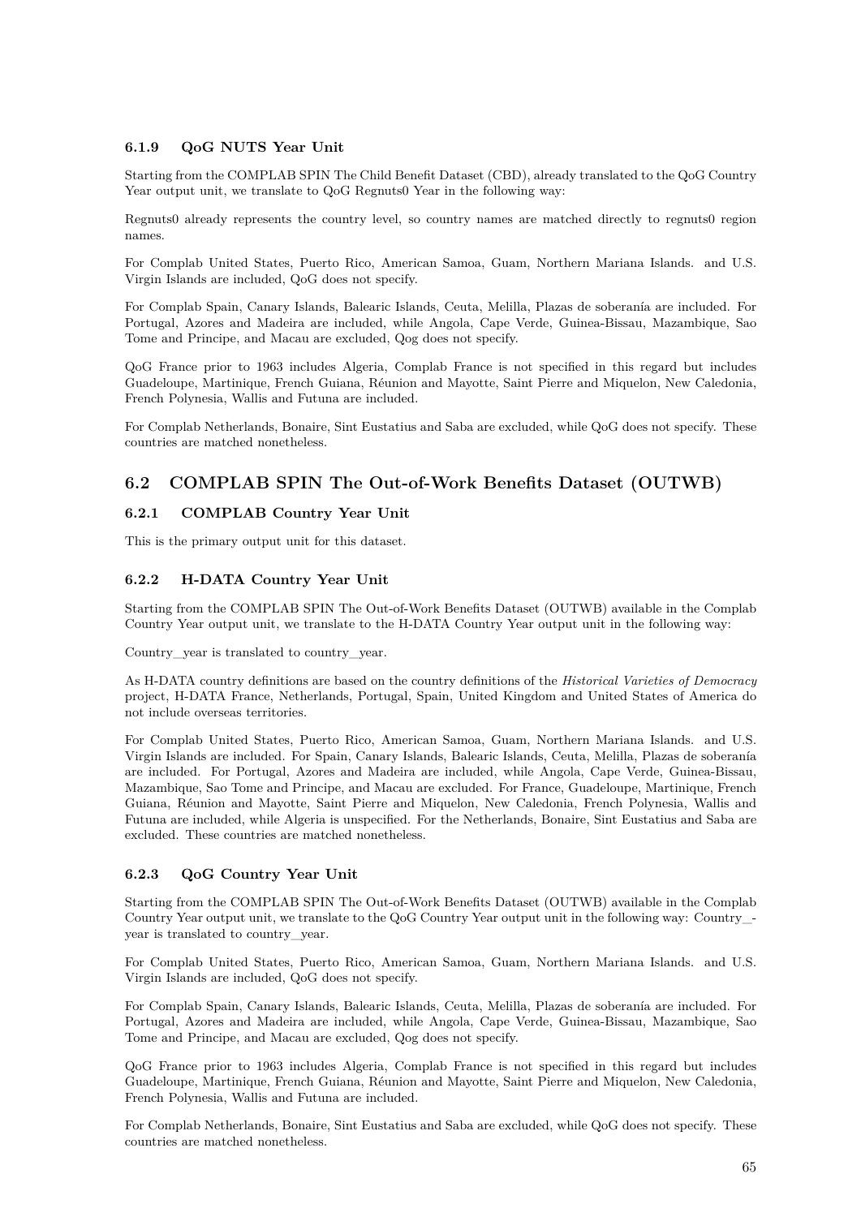#### 6.1.9 QoG NUTS Year Unit

Starting from the COMPLAB SPIN The Child Benefit Dataset (CBD), already translated to the QoG Country Year output unit, we translate to QoG Regnuts0 Year in the following way:

Regnuts0 already represents the country level, so country names are matched directly to regnuts0 region names.

For Complab United States, Puerto Rico, American Samoa, Guam, Northern Mariana Islands. and U.S. Virgin Islands are included, QoG does not specify.

For Complab Spain, Canary Islands, Balearic Islands, Ceuta, Melilla, Plazas de soberanía are included. For Portugal, Azores and Madeira are included, while Angola, Cape Verde, Guinea-Bissau, Mazambique, Sao Tome and Principe, and Macau are excluded, Qog does not specify.

QoG France prior to 1963 includes Algeria, Complab France is not specified in this regard but includes Guadeloupe, Martinique, French Guiana, Réunion and Mayotte, Saint Pierre and Miquelon, New Caledonia, French Polynesia, Wallis and Futuna are included.

For Complab Netherlands, Bonaire, Sint Eustatius and Saba are excluded, while QoG does not specify. These countries are matched nonetheless.

## 6.2 COMPLAB SPIN The Out-of-Work Benefits Dataset (OUTWB)

### 6.2.1 COMPLAB Country Year Unit

This is the primary output unit for this dataset.

### 6.2.2 H-DATA Country Year Unit

Starting from the COMPLAB SPIN The Out-of-Work Benefits Dataset (OUTWB) available in the Complab Country Year output unit, we translate to the H-DATA Country Year output unit in the following way:

Country_year is translated to country_year.

As H-DATA country definitions are based on the country definitions of the *Historical Varieties of Democracy* project, H-DATA France, Netherlands, Portugal, Spain, United Kingdom and United States of America do not include overseas territories.

For Complab United States, Puerto Rico, American Samoa, Guam, Northern Mariana Islands. and U.S. Virgin Islands are included. For Spain, Canary Islands, Balearic Islands, Ceuta, Melilla, Plazas de soberanía are included. For Portugal, Azores and Madeira are included, while Angola, Cape Verde, Guinea-Bissau, Mazambique, Sao Tome and Principe, and Macau are excluded. For France, Guadeloupe, Martinique, French Guiana, Réunion and Mayotte, Saint Pierre and Miquelon, New Caledonia, French Polynesia, Wallis and Futuna are included, while Algeria is unspecified. For the Netherlands, Bonaire, Sint Eustatius and Saba are excluded. These countries are matched nonetheless.

### 6.2.3 QoG Country Year Unit

Starting from the COMPLAB SPIN The Out-of-Work Benefits Dataset (OUTWB) available in the Complab Country Year output unit, we translate to the QoG Country Year output unit in the following way: Country_year is translated to country_year.

For Complab United States, Puerto Rico, American Samoa, Guam, Northern Mariana Islands. and U.S. Virgin Islands are included, QoG does not specify.

For Complab Spain, Canary Islands, Balearic Islands, Ceuta, Melilla, Plazas de soberanía are included. For Portugal, Azores and Madeira are included, while Angola, Cape Verde, Guinea-Bissau, Mazambique, Sao Tome and Principe, and Macau are excluded, Qog does not specify.

QoG France prior to 1963 includes Algeria, Complab France is not specified in this regard but includes Guadeloupe, Martinique, French Guiana, Réunion and Mayotte, Saint Pierre and Miquelon, New Caledonia, French Polynesia, Wallis and Futuna are included.

For Complab Netherlands, Bonaire, Sint Eustatius and Saba are excluded, while QoG does not specify. These countries are matched nonetheless.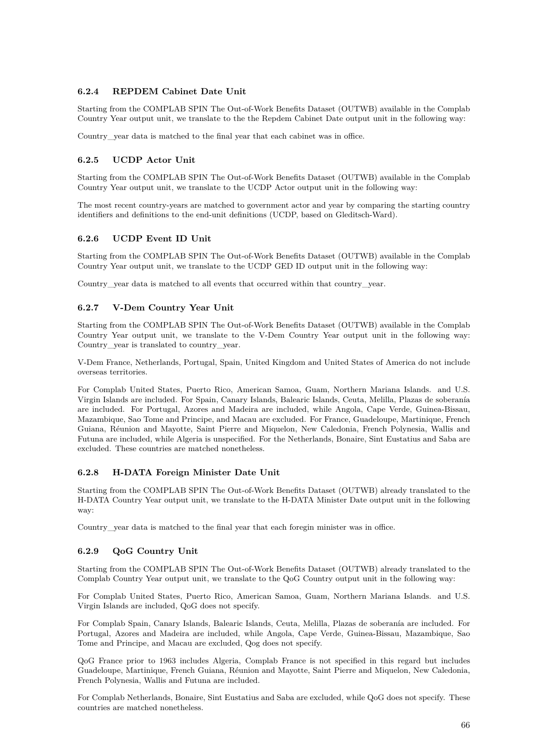### 6.2.4 REPDEM Cabinet Date Unit

Starting from the COMPLAB SPIN The Out-of-Work Benefits Dataset (OUTWB) available in the Complab Country Year output unit, we translate to the the Repdem Cabinet Date output unit in the following way:

Country_year data is matched to the final year that each cabinet was in office.

### 6.2.5 UCDP Actor Unit

Starting from the COMPLAB SPIN The Out-of-Work Benefits Dataset (OUTWB) available in the Complab Country Year output unit, we translate to the UCDP Actor output unit in the following way:

The most recent country-years are matched to government actor and year by comparing the starting country identifiers and definitions to the end-unit definitions (UCDP, based on Gleditsch-Ward).

### 6.2.6 UCDP Event ID Unit

Starting from the COMPLAB SPIN The Out-of-Work Benefits Dataset (OUTWB) available in the Complab Country Year output unit, we translate to the UCDP GED ID output unit in the following way:

Country_year data is matched to all events that occurred within that country_year.

### 6.2.7 V-Dem Country Year Unit

Starting from the COMPLAB SPIN The Out-of-Work Benefits Dataset (OUTWB) available in the Complab Country Year output unit, we translate to the V-Dem Country Year output unit in the following way: Country_year is translated to country_year.

V-Dem France, Netherlands, Portugal, Spain, United Kingdom and United States of America do not include overseas territories.

For Complab United States, Puerto Rico, American Samoa, Guam, Northern Mariana Islands. and U.S. Virgin Islands are included. For Spain, Canary Islands, Balearic Islands, Ceuta, Melilla, Plazas de soberanía are included. For Portugal, Azores and Madeira are included, while Angola, Cape Verde, Guinea-Bissau, Mazambique, Sao Tome and Principe, and Macau are excluded. For France, Guadeloupe, Martinique, French Guiana, Réunion and Mayotte, Saint Pierre and Miquelon, New Caledonia, French Polynesia, Wallis and Futuna are included, while Algeria is unspecified. For the Netherlands, Bonaire, Sint Eustatius and Saba are excluded. These countries are matched nonetheless.

### 6.2.8 H-DATA Foreign Minister Date Unit

Starting from the COMPLAB SPIN The Out-of-Work Benefits Dataset (OUTWB) already translated to the H-DATA Country Year output unit, we translate to the H-DATA Minister Date output unit in the following way:

Country_year data is matched to the final year that each foregin minister was in office.

### 6.2.9 QoG Country Unit

Starting from the COMPLAB SPIN The Out-of-Work Benefits Dataset (OUTWB) already translated to the Complab Country Year output unit, we translate to the QoG Country output unit in the following way:

For Complab United States, Puerto Rico, American Samoa, Guam, Northern Mariana Islands. and U.S. Virgin Islands are included, QoG does not specify.

For Complab Spain, Canary Islands, Balearic Islands, Ceuta, Melilla, Plazas de soberanía are included. For Portugal, Azores and Madeira are included, while Angola, Cape Verde, Guinea-Bissau, Mazambique, Sao Tome and Principe, and Macau are excluded, Qog does not specify.

QoG France prior to 1963 includes Algeria, Complab France is not specified in this regard but includes Guadeloupe, Martinique, French Guiana, Réunion and Mayotte, Saint Pierre and Miquelon, New Caledonia, French Polynesia, Wallis and Futuna are included.

For Complab Netherlands, Bonaire, Sint Eustatius and Saba are excluded, while QoG does not specify. These countries are matched nonetheless.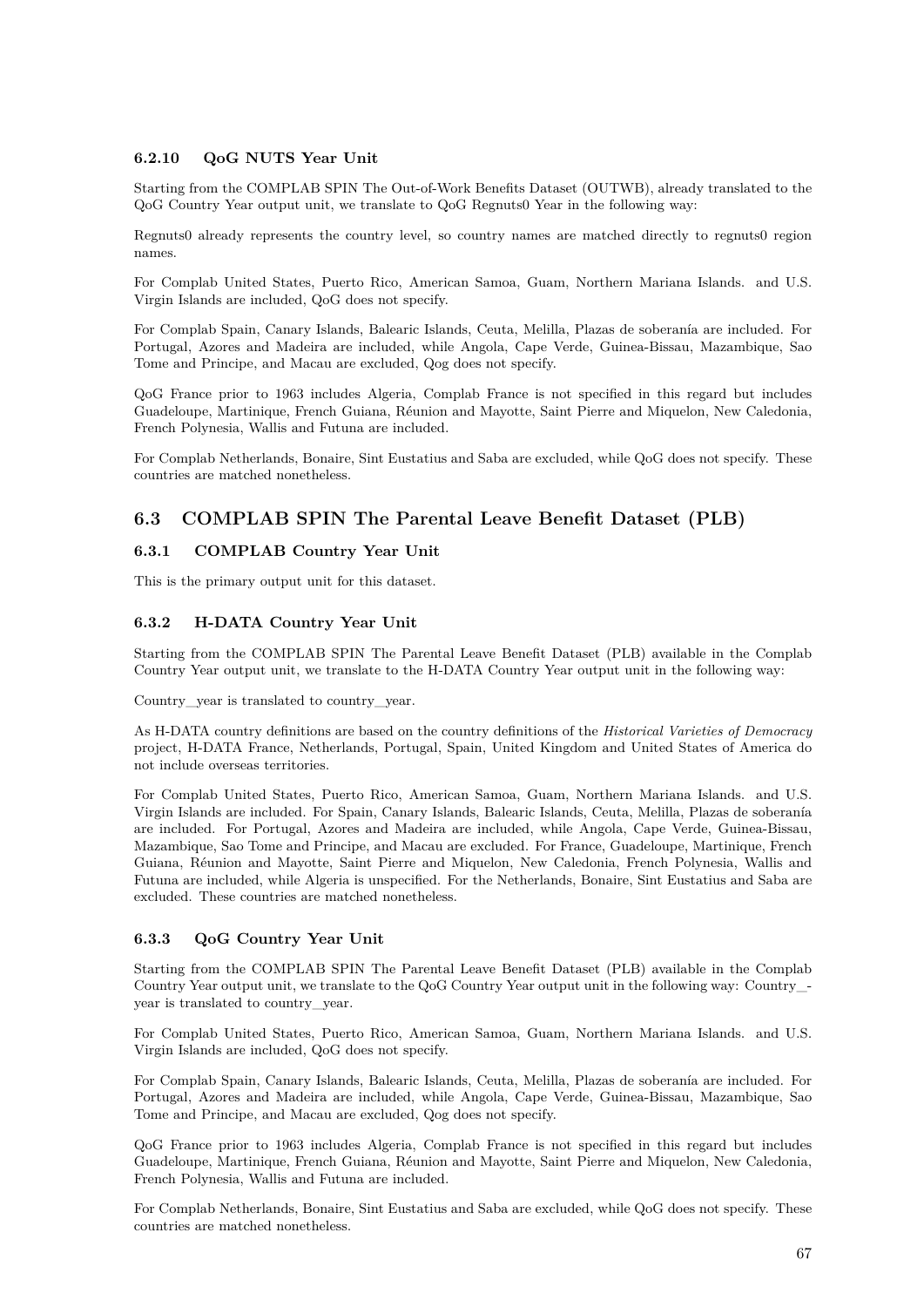#### 6.2.10 QoG NUTS Year Unit

Starting from the COMPLAB SPIN The Out-of-Work Benefits Dataset (OUTWB), already translated to the QoG Country Year output unit, we translate to QoG Regnuts0 Year in the following way:

Regnuts0 already represents the country level, so country names are matched directly to regnuts0 region names.

For Complab United States, Puerto Rico, American Samoa, Guam, Northern Mariana Islands. and U.S. Virgin Islands are included, QoG does not specify.

For Complab Spain, Canary Islands, Balearic Islands, Ceuta, Melilla, Plazas de soberanía are included. For Portugal, Azores and Madeira are included, while Angola, Cape Verde, Guinea-Bissau, Mazambique, Sao Tome and Principe, and Macau are excluded, Qog does not specify.

QoG France prior to 1963 includes Algeria, Complab France is not specified in this regard but includes Guadeloupe, Martinique, French Guiana, Réunion and Mayotte, Saint Pierre and Miquelon, New Caledonia, French Polynesia, Wallis and Futuna are included.

For Complab Netherlands, Bonaire, Sint Eustatius and Saba are excluded, while QoG does not specify. These countries are matched nonetheless.

## 6.3 COMPLAB SPIN The Parental Leave Benefit Dataset (PLB)

### 6.3.1 COMPLAB Country Year Unit

This is the primary output unit for this dataset.

### 6.3.2 H-DATA Country Year Unit

Starting from the COMPLAB SPIN The Parental Leave Benefit Dataset (PLB) available in the Complab Country Year output unit, we translate to the H-DATA Country Year output unit in the following way:

Country_year is translated to country_year.

As H-DATA country definitions are based on the country definitions of the *Historical Varieties of Democracy* project, H-DATA France, Netherlands, Portugal, Spain, United Kingdom and United States of America do not include overseas territories.

For Complab United States, Puerto Rico, American Samoa, Guam, Northern Mariana Islands. and U.S. Virgin Islands are included. For Spain, Canary Islands, Balearic Islands, Ceuta, Melilla, Plazas de soberanía are included. For Portugal, Azores and Madeira are included, while Angola, Cape Verde, Guinea-Bissau, Mazambique, Sao Tome and Principe, and Macau are excluded. For France, Guadeloupe, Martinique, French Guiana, Réunion and Mayotte, Saint Pierre and Miquelon, New Caledonia, French Polynesia, Wallis and Futuna are included, while Algeria is unspecified. For the Netherlands, Bonaire, Sint Eustatius and Saba are excluded. These countries are matched nonetheless.

### 6.3.3 QoG Country Year Unit

Starting from the COMPLAB SPIN The Parental Leave Benefit Dataset (PLB) available in the Complab Country Year output unit, we translate to the QoG Country Year output unit in the following way: Country_year is translated to country_year.

For Complab United States, Puerto Rico, American Samoa, Guam, Northern Mariana Islands. and U.S. Virgin Islands are included, QoG does not specify.

For Complab Spain, Canary Islands, Balearic Islands, Ceuta, Melilla, Plazas de soberanía are included. For Portugal, Azores and Madeira are included, while Angola, Cape Verde, Guinea-Bissau, Mazambique, Sao Tome and Principe, and Macau are excluded, Qog does not specify.

QoG France prior to 1963 includes Algeria, Complab France is not specified in this regard but includes Guadeloupe, Martinique, French Guiana, Réunion and Mayotte, Saint Pierre and Miquelon, New Caledonia, French Polynesia, Wallis and Futuna are included.

For Complab Netherlands, Bonaire, Sint Eustatius and Saba are excluded, while QoG does not specify. These countries are matched nonetheless.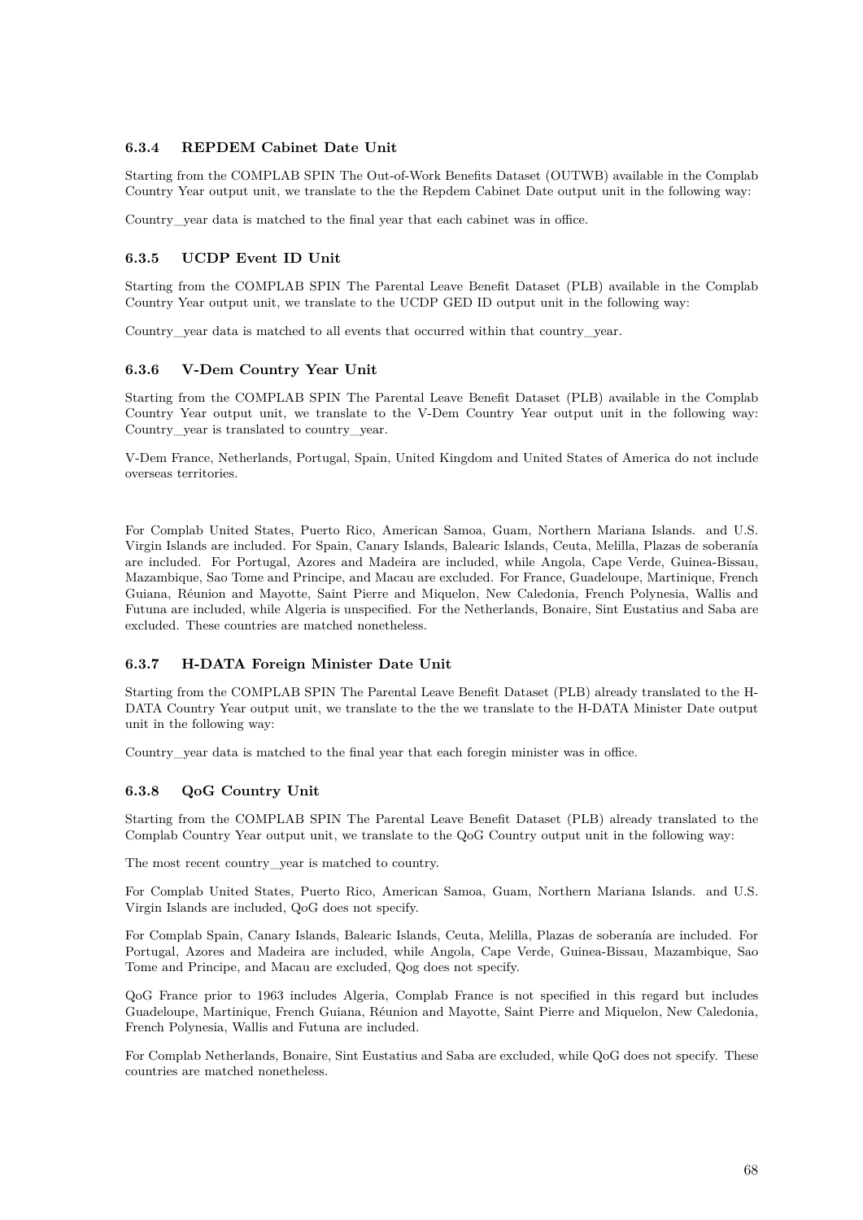#### 6.3.4 REPDEM Cabinet Date Unit

Starting from the COMPLAB SPIN The Out-of-Work Benefits Dataset (OUTWB) available in the Complab Country Year output unit, we translate to the the Repdem Cabinet Date output unit in the following way:

Country_year data is matched to the final year that each cabinet was in office.

#### 6.3.5 UCDP Event ID Unit

Starting from the COMPLAB SPIN The Parental Leave Benefit Dataset (PLB) available in the Complab Country Year output unit, we translate to the UCDP GED ID output unit in the following way:

Country_year data is matched to all events that occurred within that country_year.

#### 6.3.6 V-Dem Country Year Unit

Starting from the COMPLAB SPIN The Parental Leave Benefit Dataset (PLB) available in the Complab Country Year output unit, we translate to the V-Dem Country Year output unit in the following way: Country_year is translated to country_year.

V-Dem France, Netherlands, Portugal, Spain, United Kingdom and United States of America do not include overseas territories.

For Complab United States, Puerto Rico, American Samoa, Guam, Northern Mariana Islands. and U.S. Virgin Islands are included. For Spain, Canary Islands, Balearic Islands, Ceuta, Melilla, Plazas de soberanía are included. For Portugal, Azores and Madeira are included, while Angola, Cape Verde, Guinea-Bissau, Mazambique, Sao Tome and Principe, and Macau are excluded. For France, Guadeloupe, Martinique, French Guiana, Réunion and Mayotte, Saint Pierre and Miquelon, New Caledonia, French Polynesia, Wallis and Futuna are included, while Algeria is unspecified. For the Netherlands, Bonaire, Sint Eustatius and Saba are excluded. These countries are matched nonetheless.

#### 6.3.7 H-DATA Foreign Minister Date Unit

Starting from the COMPLAB SPIN The Parental Leave Benefit Dataset (PLB) already translated to the H-DATA Country Year output unit, we translate to the the we translate to the H-DATA Minister Date output unit in the following way:

Country_year data is matched to the final year that each foregin minister was in office.

#### 6.3.8 QoG Country Unit

Starting from the COMPLAB SPIN The Parental Leave Benefit Dataset (PLB) already translated to the Complab Country Year output unit, we translate to the QoG Country output unit in the following way:

The most recent country_year is matched to country.

For Complab United States, Puerto Rico, American Samoa, Guam, Northern Mariana Islands. and U.S. Virgin Islands are included, QoG does not specify.

For Complab Spain, Canary Islands, Balearic Islands, Ceuta, Melilla, Plazas de soberanía are included. For Portugal, Azores and Madeira are included, while Angola, Cape Verde, Guinea-Bissau, Mazambique, Sao Tome and Principe, and Macau are excluded, Qog does not specify.

QoG France prior to 1963 includes Algeria, Complab France is not specified in this regard but includes Guadeloupe, Martinique, French Guiana, Réunion and Mayotte, Saint Pierre and Miquelon, New Caledonia, French Polynesia, Wallis and Futuna are included.

For Complab Netherlands, Bonaire, Sint Eustatius and Saba are excluded, while QoG does not specify. These countries are matched nonetheless.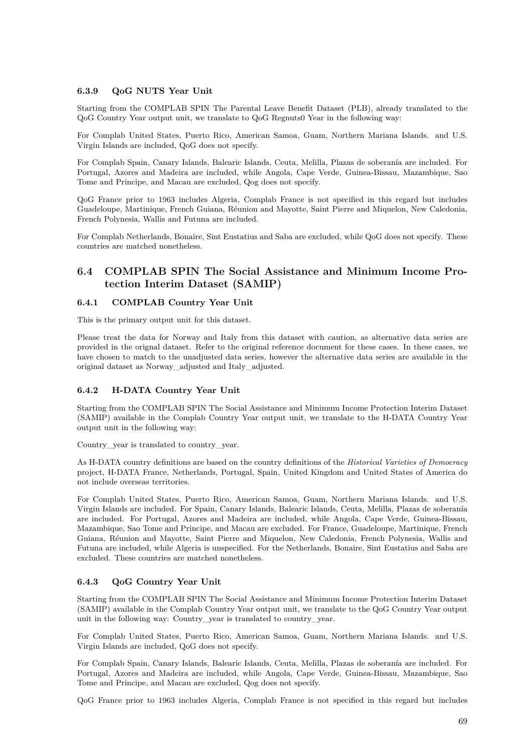#### 6.3.9 QoG NUTS Year Unit

Starting from the COMPLAB SPIN The Parental Leave Benefit Dataset (PLB), already translated to the QoG Country Year output unit, we translate to QoG Regnuts0 Year in the following way:

For Complab United States, Puerto Rico, American Samoa, Guam, Northern Mariana Islands. and U.S. Virgin Islands are included, QoG does not specify.

For Complab Spain, Canary Islands, Balearic Islands, Ceuta, Melilla, Plazas de soberanía are included. For Portugal, Azores and Madeira are included, while Angola, Cape Verde, Guinea-Bissau, Mazambique, Sao Tome and Principe, and Macau are excluded, Qog does not specify.

QoG France prior to 1963 includes Algeria, Complab France is not specified in this regard but includes Guadeloupe, Martinique, French Guiana, Réunion and Mayotte, Saint Pierre and Miquelon, New Caledonia, French Polynesia, Wallis and Futuna are included.

For Complab Netherlands, Bonaire, Sint Eustatius and Saba are excluded, while QoG does not specify. These countries are matched nonetheless.

### 6.4 COMPLAB SPIN The Social Assistance and Minimum Income Protection Interim Dataset (SAMIP)

#### 6.4.1 COMPLAB Country Year Unit

This is the primary output unit for this dataset.

Please treat the data for Norway and Italy from this dataset with caution, as alternative data series are provided in the orignal dataset. Refer to the original reference document for these cases. In these cases, we have chosen to match to the unadjusted data series, however the alternative data series are available in the original dataset as Norway_adjusted and Italy_adjusted.

#### 6.4.2 H-DATA Country Year Unit

Starting from the COMPLAB SPIN The Social Assistance and Minimum Income Protection Interim Dataset (SAMIP) available in the Complab Country Year output unit, we translate to the H-DATA Country Year output unit in the following way:

Country_year is translated to country_year.

As H-DATA country definitions are based on the country definitions of the *Historical Varieties of Democracy* project, H-DATA France, Netherlands, Portugal, Spain, United Kingdom and United States of America do not include overseas territories.

For Complab United States, Puerto Rico, American Samoa, Guam, Northern Mariana Islands. and U.S. Virgin Islands are included. For Spain, Canary Islands, Balearic Islands, Ceuta, Melilla, Plazas de soberanía are included. For Portugal, Azores and Madeira are included, while Angola, Cape Verde, Guinea-Bissau, Mazambique, Sao Tome and Principe, and Macau are excluded. For France, Guadeloupe, Martinique, French Guiana, Réunion and Mayotte, Saint Pierre and Miquelon, New Caledonia, French Polynesia, Wallis and Futuna are included, while Algeria is unspecified. For the Netherlands, Bonaire, Sint Eustatius and Saba are excluded. These countries are matched nonetheless.

#### 6.4.3 QoG Country Year Unit

Starting from the COMPLAB SPIN The Social Assistance and Minimum Income Protection Interim Dataset (SAMIP) available in the Complab Country Year output unit, we translate to the QoG Country Year output unit in the following way: Country_year is translated to country_year.

For Complab United States, Puerto Rico, American Samoa, Guam, Northern Mariana Islands. and U.S. Virgin Islands are included, QoG does not specify.

For Complab Spain, Canary Islands, Balearic Islands, Ceuta, Melilla, Plazas de soberanía are included. For Portugal, Azores and Madeira are included, while Angola, Cape Verde, Guinea-Bissau, Mazambique, Sao Tome and Principe, and Macau are excluded, Qog does not specify.

QoG France prior to 1963 includes Algeria, Complab France is not specified in this regard but includes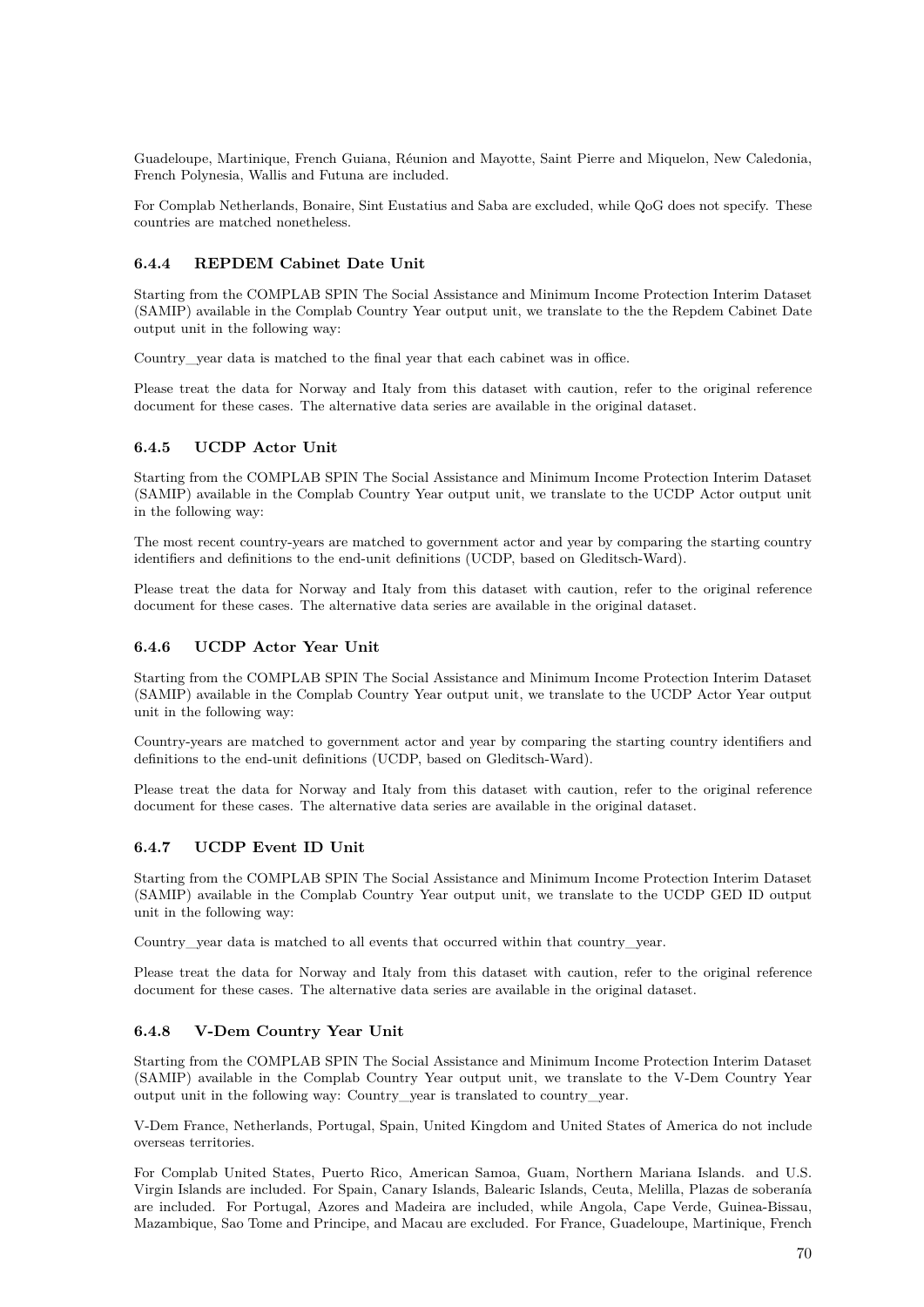Guadeloupe, Martinique, French Guiana, Réunion and Mayotte, Saint Pierre and Miquelon, New Caledonia, French Polynesia, Wallis and Futuna are included.

For Complab Netherlands, Bonaire, Sint Eustatius and Saba are excluded, while QoG does not specify. These countries are matched nonetheless.

### 6.4.4 REPDEM Cabinet Date Unit

Starting from the COMPLAB SPIN The Social Assistance and Minimum Income Protection Interim Dataset (SAMIP) available in the Complab Country Year output unit, we translate to the the Repdem Cabinet Date output unit in the following way:

Country_year data is matched to the final year that each cabinet was in office.

Please treat the data for Norway and Italy from this dataset with caution, refer to the original reference document for these cases. The alternative data series are available in the original dataset.

### 6.4.5 UCDP Actor Unit

Starting from the COMPLAB SPIN The Social Assistance and Minimum Income Protection Interim Dataset (SAMIP) available in the Complab Country Year output unit, we translate to the UCDP Actor output unit in the following way:

The most recent country-years are matched to government actor and year by comparing the starting country identifiers and definitions to the end-unit definitions (UCDP, based on Gleditsch-Ward).

Please treat the data for Norway and Italy from this dataset with caution, refer to the original reference document for these cases. The alternative data series are available in the original dataset.

### 6.4.6 UCDP Actor Year Unit

Starting from the COMPLAB SPIN The Social Assistance and Minimum Income Protection Interim Dataset (SAMIP) available in the Complab Country Year output unit, we translate to the UCDP Actor Year output unit in the following way:

Country-years are matched to government actor and year by comparing the starting country identifiers and definitions to the end-unit definitions (UCDP, based on Gleditsch-Ward).

Please treat the data for Norway and Italy from this dataset with caution, refer to the original reference document for these cases. The alternative data series are available in the original dataset.

### 6.4.7 UCDP Event ID Unit

Starting from the COMPLAB SPIN The Social Assistance and Minimum Income Protection Interim Dataset (SAMIP) available in the Complab Country Year output unit, we translate to the UCDP GED ID output unit in the following way:

Country_year data is matched to all events that occurred within that country_year.

Please treat the data for Norway and Italy from this dataset with caution, refer to the original reference document for these cases. The alternative data series are available in the original dataset.

### 6.4.8 V-Dem Country Year Unit

Starting from the COMPLAB SPIN The Social Assistance and Minimum Income Protection Interim Dataset (SAMIP) available in the Complab Country Year output unit, we translate to the V-Dem Country Year output unit in the following way: Country_year is translated to country_year.

V-Dem France, Netherlands, Portugal, Spain, United Kingdom and United States of America do not include overseas territories.

For Complab United States, Puerto Rico, American Samoa, Guam, Northern Mariana Islands. and U.S. Virgin Islands are included. For Spain, Canary Islands, Balearic Islands, Ceuta, Melilla, Plazas de soberanía are included. For Portugal, Azores and Madeira are included, while Angola, Cape Verde, Guinea-Bissau, Mazambique, Sao Tome and Principe, and Macau are excluded. For France, Guadeloupe, Martinique, French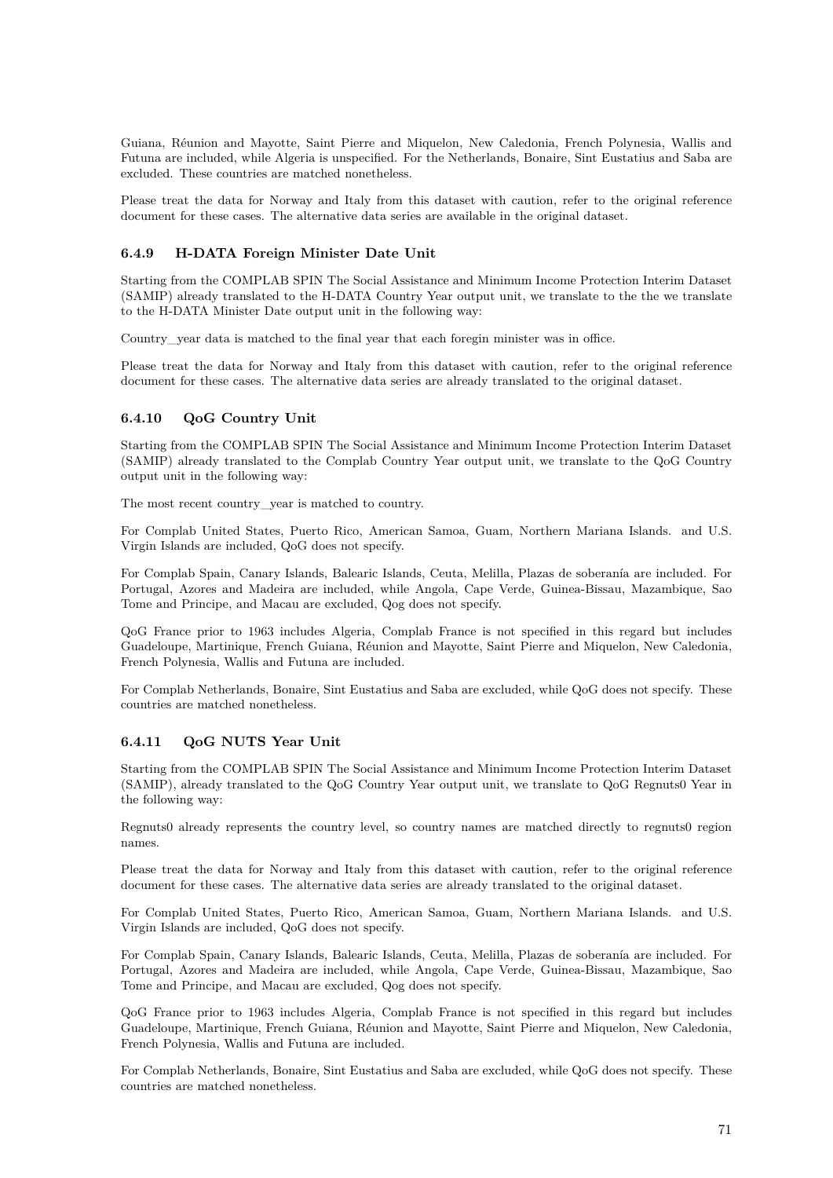Guiana, Réunion and Mayotte, Saint Pierre and Miquelon, New Caledonia, French Polynesia, Wallis and Futuna are included, while Algeria is unspecified. For the Netherlands, Bonaire, Sint Eustatius and Saba are excluded. These countries are matched nonetheless.

Please treat the data for Norway and Italy from this dataset with caution, refer to the original reference document for these cases. The alternative data series are available in the original dataset.

### 6.4.9 H-DATA Foreign Minister Date Unit

Starting from the COMPLAB SPIN The Social Assistance and Minimum Income Protection Interim Dataset (SAMIP) already translated to the H-DATA Country Year output unit, we translate to the the we translate to the H-DATA Minister Date output unit in the following way:

Country_year data is matched to the final year that each foregin minister was in office.

Please treat the data for Norway and Italy from this dataset with caution, refer to the original reference document for these cases. The alternative data series are already translated to the original dataset.

### 6.4.10 QoG Country Unit

Starting from the COMPLAB SPIN The Social Assistance and Minimum Income Protection Interim Dataset (SAMIP) already translated to the Complab Country Year output unit, we translate to the QoG Country output unit in the following way:

The most recent country_year is matched to country.

For Complab United States, Puerto Rico, American Samoa, Guam, Northern Mariana Islands. and U.S. Virgin Islands are included, QoG does not specify.

For Complab Spain, Canary Islands, Balearic Islands, Ceuta, Melilla, Plazas de soberanía are included. For Portugal, Azores and Madeira are included, while Angola, Cape Verde, Guinea-Bissau, Mazambique, Sao Tome and Principe, and Macau are excluded, Qog does not specify.

QoG France prior to 1963 includes Algeria, Complab France is not specified in this regard but includes Guadeloupe, Martinique, French Guiana, Réunion and Mayotte, Saint Pierre and Miquelon, New Caledonia, French Polynesia, Wallis and Futuna are included.

For Complab Netherlands, Bonaire, Sint Eustatius and Saba are excluded, while QoG does not specify. These countries are matched nonetheless.

### 6.4.11 QoG NUTS Year Unit

Starting from the COMPLAB SPIN The Social Assistance and Minimum Income Protection Interim Dataset (SAMIP), already translated to the QoG Country Year output unit, we translate to QoG Regnuts0 Year in the following way:

Regnuts0 already represents the country level, so country names are matched directly to regnuts0 region names.

Please treat the data for Norway and Italy from this dataset with caution, refer to the original reference document for these cases. The alternative data series are already translated to the original dataset.

For Complab United States, Puerto Rico, American Samoa, Guam, Northern Mariana Islands. and U.S. Virgin Islands are included, QoG does not specify.

For Complab Spain, Canary Islands, Balearic Islands, Ceuta, Melilla, Plazas de soberanía are included. For Portugal, Azores and Madeira are included, while Angola, Cape Verde, Guinea-Bissau, Mazambique, Sao Tome and Principe, and Macau are excluded, Qog does not specify.

QoG France prior to 1963 includes Algeria, Complab France is not specified in this regard but includes Guadeloupe, Martinique, French Guiana, Réunion and Mayotte, Saint Pierre and Miquelon, New Caledonia, French Polynesia, Wallis and Futuna are included.

For Complab Netherlands, Bonaire, Sint Eustatius and Saba are excluded, while QoG does not specify. These countries are matched nonetheless.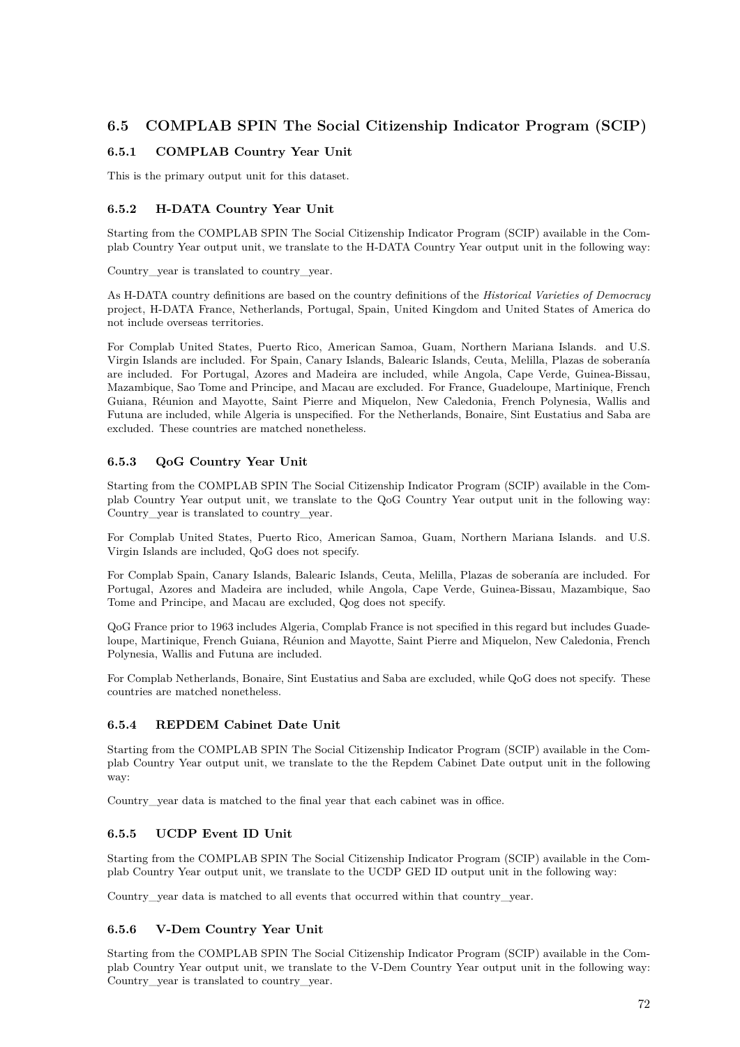## 6.5 COMPLAB SPIN The Social Citizenship Indicator Program (SCIP)

### 6.5.1 COMPLAB Country Year Unit

This is the primary output unit for this dataset.

### 6.5.2 H-DATA Country Year Unit

Starting from the COMPLAB SPIN The Social Citizenship Indicator Program (SCIP) available in the Complab Country Year output unit, we translate to the H-DATA Country Year output unit in the following way:

Country_year is translated to country_year.

As H-DATA country definitions are based on the country definitions of the *Historical Varieties of Democracy* project, H-DATA France, Netherlands, Portugal, Spain, United Kingdom and United States of America do not include overseas territories.

For Complab United States, Puerto Rico, American Samoa, Guam, Northern Mariana Islands. and U.S. Virgin Islands are included. For Spain, Canary Islands, Balearic Islands, Ceuta, Melilla, Plazas de soberanía are included. For Portugal, Azores and Madeira are included, while Angola, Cape Verde, Guinea-Bissau, Mazambique, Sao Tome and Principe, and Macau are excluded. For France, Guadeloupe, Martinique, French Guiana, Réunion and Mayotte, Saint Pierre and Miquelon, New Caledonia, French Polynesia, Wallis and Futuna are included, while Algeria is unspecified. For the Netherlands, Bonaire, Sint Eustatius and Saba are excluded. These countries are matched nonetheless.

### 6.5.3 QoG Country Year Unit

Starting from the COMPLAB SPIN The Social Citizenship Indicator Program (SCIP) available in the Complab Country Year output unit, we translate to the QoG Country Year output unit in the following way: Country_year is translated to country_year.

For Complab United States, Puerto Rico, American Samoa, Guam, Northern Mariana Islands. and U.S. Virgin Islands are included, QoG does not specify.

For Complab Spain, Canary Islands, Balearic Islands, Ceuta, Melilla, Plazas de soberanía are included. For Portugal, Azores and Madeira are included, while Angola, Cape Verde, Guinea-Bissau, Mazambique, Sao Tome and Principe, and Macau are excluded, Qog does not specify.

QoG France prior to 1963 includes Algeria, Complab France is not specified in this regard but includes Guadeloupe, Martinique, French Guiana, Réunion and Mayotte, Saint Pierre and Miquelon, New Caledonia, French Polynesia, Wallis and Futuna are included.

For Complab Netherlands, Bonaire, Sint Eustatius and Saba are excluded, while QoG does not specify. These countries are matched nonetheless.

### 6.5.4 REPDEM Cabinet Date Unit

Starting from the COMPLAB SPIN The Social Citizenship Indicator Program (SCIP) available in the Complab Country Year output unit, we translate to the the Repdem Cabinet Date output unit in the following way:

Country_year data is matched to the final year that each cabinet was in office.

### 6.5.5 UCDP Event ID Unit

Starting from the COMPLAB SPIN The Social Citizenship Indicator Program (SCIP) available in the Complab Country Year output unit, we translate to the UCDP GED ID output unit in the following way:

Country_year data is matched to all events that occurred within that country_year.

### 6.5.6 V-Dem Country Year Unit

Starting from the COMPLAB SPIN The Social Citizenship Indicator Program (SCIP) available in the Complab Country Year output unit, we translate to the V-Dem Country Year output unit in the following way: Country_year is translated to country_year.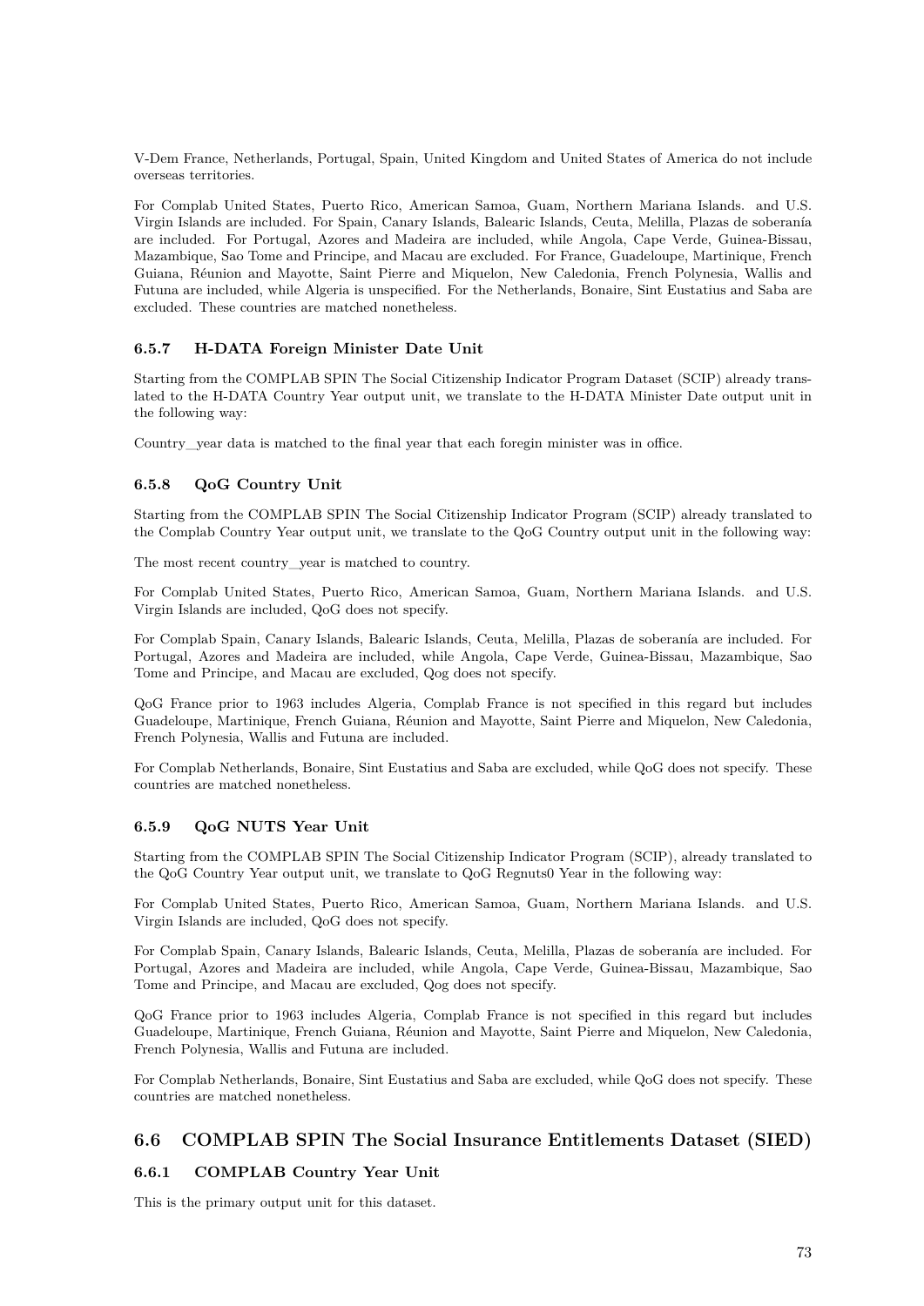V-Dem France, Netherlands, Portugal, Spain, United Kingdom and United States of America do not include overseas territories.

For Complab United States, Puerto Rico, American Samoa, Guam, Northern Mariana Islands. and U.S. Virgin Islands are included. For Spain, Canary Islands, Balearic Islands, Ceuta, Melilla, Plazas de soberanía are included. For Portugal, Azores and Madeira are included, while Angola, Cape Verde, Guinea-Bissau, Mazambique, Sao Tome and Principe, and Macau are excluded. For France, Guadeloupe, Martinique, French Guiana, Réunion and Mayotte, Saint Pierre and Miquelon, New Caledonia, French Polynesia, Wallis and Futuna are included, while Algeria is unspecified. For the Netherlands, Bonaire, Sint Eustatius and Saba are excluded. These countries are matched nonetheless.

#### 6.5.7 H-DATA Foreign Minister Date Unit

Starting from the COMPLAB SPIN The Social Citizenship Indicator Program Dataset (SCIP) already translated to the H-DATA Country Year output unit, we translate to the H-DATA Minister Date output unit in the following way:

Country_year data is matched to the final year that each foregin minister was in office.

#### 6.5.8 QoG Country Unit

Starting from the COMPLAB SPIN The Social Citizenship Indicator Program (SCIP) already translated to the Complab Country Year output unit, we translate to the QoG Country output unit in the following way:

The most recent country_year is matched to country.

For Complab United States, Puerto Rico, American Samoa, Guam, Northern Mariana Islands. and U.S. Virgin Islands are included, QoG does not specify.

For Complab Spain, Canary Islands, Balearic Islands, Ceuta, Melilla, Plazas de soberanía are included. For Portugal, Azores and Madeira are included, while Angola, Cape Verde, Guinea-Bissau, Mazambique, Sao Tome and Principe, and Macau are excluded, Qog does not specify.

QoG France prior to 1963 includes Algeria, Complab France is not specified in this regard but includes Guadeloupe, Martinique, French Guiana, Réunion and Mayotte, Saint Pierre and Miquelon, New Caledonia, French Polynesia, Wallis and Futuna are included.

For Complab Netherlands, Bonaire, Sint Eustatius and Saba are excluded, while QoG does not specify. These countries are matched nonetheless.

#### 6.5.9 QoG NUTS Year Unit

Starting from the COMPLAB SPIN The Social Citizenship Indicator Program (SCIP), already translated to the QoG Country Year output unit, we translate to QoG Regnuts0 Year in the following way:

For Complab United States, Puerto Rico, American Samoa, Guam, Northern Mariana Islands. and U.S. Virgin Islands are included, QoG does not specify.

For Complab Spain, Canary Islands, Balearic Islands, Ceuta, Melilla, Plazas de soberanía are included. For Portugal, Azores and Madeira are included, while Angola, Cape Verde, Guinea-Bissau, Mazambique, Sao Tome and Principe, and Macau are excluded, Qog does not specify.

QoG France prior to 1963 includes Algeria, Complab France is not specified in this regard but includes Guadeloupe, Martinique, French Guiana, Réunion and Mayotte, Saint Pierre and Miquelon, New Caledonia, French Polynesia, Wallis and Futuna are included.

For Complab Netherlands, Bonaire, Sint Eustatius and Saba are excluded, while QoG does not specify. These countries are matched nonetheless.

### 6.6 COMPLAB SPIN The Social Insurance Entitlements Dataset (SIED)

#### 6.6.1 COMPLAB Country Year Unit

This is the primary output unit for this dataset.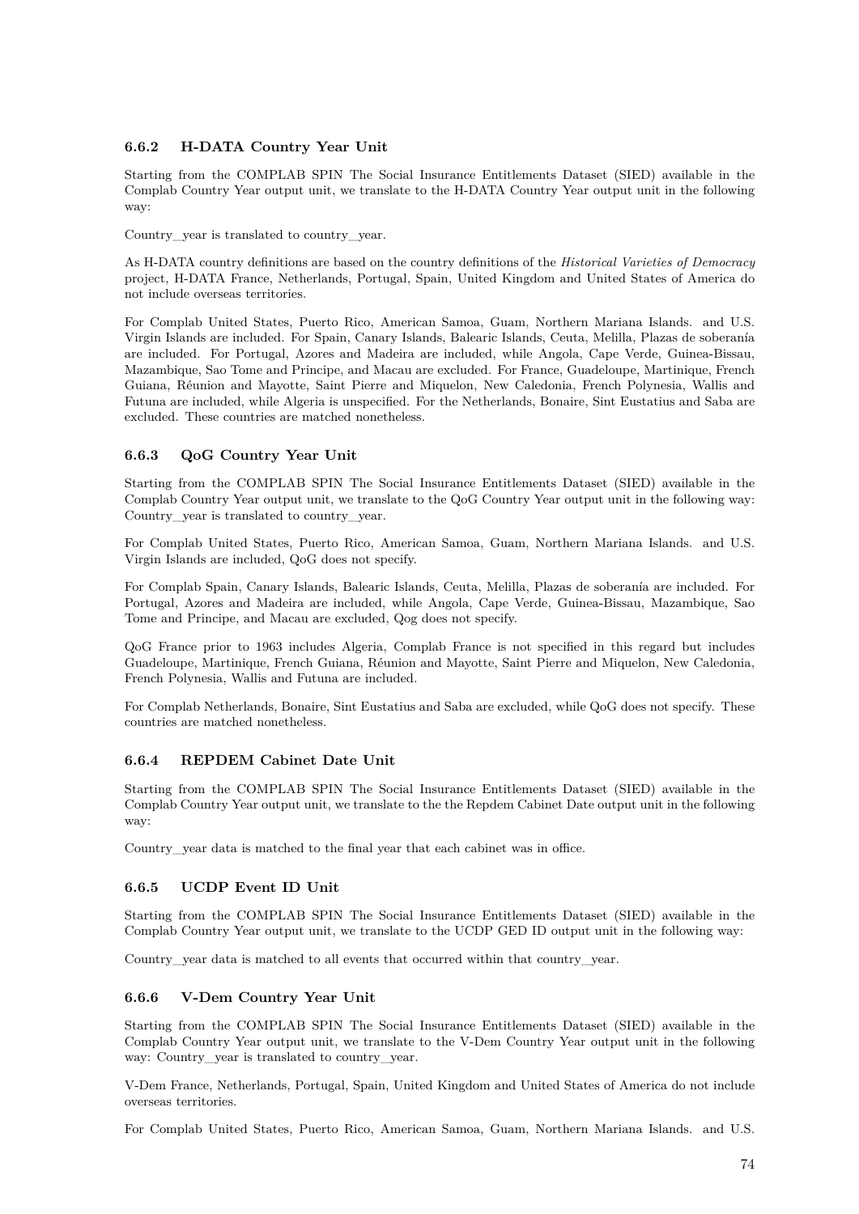### 6.6.2 H-DATA Country Year Unit

Starting from the COMPLAB SPIN The Social Insurance Entitlements Dataset (SIED) available in the Complab Country Year output unit, we translate to the H-DATA Country Year output unit in the following way:

Country_year is translated to country_year.

As H-DATA country definitions are based on the country definitions of the *Historical Varieties of Democracy* project, H-DATA France, Netherlands, Portugal, Spain, United Kingdom and United States of America do not include overseas territories.

For Complab United States, Puerto Rico, American Samoa, Guam, Northern Mariana Islands. and U.S. Virgin Islands are included. For Spain, Canary Islands, Balearic Islands, Ceuta, Melilla, Plazas de soberanía are included. For Portugal, Azores and Madeira are included, while Angola, Cape Verde, Guinea-Bissau, Mazambique, Sao Tome and Principe, and Macau are excluded. For France, Guadeloupe, Martinique, French Guiana, Réunion and Mayotte, Saint Pierre and Miquelon, New Caledonia, French Polynesia, Wallis and Futuna are included, while Algeria is unspecified. For the Netherlands, Bonaire, Sint Eustatius and Saba are excluded. These countries are matched nonetheless.

### 6.6.3 QoG Country Year Unit

Starting from the COMPLAB SPIN The Social Insurance Entitlements Dataset (SIED) available in the Complab Country Year output unit, we translate to the QoG Country Year output in the following way: Country_year is translated to country_year.

For Complab United States, Puerto Rico, American Samoa, Guam, Northern Mariana Islands. and U.S. Virgin Islands are included, QoG does not specify.

For Complab Spain, Canary Islands, Balearic Islands, Ceuta, Melilla, Plazas de soberanía are included. For Portugal, Azores and Madeira are included, while Angola, Cape Verde, Guinea-Bissau, Mazambique, Sao Tome and Principe, and Macau are excluded, Qog does not specify.

QoG France prior to 1963 includes Algeria, Complab France is not specified in this regard but includes Guadeloupe, Martinique, French Guiana, Réunion and Mayotte, Saint Pierre and Miquelon, New Caledonia, French Polynesia, Wallis and Futuna are included.

For Complab Netherlands, Bonaire, Sint Eustatius and Saba are excluded, while QoG does not specify. These countries are matched nonetheless.

### 6.6.4 REPDEM Cabinet Date Unit

Starting from the COMPLAB SPIN The Social Insurance Entitlements Dataset (SIED) available in the Complab Country Year output unit, we translate to the the Repdem Cabinet Date output unit in the following way:

Country_year data is matched to the final year that each cabinet was in office.

### 6.6.5 UCDP Event ID Unit

Starting from the COMPLAB SPIN The Social Insurance Entitlements Dataset (SIED) available in the Complab Country Year output unit, we translate to the UCDP GED ID output unit in the following way:

Country_year data is matched to all events that occurred within that country_year.

### 6.6.6 V-Dem Country Year Unit

Starting from the COMPLAB SPIN The Social Insurance Entitlements Dataset (SIED) available in the Complab Country Year output unit, we translate to the V-Dem Country Year output unit in the following way: Country_year is translated to country_year.

V-Dem France, Netherlands, Portugal, Spain, United Kingdom and United States of America do not include overseas territories.

For Complab United States, Puerto Rico, American Samoa, Guam, Northern Mariana Islands. and U.S.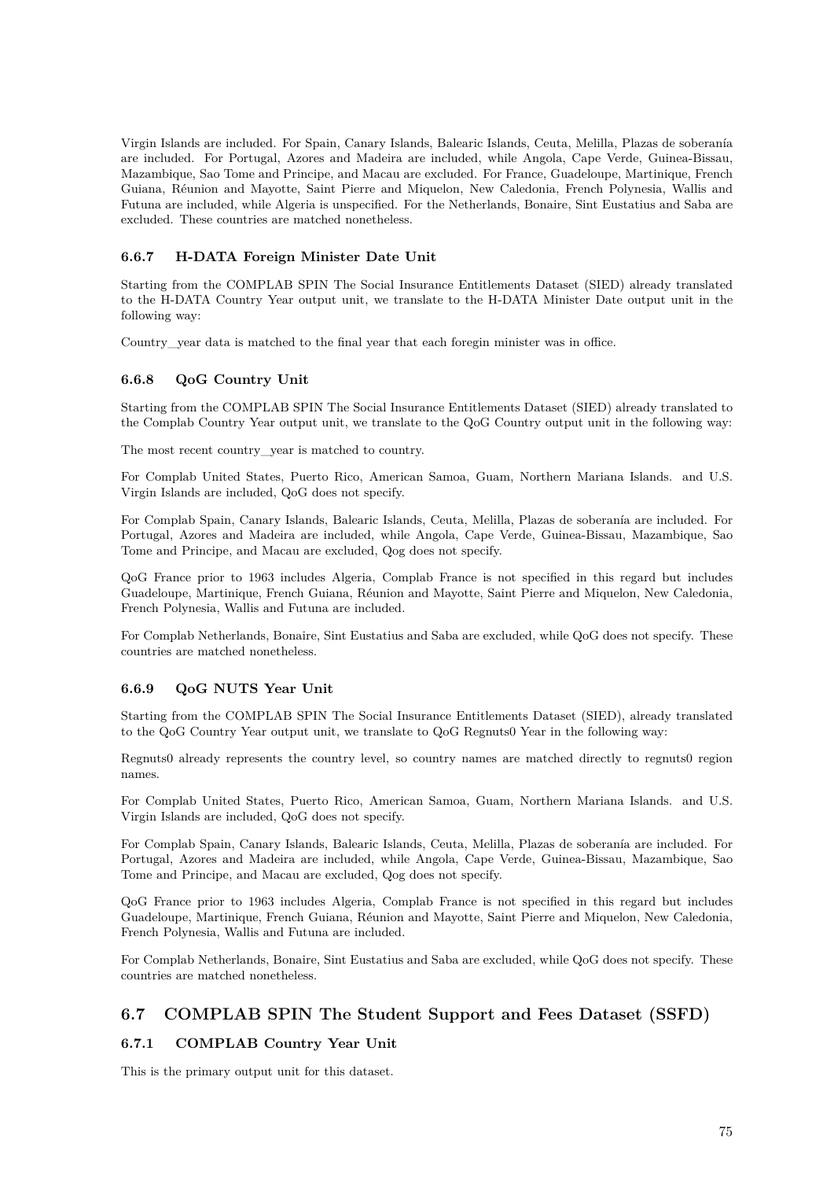Virgin Islands are included. For Spain, Canary Islands, Balearic Islands, Ceuta, Melilla, Plazas de soberanía are included. For Portugal, Azores and Madeira are included, while Angola, Cape Verde, Guinea-Bissau, Mazambique, Sao Tome and Principe, and Macau are excluded. For France, Guadeloupe, Martinique, French Guiana, Réunion and Mayotte, Saint Pierre and Miquelon, New Caledonia, French Polynesia, Wallis and Futuna are included, while Algeria is unspecified. For the Netherlands, Bonaire, Sint Eustatius and Saba are excluded. These countries are matched nonetheless.

### 6.6.7 H-DATA Foreign Minister Date Unit

Starting from the COMPLAB SPIN The Social Insurance Entitlements Dataset (SIED) already translated to the H-DATA Country Year output unit, we translate to the H-DATA Minister Date output unit in the following way:

Country_year data is matched to the final year that each foregin minister was in office.

### 6.6.8 QoG Country Unit

Starting from the COMPLAB SPIN The Social Insurance Entitlements Dataset (SIED) already translated to the Complab Country Year output unit, we translate to the QoG Country output unit in the following way:

The most recent country_year is matched to country.

For Complab United States, Puerto Rico, American Samoa, Guam, Northern Mariana Islands. and U.S. Virgin Islands are included, QoG does not specify.

For Complab Spain, Canary Islands, Balearic Islands, Ceuta, Melilla, Plazas de soberanía are included. For Portugal, Azores and Madeira are included, while Angola, Cape Verde, Guinea-Bissau, Mazambique, Sao Tome and Principe, and Macau are excluded, Qog does not specify.

QoG France prior to 1963 includes Algeria, Complab France is not specified in this regard but includes Guadeloupe, Martinique, French Guiana, Réunion and Mayotte, Saint Pierre and Miquelon, New Caledonia, French Polynesia, Wallis and Futuna are included.

For Complab Netherlands, Bonaire, Sint Eustatius and Saba are excluded, while QoG does not specify. These countries are matched nonetheless.

### 6.6.9 QoG NUTS Year Unit

Starting from the COMPLAB SPIN The Social Insurance Entitlements Dataset (SIED), already translated to the QoG Country Year output unit, we translate to QoG Regnuts0 Year in the following way:

Regnuts0 already represents the country level, so country names are matched directly to regnuts0 region names.

For Complab United States, Puerto Rico, American Samoa, Guam, Northern Mariana Islands. and U.S. Virgin Islands are included, QoG does not specify.

For Complab Spain, Canary Islands, Balearic Islands, Ceuta, Melilla, Plazas de soberanía are included. For Portugal, Azores and Madeira are included, while Angola, Cape Verde, Guinea-Bissau, Mazambique, Sao Tome and Principe, and Macau are excluded, Qog does not specify.

QoG France prior to 1963 includes Algeria, Complab France is not specified in this regard but includes Guadeloupe, Martinique, French Guiana, Réunion and Mayotte, Saint Pierre and Miquelon, New Caledonia, French Polynesia, Wallis and Futuna are included.

For Complab Netherlands, Bonaire, Sint Eustatius and Saba are excluded, while QoG does not specify. These countries are matched nonetheless.

## 6.7 COMPLAB SPIN The Student Support and Fees Dataset (SSFD)

### 6.7.1 COMPLAB Country Year Unit

This is the primary output unit for this dataset.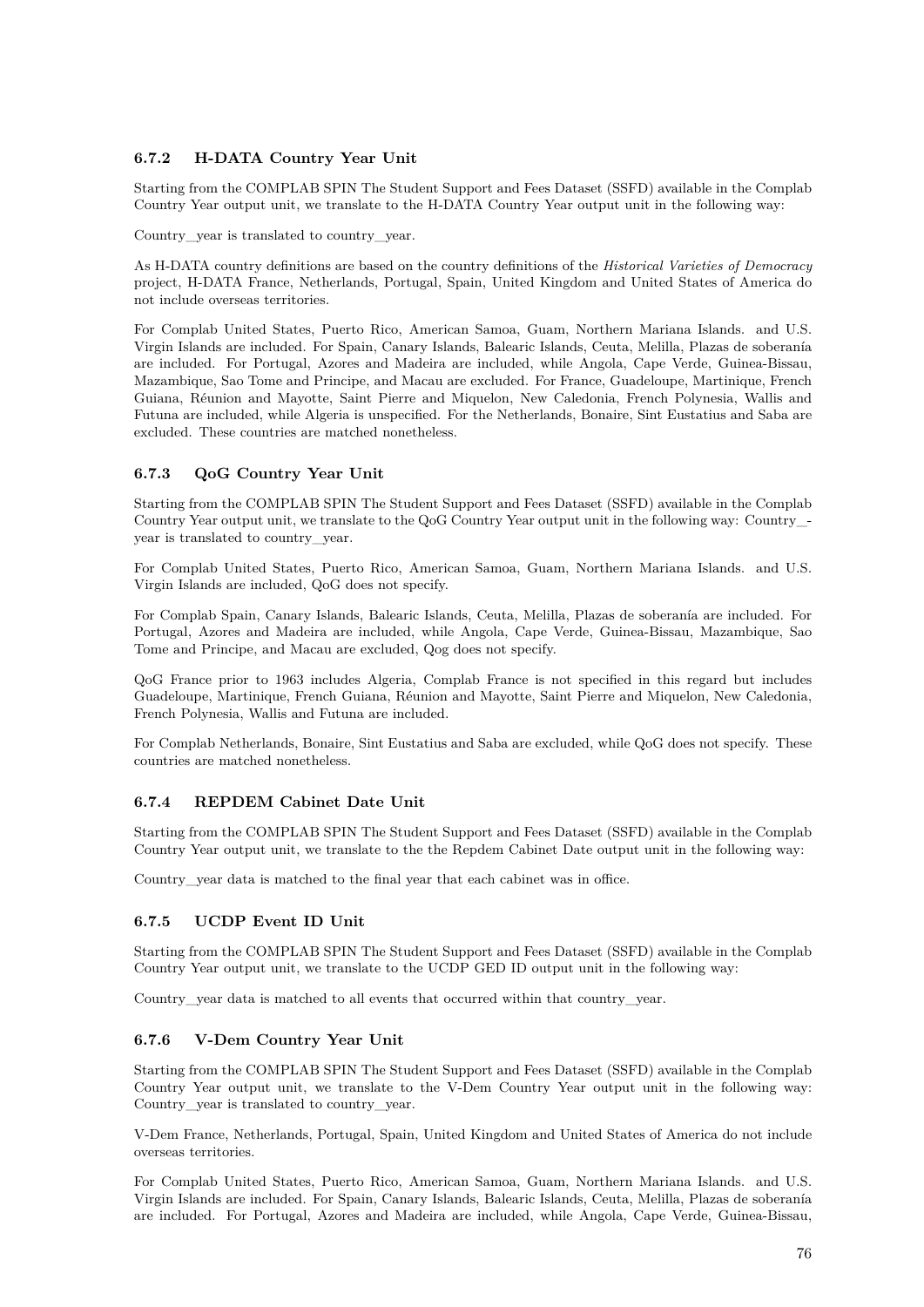### 6.7.2 H-DATA Country Year Unit

Starting from the COMPLAB SPIN The Student Support and Fees Dataset (SSFD) available in the Complab Country Year output unit, we translate to the H-DATA Country Year output unit in the following way:

Country_year is translated to country_year.

As H-DATA country definitions are based on the country definitions of the *Historical Varieties of Democracy* project, H-DATA France, Netherlands, Portugal, Spain, United Kingdom and United States of America do not include overseas territories.

For Complab United States, Puerto Rico, American Samoa, Guam, Northern Mariana Islands. and U.S. Virgin Islands are included. For Spain, Canary Islands, Balearic Islands, Ceuta, Melilla, Plazas de soberanía are included. For Portugal, Azores and Madeira are included, while Angola, Cape Verde, Guinea-Bissau, Mazambique, Sao Tome and Principe, and Macau are excluded. For France, Guadeloupe, Martinique, French Guiana, Réunion and Mayotte, Saint Pierre and Miquelon, New Caledonia, French Polynesia, Wallis and Futuna are included, while Algeria is unspecified. For the Netherlands, Bonaire, Sint Eustatius and Saba are excluded. These countries are matched nonetheless.

### 6.7.3 QoG Country Year Unit

Starting from the COMPLAB SPIN The Student Support and Fees Dataset (SSFD) available in the Complab Country Year output unit, we translate to the QoG Country Year output unit in the following way: Country_year is translated to country_year.

For Complab United States, Puerto Rico, American Samoa, Guam, Northern Mariana Islands. and U.S. Virgin Islands are included, QoG does not specify.

For Complab Spain, Canary Islands, Balearic Islands, Ceuta, Melilla, Plazas de soberanía are included. For Portugal, Azores and Madeira are included, while Angola, Cape Verde, Guinea-Bissau, Mazambique, Sao Tome and Principe, and Macau are excluded, Qog does not specify.

QoG France prior to 1963 includes Algeria, Complab France is not specified in this regard but includes Guadeloupe, Martinique, French Guiana, Réunion and Mayotte, Saint Pierre and Miquelon, New Caledonia, French Polynesia, Wallis and Futuna are included.

For Complab Netherlands, Bonaire, Sint Eustatius and Saba are excluded, while QoG does not specify. These countries are matched nonetheless.

### 6.7.4 REPDEM Cabinet Date Unit

Starting from the COMPLAB SPIN The Student Support and Fees Dataset (SSFD) available in the Complab Country Year output unit, we translate to the the Repdem Cabinet Date output unit in the following way:

Country_year data is matched to the final year that each cabinet was in office.

### 6.7.5 UCDP Event ID Unit

Starting from the COMPLAB SPIN The Student Support and Fees Dataset (SSFD) available in the Complab Country Year output unit, we translate to the UCDP GED ID output unit in the following way:

Country_year data is matched to all events that occurred within that country_year.

### 6.7.6 V-Dem Country Year Unit

Starting from the COMPLAB SPIN The Student Support and Fees Dataset (SSFD) available in the Complab Country Year output unit, we translate to the V-Dem Country Year output unit in the following way: Country_year is translated to country_year.

V-Dem France, Netherlands, Portugal, Spain, United Kingdom and United States of America do not include overseas territories.

For Complab United States, Puerto Rico, American Samoa, Guam, Northern Mariana Islands. and U.S. Virgin Islands are included. For Spain, Canary Islands, Balearic Islands, Ceuta, Melilla, Plazas de soberanía are included. For Portugal, Azores and Madeira are included, while Angola, Cape Verde, Guinea-Bissau,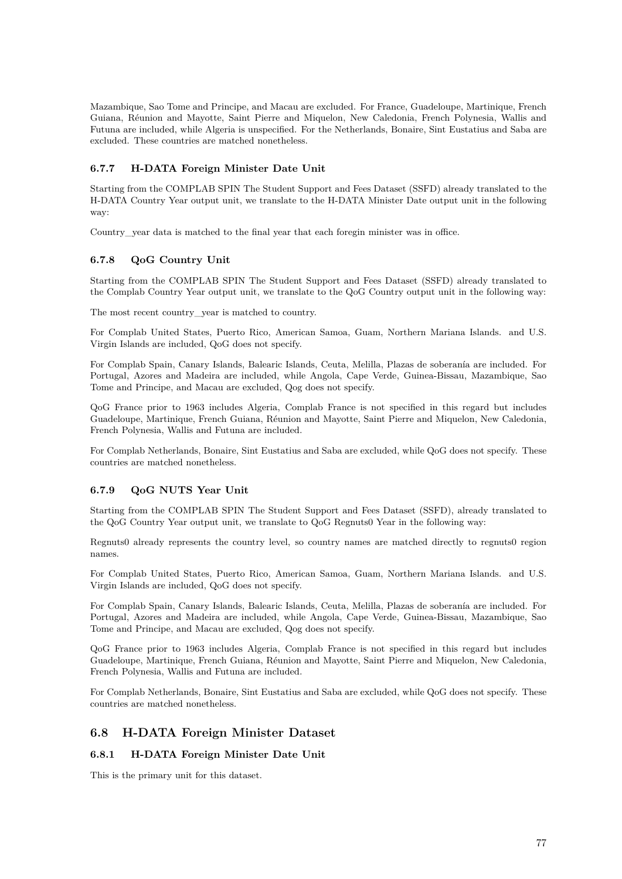Mazambique, Sao Tome and Principe, and Macau are excluded. For France, Guadeloupe, Martinique, French Guiana, Réunion and Mayotte, Saint Pierre and Miquelon, New Caledonia, French Polynesia, Wallis and Futuna are included, while Algeria is unspecified. For the Netherlands, Bonaire, Sint Eustatius and Saba are excluded. These countries are matched nonetheless.

### 6.7.7 H-DATA Foreign Minister Date Unit

Starting from the COMPLAB SPIN The Student Support and Fees Dataset (SSFD) already translated to the H-DATA Country Year output unit, we translate to the H-DATA Minister Date output unit in the following way:

Country_year data is matched to the final year that each foregin minister was in office.

### 6.7.8 QoG Country Unit

Starting from the COMPLAB SPIN The Student Support and Fees Dataset (SSFD) already translated to the Complab Country Year output unit, we translate to the QoG Country output unit in the following way:

The most recent country_year is matched to country.

For Complab United States, Puerto Rico, American Samoa, Guam, Northern Mariana Islands. and U.S. Virgin Islands are included, QoG does not specify.

For Complab Spain, Canary Islands, Balearic Islands, Ceuta, Melilla, Plazas de soberanía are included. For Portugal, Azores and Madeira are included, while Angola, Cape Verde, Guinea-Bissau, Mazambique, Sao Tome and Principe, and Macau are excluded, Qog does not specify.

QoG France prior to 1963 includes Algeria, Complab France is not specified in this regard but includes Guadeloupe, Martinique, French Guiana, Réunion and Mayotte, Saint Pierre and Miquelon, New Caledonia, French Polynesia, Wallis and Futuna are included.

For Complab Netherlands, Bonaire, Sint Eustatius and Saba are excluded, while QoG does not specify. These countries are matched nonetheless.

### 6.7.9 QoG NUTS Year Unit

Starting from the COMPLAB SPIN The Student Support and Fees Dataset (SSFD), already translated to the QoG Country Year output unit, we translate to QoG Regnuts0 Year in the following way:

Regnuts0 already represents the country level, so country names are matched directly to regnuts0 region names.

For Complab United States, Puerto Rico, American Samoa, Guam, Northern Mariana Islands. and U.S. Virgin Islands are included, QoG does not specify.

For Complab Spain, Canary Islands, Balearic Islands, Ceuta, Melilla, Plazas de soberanía are included. For Portugal, Azores and Madeira are included, while Angola, Cape Verde, Guinea-Bissau, Mazambique, Sao Tome and Principe, and Macau are excluded, Qog does not specify.

QoG France prior to 1963 includes Algeria, Complab France is not specified in this regard but includes Guadeloupe, Martinique, French Guiana, Réunion and Mayotte, Saint Pierre and Miquelon, New Caledonia, French Polynesia, Wallis and Futuna are included.

For Complab Netherlands, Bonaire, Sint Eustatius and Saba are excluded, while QoG does not specify. These countries are matched nonetheless.

## 6.8 H-DATA Foreign Minister Dataset

### 6.8.1 H-DATA Foreign Minister Date Unit

This is the primary unit for this dataset.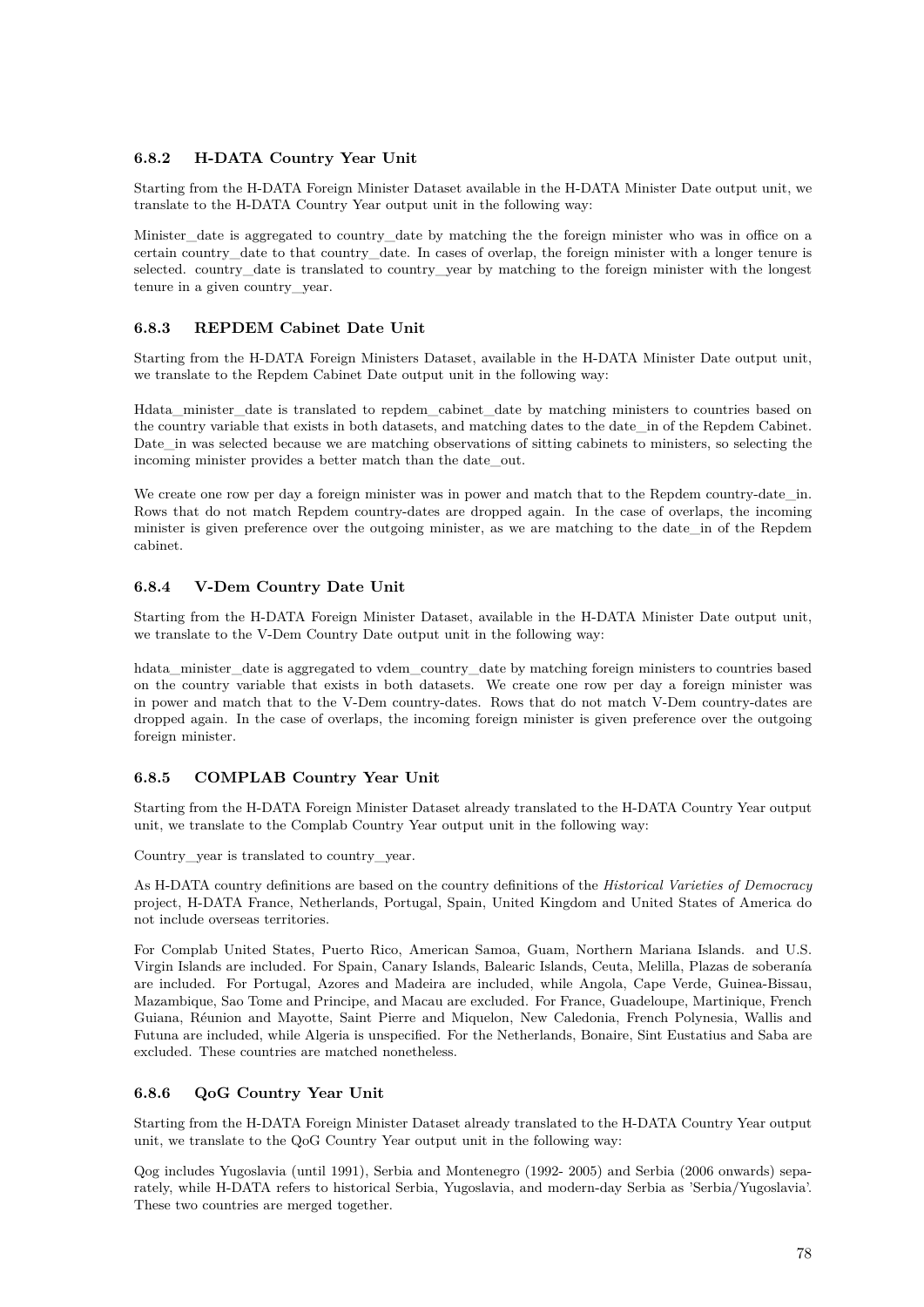### 6.8.2 H-DATA Country Year Unit

Starting from the H-DATA Foreign Minister Dataset available in the H-DATA Minister Date output unit, we translate to the H-DATA Country Year output unit in the following way:

Minister_date is aggregated to country_date by matching the the foreign minister who was in office on a certain country_date to that country_date. In cases of overlap, the foreign minister with a longer tenure is selected. country_date is translated to country_year by matching to the foreign minister with the longest tenure in a given country_year.

### 6.8.3 REPDEM Cabinet Date Unit

Starting from the H-DATA Foreign Ministers Dataset, available in the H-DATA Minister Date output unit, we translate to the Repdem Cabinet Date output unit in the following way:

Hdata_minister_date is translated to repdem_cabinet_date by matching ministers to countries based on the country variable that exists in both datasets, and matching dates to the date_in of the Repdem Cabinet. Date_in was selected because we are matching observations of sitting cabinets to ministers, so selecting the incoming minister provides a better match than the date_out.

We create one row per day a foreign minister was in power and match that to the Repdem country-date_in. Rows that do not match Repdem country-dates are dropped again. In the case of overlaps, the incoming minister is given preference over the outgoing minister, as we are matching to the date_in of the Repdem cabinet.

### 6.8.4 V-Dem Country Date Unit

Starting from the H-DATA Foreign Minister Dataset, available in the H-DATA Minister Date output unit, we translate to the V-Dem Country Date output unit in the following way:

hdata_minister_date is aggregated to vdem_country_date by matching foreign ministers to countries based on the country variable that exists in both datasets. We create one row per day a foreign minister was in power and match that to the V-Dem country-dates. Rows that do not match V-Dem country-dates are dropped again. In the case of overlaps, the incoming foreign minister is given preference over the outgoing foreign minister.

### 6.8.5 COMPLAB Country Year Unit

Starting from the H-DATA Foreign Minister Dataset already translated to the H-DATA Country Year output unit, we translate to the Complab Country Year output unit in the following way:

Country_year is translated to country_year.

As H-DATA country definitions are based on the country definitions of the *Historical Varieties of Democracy* project, H-DATA France, Netherlands, Portugal, Spain, United Kingdom and United States of America do not include overseas territories.

For Complab United States, Puerto Rico, American Samoa, Guam, Northern Mariana Islands. and U.S. Virgin Islands are included. For Spain, Canary Islands, Balearic Islands, Ceuta, Melilla, Plazas de soberanía are included. For Portugal, Azores and Madeira are included, while Angola, Cape Verde, Guinea-Bissau, Mazambique, Sao Tome and Principe, and Macau are excluded. For France, Guadeloupe, Martinique, French Guiana, Réunion and Mayotte, Saint Pierre and Miquelon, New Caledonia, French Polynesia, Wallis and Futuna are included, while Algeria is unspecified. For the Netherlands, Bonaire, Sint Eustatius and Saba are excluded. These countries are matched nonetheless.

### 6.8.6 QoG Country Year Unit

Starting from the H-DATA Foreign Minister Dataset already translated to the H-DATA Country Year output unit, we translate to the QoG Country Year output unit in the following way:

Qog includes Yugoslavia (until 1991), Serbia and Montenegro (1992- 2005) and Serbia (2006 onwards) separately, while H-DATA refers to historical Serbia, Yugoslavia, and modern-day Serbia as 'Serbia/Yugoslavia'. These two countries are merged together.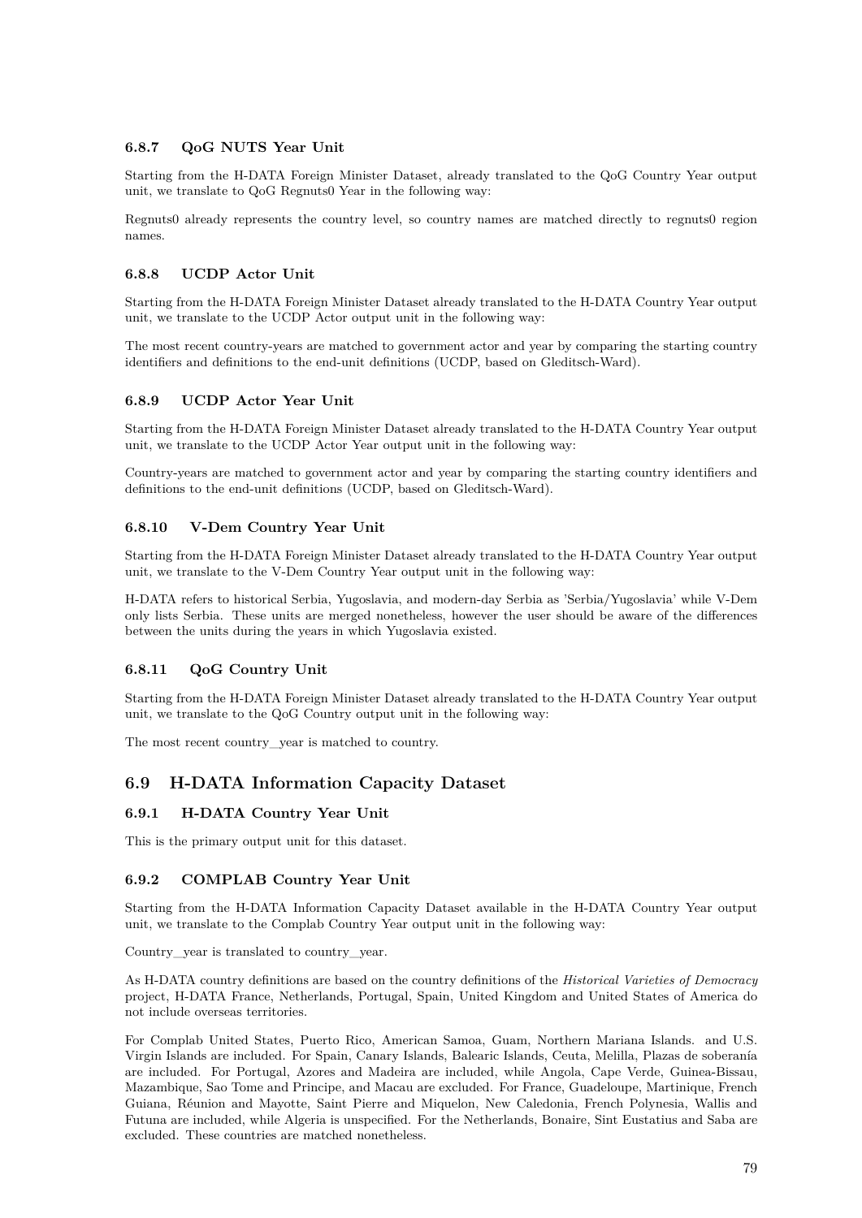#### 6.8.7 QoG NUTS Year Unit

Starting from the H-DATA Foreign Minister Dataset, already translated to the QoG Country Year output unit, we translate to QoG Regnuts0 Year in the following way:

Regnuts0 already represents the country level, so country names are matched directly to regnuts0 region names.

#### 6.8.8 UCDP Actor Unit

Starting from the H-DATA Foreign Minister Dataset already translated to the H-DATA Country Year output unit, we translate to the UCDP Actor output unit in the following way:

The most recent country-years are matched to government actor and year by comparing the starting country identifiers and definitions to the end-unit definitions (UCDP, based on Gleditsch-Ward).

#### 6.8.9 UCDP Actor Year Unit

Starting from the H-DATA Foreign Minister Dataset already translated to the H-DATA Country Year output unit, we translate to the UCDP Actor Year output unit in the following way:

Country-years are matched to government actor and year by comparing the starting country identifiers and definitions to the end-unit definitions (UCDP, based on Gleditsch-Ward).

#### 6.8.10 V-Dem Country Year Unit

Starting from the H-DATA Foreign Minister Dataset already translated to the H-DATA Country Year output unit, we translate to the V-Dem Country Year output unit in the following way:

H-DATA refers to historical Serbia, Yugoslavia, and modern-day Serbia as 'Serbia/Yugoslavia' while V-Dem only lists Serbia. These units are merged nonetheless, however the user should be aware of the differences between the units during the years in which Yugoslavia existed.

#### 6.8.11 QoG Country Unit

Starting from the H-DATA Foreign Minister Dataset already translated to the H-DATA Country Year output unit, we translate to the QoG Country output unit in the following way:

The most recent country_year is matched to country.

### 6.9 H-DATA Information Capacity Dataset

#### 6.9.1 H-DATA Country Year Unit

This is the primary output unit for this dataset.

#### 6.9.2 COMPLAB Country Year Unit

Starting from the H-DATA Information Capacity Dataset available in the H-DATA Country Year output unit, we translate to the Complab Country Year output unit in the following way:

Country_year is translated to country_year.

As H-DATA country definitions are based on the country definitions of the *Historical Varieties of Democracy* project, H-DATA France, Netherlands, Portugal, Spain, United Kingdom and United States of America do not include overseas territories.

For Complab United States, Puerto Rico, American Samoa, Guam, Northern Mariana Islands. and U.S. Virgin Islands are included. For Spain, Canary Islands, Balearic Islands, Ceuta, Melilla, Plazas de soberanía are included. For Portugal, Azores and Madeira are included, while Angola, Cape Verde, Guinea-Bissau, Mazambique, Sao Tome and Principe, and Macau are excluded. For France, Guadeloupe, Martinique, French Guiana, Réunion and Mayotte, Saint Pierre and Miquelon, New Caledonia, French Polynesia, Wallis and Futuna are included, while Algeria is unspecified. For the Netherlands, Bonaire, Sint Eustatius and Saba are excluded. These countries are matched nonetheless.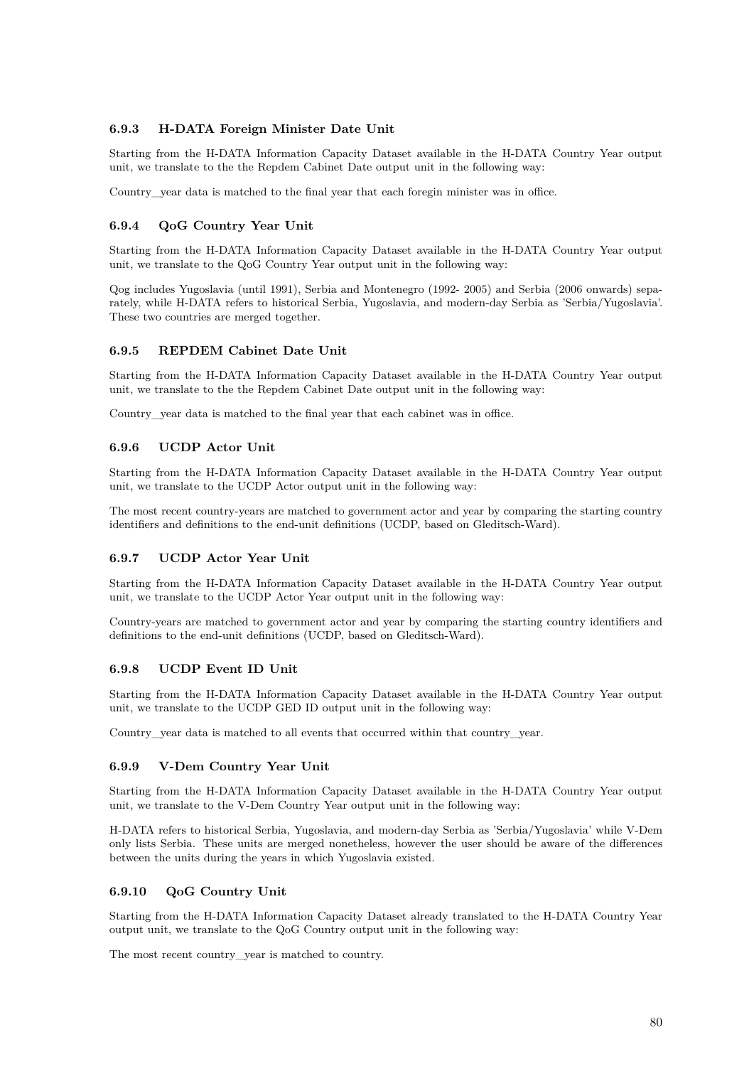### 6.9.3 H-DATA Foreign Minister Date Unit

Starting from the H-DATA Information Capacity Dataset available in the H-DATA Country Year output unit, we translate to the the Repdem Cabinet Date output unit in the following way:

Country_year data is matched to the final year that each foregin minister was in office.

### 6.9.4 QoG Country Year Unit

Starting from the H-DATA Information Capacity Dataset available in the H-DATA Country Year output unit, we translate to the QoG Country Year output unit in the following way:

Qog includes Yugoslavia (until 1991), Serbia and Montenegro (1992- 2005) and Serbia (2006 onwards) separately, while H-DATA refers to historical Serbia, Yugoslavia, and modern-day Serbia as 'Serbia/Yugoslavia'. These two countries are merged together.

### 6.9.5 REPDEM Cabinet Date Unit

Starting from the H-DATA Information Capacity Dataset available in the H-DATA Country Year output unit, we translate to the the Repdem Cabinet Date output unit in the following way:

Country_year data is matched to the final year that each cabinet was in office.

### 6.9.6 UCDP Actor Unit

Starting from the H-DATA Information Capacity Dataset available in the H-DATA Country Year output unit, we translate to the UCDP Actor output unit in the following way:

The most recent country-years are matched to government actor and year by comparing the starting country identifiers and definitions to the end-unit definitions (UCDP, based on Gleditsch-Ward).

### 6.9.7 UCDP Actor Year Unit

Starting from the H-DATA Information Capacity Dataset available in the H-DATA Country Year output unit, we translate to the UCDP Actor Year output unit in the following way:

Country-years are matched to government actor and year by comparing the starting country identifiers and definitions to the end-unit definitions (UCDP, based on Gleditsch-Ward).

### 6.9.8 UCDP Event ID Unit

Starting from the H-DATA Information Capacity Dataset available in the H-DATA Country Year output unit, we translate to the UCDP GED ID output unit in the following way:

Country_year data is matched to all events that occurred within that country_year.

### 6.9.9 V-Dem Country Year Unit

Starting from the H-DATA Information Capacity Dataset available in the H-DATA Country Year output unit, we translate to the V-Dem Country Year output unit in the following way:

H-DATA refers to historical Serbia, Yugoslavia, and modern-day Serbia as 'Serbia/Yugoslavia' while V-Dem only lists Serbia. These units are merged nonetheless, however the user should be aware of the differences between the units during the years in which Yugoslavia existed.

### 6.9.10 QoG Country Unit

Starting from the H-DATA Information Capacity Dataset already translated to the H-DATA Country Year output unit, we translate to the QoG Country output unit in the following way:

The most recent country_year is matched to country.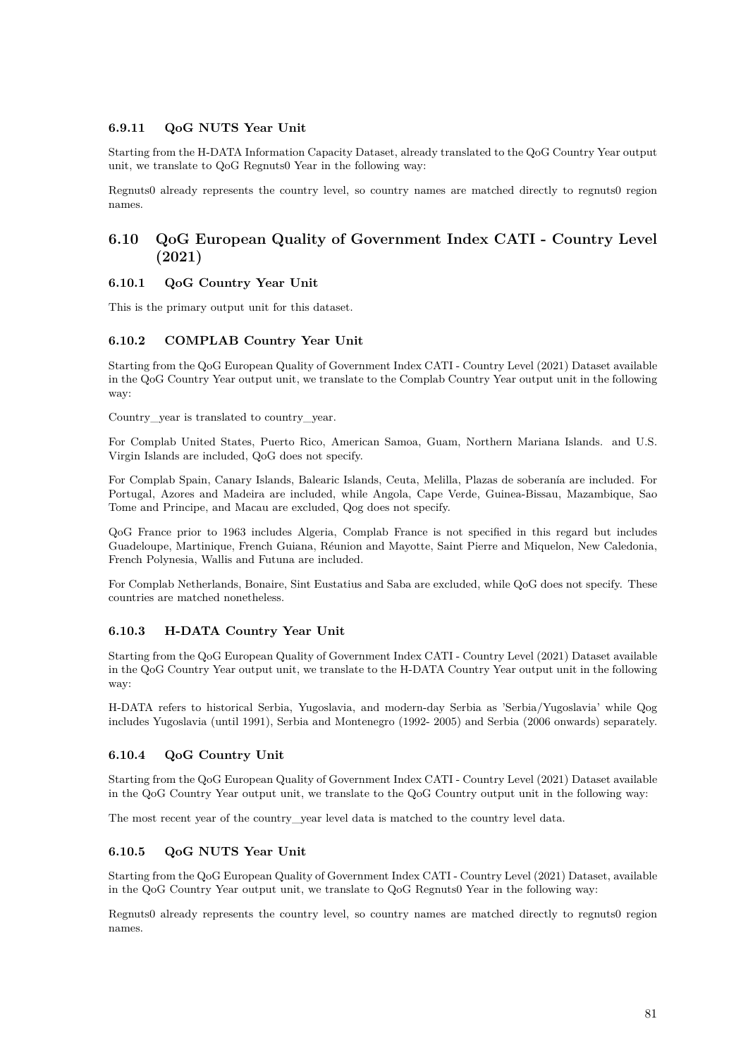#### 6.9.11 QoG NUTS Year Unit

Starting from the H-DATA Information Capacity Dataset, already translated to the QoG Country Year output unit, we translate to QoG Regnuts0 Year in the following way:

Regnuts0 already represents the country level, so country names are matched directly to regnuts0 region names.

## 6.10 QoG European Quality of Government Index CATI - Country Level (2021)

#### 6.10.1 QoG Country Year Unit

This is the primary output unit for this dataset.

#### 6.10.2 COMPLAB Country Year Unit

Starting from the QoG European Quality of Government Index CATI - Country Level (2021) Dataset available in the QoG Country Year output unit, we translate to the Complab Country Year output unit in the following way:

Country_year is translated to country_year.

For Complab United States, Puerto Rico, American Samoa, Guam, Northern Mariana Islands. and U.S. Virgin Islands are included, QoG does not specify.

For Complab Spain, Canary Islands, Balearic Islands, Ceuta, Melilla, Plazas de soberanía are included. For Portugal, Azores and Madeira are included, while Angola, Cape Verde, Guinea-Bissau, Mazambique, Sao Tome and Principe, and Macau are excluded, Qog does not specify.

QoG France prior to 1963 includes Algeria, Complab France is not specified in this regard but includes Guadeloupe, Martinique, French Guiana, Réunion and Mayotte, Saint Pierre and Miquelon, New Caledonia, French Polynesia, Wallis and Futuna are included.

For Complab Netherlands, Bonaire, Sint Eustatius and Saba are excluded, while QoG does not specify. These countries are matched nonetheless.

#### 6.10.3 H-DATA Country Year Unit

Starting from the QoG European Quality of Government Index CATI - Country Level (2021) Dataset available in the QoG Country Year output unit, we translate to the H-DATA Country Year output unit in the following way:

H-DATA refers to historical Serbia, Yugoslavia, and modern-day Serbia as 'Serbia/Yugoslavia' while Qog includes Yugoslavia (until 1991), Serbia and Montenegro (1992- 2005) and Serbia (2006 onwards) separately.

#### 6.10.4 QoG Country Unit

Starting from the QoG European Quality of Government Index CATI - Country Level (2021) Dataset available in the QoG Country Year output unit, we translate to the QoG Country output unit in the following way:

The most recent year of the country_year level data is matched to the country level data.

#### 6.10.5 QoG NUTS Year Unit

Starting from the QoG European Quality of Government Index CATI - Country Level (2021) Dataset, available in the QoG Country Year output unit, we translate to QoG Regnuts0 Year in the following way:

Regnuts0 already represents the country level, so country names are matched directly to regnuts0 region names.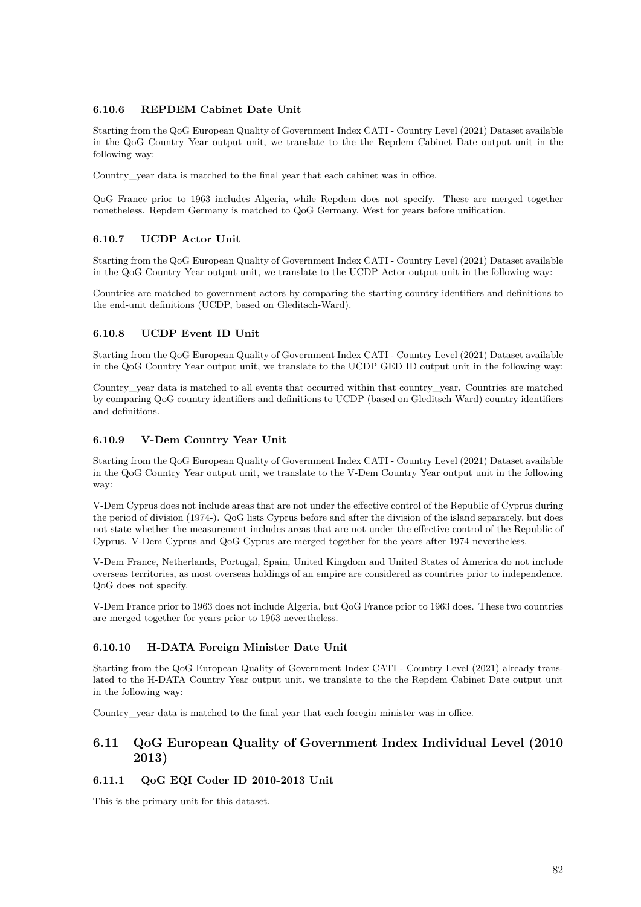#### 6.10.6 REPDEM Cabinet Date Unit

Starting from the QoG European Quality of Government Index CATI - Country Level (2021) Dataset available in the QoG Country Year output unit, we translate to the the Repdem Cabinet Date output unit in the following way:

Country_year data is matched to the final year that each cabinet was in office.

QoG France prior to 1963 includes Algeria, while Repdem does not specify. These are merged together nonetheless. Repdem Germany is matched to QoG Germany, West for years before unification.

#### 6.10.7 UCDP Actor Unit

Starting from the QoG European Quality of Government Index CATI - Country Level (2021) Dataset available in the QoG Country Year output unit, we translate to the UCDP Actor output unit in the following way:

Countries are matched to government actors by comparing the starting country identifiers and definitions to the end-unit definitions (UCDP, based on Gleditsch-Ward).

#### 6.10.8 UCDP Event ID Unit

Starting from the QoG European Quality of Government Index CATI - Country Level (2021) Dataset available in the QoG Country Year output unit, we translate to the UCDP GED ID output unit in the following way:

Country_year data is matched to all events that occurred within that country_year. Countries are matched by comparing QoG country identifiers and definitions to UCDP (based on Gleditsch-Ward) country identifiers and definitions.

#### 6.10.9 V-Dem Country Year Unit

Starting from the QoG European Quality of Government Index CATI - Country Level (2021) Dataset available in the QoG Country Year output unit, we translate to the V-Dem Country Year output unit in the following way:

V-Dem Cyprus does not include areas that are not under the effective control of the Republic of Cyprus during the period of division (1974-). QoG lists Cyprus before and after the division of the island separately, but does not state whether the measurement includes areas that are not under the effective control of the Republic of Cyprus. V-Dem Cyprus and QoG Cyprus are merged together for the years after 1974 nevertheless.

V-Dem France, Netherlands, Portugal, Spain, United Kingdom and United States of America do not include overseas territories, as most overseas holdings of an empire are considered as countries prior to independence. QoG does not specify.

V-Dem France prior to 1963 does not include Algeria, but QoG France prior to 1963 does. These two countries are merged together for years prior to 1963 nevertheless.

#### 6.10.10 H-DATA Foreign Minister Date Unit

Starting from the QoG European Quality of Government Index CATI - Country Level (2021) already translated to the H-DATA Country Year output unit, we translate to the the Repdem Cabinet Date output unit in the following way:

Country_year data is matched to the final year that each foregin minister was in office.

### 6.11 QoG European Quality of Government Index Individual Level (2010 2013)

#### 6.11.1 QoG EQI Coder ID 2010-2013 Unit

This is the primary unit for this dataset.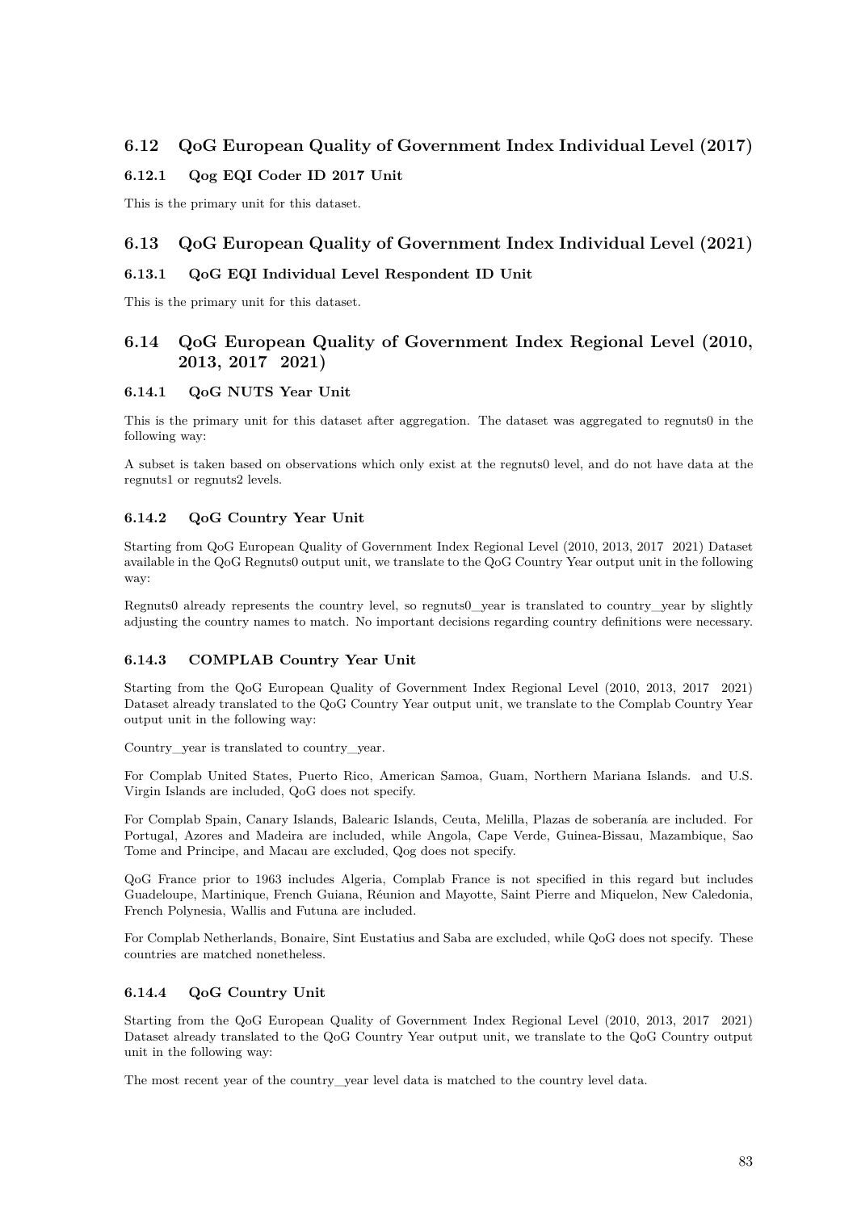## 6.12 QoG European Quality of Government Index Individual Level (2017)

### 6.12.1 Qog EQI Coder ID 2017 Unit

This is the primary unit for this dataset.

## 6.13 QoG European Quality of Government Index Individual Level (2021)

### 6.13.1 QoG EQI Individual Level Respondent ID Unit

This is the primary unit for this dataset.

## 6.14 QoG European Quality of Government Index Regional Level (2010, 2013, 2017 2021)

### 6.14.1 QoG NUTS Year Unit

This is the primary unit for this dataset after aggregation. The dataset was aggregated to regnuts0 in the following way:

A subset is taken based on observations which only exist at the regnuts0 level, and do not have data at the regnuts1 or regnuts2 levels.

### 6.14.2 QoG Country Year Unit

Starting from QoG European Quality of Government Index Regional Level (2010, 2013, 2017 2021) Dataset available in the QoG Regnuts0 output unit, we translate to the QoG Country Year output unit in the following way:

Regnuts0 already represents the country level, so regnuts0_year is translated to country_year by slightly adjusting the country names to match. No important decisions regarding country definitions were necessary.

### 6.14.3 COMPLAB Country Year Unit

Starting from the QoG European Quality of Government Index Regional Level (2010, 2013, 2017 2021) Dataset already translated to the QoG Country Year output unit, we translate to the Complab Country Year output unit in the following way:

Country_year is translated to country_year.

For Complab United States, Puerto Rico, American Samoa, Guam, Northern Mariana Islands. and U.S. Virgin Islands are included, QoG does not specify.

For Complab Spain, Canary Islands, Balearic Islands, Ceuta, Melilla, Plazas de soberanía are included. For Portugal, Azores and Madeira are included, while Angola, Cape Verde, Guinea-Bissau, Mazambique, Sao Tome and Principe, and Macau are excluded, Qog does not specify.

QoG France prior to 1963 includes Algeria, Complab France is not specified in this regard but includes Guadeloupe, Martinique, French Guiana, Réunion and Mayotte, Saint Pierre and Miquelon, New Caledonia, French Polynesia, Wallis and Futuna are included.

For Complab Netherlands, Bonaire, Sint Eustatius and Saba are excluded, while QoG does not specify. These countries are matched nonetheless.

### 6.14.4 QoG Country Unit

Starting from the QoG European Quality of Government Index Regional Level (2010, 2013, 2017 2021) Dataset already translated to the QoG Country Year output unit, we translate to the QoG Country output unit in the following way:

The most recent year of the country_year level data is matched to the country level data.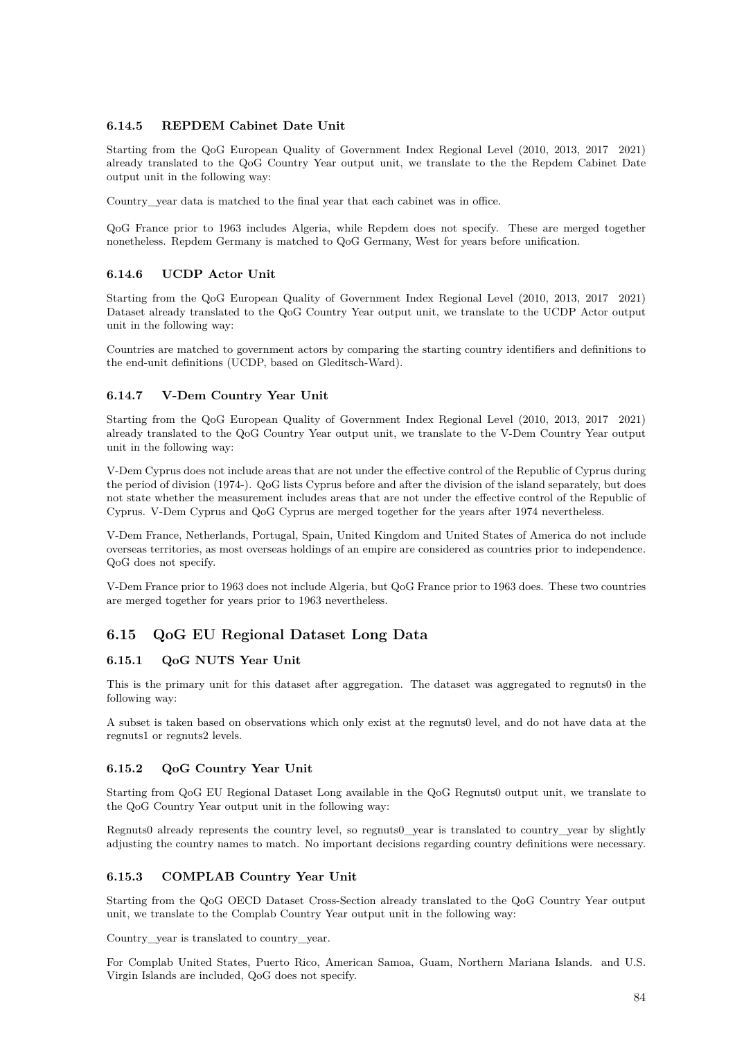#### 6.14.5 REPDEM Cabinet Date Unit

Starting from the QoG European Quality of Government Index Regional Level (2010, 2013, 2017 2021) already translated to the QoG Country Year output unit, we translate to the the Repdem Cabinet Date output unit in the following way:

Country_year data is matched to the final year that each cabinet was in office.

QoG France prior to 1963 includes Algeria, while Repdem does not specify. These are merged together nonetheless. Repdem Germany is matched to QoG Germany, West for years before unification.

#### 6.14.6 UCDP Actor Unit

Starting from the QoG European Quality of Government Index Regional Level (2010, 2013, 2017 2021) Dataset already translated to the QoG Country Year output unit, we translate to the UCDP Actor output unit in the following way:

Countries are matched to government actors by comparing the starting country identifiers and definitions to the end-unit definitions (UCDP, based on Gleditsch-Ward).

#### 6.14.7 V-Dem Country Year Unit

Starting from the QoG European Quality of Government Index Regional Level (2010, 2013, 2017 2021) already translated to the QoG Country Year output unit, we translate to the V-Dem Country Year output unit in the following way:

V-Dem Cyprus does not include areas that are not under the effective control of the Republic of Cyprus during the period of division (1974-). QoG lists Cyprus before and after the division of the island separately, but does not state whether the measurement includes areas that are not under the effective control of the Republic of Cyprus. V-Dem Cyprus and QoG Cyprus are merged together for the years after 1974 nevertheless.

V-Dem France, Netherlands, Portugal, Spain, United Kingdom and United States of America do not include overseas territories, as most overseas holdings of an empire are considered as countries prior to independence. QoG does not specify.

V-Dem France prior to 1963 does not include Algeria, but QoG France prior to 1963 does. These two countries are merged together for years prior to 1963 nevertheless.

### 6.15 QoG EU Regional Dataset Long Data

#### 6.15.1 QoG NUTS Year Unit

This is the primary unit for this dataset after aggregation. The dataset was aggregated to regnuts0 in the following way:

A subset is taken based on observations which only exist at the regnuts0 level, and do not have data at the regnuts1 or regnuts2 levels.

#### 6.15.2 QoG Country Year Unit

Starting from QoG EU Regional Dataset Long available in the QoG Regnuts0 output unit, we translate to the QoG Country Year output unit in the following way:

Regnuts0 already represents the country level, so regnuts0_year is translated to country_year by slightly adjusting the country names to match. No important decisions regarding country definitions were necessary.

#### 6.15.3 COMPLAB Country Year Unit

Starting from the QoG OECD Dataset Cross-Section already translated to the QoG Country Year output unit, we translate to the Complab Country Year output unit in the following way:

Country_year is translated to country_year.

For Complab United States, Puerto Rico, American Samoa, Guam, Northern Mariana Islands. and U.S. Virgin Islands are included, QoG does not specify.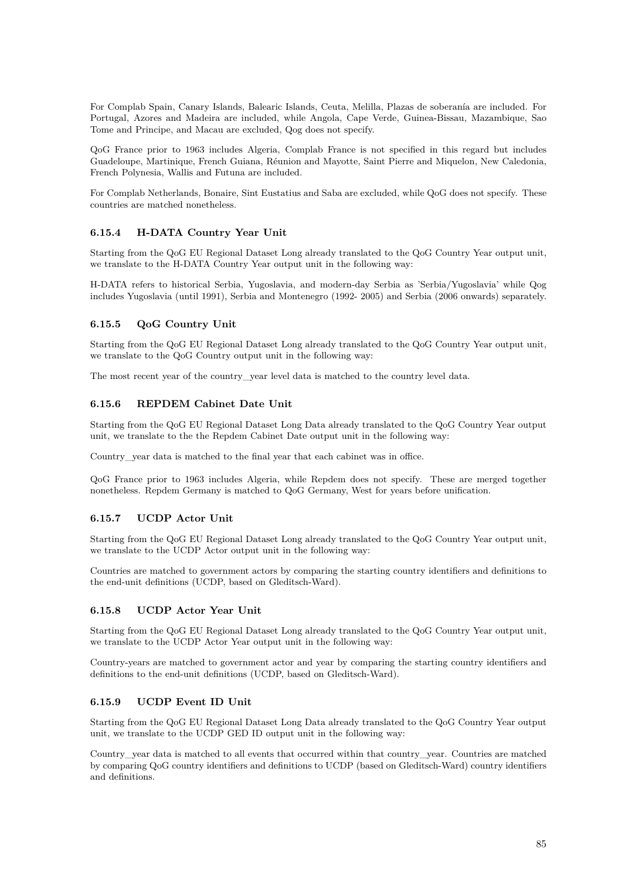For Complab Spain, Canary Islands, Balearic Islands, Ceuta, Melilla, Plazas de soberanía are included. For Portugal, Azores and Madeira are included, while Angola, Cape Verde, Guinea-Bissau, Mazambique, Sao Tome and Principe, and Macau are excluded, Qog does not specify.

QoG France prior to 1963 includes Algeria, Complab France is not specified in this regard but includes Guadeloupe, Martinique, French Guiana, Réunion and Mayotte, Saint Pierre and Miquelon, New Caledonia, French Polynesia, Wallis and Futuna are included.

For Complab Netherlands, Bonaire, Sint Eustatius and Saba are excluded, while QoG does not specify. These countries are matched nonetheless.

### 6.15.4 H-DATA Country Year Unit

Starting from the QoG EU Regional Dataset Long already translated to the QoG Country Year output unit, we translate to the H-DATA Country Year output unit in the following way:

H-DATA refers to historical Serbia, Yugoslavia, and modern-day Serbia as 'Serbia/Yugoslavia' while Qog includes Yugoslavia (until 1991), Serbia and Montenegro (1992- 2005) and Serbia (2006 onwards) separately.

### 6.15.5 QoG Country Unit

Starting from the QoG EU Regional Dataset Long already translated to the QoG Country Year output unit, we translate to the QoG Country output unit in the following way:

The most recent year of the country_year level data is matched to the country level data.

### 6.15.6 REPDEM Cabinet Date Unit

Starting from the QoG EU Regional Dataset Long Data already translated to the QoG Country Year output unit, we translate to the the Repdem Cabinet Date output unit in the following way:

Country_year data is matched to the final year that each cabinet was in office.

QoG France prior to 1963 includes Algeria, while Repdem does not specify. These are merged together nonetheless. Repdem Germany is matched to QoG Germany, West for years before unification.

### 6.15.7 UCDP Actor Unit

Starting from the QoG EU Regional Dataset Long already translated to the QoG Country Year output unit, we translate to the UCDP Actor output unit in the following way:

Countries are matched to government actors by comparing the starting country identifiers and definitions to the end-unit definitions (UCDP, based on Gleditsch-Ward).

### 6.15.8 UCDP Actor Year Unit

Starting from the QoG EU Regional Dataset Long already translated to the QoG Country Year output unit, we translate to the UCDP Actor Year output unit in the following way:

Country-years are matched to government actor and year by comparing the starting country identifiers and definitions to the end-unit definitions (UCDP, based on Gleditsch-Ward).

### 6.15.9 UCDP Event ID Unit

Starting from the QoG EU Regional Dataset Long Data already translated to the QoG Country Year output unit, we translate to the UCDP GED ID output unit in the following way:

Country_year data is matched to all events that occurred within that country_year. Countries are matched by comparing QoG country identifiers and definitions to UCDP (based on Gleditsch-Ward) country identifiers and definitions.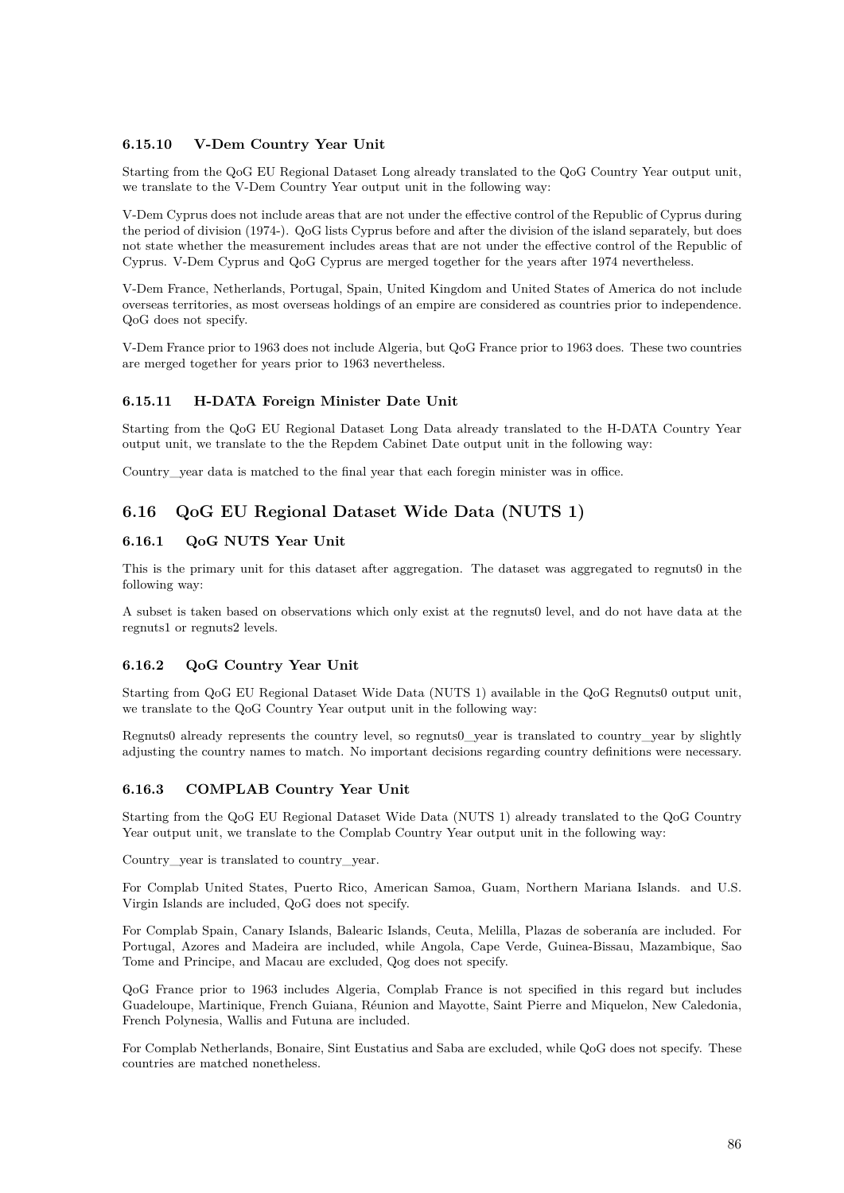#### 6.15.10 V-Dem Country Year Unit

Starting from the QoG EU Regional Dataset Long already translated to the QoG Country Year output unit, we translate to the V-Dem Country Year output unit in the following way:

V-Dem Cyprus does not include areas that are not under the effective control of the Republic of Cyprus during the period of division (1974-). QoG lists Cyprus before and after the division of the island separately, but does not state whether the measurement includes areas that are not under the effective control of the Republic of Cyprus. V-Dem Cyprus and QoG Cyprus are merged together for the years after 1974 nevertheless.

V-Dem France, Netherlands, Portugal, Spain, United Kingdom and United States of America do not include overseas territories, as most overseas holdings of an empire are considered as countries prior to independence. QoG does not specify.

V-Dem France prior to 1963 does not include Algeria, but QoG France prior to 1963 does. These two countries are merged together for years prior to 1963 nevertheless.

#### 6.15.11 H-DATA Foreign Minister Date Unit

Starting from the QoG EU Regional Dataset Long Data already translated to the H-DATA Country Year output unit, we translate to the the Repdem Cabinet Date output unit in the following way:

Country_year data is matched to the final year that each foregin minister was in office.

## 6.16 QoG EU Regional Dataset Wide Data (NUTS 1)

### 6.16.1 QoG NUTS Year Unit

This is the primary unit for this dataset after aggregation. The dataset was aggregated to regnuts0 in the following way:

A subset is taken based on observations which only exist at the regnuts0 level, and do not have data at the regnuts1 or regnuts2 levels.

### 6.16.2 QoG Country Year Unit

Starting from QoG EU Regional Dataset Wide Data (NUTS 1) available in the QoG Regnuts0 output unit, we translate to the QoG Country Year output unit in the following way:

Regnuts0 already represents the country level, so regnuts0_year is translated to country_year by slightly adjusting the country names to match. No important decisions regarding country definitions were necessary.

### 6.16.3 COMPLAB Country Year Unit

Starting from the QoG EU Regional Dataset Wide Data (NUTS 1) already translated to the QoG Country Year output unit, we translate to the Complab Country Year output unit in the following way:

Country_year is translated to country_year.

For Complab United States, Puerto Rico, American Samoa, Guam, Northern Mariana Islands. and U.S. Virgin Islands are included, QoG does not specify.

For Complab Spain, Canary Islands, Balearic Islands, Ceuta, Melilla, Plazas de soberanía are included. For Portugal, Azores and Madeira are included, while Angola, Cape Verde, Guinea-Bissau, Mazambique, Sao Tome and Principe, and Macau are excluded, Qog does not specify.

QoG France prior to 1963 includes Algeria, Complab France is not specified in this regard but includes Guadeloupe, Martinique, French Guiana, Réunion and Mayotte, Saint Pierre and Miquelon, New Caledonia, French Polynesia, Wallis and Futuna are included.

For Complab Netherlands, Bonaire, Sint Eustatius and Saba are excluded, while QoG does not specify. These countries are matched nonetheless.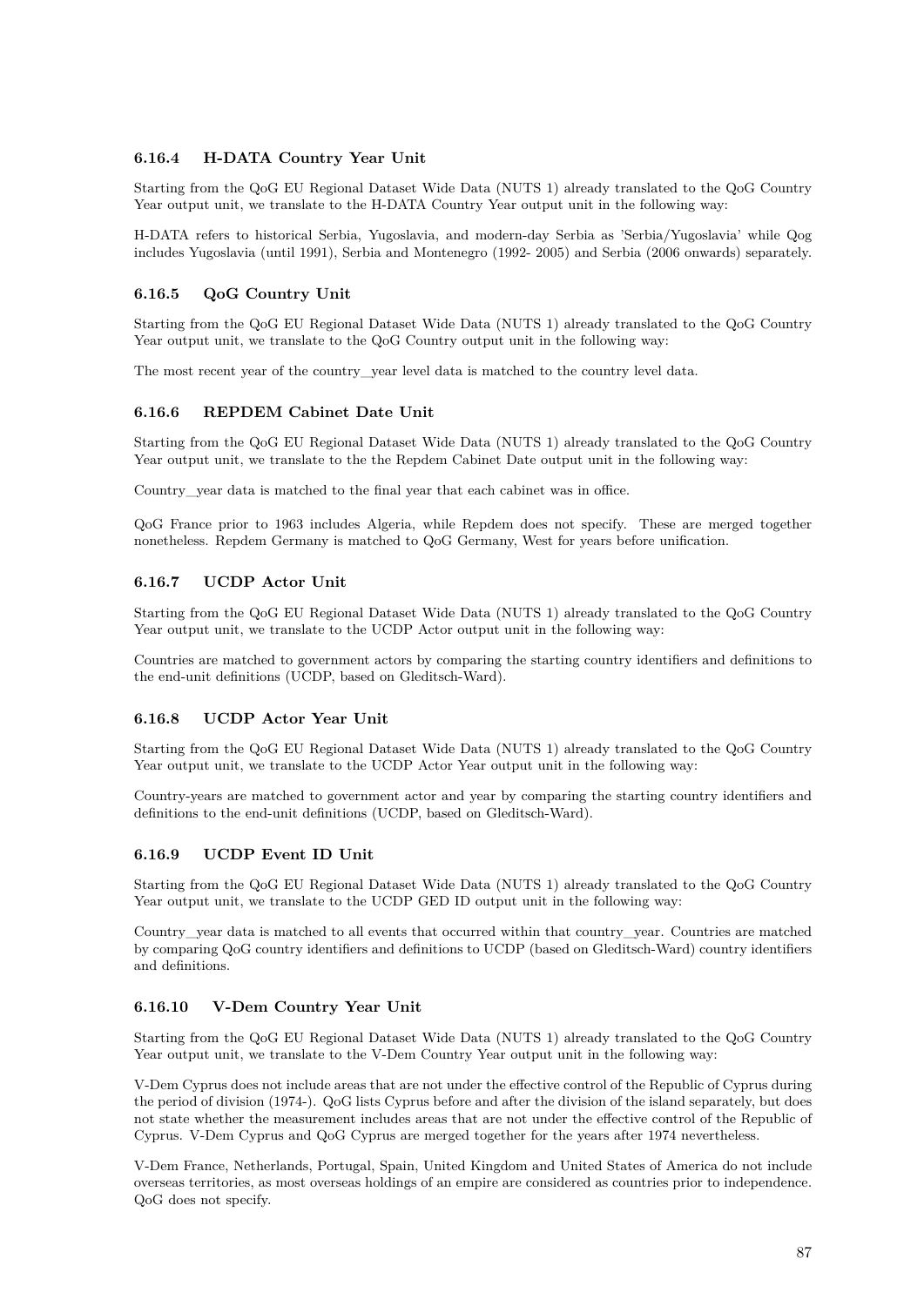### 6.16.4 H-DATA Country Year Unit

Starting from the QoG EU Regional Dataset Wide Data (NUTS 1) already translated to the QoG Country Year output unit, we translate to the H-DATA Country Year output unit in the following way:

H-DATA refers to historical Serbia, Yugoslavia, and modern-day Serbia as 'Serbia/Yugoslavia' while Qog includes Yugoslavia (until 1991), Serbia and Montenegro (1992- 2005) and Serbia (2006 onwards) separately.

### 6.16.5 QoG Country Unit

Starting from the QoG EU Regional Dataset Wide Data (NUTS 1) already translated to the QoG Country Year output unit, we translate to the QoG Country output unit in the following way:

The most recent year of the country_year level data is matched to the country level data.

### 6.16.6 REPDEM Cabinet Date Unit

Starting from the QoG EU Regional Dataset Wide Data (NUTS 1) already translated to the QoG Country Year output unit, we translate to the the Repdem Cabinet Date output unit in the following way:

Country_year data is matched to the final year that each cabinet was in office.

QoG France prior to 1963 includes Algeria, while Repdem does not specify. These are merged together nonetheless. Repdem Germany is matched to QoG Germany, West for years before unification.

### 6.16.7 UCDP Actor Unit

Starting from the QoG EU Regional Dataset Wide Data (NUTS 1) already translated to the QoG Country Year output unit, we translate to the UCDP Actor output unit in the following way:

Countries are matched to government actors by comparing the starting country identifiers and definitions to the end-unit definitions (UCDP, based on Gleditsch-Ward).

### 6.16.8 UCDP Actor Year Unit

Starting from the QoG EU Regional Dataset Wide Data (NUTS 1) already translated to the QoG Country Year output unit, we translate to the UCDP Actor Year output unit in the following way:

Country-years are matched to government actor and year by comparing the starting country identifiers and definitions to the end-unit definitions (UCDP, based on Gleditsch-Ward).

### 6.16.9 UCDP Event ID Unit

Starting from the QoG EU Regional Dataset Wide Data (NUTS 1) already translated to the QoG Country Year output unit, we translate to the UCDP GED ID output unit in the following way:

Country_year data is matched to all events that occurred within that country_year. Countries are matched by comparing QoG country identifiers and definitions to UCDP (based on Gleditsch-Ward) country identifiers and definitions.

### 6.16.10 V-Dem Country Year Unit

Starting from the QoG EU Regional Dataset Wide Data (NUTS 1) already translated to the QoG Country Year output unit, we translate to the V-Dem Country Year output unit in the following way:

V-Dem Cyprus does not include areas that are not under the effective control of the Republic of Cyprus during the period of division (1974-). QoG lists Cyprus before and after the division of the island separately, but does not state whether the measurement includes areas that are not under the effective control of the Republic of Cyprus. V-Dem Cyprus and QoG Cyprus are merged together for the years after 1974 nevertheless.

V-Dem France, Netherlands, Portugal, Spain, United Kingdom and United States of America do not include overseas territories, as most overseas holdings of an empire are considered as countries prior to independence. QoG does not specify.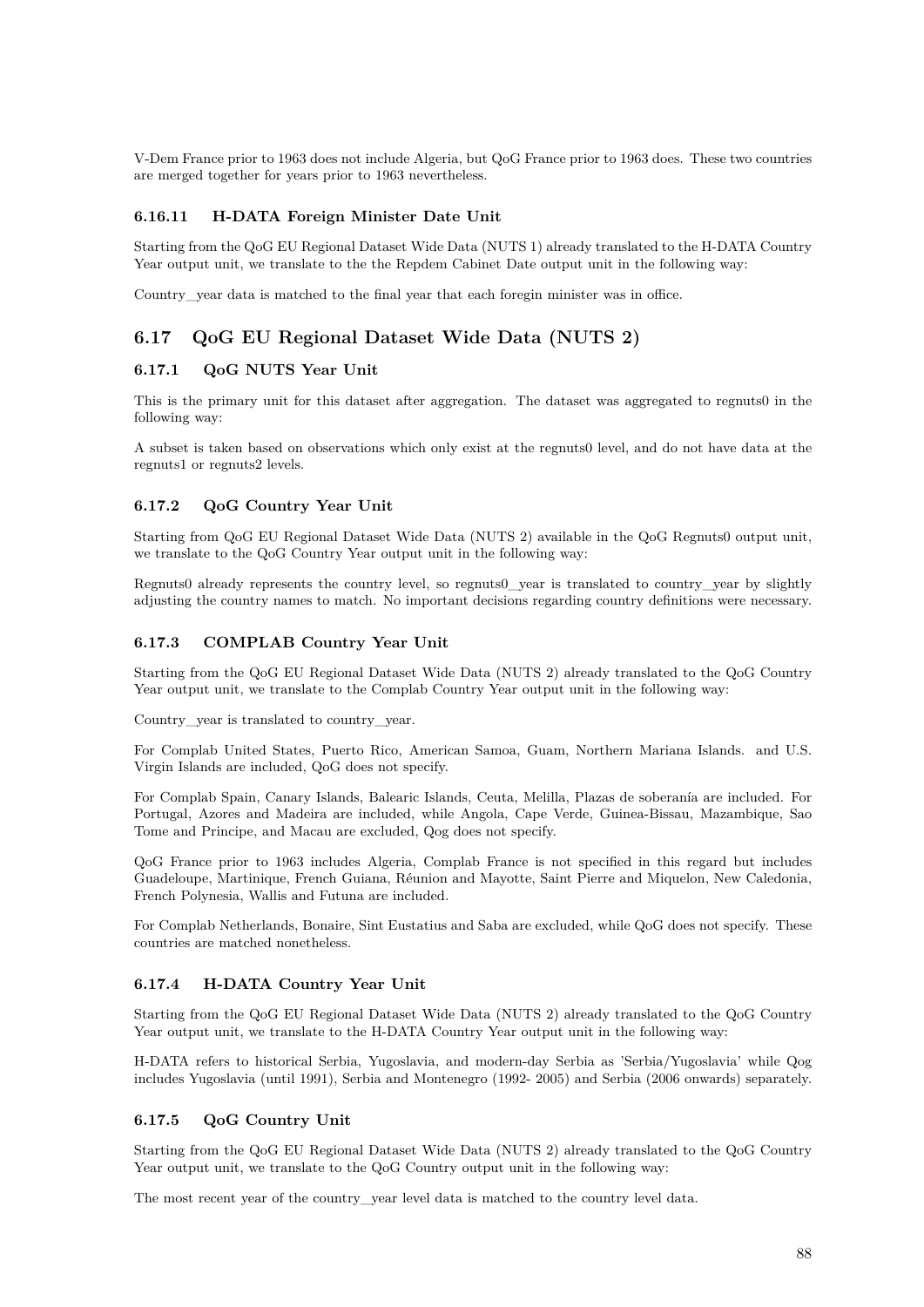V-Dem France prior to 1963 does not include Algeria, but QoG France prior to 1963 does. These two countries are merged together for years prior to 1963 nevertheless.

#### 6.16.11 H-DATA Foreign Minister Date Unit

Starting from the QoG EU Regional Dataset Wide Data (NUTS 1) already translated to the H-DATA Country Year output unit, we translate to the the Repdem Cabinet Date output unit in the following way:

Country_year data is matched to the final year that each foregin minister was in office.

## 6.17 QoG EU Regional Dataset Wide Data (NUTS 2)

### 6.17.1 QoG NUTS Year Unit

This is the primary unit for this dataset after aggregation. The dataset was aggregated to regnuts0 in the following way:

A subset is taken based on observations which only exist at the regnuts0 level, and do not have data at the regnuts1 or regnuts2 levels.

### 6.17.2 QoG Country Year Unit

Starting from QoG EU Regional Dataset Wide Data (NUTS 2) available in the QoG Regnuts0 output unit, we translate to the QoG Country Year output unit in the following way:

Regnuts0 already represents the country level, so regnuts0_year is translated to country_year by slightly adjusting the country names to match. No important decisions regarding country definitions were necessary.

### 6.17.3 COMPLAB Country Year Unit

Starting from the QoG EU Regional Dataset Wide Data (NUTS 2) already translated to the QoG Country Year output unit, we translate to the Complab Country Year output unit in the following way:

Country_year is translated to country_year.

For Complab United States, Puerto Rico, American Samoa, Guam, Northern Mariana Islands. and U.S. Virgin Islands are included, QoG does not specify.

For Complab Spain, Canary Islands, Balearic Islands, Ceuta, Melilla, Plazas de soberanía are included. For Portugal, Azores and Madeira are included, while Angola, Cape Verde, Guinea-Bissau, Mazambique, Sao Tome and Principe, and Macau are excluded, Qog does not specify.

QoG France prior to 1963 includes Algeria, Complab France is not specified in this regard but includes Guadeloupe, Martinique, French Guiana, Réunion and Mayotte, Saint Pierre and Miquelon, New Caledonia, French Polynesia, Wallis and Futuna are included.

For Complab Netherlands, Bonaire, Sint Eustatius and Saba are excluded, while QoG does not specify. These countries are matched nonetheless.

### 6.17.4 H-DATA Country Year Unit

Starting from the QoG EU Regional Dataset Wide Data (NUTS 2) already translated to the QoG Country Year output unit, we translate to the H-DATA Country Year output unit in the following way:

H-DATA refers to historical Serbia, Yugoslavia, and modern-day Serbia as 'Serbia/Yugoslavia' while Qog includes Yugoslavia (until 1991), Serbia and Montenegro (1992- 2005) and Serbia (2006 onwards) separately.

### 6.17.5 QoG Country Unit

Starting from the QoG EU Regional Dataset Wide Data (NUTS 2) already translated to the QoG Country Year output unit, we translate to the QoG Country output unit in the following way:

The most recent year of the country_year level data is matched to the country level data.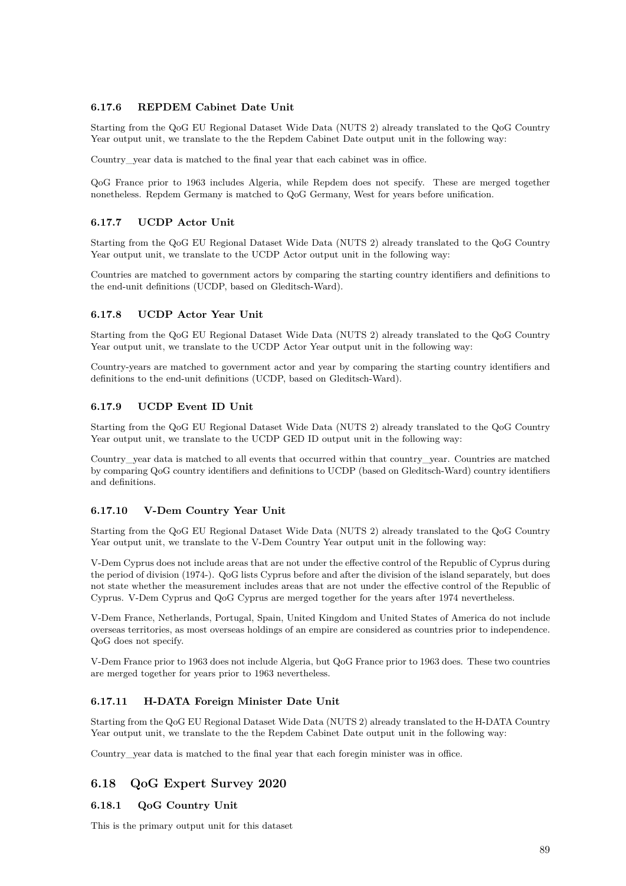#### 6.17.6 REPDEM Cabinet Date Unit

Starting from the QoG EU Regional Dataset Wide Data (NUTS 2) already translated to the QoG Country Year output unit, we translate to the the Repdem Cabinet Date output unit in the following way:

Country_year data is matched to the final year that each cabinet was in office.

QoG France prior to 1963 includes Algeria, while Repdem does not specify. These are merged together nonetheless. Repdem Germany is matched to QoG Germany, West for years before unification.

#### 6.17.7 UCDP Actor Unit

Starting from the QoG EU Regional Dataset Wide Data (NUTS 2) already translated to the QoG Country Year output unit, we translate to the UCDP Actor output unit in the following way:

Countries are matched to government actors by comparing the starting country identifiers and definitions to the end-unit definitions (UCDP, based on Gleditsch-Ward).

#### 6.17.8 UCDP Actor Year Unit

Starting from the QoG EU Regional Dataset Wide Data (NUTS 2) already translated to the QoG Country Year output unit, we translate to the UCDP Actor Year output unit in the following way:

Country-years are matched to government actor and year by comparing the starting country identifiers and definitions to the end-unit definitions (UCDP, based on Gleditsch-Ward).

#### 6.17.9 UCDP Event ID Unit

Starting from the QoG EU Regional Dataset Wide Data (NUTS 2) already translated to the QoG Country Year output unit, we translate to the UCDP GED ID output unit in the following way:

Country_year data is matched to all events that occurred within that country_year. Countries are matched by comparing QoG country identifiers and definitions to UCDP (based on Gleditsch-Ward) country identifiers and definitions.

#### 6.17.10 V-Dem Country Year Unit

Starting from the QoG EU Regional Dataset Wide Data (NUTS 2) already translated to the QoG Country Year output unit, we translate to the V-Dem Country Year output unit in the following way:

V-Dem Cyprus does not include areas that are not under the effective control of the Republic of Cyprus during the period of division (1974-). QoG lists Cyprus before and after the division of the island separately, but does not state whether the measurement includes areas that are not under the effective control of the Republic of Cyprus. V-Dem Cyprus and QoG Cyprus are merged together for the years after 1974 nevertheless.

V-Dem France, Netherlands, Portugal, Spain, United Kingdom and United States of America do not include overseas territories, as most overseas holdings of an empire are considered as countries prior to independence. QoG does not specify.

V-Dem France prior to 1963 does not include Algeria, but QoG France prior to 1963 does. These two countries are merged together for years prior to 1963 nevertheless.

#### 6.17.11 H-DATA Foreign Minister Date Unit

Starting from the QoG EU Regional Dataset Wide Data (NUTS 2) already translated to the H-DATA Country Year output unit, we translate to the the Repdem Cabinet Date output unit in the following way:

Country_year data is matched to the final year that each foregin minister was in office.

### 6.18 QoG Expert Survey 2020

#### 6.18.1 QoG Country Unit

This is the primary output unit for this dataset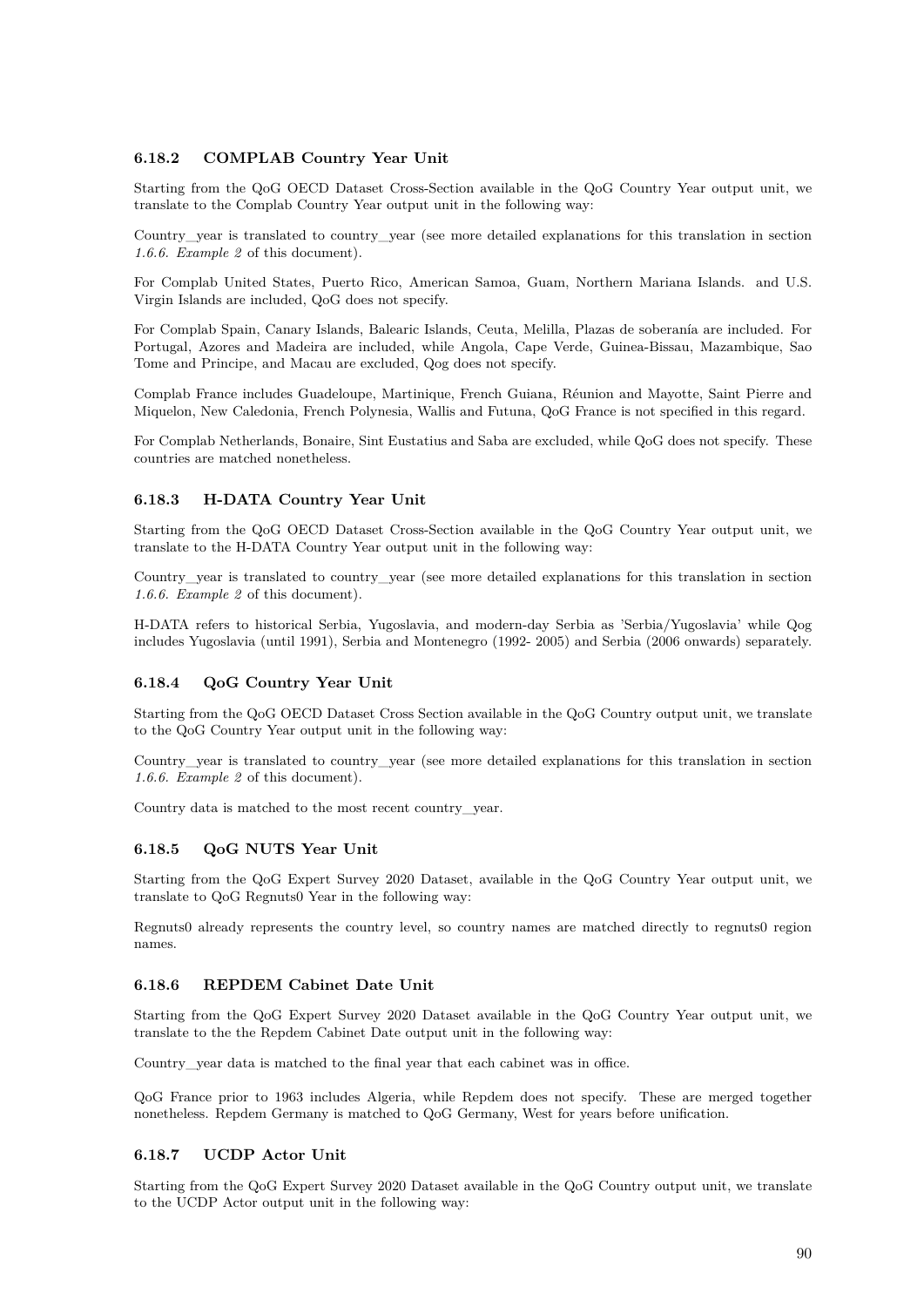### 6.18.2 COMPLAB Country Year Unit

Starting from the QoG OECD Dataset Cross-Section available in the QoG Country Year output unit, we translate to the Complab Country Year output unit in the following way:

Country_year is translated to country_year (see more detailed explanations for this translation in section *1.6.6. Example 2* of this document).

For Complab United States, Puerto Rico, American Samoa, Guam, Northern Mariana Islands. and U.S. Virgin Islands are included, QoG does not specify.

For Complab Spain, Canary Islands, Balearic Islands, Ceuta, Melilla, Plazas de soberanía are included. For Portugal, Azores and Madeira are included, while Angola, Cape Verde, Guinea-Bissau, Mazambique, Sao Tome and Principe, and Macau are excluded, Qog does not specify.

Complab France includes Guadeloupe, Martinique, French Guiana, Réunion and Mayotte, Saint Pierre and Miquelon, New Caledonia, French Polynesia, Wallis and Futuna, QoG France is not specified in this regard.

For Complab Netherlands, Bonaire, Sint Eustatius and Saba are excluded, while QoG does not specify. These countries are matched nonetheless.

### 6.18.3 H-DATA Country Year Unit

Starting from the QoG OECD Dataset Cross-Section available in the QoG Country Year output unit, we translate to the H-DATA Country Year output unit in the following way:

Country_year is translated to country_year (see more detailed explanations for this translation in section *1.6.6. Example 2* of this document).

H-DATA refers to historical Serbia, Yugoslavia, and modern-day Serbia as 'Serbia/Yugoslavia' while Qog includes Yugoslavia (until 1991), Serbia and Montenegro (1992- 2005) and Serbia (2006 onwards) separately.

### 6.18.4 QoG Country Year Unit

Starting from the QoG OECD Dataset Cross Section available in the QoG Country output unit, we translate to the QoG Country Year output unit in the following way:

Country_year is translated to country_year (see more detailed explanations for this translation in section *1.6.6. Example 2* of this document).

Country data is matched to the most recent country_year.

### 6.18.5 QoG NUTS Year Unit

Starting from the QoG Expert Survey 2020 Dataset, available in the QoG Country Year output unit, we translate to QoG Regnuts0 Year in the following way:

Regnuts0 already represents the country level, so country names are matched directly to regnuts0 region names.

### 6.18.6 REPDEM Cabinet Date Unit

Starting from the QoG Expert Survey 2020 Dataset available in the QoG Country Year output unit, we translate to the the Repdem Cabinet Date output unit in the following way:

Country_year data is matched to the final year that each cabinet was in office.

QoG France prior to 1963 includes Algeria, while Repdem does not specify. These are merged together nonetheless. Repdem Germany is matched to QoG Germany, West for years before unification.

### 6.18.7 UCDP Actor Unit

Starting from the QoG Expert Survey 2020 Dataset available in the QoG Country output unit, we translate to the UCDP Actor output unit in the following way: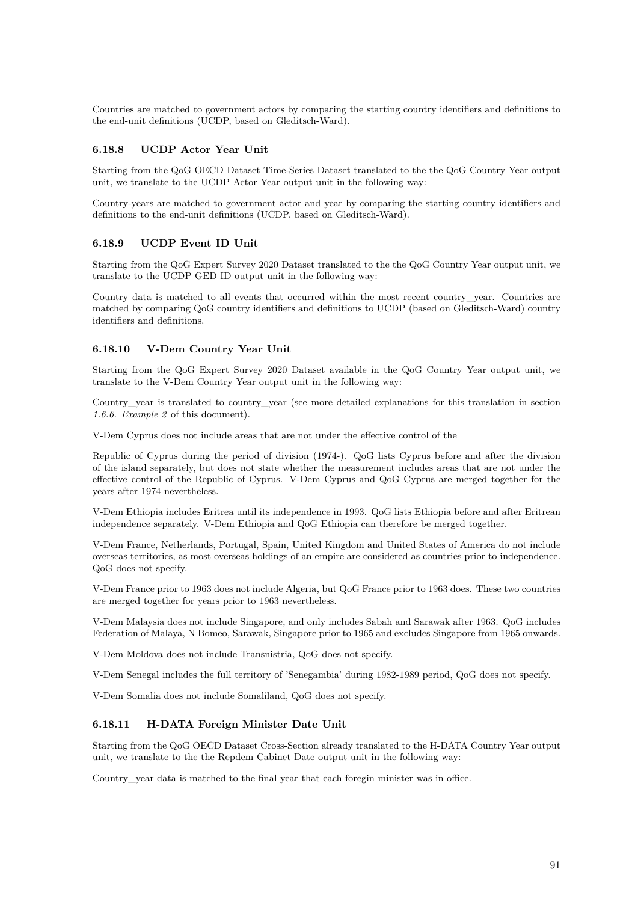Countries are matched to government actors by comparing the starting country identifiers and definitions to the end-unit definitions (UCDP, based on Gleditsch-Ward).

### 6.18.8 UCDP Actor Year Unit

Starting from the QoG OECD Dataset Time-Series Dataset translated to the the QoG Country Year output unit, we translate to the UCDP Actor Year output unit in the following way:

Country-years are matched to government actor and year by comparing the starting country identifiers and definitions to the end-unit definitions (UCDP, based on Gleditsch-Ward).

### 6.18.9 UCDP Event ID Unit

Starting from the QoG Expert Survey 2020 Dataset translated to the the QoG Country Year output unit, we translate to the UCDP GED ID output unit in the following way:

Country data is matched to all events that occurred within the most recent country_year. Countries are matched by comparing QoG country identifiers and definitions to UCDP (based on Gleditsch-Ward) country identifiers and definitions.

### 6.18.10 V-Dem Country Year Unit

Starting from the QoG Expert Survey 2020 Dataset available in the QoG Country Year output unit, we translate to the V-Dem Country Year output unit in the following way:

Country_year is translated to country_year (see more detailed explanations for this translation in section *1.6.6. Example 2* of this document).

V-Dem Cyprus does not include areas that are not under the effective control of the

Republic of Cyprus during the period of division (1974-). QoG lists Cyprus before and after the division of the island separately, but does not state whether the measurement includes areas that are not under the effective control of the Republic of Cyprus. V-Dem Cyprus and QoG Cyprus are merged together for the years after 1974 nevertheless.

V-Dem Ethiopia includes Eritrea until its independence in 1993. QoG lists Ethiopia before and after Eritrean independence separately. V-Dem Ethiopia and QoG Ethiopia can therefore be merged together.

V-Dem France, Netherlands, Portugal, Spain, United Kingdom and United States of America do not include overseas territories, as most overseas holdings of an empire are considered as countries prior to independence. QoG does not specify.

V-Dem France prior to 1963 does not include Algeria, but QoG France prior to 1963 does. These two countries are merged together for years prior to 1963 nevertheless.

V-Dem Malaysia does not include Singapore, and only includes Sabah and Sarawak after 1963. QoG includes Federation of Malaya, N Bomeo, Sarawak, Singapore prior to 1965 and excludes Singapore from 1965 onwards.

V-Dem Moldova does not include Transnistria, QoG does not specify.

V-Dem Senegal includes the full territory of 'Senegambia' during 1982-1989 period, QoG does not specify.

V-Dem Somalia does not include Somaliland, QoG does not specify.

### 6.18.11 H-DATA Foreign Minister Date Unit

Starting from the QoG OECD Dataset Cross-Section already translated to the H-DATA Country Year output unit, we translate to the the Repdem Cabinet Date output unit in the following way:

Country_year data is matched to the final year that each foregin minister was in office.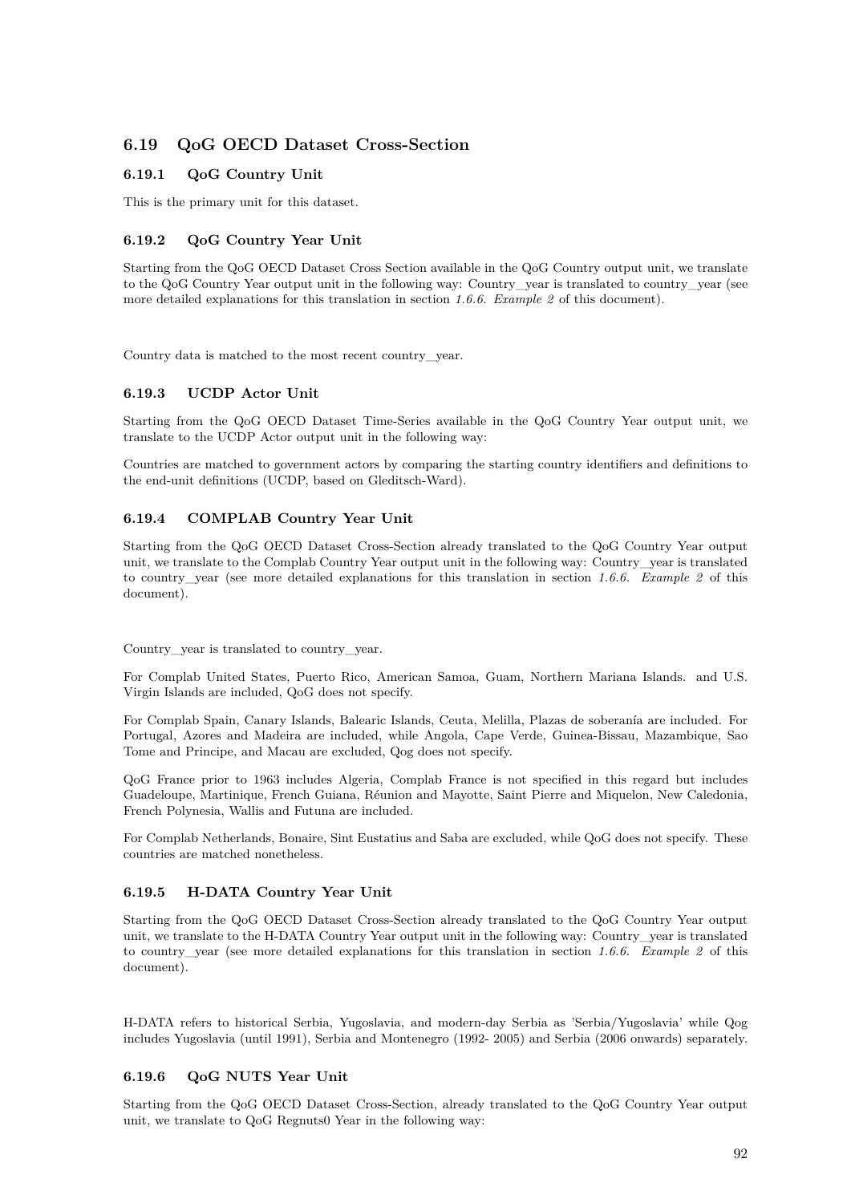## 6.19 QoG OECD Dataset Cross-Section

### 6.19.1 QoG Country Unit

This is the primary unit for this dataset.

### 6.19.2 QoG Country Year Unit

Starting from the QoG OECD Dataset Cross Section available in the QoG Country output unit, we translate to the QoG Country Year output unit in the following way: Country_year is translated to country_year (see more detailed explanations for this translation in section *1.6.6. Example 2* of this document).

Country data is matched to the most recent country_year.

### 6.19.3 UCDP Actor Unit

Starting from the QoG OECD Dataset Time-Series available in the QoG Country Year output unit, we translate to the UCDP Actor output unit in the following way:

Countries are matched to government actors by comparing the starting country identifiers and definitions to the end-unit definitions (UCDP, based on Gleditsch-Ward).

### 6.19.4 COMPLAB Country Year Unit

Starting from the QoG OECD Dataset Cross-Section already translated to the QoG Country Year output unit, we translate to the Complab Country Year output unit in the following way: Country_year is translated to country_year (see more detailed explanations for this translation in section *1.6.6. Example 2* of this document).

Country_year is translated to country_year.

For Complab United States, Puerto Rico, American Samoa, Guam, Northern Mariana Islands. and U.S. Virgin Islands are included, QoG does not specify.

For Complab Spain, Canary Islands, Balearic Islands, Ceuta, Melilla, Plazas de soberanía are included. For Portugal, Azores and Madeira are included, while Angola, Cape Verde, Guinea-Bissau, Mazambique, Sao Tome and Principe, and Macau are excluded, Qog does not specify.

QoG France prior to 1963 includes Algeria, Complab France is not specified in this regard but includes Guadeloupe, Martinique, French Guiana, Réunion and Mayotte, Saint Pierre and Miquelon, New Caledonia, French Polynesia, Wallis and Futuna are included.

For Complab Netherlands, Bonaire, Sint Eustatius and Saba are excluded, while QoG does not specify. These countries are matched nonetheless.

### 6.19.5 H-DATA Country Year Unit

Starting from the QoG OECD Dataset Cross-Section already translated to the QoG Country Year output unit, we translate to the H-DATA Country Year output unit in the following way: Country_year is translated to country_year (see more detailed explanations for this translation in section *1.6.6. Example 2* of this document).

H-DATA refers to historical Serbia, Yugoslavia, and modern-day Serbia as 'Serbia/Yugoslavia' while Qog includes Yugoslavia (until 1991), Serbia and Montenegro (1992- 2005) and Serbia (2006 onwards) separately.

### 6.19.6 QoG NUTS Year Unit

Starting from the QoG OECD Dataset Cross-Section, already translated to the QoG Country Year output unit, we translate to QoG Regnuts0 Year in the following way: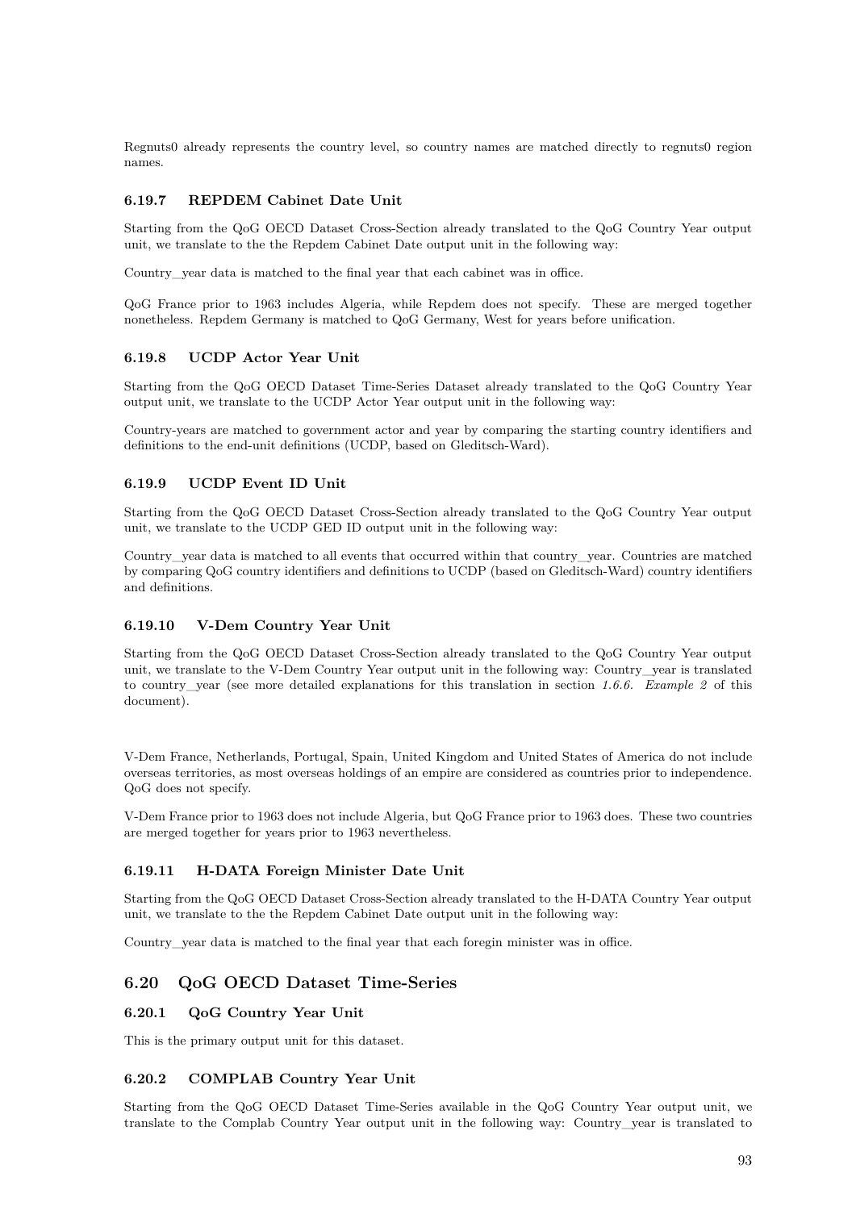Regnuts0 already represents the country level, so country names are matched directly to regnuts0 region names.

#### 6.19.7 REPDEM Cabinet Date Unit

Starting from the QoG OECD Dataset Cross-Section already translated to the QoG Country Year output unit, we translate to the the Repdem Cabinet Date output unit in the following way:

Country_year data is matched to the final year that each cabinet was in office.

QoG France prior to 1963 includes Algeria, while Repdem does not specify. These are merged together nonetheless. Repdem Germany is matched to QoG Germany, West for years before unification.

#### 6.19.8 UCDP Actor Year Unit

Starting from the QoG OECD Dataset Time-Series Dataset already translated to the QoG Country Year output unit, we translate to the UCDP Actor Year output unit in the following way:

Country-years are matched to government actor and year by comparing the starting country identifiers and definitions to the end-unit definitions (UCDP, based on Gleditsch-Ward).

#### 6.19.9 UCDP Event ID Unit

Starting from the QoG OECD Dataset Cross-Section already translated to the QoG Country Year output unit, we translate to the UCDP GED ID output unit in the following way:

Country_year data is matched to all events that occurred within that country_year. Countries are matched by comparing QoG country identifiers and definitions to UCDP (based on Gleditsch-Ward) country identifiers and definitions.

#### 6.19.10 V-Dem Country Year Unit

Starting from the QoG OECD Dataset Cross-Section already translated to the QoG Country Year output unit, we translate to the V-Dem Country Year output unit in the following way: Country_year is translated to country_year (see more detailed explanations for this translation in section *1.6.6. Example 2* of this document).

V-Dem France, Netherlands, Portugal, Spain, United Kingdom and United States of America do not include overseas territories, as most overseas holdings of an empire are considered as countries prior to independence. QoG does not specify.

V-Dem France prior to 1963 does not include Algeria, but QoG France prior to 1963 does. These two countries are merged together for years prior to 1963 nevertheless.

#### 6.19.11 H-DATA Foreign Minister Date Unit

Starting from the QoG OECD Dataset Cross-Section already translated to the H-DATA Country Year output unit, we translate to the the Repdem Cabinet Date output unit in the following way:

Country_year data is matched to the final year that each foregin minister was in office.

### 6.20 QoG OECD Dataset Time-Series

#### 6.20.1 QoG Country Year Unit

This is the primary output unit for this dataset.

#### 6.20.2 COMPLAB Country Year Unit

Starting from the QoG OECD Dataset Time-Series available in the QoG Country Year output unit, we translate to the Complab Country Year output unit in the following way: Country_year is translated to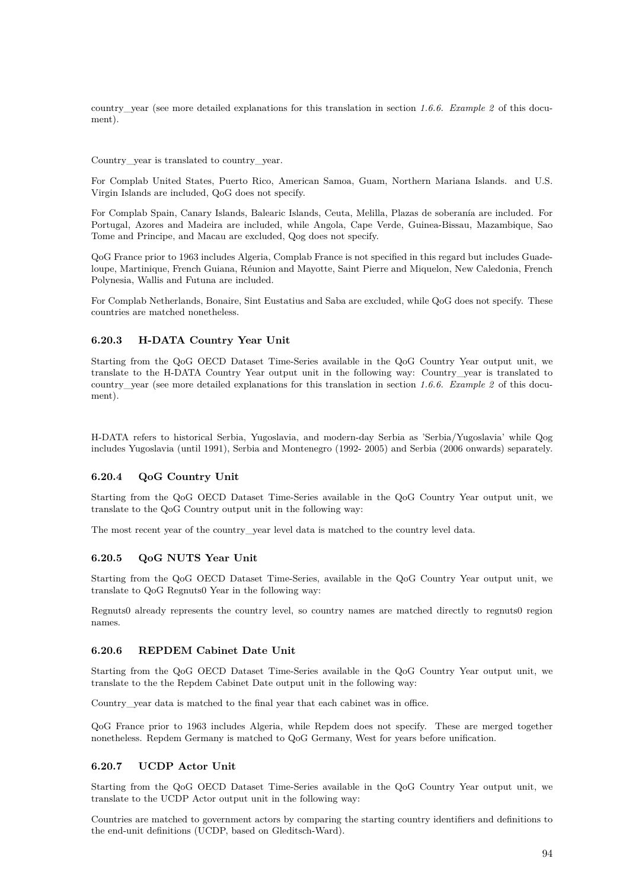country_year (see more detailed explanations for this translation in section *1.6.6. Example 2* of this document).

Country_year is translated to country_year.

For Complab United States, Puerto Rico, American Samoa, Guam, Northern Mariana Islands. and U.S. Virgin Islands are included, QoG does not specify.

For Complab Spain, Canary Islands, Balearic Islands, Ceuta, Melilla, Plazas de soberanía are included. For Portugal, Azores and Madeira are included, while Angola, Cape Verde, Guinea-Bissau, Mazambique, Sao Tome and Principe, and Macau are excluded, Qog does not specify.

QoG France prior to 1963 includes Algeria, Complab France is not specified in this regard but includes Guadeloupe, Martinique, French Guiana, Réunion and Mayotte, Saint Pierre and Miquelon, New Caledonia, French Polynesia, Wallis and Futuna are included.

For Complab Netherlands, Bonaire, Sint Eustatius and Saba are excluded, while QoG does not specify. These countries are matched nonetheless.

### 6.20.3 H-DATA Country Year Unit

Starting from the QoG OECD Dataset Time-Series available in the QoG Country Year output unit, we translate to the H-DATA Country Year output unit in the following way: Country_year is translated to country_year (see more detailed explanations for this translation in section *1.6.6. Example 2* of this document).

H-DATA refers to historical Serbia, Yugoslavia, and modern-day Serbia as 'Serbia/Yugoslavia' while Qog includes Yugoslavia (until 1991), Serbia and Montenegro (1992- 2005) and Serbia (2006 onwards) separately.

### 6.20.4 QoG Country Unit

Starting from the QoG OECD Dataset Time-Series available in the QoG Country Year output unit, we translate to the QoG Country output unit in the following way:

The most recent year of the country_year level data is matched to the country level data.

### 6.20.5 QoG NUTS Year Unit

Starting from the QoG OECD Dataset Time-Series, available in the QoG Country Year output unit, we translate to QoG Regnuts0 Year in the following way:

Regnuts0 already represents the country level, so country names are matched directly to regnuts0 region names.

### 6.20.6 REPDEM Cabinet Date Unit

Starting from the QoG OECD Dataset Time-Series available in the QoG Country Year output unit, we translate to the the Repdem Cabinet Date output unit in the following way:

Country_year data is matched to the final year that each cabinet was in office.

QoG France prior to 1963 includes Algeria, while Repdem does not specify. These are merged together nonetheless. Repdem Germany is matched to QoG Germany, West for years before unification.

### 6.20.7 UCDP Actor Unit

Starting from the QoG OECD Dataset Time-Series available in the QoG Country Year output unit, we translate to the UCDP Actor output unit in the following way:

Countries are matched to government actors by comparing the starting country identifiers and definitions to the end-unit definitions (UCDP, based on Gleditsch-Ward).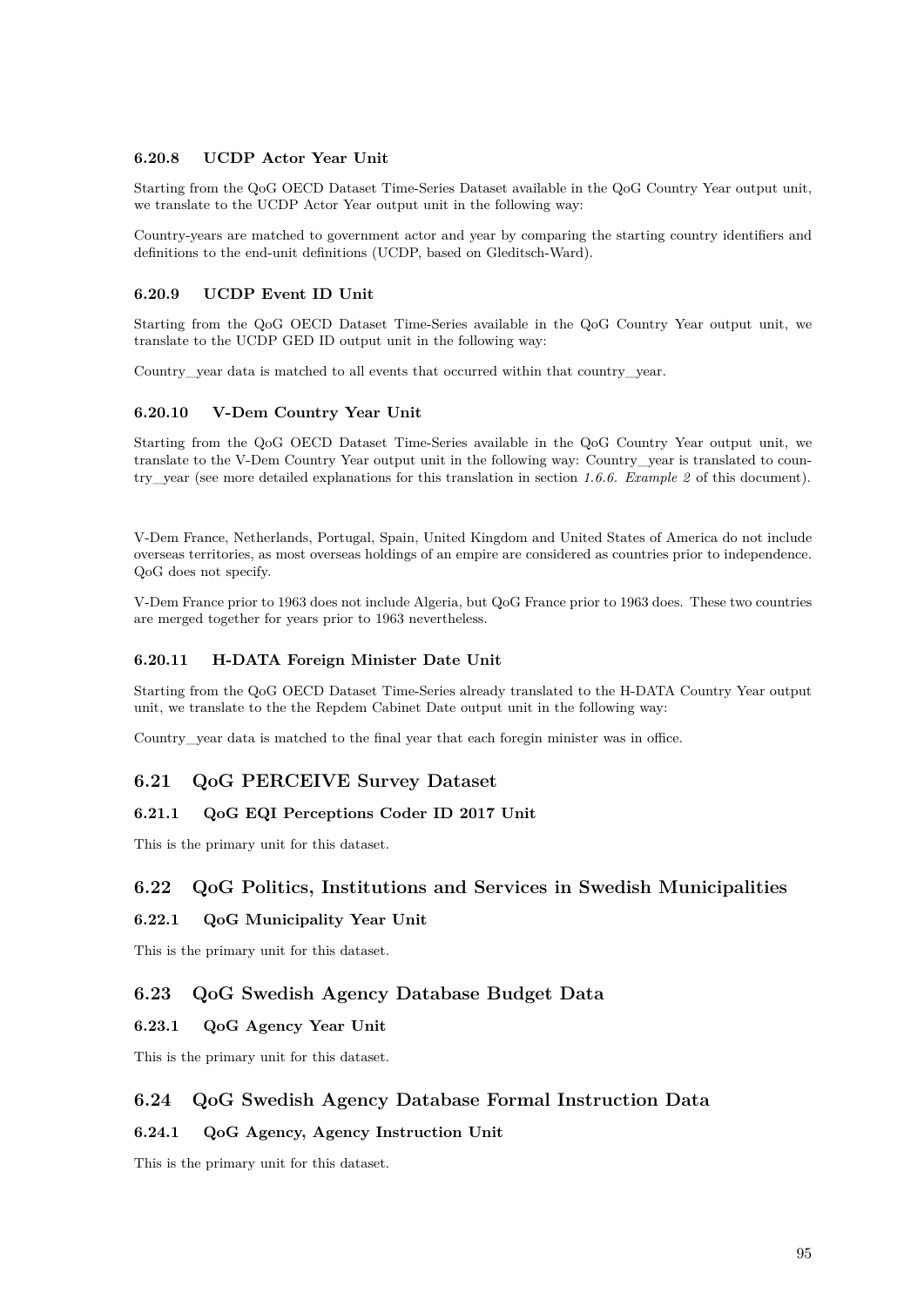#### 6.20.8 UCDP Actor Year Unit

Starting from the QoG OECD Dataset Time-Series Dataset available in the QoG Country Year output unit, we translate to the UCDP Actor Year output unit in the following way:

Country-years are matched to government actor and year by comparing the starting country identifiers and definitions to the end-unit definitions (UCDP, based on Gleditsch-Ward).

#### 6.20.9 UCDP Event ID Unit

Starting from the QoG OECD Dataset Time-Series available in the QoG Country Year output unit, we translate to the UCDP GED ID output unit in the following way:

Country_year data is matched to all events that occurred within that country_year.

#### 6.20.10 V-Dem Country Year Unit

Starting from the QoG OECD Dataset Time-Series available in the QoG Country Year output unit, we translate to the V-Dem Country Year output unit in the following way: Country_year is translated to country_year (see more detailed explanations for this translation in section *1.6.6. Example 2* of this document).

V-Dem France, Netherlands, Portugal, Spain, United Kingdom and United States of America do not include overseas territories, as most overseas holdings of an empire are considered as countries prior to independence. QoG does not specify.

V-Dem France prior to 1963 does not include Algeria, but QoG France prior to 1963 does. These two countries are merged together for years prior to 1963 nevertheless.

#### 6.20.11 H-DATA Foreign Minister Date Unit

Starting from the QoG OECD Dataset Time-Series already translated to the H-DATA Country Year output unit, we translate to the the Repdem Cabinet Date output unit in the following way:

Country_year data is matched to the final year that each foregin minister was in office.

### 6.21 QoG PERCEIVE Survey Dataset

#### 6.21.1 QoG EQI Perceptions Coder ID 2017 Unit

This is the primary unit for this dataset.

### 6.22 QoG Politics, Institutions and Services in Swedish Municipalities

#### 6.22.1 QoG Municipality Year Unit

This is the primary unit for this dataset.

### 6.23 QoG Swedish Agency Database Budget Data

#### 6.23.1 QoG Agency Year Unit

This is the primary unit for this dataset.

### 6.24 QoG Swedish Agency Database Formal Instruction Data

#### 6.24.1 QoG Agency, Agency Instruction Unit

This is the primary unit for this dataset.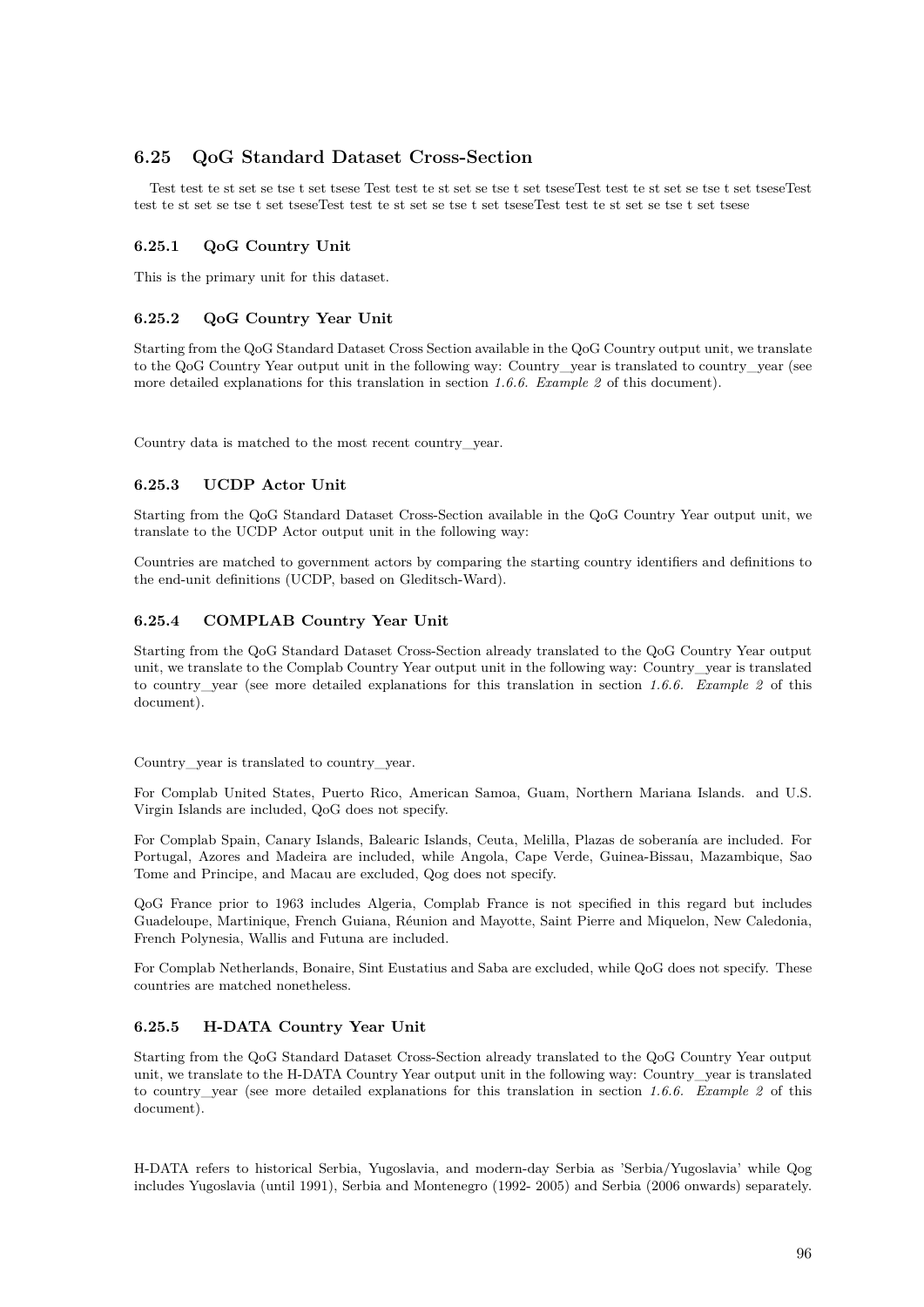## 6.25 QoG Standard Dataset Cross-Section

Test test te st set se tse t set tsese Test test te st set se tse t set tseseTest test te st set se tse t set tseseTest test te st set se tse t set tseseTest test te st set se tse t set tseseTest test te st set se tse t set tsese

### 6.25.1 QoG Country Unit

This is the primary unit for this dataset.

### 6.25.2 QoG Country Year Unit

Starting from the QoG Standard Dataset Cross Section available in the QoG Country output unit, we translate to the QoG Country Year output unit in the following way: Country_year is translated to country_year (see more detailed explanations for this translation in section *1.6.6. Example 2* of this document).

Country data is matched to the most recent country_year.

### 6.25.3 UCDP Actor Unit

Starting from the QoG Standard Dataset Cross-Section available in the QoG Country Year output unit, we translate to the UCDP Actor output unit in the following way:

Countries are matched to government actors by comparing the starting country identifiers and definitions to the end-unit definitions (UCDP, based on Gleditsch-Ward).

### 6.25.4 COMPLAB Country Year Unit

Starting from the QoG Standard Dataset Cross-Section already translated to the QoG Country Year output unit, we translate to the Complab Country Year output unit in the following way: Country_year is translated to country_year (see more detailed explanations for this translation in section *1.6.6. Example 2* of this document).

Country_year is translated to country_year.

For Complab United States, Puerto Rico, American Samoa, Guam, Northern Mariana Islands. and U.S. Virgin Islands are included, QoG does not specify.

For Complab Spain, Canary Islands, Balearic Islands, Ceuta, Melilla, Plazas de soberanía are included. For Portugal, Azores and Madeira are included, while Angola, Cape Verde, Guinea-Bissau, Mazambique, Sao Tome and Principe, and Macau are excluded, Qog does not specify.

QoG France prior to 1963 includes Algeria, Complab France is not specified in this regard but includes Guadeloupe, Martinique, French Guiana, Réunion and Mayotte, Saint Pierre and Miquelon, New Caledonia, French Polynesia, Wallis and Futuna are included.

For Complab Netherlands, Bonaire, Sint Eustatius and Saba are excluded, while QoG does not specify. These countries are matched nonetheless.

### 6.25.5 H-DATA Country Year Unit

Starting from the QoG Standard Dataset Cross-Section already translated to the QoG Country Year output unit, we translate to the H-DATA Country Year output unit in the following way: Country_year is translated to country_year (see more detailed explanations for this translation in section *1.6.6. Example 2* of this document).

H-DATA refers to historical Serbia, Yugoslavia, and modern-day Serbia as 'Serbia/Yugoslavia' while Qog includes Yugoslavia (until 1991), Serbia and Montenegro (1992- 2005) and Serbia (2006 onwards) separately.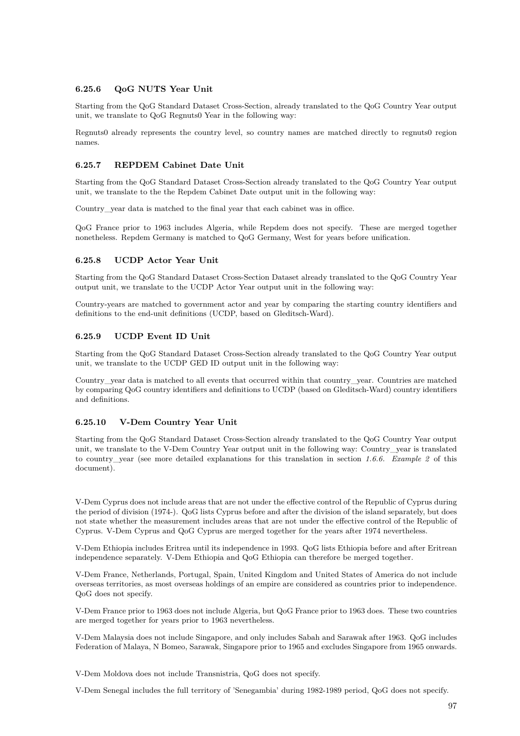#### 6.25.6 QoG NUTS Year Unit

Starting from the QoG Standard Dataset Cross-Section, already translated to the QoG Country Year output unit, we translate to QoG Regnuts0 Year in the following way:

Regnuts0 already represents the country level, so country names are matched directly to regnuts0 region names.

#### 6.25.7 REPDEM Cabinet Date Unit

Starting from the QoG Standard Dataset Cross-Section already translated to the QoG Country Year output unit, we translate to the the Repdem Cabinet Date output unit in the following way:

Country_year data is matched to the final year that each cabinet was in office.

QoG France prior to 1963 includes Algeria, while Repdem does not specify. These are merged together nonetheless. Repdem Germany is matched to QoG Germany, West for years before unification.

#### 6.25.8 UCDP Actor Year Unit

Starting from the QoG Standard Dataset Cross-Section Dataset already translated to the QoG Country Year output unit, we translate to the UCDP Actor Year output unit in the following way:

Country-years are matched to government actor and year by comparing the starting country identifiers and definitions to the end-unit definitions (UCDP, based on Gleditsch-Ward).

#### 6.25.9 UCDP Event ID Unit

Starting from the QoG Standard Dataset Cross-Section already translated to the QoG Country Year output unit, we translate to the UCDP GED ID output unit in the following way:

Country_year data is matched to all events that occurred within that country_year. Countries are matched by comparing QoG country identifiers and definitions to UCDP (based on Gleditsch-Ward) country identifiers and definitions.

#### 6.25.10 V-Dem Country Year Unit

Starting from the QoG Standard Dataset Cross-Section already translated to the QoG Country Year output unit, we translate to the V-Dem Country Year output unit in the following way: Country_year is translated to country_year (see more detailed explanations for this translation in section *1.6.6. Example 2* of this document).

V-Dem Cyprus does not include areas that are not under the effective control of the Republic of Cyprus during the period of division (1974-). QoG lists Cyprus before and after the division of the island separately, but does not state whether the measurement includes areas that are not under the effective control of the Republic of Cyprus. V-Dem Cyprus and QoG Cyprus are merged together for the years after 1974 nevertheless.

V-Dem Ethiopia includes Eritrea until its independence in 1993. QoG lists Ethiopia before and after Eritrean independence separately. V-Dem Ethiopia and QoG Ethiopia can therefore be merged together.

V-Dem France, Netherlands, Portugal, Spain, United Kingdom and United States of America do not include overseas territories, as most overseas holdings of an empire are considered as countries prior to independence. QoG does not specify.

V-Dem France prior to 1963 does not include Algeria, but QoG France prior to 1963 does. These two countries are merged together for years prior to 1963 nevertheless.

V-Dem Malaysia does not include Singapore, and only includes Sabah and Sarawak after 1963. QoG includes Federation of Malaya, N Borneo, Sarawak, Singapore prior to 1965 and excludes Singapore from 1965 onwards.

V-Dem Moldova does not include Transnistria, QoG does not specify.

V-Dem Senegal includes the full territory of 'Senegambia' during 1982-1989 period, QoG does not specify.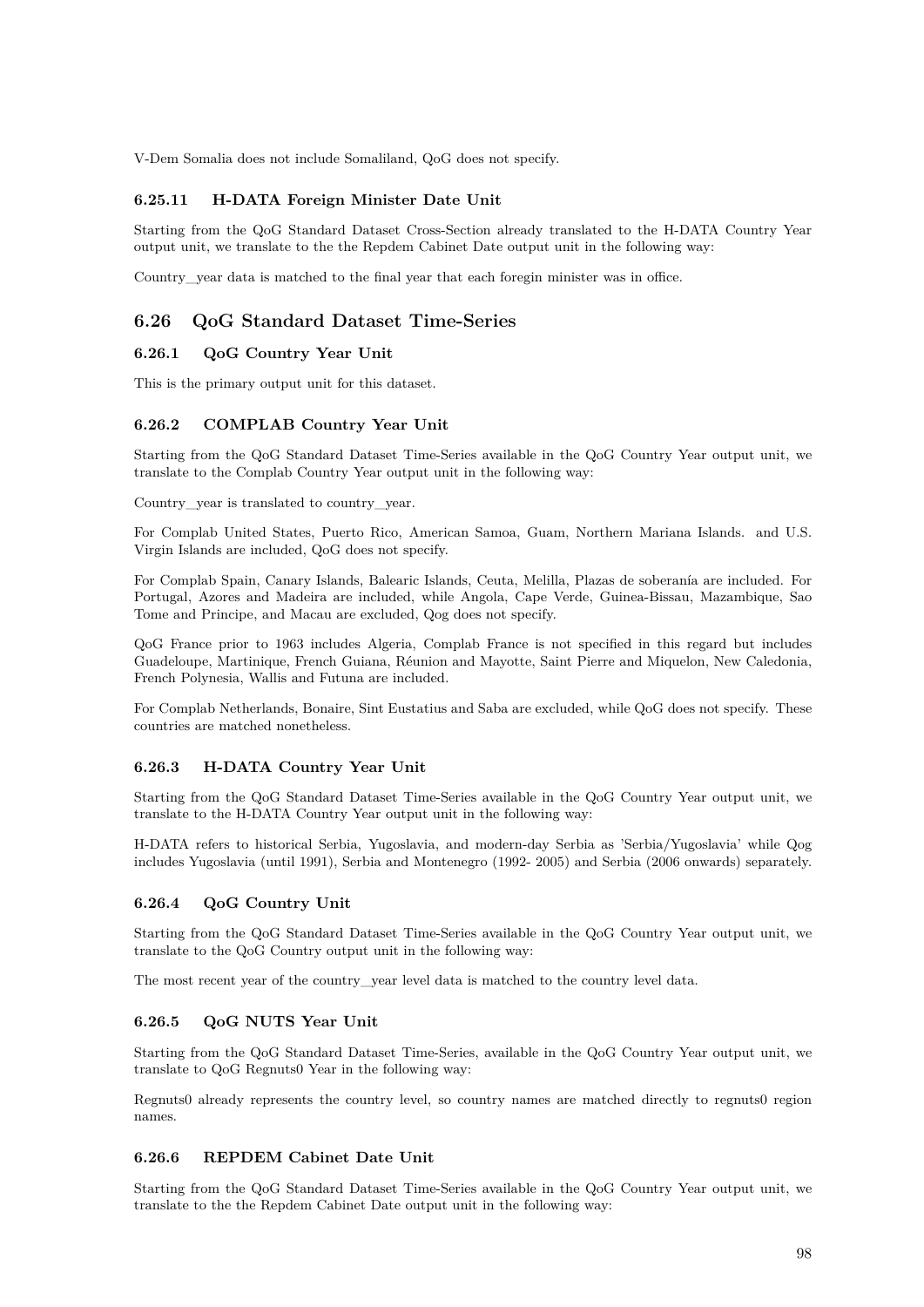V-Dem Somalia does not include Somaliland, QoG does not specify.

#### 6.25.11 H-DATA Foreign Minister Date Unit

Starting from the QoG Standard Dataset Cross-Section already translated to the H-DATA Country Year output unit, we translate to the the Repdem Cabinet Date output unit in the following way:

Country_year data is matched to the final year that each foregin minister was in office.

## 6.26 QoG Standard Dataset Time-Series

### 6.26.1 QoG Country Year Unit

This is the primary output unit for this dataset.

### 6.26.2 COMPLAB Country Year Unit

Starting from the QoG Standard Dataset Time-Series available in the QoG Country Year output unit, we translate to the Complab Country Year output unit in the following way:

Country_year is translated to country_year.

For Complab United States, Puerto Rico, American Samoa, Guam, Northern Mariana Islands. and U.S. Virgin Islands are included, QoG does not specify.

For Complab Spain, Canary Islands, Balearic Islands, Ceuta, Melilla, Plazas de soberanía are included. For Portugal, Azores and Madeira are included, while Angola, Cape Verde, Guinea-Bissau, Mazambique, Sao Tome and Principe, and Macau are excluded, Qog does not specify.

QoG France prior to 1963 includes Algeria, Complab France is not specified in this regard but includes Guadeloupe, Martinique, French Guiana, Réunion and Mayotte, Saint Pierre and Miquelon, New Caledonia, French Polynesia, Wallis and Futuna are included.

For Complab Netherlands, Bonaire, Sint Eustatius and Saba are excluded, while QoG does not specify. These countries are matched nonetheless.

### 6.26.3 H-DATA Country Year Unit

Starting from the QoG Standard Dataset Time-Series available in the QoG Country Year output unit, we translate to the H-DATA Country Year output unit in the following way:

H-DATA refers to historical Serbia, Yugoslavia, and modern-day Serbia as 'Serbia/Yugoslavia' while Qog includes Yugoslavia (until 1991), Serbia and Montenegro (1992- 2005) and Serbia (2006 onwards) separately.

### 6.26.4 QoG Country Unit

Starting from the QoG Standard Dataset Time-Series available in the QoG Country Year output unit, we translate to the QoG Country output unit in the following way:

The most recent year of the country_year level data is matched to the country level data.

### 6.26.5 QoG NUTS Year Unit

Starting from the QoG Standard Dataset Time-Series, available in the QoG Country Year output unit, we translate to QoG Regnuts0 Year in the following way:

Regnuts0 already represents the country level, so country names are matched directly to regnuts0 region names.

### 6.26.6 REPDEM Cabinet Date Unit

Starting from the QoG Standard Dataset Time-Series available in the QoG Country Year output unit, we translate to the the Repdem Cabinet Date output unit in the following way: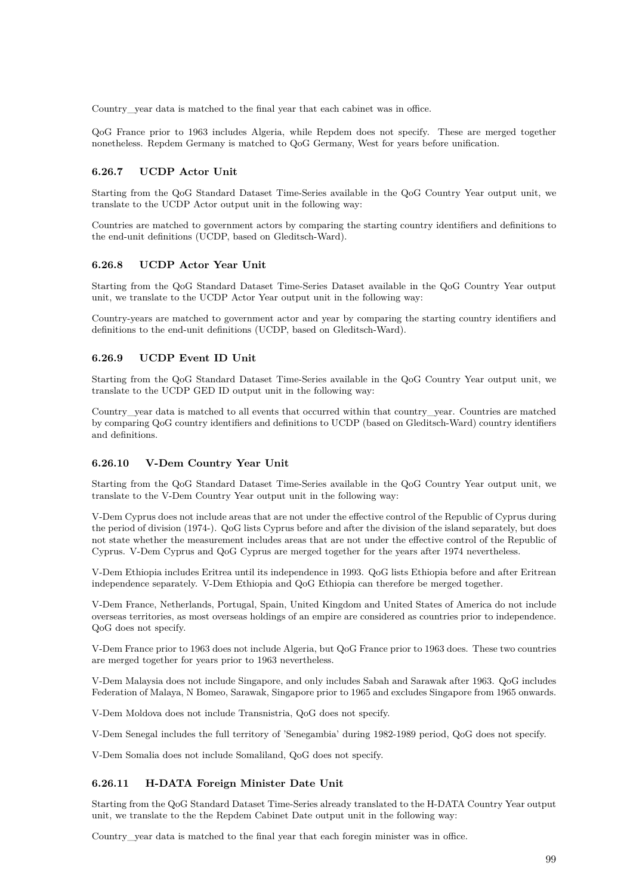Country_year data is matched to the final year that each cabinet was in office.

QoG France prior to 1963 includes Algeria, while Repdem does not specify. These are merged together nonetheless. Repdem Germany is matched to QoG Germany, West for years before unification.

### 6.26.7 UCDP Actor Unit

Starting from the QoG Standard Dataset Time-Series available in the QoG Country Year output unit, we translate to the UCDP Actor output unit in the following way:

Countries are matched to government actors by comparing the starting country identifiers and definitions to the end-unit definitions (UCDP, based on Gleditsch-Ward).

### 6.26.8 UCDP Actor Year Unit

Starting from the QoG Standard Dataset Time-Series Dataset available in the QoG Country Year output unit, we translate to the UCDP Actor Year output unit in the following way:

Country-years are matched to government actor and year by comparing the starting country identifiers and definitions to the end-unit definitions (UCDP, based on Gleditsch-Ward).

### 6.26.9 UCDP Event ID Unit

Starting from the QoG Standard Dataset Time-Series available in the QoG Country Year output unit, we translate to the UCDP GED ID output unit in the following way:

Country_year data is matched to all events that occurred within that country_year. Countries are matched by comparing QoG country identifiers and definitions to UCDP (based on Gleditsch-Ward) country identifiers and definitions.

### 6.26.10 V-Dem Country Year Unit

Starting from the QoG Standard Dataset Time-Series available in the QoG Country Year output unit, we translate to the V-Dem Country Year output unit in the following way:

V-Dem Cyprus does not include areas that are not under the effective control of the Republic of Cyprus during the period of division (1974-). QoG lists Cyprus before and after the division of the island separately, but does not state whether the measurement includes areas that are not under the effective control of the Republic of Cyprus. V-Dem Cyprus and QoG Cyprus are merged together for the years after 1974 nevertheless.

V-Dem Ethiopia includes Eritrea until its independence in 1993. QoG lists Ethiopia before and after Eritrean independence separately. V-Dem Ethiopia and QoG Ethiopia can therefore be merged together.

V-Dem France, Netherlands, Portugal, Spain, United Kingdom and United States of America do not include overseas territories, as most overseas holdings of an empire are considered as countries prior to independence. QoG does not specify.

V-Dem France prior to 1963 does not include Algeria, but QoG France prior to 1963 does. These two countries are merged together for years prior to 1963 nevertheless.

V-Dem Malaysia does not include Singapore, and only includes Sabah and Sarawak after 1963. QoG includes Federation of Malaya, N Borneo, Sarawak, Singapore prior to 1965 and excludes Singapore from 1965 onwards.

V-Dem Moldova does not include Transnistria, QoG does not specify.

V-Dem Senegal includes the full territory of 'Senegambia' during 1982-1989 period, QoG does not specify.

V-Dem Somalia does not include Somaliland, QoG does not specify.

### 6.26.11 H-DATA Foreign Minister Date Unit

Starting from the QoG Standard Dataset Time-Series already translated to the H-DATA Country Year output unit, we translate to the the Repdem Cabinet Date output unit in the following way:

Country_year data is matched to the final year that each foregin minister was in office.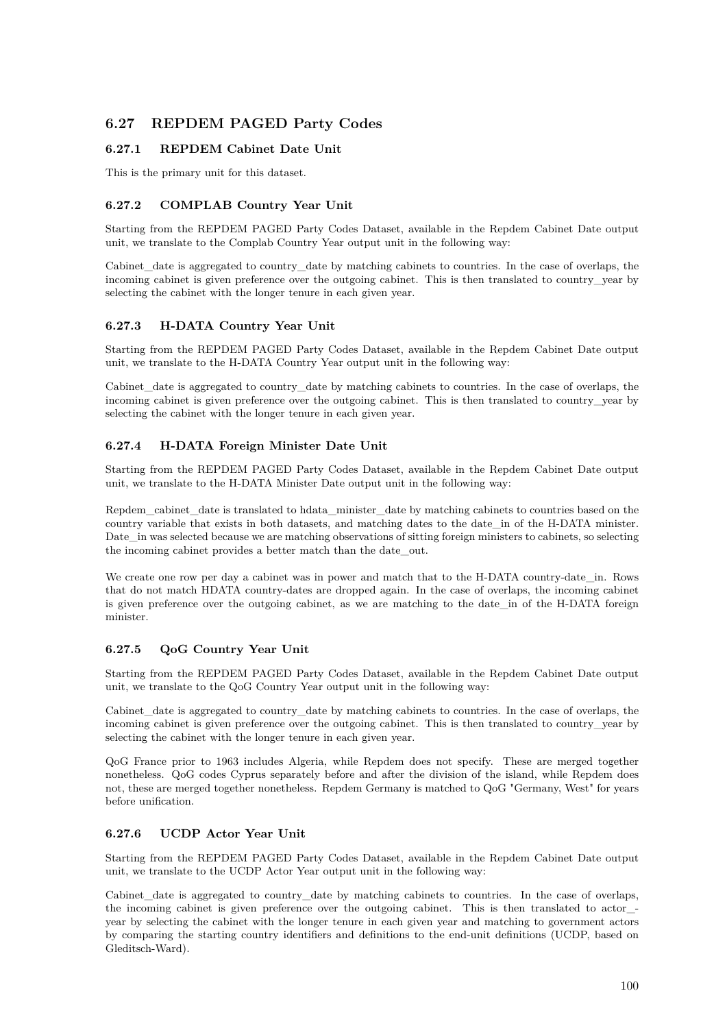## 6.27 REPDEM PAGED Party Codes

### 6.27.1 REPDEM Cabinet Date Unit

This is the primary unit for this dataset.

### 6.27.2 COMPLAB Country Year Unit

Starting from the REPDEM PAGED Party Codes Dataset, available in the Repdem Cabinet Date output unit, we translate to the Complab Country Year output unit in the following way:

Cabinet_date is aggregated to country_date by matching cabinets to countries. In the case of overlaps, the incoming cabinet is given preference over the outgoing cabinet. This is then translated to country_year by selecting the cabinet with the longer tenure in each given year.

### 6.27.3 H-DATA Country Year Unit

Starting from the REPDEM PAGED Party Codes Dataset, available in the Repdem Cabinet Date output unit, we translate to the H-DATA Country Year output unit in the following way:

Cabinet_date is aggregated to country_date by matching cabinets to countries. In the case of overlaps, the incoming cabinet is given preference over the outgoing cabinet. This is then translated to country_year by selecting the cabinet with the longer tenure in each given year.

### 6.27.4 H-DATA Foreign Minister Date Unit

Starting from the REPDEM PAGED Party Codes Dataset, available in the Repdem Cabinet Date output unit, we translate to the H-DATA Minister Date output unit in the following way:

Repdem_cabinet_date is translated to hdata_minister_date by matching cabinets to countries based on the country variable that exists in both datasets, and matching dates to the date_in of the H-DATA minister. Date_in was selected because we are matching observations of sitting foreign ministers to cabinets, so selecting the incoming cabinet provides a better match than the date_out.

We create one row per day a cabinet was in power and match that to the H-DATA country-date_in. Rows that do not match HDATA country-dates are dropped again. In the case of overlaps, the incoming cabinet is given preference over the outgoing cabinet, as we are matching to the date_in of the H-DATA foreign minister.

### 6.27.5 QoG Country Year Unit

Starting from the REPDEM PAGED Party Codes Dataset, available in the Repdem Cabinet Date output unit, we translate to the QoG Country Year output unit in the following way:

Cabinet_date is aggregated to country_date by matching cabinets to countries. In the case of overlaps, the incoming cabinet is given preference over the outgoing cabinet. This is then translated to country_year by selecting the cabinet with the longer tenure in each given year.

QoG France prior to 1963 includes Algeria, while Repdem does not specify. These are merged together nonetheless. QoG codes Cyprus separately before and after the division of the island, while Repdem does not, these are merged together nonetheless. Repdem Germany is matched to QoG "Germany, West" for years before unification.

### 6.27.6 UCDP Actor Year Unit

Starting from the REPDEM PAGED Party Codes Dataset, available in the Repdem Cabinet Date output unit, we translate to the UCDP Actor Year output unit in the following way:

Cabinet_date is aggregated to country_date by matching cabinets to countries. In the case of overlaps, the incoming cabinet is given preference over the outgoing cabinet. This is then translated to actor_year by selecting the cabinet with the longer tenure in each given year and matching to government actors by comparing the starting country identifiers and definitions to the end-unit definitions (UCDP, based on Gleditsch-Ward).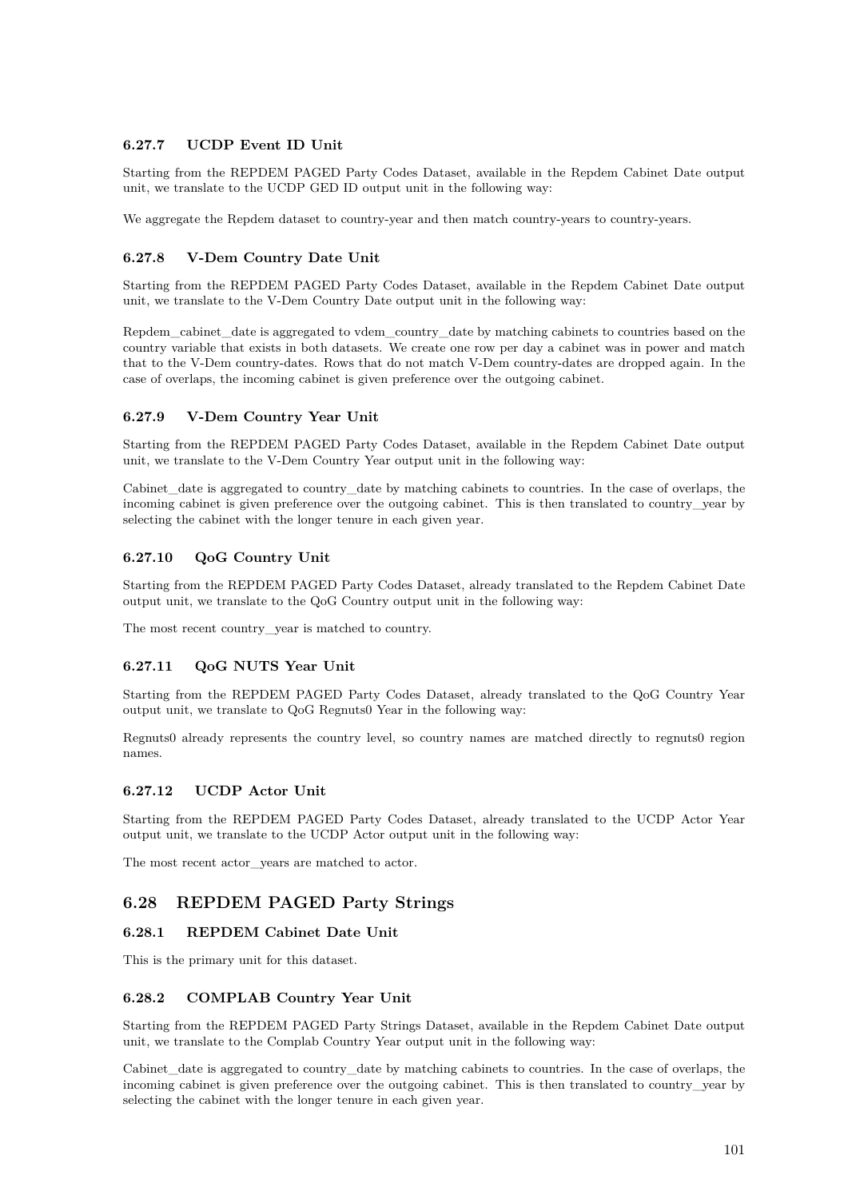#### 6.27.7 UCDP Event ID Unit

Starting from the REPDEM PAGED Party Codes Dataset, available in the Repdem Cabinet Date output unit, we translate to the UCDP GED ID output unit in the following way:

We aggregate the Repdem dataset to country-year and then match country-years to country-years.

#### 6.27.8 V-Dem Country Date Unit

Starting from the REPDEM PAGED Party Codes Dataset, available in the Repdem Cabinet Date output unit, we translate to the V-Dem Country Date output unit in the following way:

Repdem_cabinet_date is aggregated to vdem_country_date by matching cabinets to countries based on the country variable that exists in both datasets. We create one row per day a cabinet was in power and match that to the V-Dem country-dates. Rows that do not match V-Dem country-dates are dropped again. In the case of overlaps, the incoming cabinet is given preference over the outgoing cabinet.

#### 6.27.9 V-Dem Country Year Unit

Starting from the REPDEM PAGED Party Codes Dataset, available in the Repdem Cabinet Date output unit, we translate to the V-Dem Country Year output unit in the following way:

Cabinet_date is aggregated to country_date by matching cabinets to countries. In the case of overlaps, the incoming cabinet is given preference over the outgoing cabinet. This is then translated to country_year by selecting the cabinet with the longer tenure in each given year.

#### 6.27.10 QoG Country Unit

Starting from the REPDEM PAGED Party Codes Dataset, already translated to the Repdem Cabinet Date output unit, we translate to the QoG Country output unit in the following way:

The most recent country_year is matched to country.

#### 6.27.11 QoG NUTS Year Unit

Starting from the REPDEM PAGED Party Codes Dataset, already translated to the QoG Country Year output unit, we translate to QoG Regnuts0 Year in the following way:

Regnuts0 already represents the country level, so country names are matched directly to regnuts0 region names.

#### 6.27.12 UCDP Actor Unit

Starting from the REPDEM PAGED Party Codes Dataset, already translated to the UCDP Actor Year output unit, we translate to the UCDP Actor output unit in the following way:

The most recent actor_years are matched to actor.

### 6.28 REPDEM PAGED Party Strings

#### 6.28.1 REPDEM Cabinet Date Unit

This is the primary unit for this dataset.

#### 6.28.2 COMPLAB Country Year Unit

Starting from the REPDEM PAGED Party Strings Dataset, available in the Repdem Cabinet Date output unit, we translate to the Complab Country Year output unit in the following way:

Cabinet_date is aggregated to country_date by matching cabinets to countries. In the case of overlaps, the incoming cabinet is given preference over the outgoing cabinet. This is then translated to country_year by selecting the cabinet with the longer tenure in each given year.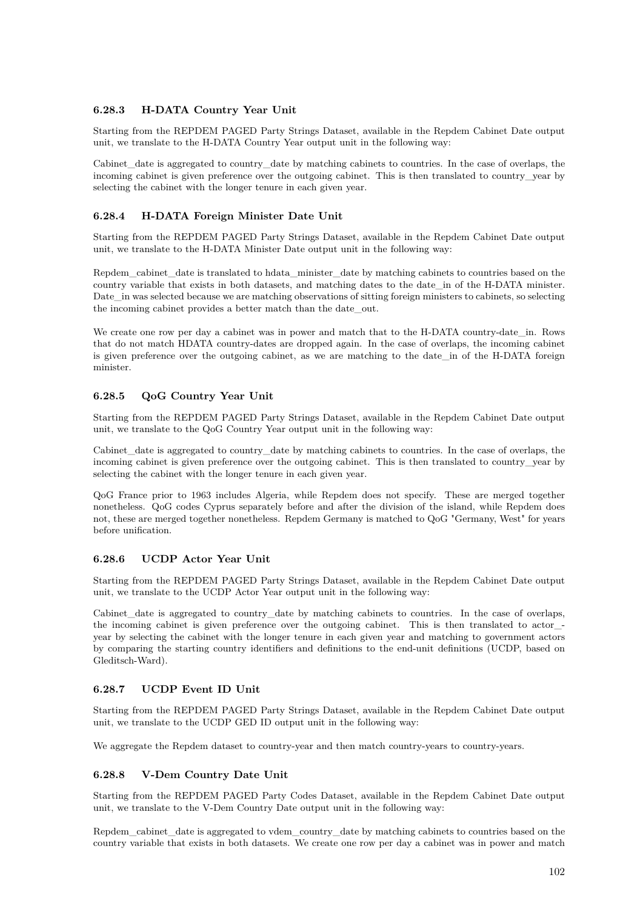### 6.28.3 H-DATA Country Year Unit

Starting from the REPDEM PAGED Party Strings Dataset, available in the Repdem Cabinet Date output unit, we translate to the H-DATA Country Year output unit in the following way:

Cabinet_date is aggregated to country_date by matching cabinets to countries. In the case of overlaps, the incoming cabinet is given preference over the outgoing cabinet. This is then translated to country_year by selecting the cabinet with the longer tenure in each given year.

### 6.28.4 H-DATA Foreign Minister Date Unit

Starting from the REPDEM PAGED Party Strings Dataset, available in the Repdem Cabinet Date output unit, we translate to the H-DATA Minister Date output unit in the following way:

Repdem_cabinet_date is translated to hdata_minister_date by matching cabinets to countries based on the country variable that exists in both datasets, and matching dates to the date_in of the H-DATA minister. Date_in was selected because we are matching observations of sitting foreign ministers to cabinets, so selecting the incoming cabinet provides a better match than the date_out.

We create one row per day a cabinet was in power and match that to the H-DATA country-date_in. Rows that do not match HDATA country-dates are dropped again. In the case of overlaps, the incoming cabinet is given preference over the outgoing cabinet, as we are matching to the date_in of the H-DATA foreign minister.

### 6.28.5 QoG Country Year Unit

Starting from the REPDEM PAGED Party Strings Dataset, available in the Repdem Cabinet Date output unit, we translate to the QoG Country Year output unit in the following way:

Cabinet_date is aggregated to country_date by matching cabinets to countries. In the case of overlaps, the incoming cabinet is given preference over the outgoing cabinet. This is then translated to country_year by selecting the cabinet with the longer tenure in each given year.

QoG France prior to 1963 includes Algeria, while Repdem does not specify. These are merged together nonetheless. QoG codes Cyprus separately before and after the division of the island, while Repdem does not, these are merged together nonetheless. Repdem Germany is matched to QoG "Germany, West" for years before unification.

### 6.28.6 UCDP Actor Year Unit

Starting from the REPDEM PAGED Party Strings Dataset, available in the Repdem Cabinet Date output unit, we translate to the UCDP Actor Year output unit in the following way:

Cabinet_date is aggregated to country_date by matching cabinets to countries. In the case of overlaps, the incoming cabinet is given preference over the outgoing cabinet. This is then translated to actor_year by selecting the cabinet with the longer tenure in each given year and matching to government actors by comparing the starting country identifiers and definitions to the end-unit definitions (UCDP, based on Gleditsch-Ward).

### 6.28.7 UCDP Event ID Unit

Starting from the REPDEM PAGED Party Strings Dataset, available in the Repdem Cabinet Date output unit, we translate to the UCDP GED ID output unit in the following way:

We aggregate the Repdem dataset to country-year and then match country-years to country-years.

### 6.28.8 V-Dem Country Date Unit

Starting from the REPDEM PAGED Party Codes Dataset, available in the Repdem Cabinet Date output unit, we translate to the V-Dem Country Date output unit in the following way:

Repdem_cabinet_date is aggregated to vdem_country_date by matching cabinets to countries based on the country variable that exists in both datasets. We create one row per day a cabinet was in power and match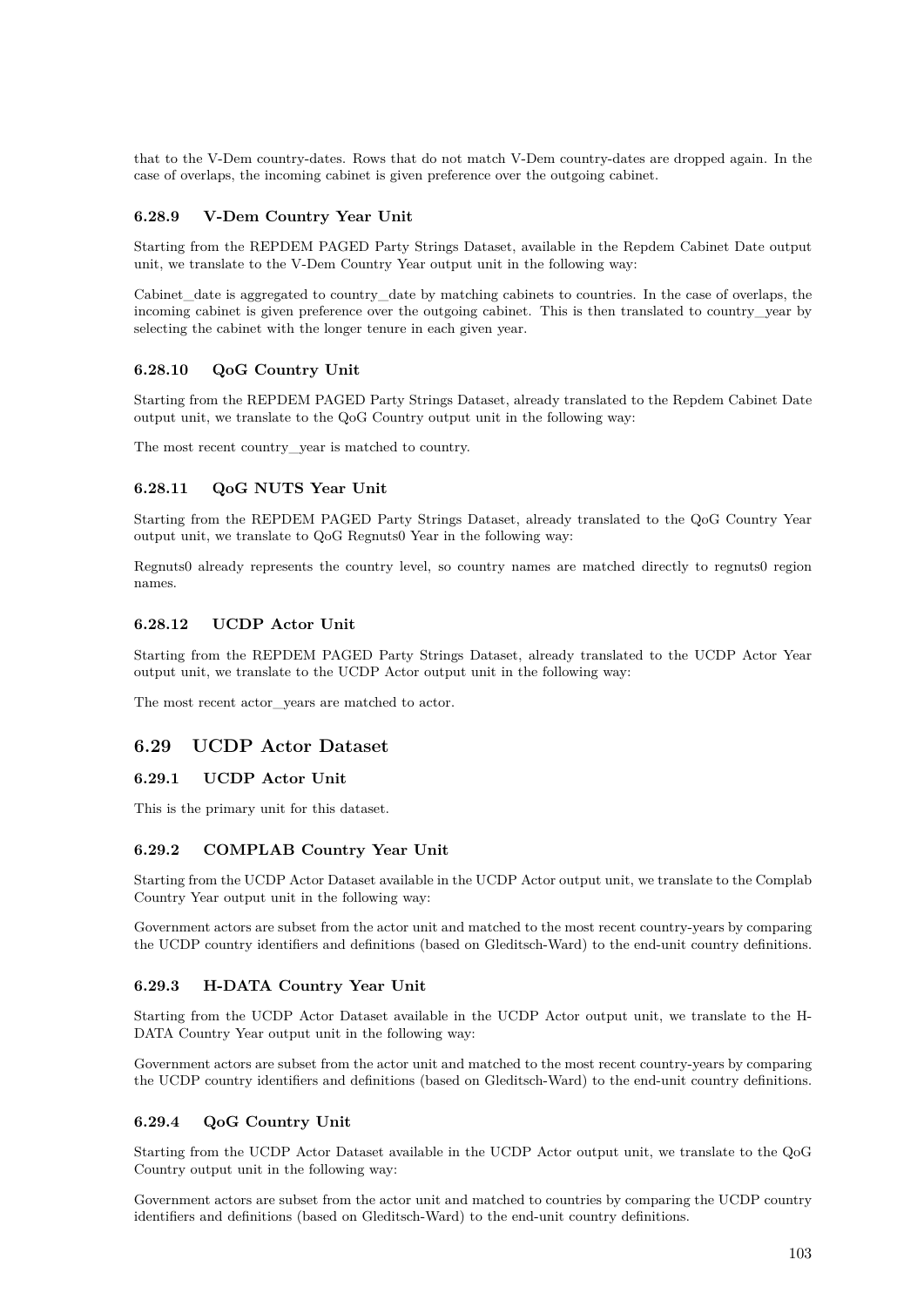that to the V-Dem country-dates. Rows that do not match V-Dem country-dates are dropped again. In the case of overlaps, the incoming cabinet is given preference over the outgoing cabinet.

#### 6.28.9 V-Dem Country Year Unit

Starting from the REPDEM PAGED Party Strings Dataset, available in the Repdem Cabinet Date output unit, we translate to the V-Dem Country Year output unit in the following way:

Cabinet_date is aggregated to country_date by matching cabinets to countries. In the case of overlaps, the incoming cabinet is given preference over the outgoing cabinet. This is then translated to country_year by selecting the cabinet with the longer tenure in each given year.

#### 6.28.10 QoG Country Unit

Starting from the REPDEM PAGED Party Strings Dataset, already translated to the Repdem Cabinet Date output unit, we translate to the QoG Country output unit in the following way:

The most recent country_year is matched to country.

#### 6.28.11 QoG NUTS Year Unit

Starting from the REPDEM PAGED Party Strings Dataset, already translated to the QoG Country Year output unit, we translate to QoG Regnuts0 Year in the following way:

Regnuts0 already represents the country level, so country names are matched directly to regnuts0 region names.

#### 6.28.12 UCDP Actor Unit

Starting from the REPDEM PAGED Party Strings Dataset, already translated to the UCDP Actor Year output unit, we translate to the UCDP Actor output unit in the following way:

The most recent actor_years are matched to actor.

### 6.29 UCDP Actor Dataset

#### 6.29.1 UCDP Actor Unit

This is the primary unit for this dataset.

#### 6.29.2 COMPLAB Country Year Unit

Starting from the UCDP Actor Dataset available in the UCDP Actor output unit, we translate to the Complab Country Year output unit in the following way:

Government actors are subset from the actor unit and matched to the most recent country-years by comparing the UCDP country identifiers and definitions (based on Gleditsch-Ward) to the end-unit country definitions.

#### 6.29.3 H-DATA Country Year Unit

Starting from the UCDP Actor Dataset available in the UCDP Actor output unit, we translate to the H-DATA Country Year output unit in the following way:

Government actors are subset from the actor unit and matched to the most recent country-years by comparing the UCDP country identifiers and definitions (based on Gleditsch-Ward) to the end-unit country definitions.

#### 6.29.4 QoG Country Unit

Starting from the UCDP Actor Dataset available in the UCDP Actor output unit, we translate to the QoG Country output unit in the following way:

Government actors are subset from the actor unit and matched to countries by comparing the UCDP country identifiers and definitions (based on Gleditsch-Ward) to the end-unit country definitions.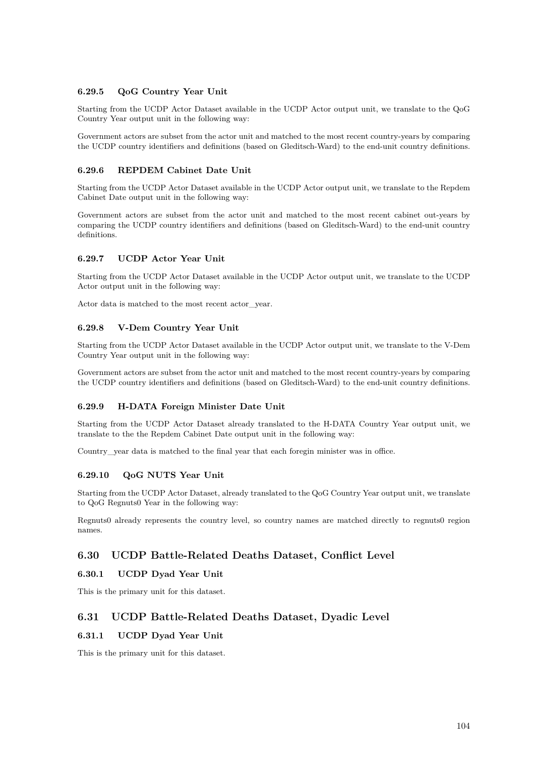#### 6.29.5 QoG Country Year Unit

Starting from the UCDP Actor Dataset available in the UCDP Actor output unit, we translate to the QoG Country Year output unit in the following way:

Government actors are subset from the actor unit and matched to the most recent country-years by comparing the UCDP country identifiers and definitions (based on Gleditsch-Ward) to the end-unit country definitions.

#### 6.29.6 REPDEM Cabinet Date Unit

Starting from the UCDP Actor Dataset available in the UCDP Actor output unit, we translate to the Repdem Cabinet Date output unit in the following way:

Government actors are subset from the actor unit and matched to the most recent cabinet out-years by comparing the UCDP country identifiers and definitions (based on Gleditsch-Ward) to the end-unit country definitions.

#### 6.29.7 UCDP Actor Year Unit

Starting from the UCDP Actor Dataset available in the UCDP Actor output unit, we translate to the UCDP Actor output unit in the following way:

Actor data is matched to the most recent actor_year.

#### 6.29.8 V-Dem Country Year Unit

Starting from the UCDP Actor Dataset available in the UCDP Actor output unit, we translate to the V-Dem Country Year output unit in the following way:

Government actors are subset from the actor unit and matched to the most recent country-years by comparing the UCDP country identifiers and definitions (based on Gleditsch-Ward) to the end-unit country definitions.

#### 6.29.9 H-DATA Foreign Minister Date Unit

Starting from the UCDP Actor Dataset already translated to the H-DATA Country Year output unit, we translate to the the Repdem Cabinet Date output unit in the following way:

Country_year data is matched to the final year that each foregin minister was in office.

#### 6.29.10 QoG NUTS Year Unit

Starting from the UCDP Actor Dataset, already translated to the QoG Country Year output unit, we translate to QoG Regnuts0 Year in the following way:

Regnuts0 already represents the country level, so country names are matched directly to regnuts0 region names.

### 6.30 UCDP Battle-Related Deaths Dataset, Conflict Level

#### 6.30.1 UCDP Dyad Year Unit

This is the primary unit for this dataset.

### 6.31 UCDP Battle-Related Deaths Dataset, Dyadic Level

#### 6.31.1 UCDP Dyad Year Unit

This is the primary unit for this dataset.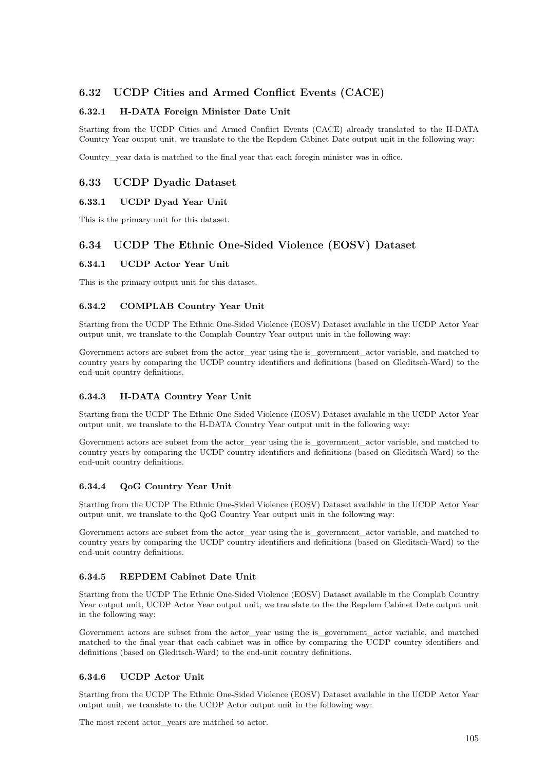## 6.32 UCDP Cities and Armed Conflict Events (CACE)

### 6.32.1 H-DATA Foreign Minister Date Unit

Starting from the UCDP Cities and Armed Conflict Events (CACE) already translated to the H-DATA Country Year output unit, we translate to the the Repdem Cabinet Date output unit in the following way:

Country_year data is matched to the final year that each foregin minister was in office.

## 6.33 UCDP Dyadic Dataset

### 6.33.1 UCDP Dyad Year Unit

This is the primary unit for this dataset.

## 6.34 UCDP The Ethnic One-Sided Violence (EOSV) Dataset

### 6.34.1 UCDP Actor Year Unit

This is the primary output unit for this dataset.

### 6.34.2 COMPLAB Country Year Unit

Starting from the UCDP The Ethnic One-Sided Violence (EOSV) Dataset available in the UCDP Actor Year output unit, we translate to the Complab Country Year output unit in the following way:

Government actors are subset from the actor_year using the is_government_actor variable, and matched to country years by comparing the UCDP country identifiers and definitions (based on Gleditsch-Ward) to the end-unit country definitions.

### 6.34.3 H-DATA Country Year Unit

Starting from the UCDP The Ethnic One-Sided Violence (EOSV) Dataset available in the UCDP Actor Year output unit, we translate to the H-DATA Country Year output unit in the following way:

Government actors are subset from the actor_year using the is_government_actor variable, and matched to country years by comparing the UCDP country identifiers and definitions (based on Gleditsch-Ward) to the end-unit country definitions.

### 6.34.4 QoG Country Year Unit

Starting from the UCDP The Ethnic One-Sided Violence (EOSV) Dataset available in the UCDP Actor Year output unit, we translate to the QoG Country Year output unit in the following way:

Government actors are subset from the actor_year using the is_government_actor variable, and matched to country years by comparing the UCDP country identifiers and definitions (based on Gleditsch-Ward) to the end-unit country definitions.

### 6.34.5 REPDEM Cabinet Date Unit

Starting from the UCDP The Ethnic One-Sided Violence (EOSV) Dataset available in the Complab Country Year output unit, UCDP Actor Year output unit, we translate to the the Repdem Cabinet Date output unit in the following way:

Government actors are subset from the actor_year using the is_government_actor variable, and matched matched to the final year that each cabinet was in office by comparing the UCDP country identifiers and definitions (based on Gleditsch-Ward) to the end-unit country definitions.

### 6.34.6 UCDP Actor Unit

Starting from the UCDP The Ethnic One-Sided Violence (EOSV) Dataset available in the UCDP Actor Year output unit, we translate to the UCDP Actor output unit in the following way:

The most recent actor_years are matched to actor.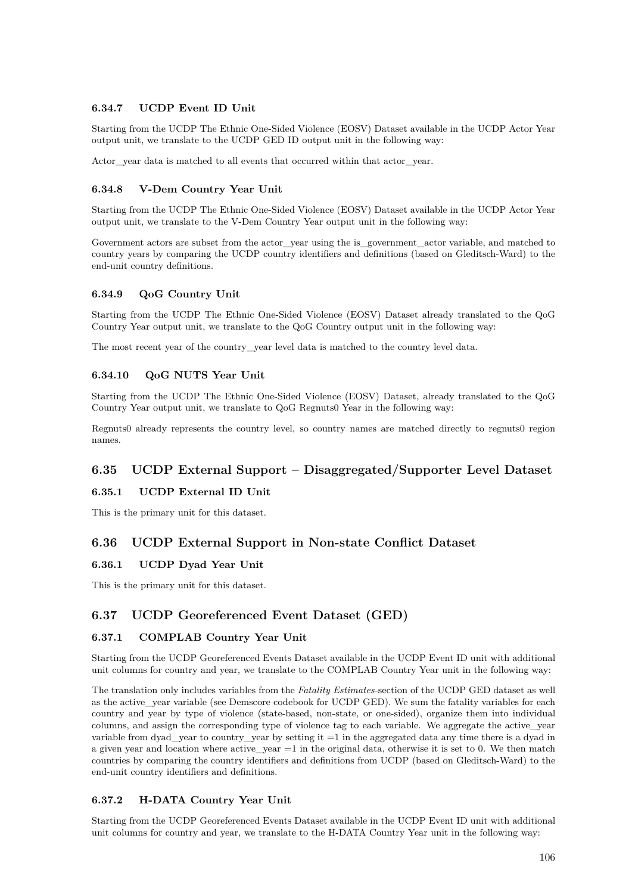#### 6.34.7 UCDP Event ID Unit

Starting from the UCDP The Ethnic One-Sided Violence (EOSV) Dataset available in the UCDP Actor Year output unit, we translate to the UCDP GED ID output unit in the following way:

Actor_year data is matched to all events that occurred within that actor_year.

#### 6.34.8 V-Dem Country Year Unit

Starting from the UCDP The Ethnic One-Sided Violence (EOSV) Dataset available in the UCDP Actor Year output unit, we translate to the V-Dem Country Year output unit in the following way:

Government actors are subset from the actor_year using the is_government_actor variable, and matched to country years by comparing the UCDP country identifiers and definitions (based on Gleditsch-Ward) to the end-unit country definitions.

#### 6.34.9 QoG Country Unit

Starting from the UCDP The Ethnic One-Sided Violence (EOSV) Dataset already translated to the QoG Country Year output unit, we translate to the QoG Country output unit in the following way:

The most recent year of the country_year level data is matched to the country level data.

#### 6.34.10 QoG NUTS Year Unit

Starting from the UCDP The Ethnic One-Sided Violence (EOSV) Dataset, already translated to the QoG Country Year output unit, we translate to QoG Regnuts0 Year in the following way:

Regnuts0 already represents the country level, so country names are matched directly to regnuts0 region names.

### 6.35 UCDP External Support – Disaggregated/Supporter Level Dataset

#### 6.35.1 UCDP External ID Unit

This is the primary unit for this dataset.

### 6.36 UCDP External Support in Non-state Conflict Dataset

#### 6.36.1 UCDP Dyad Year Unit

This is the primary unit for this dataset.

### 6.37 UCDP Georeferenced Event Dataset (GED)

#### 6.37.1 COMPLAB Country Year Unit

Starting from the UCDP Georeferenced Events Dataset available in the UCDP Event ID unit with additional unit columns for country and year, we translate to the COMPLAB Country Year unit in the following way:

The translation only includes variables from the *Fatality Estimates*-section of the UCDP GED dataset as well as the active_year variable (see Demscore codebook for UCDP GED). We sum the fatality variables for each country and year by type of violence (state-based, non-state, or one-sided), organize them into individual columns, and assign the corresponding type of violence tag to each variable. We aggregate the active_year variable from dyad_year to country_year by setting it =1 in the aggregated data any time there is a dyad in a given year and location where active_year =1 in the original data, otherwise it is set to 0. We then match countries by comparing the country identifiers and definitions from UCDP (based on Gleditsch-Ward) to the end-unit country identifiers and definitions.

#### 6.37.2 H-DATA Country Year Unit

Starting from the UCDP Georeferenced Events Dataset available in the UCDP Event ID unit with additional unit columns for country and year, we translate to the H-DATA Country Year unit in the following way: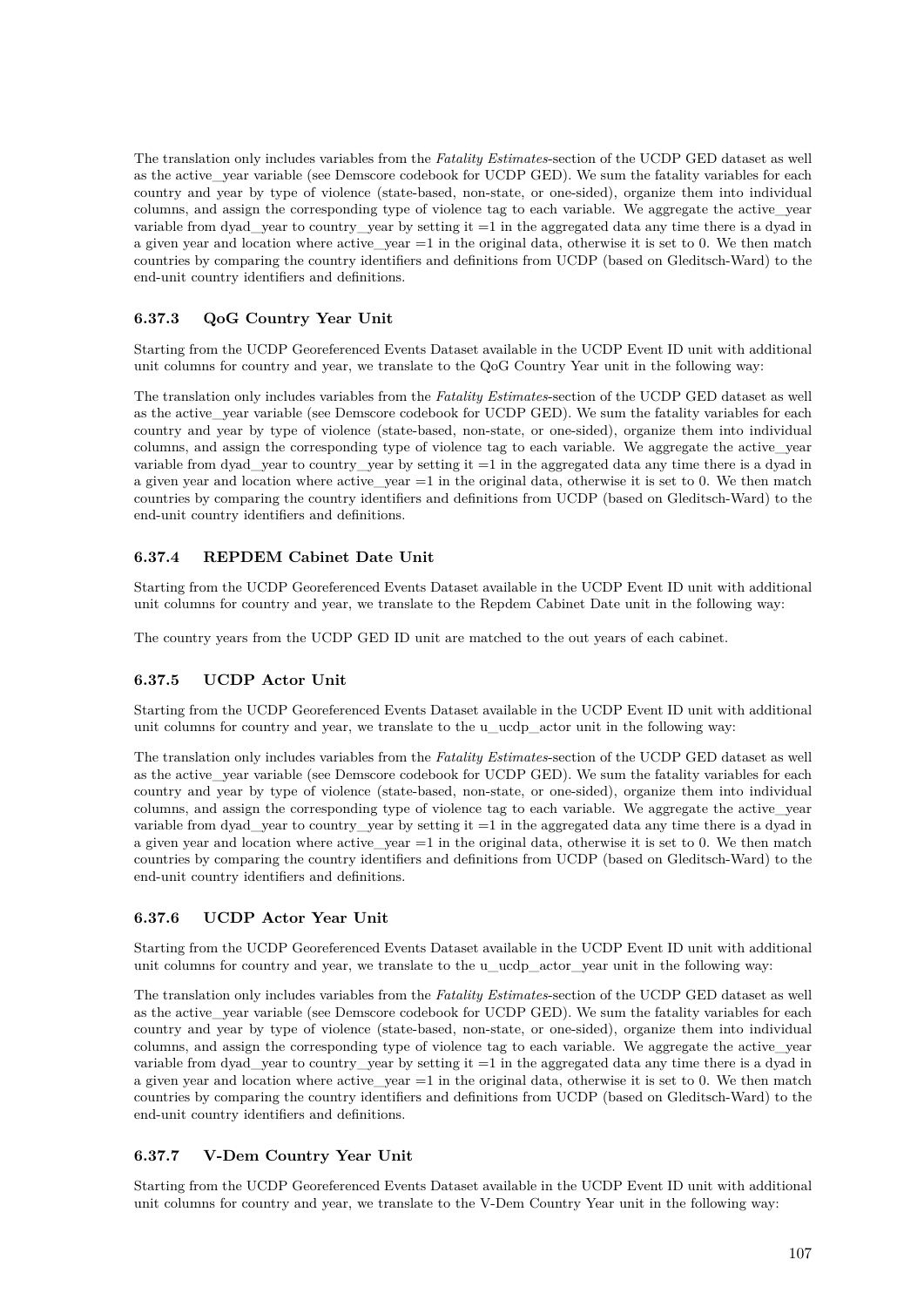The translation only includes variables from the *Fatality Estimates*-section of the UCDP GED dataset as well as the active_year variable (see Demscore codebook for UCDP GED). We sum the fatality variables for each country and year by type of violence (state-based, non-state, or one-sided), organize them into individual columns, and assign the corresponding type of violence tag to each variable. We aggregate the active_year variable from dyad_year to country_year by setting it =1 in the aggregated data any time there is a dyad in a given year and location where active_year =1 in the original data, otherwise it is set to 0. We then match countries by comparing the country identifiers and definitions from UCDP (based on Gleditsch-Ward) to the end-unit country identifiers and definitions.

### 6.37.3 QoG Country Year Unit

Starting from the UCDP Georeferenced Events Dataset available in the UCDP Event ID unit with additional unit columns for country and year, we translate to the QoG Country Year unit in the following way:

The translation only includes variables from the *Fatality Estimates*-section of the UCDP GED dataset as well as the active_year variable (see Demscore codebook for UCDP GED). We sum the fatality variables for each country and year by type of violence (state-based, non-state, or one-sided), organize them into individual columns, and assign the corresponding type of violence tag to each variable. We aggregate the active_year variable from dyad_year to country_year by setting it =1 in the aggregated data any time there is a dyad in a given year and location where active_year =1 in the original data, otherwise it is set to 0. We then match countries by comparing the country identifiers and definitions from UCDP (based on Gleditsch-Ward) to the end-unit country identifiers and definitions.

### 6.37.4 REPDEM Cabinet Date Unit

Starting from the UCDP Georeferenced Events Dataset available in the UCDP Event ID unit with additional unit columns for country and year, we translate to the Repdem Cabinet Date unit in the following way:

The country years from the UCDP GED ID unit are matched to the out years of each cabinet.

### 6.37.5 UCDP Actor Unit

Starting from the UCDP Georeferenced Events Dataset available in the UCDP Event ID unit with additional unit columns for country and year, we translate to the u_ucdp_actor unit in the following way:

The translation only includes variables from the *Fatality Estimates*-section of the UCDP GED dataset as well as the active_year variable (see Demscore codebook for UCDP GED). We sum the fatality variables for each country and year by type of violence (state-based, non-state, or one-sided), organize them into individual columns, and assign the corresponding type of violence tag to each variable. We aggregate the active_year variable from dyad_year to country_year by setting it =1 in the aggregated data any time there is a dyad in a given year and location where active_year =1 in the original data, otherwise it is set to 0. We then match countries by comparing the country identifiers and definitions from UCDP (based on Gleditsch-Ward) to the end-unit country identifiers and definitions.

### 6.37.6 UCDP Actor Year Unit

Starting from the UCDP Georeferenced Events Dataset available in the UCDP Event ID unit with additional unit columns for country and year, we translate to the u_ucdp_actor_year unit in the following way:

The translation only includes variables from the *Fatality Estimates*-section of the UCDP GED dataset as well as the active_year variable (see Demscore codebook for UCDP GED). We sum the fatality variables for each country and year by type of violence (state-based, non-state, or one-sided), organize them into individual columns, and assign the corresponding type of violence tag to each variable. We aggregate the active_year variable from dyad_year to country_year by setting it =1 in the aggregated data any time there is a dyad in a given year and location where active_year =1 in the original data, otherwise it is set to 0. We then match countries by comparing the country identifiers and definitions from UCDP (based on Gleditsch-Ward) to the end-unit country identifiers and definitions.

### 6.37.7 V-Dem Country Year Unit

Starting from the UCDP Georeferenced Events Dataset available in the UCDP Event ID unit with additional unit columns for country and year, we translate to the V-Dem Country Year unit in the following way: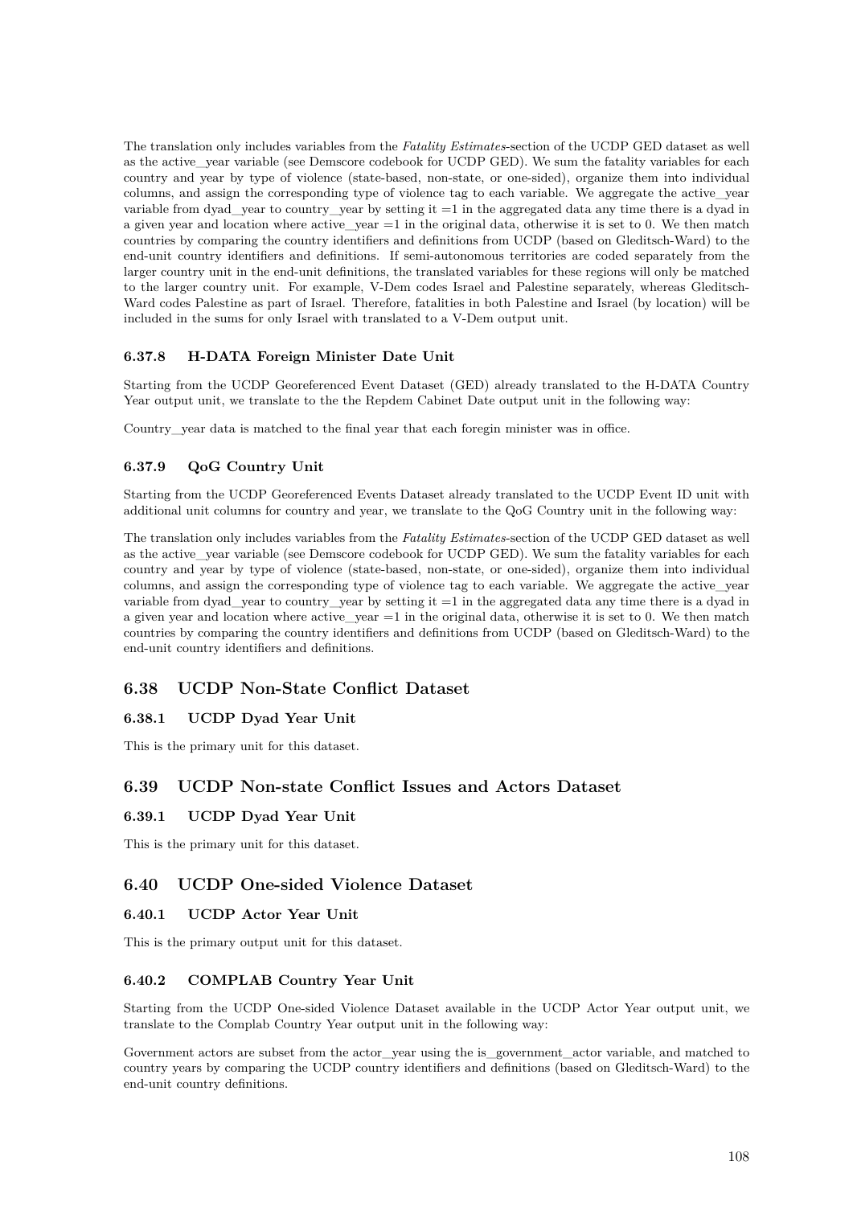The translation only includes variables from the *Fatality Estimates*-section of the UCDP GED dataset as well as the active_year variable (see Demscore codebook for UCDP GED). We sum the fatality variables for each country and year by type of violence (state-based, non-state, or one-sided), organize them into individual columns, and assign the corresponding type of violence tag to each variable. We aggregate the active_year variable from dyad_year to country_year by setting it =1 in the aggregated data any time there is a dyad in a given year and location where active_year =1 in the original data, otherwise it is set to 0. We then match countries by comparing the country identifiers and definitions from UCDP (based on Gleditsch-Ward) to the end-unit country identifiers and definitions. If semi-autonomous territories are coded separately from the larger country unit in the end-unit definitions, the translated variables for these regions will only be matched to the larger country unit. For example, V-Dem codes Israel and Palestine separately, whereas Gleditsch-Ward codes Palestine as part of Israel. Therefore, fatalities in both Palestine and Israel (by location) will be included in the sums for only Israel with translated to a V-Dem output unit.

#### 6.37.8 H-DATA Foreign Minister Date Unit

Starting from the UCDP Georeferenced Event Dataset (GED) already translated to the H-DATA Country Year output unit, we translate to the the Repdem Cabinet Date output unit in the following way:

Country_year data is matched to the final year that each foregin minister was in office.

#### 6.37.9 QoG Country Unit

Starting from the UCDP Georeferenced Events Dataset already translated to the UCDP Event ID unit with additional unit columns for country and year, we translate to the QoG Country unit in the following way:

The translation only includes variables from the *Fatality Estimates*-section of the UCDP GED dataset as well as the active_year variable (see Demscore codebook for UCDP GED). We sum the fatality variables for each country and year by type of violence (state-based, non-state, or one-sided), organize them into individual columns, and assign the corresponding type of violence tag to each variable. We aggregate the active_year variable from dyad_year to country_year by setting it =1 in the aggregated data any time there is a dyad in a given year and location where active_year =1 in the original data, otherwise it is set to 0. We then match countries by comparing the country identifiers and definitions from UCDP (based on Gleditsch-Ward) to the end-unit country identifiers and definitions.

### 6.38 UCDP Non-State Conflict Dataset

#### 6.38.1 UCDP Dyad Year Unit

This is the primary unit for this dataset.

### 6.39 UCDP Non-state Conflict Issues and Actors Dataset

#### 6.39.1 UCDP Dyad Year Unit

This is the primary unit for this dataset.

### 6.40 UCDP One-sided Violence Dataset

#### 6.40.1 UCDP Actor Year Unit

This is the primary output unit for this dataset.

#### 6.40.2 COMPLAB Country Year Unit

Starting from the UCDP One-sided Violence Dataset available in the UCDP Actor Year output unit, we translate to the Complab Country Year output unit in the following way:

Government actors are subset from the actor_year using the is_government_actor variable, and matched to country years by comparing the UCDP country identifiers and definitions (based on Gleditsch-Ward) to the end-unit country definitions.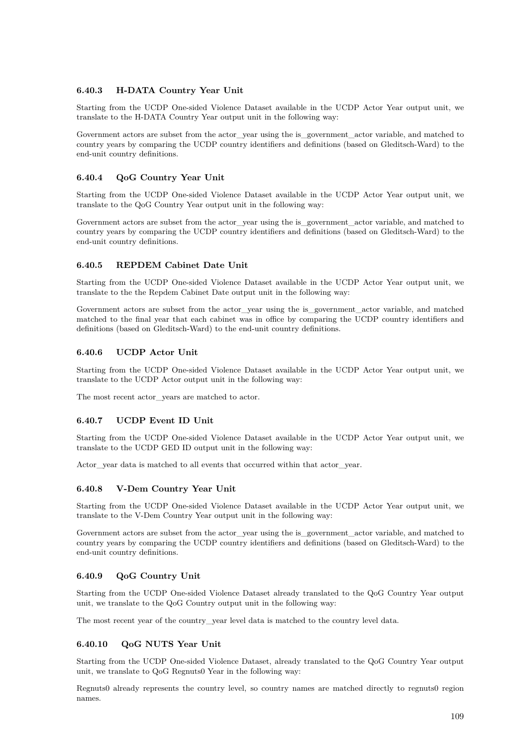### 6.40.3 H-DATA Country Year Unit

Starting from the UCDP One-sided Violence Dataset available in the UCDP Actor Year output unit, we translate to the H-DATA Country Year output unit in the following way:

Government actors are subset from the actor_year using the is_government_actor variable, and matched to country years by comparing the UCDP country identifiers and definitions (based on Gleditsch-Ward) to the end-unit country definitions.

### 6.40.4 QoG Country Year Unit

Starting from the UCDP One-sided Violence Dataset available in the UCDP Actor Year output unit, we translate to the QoG Country Year output unit in the following way:

Government actors are subset from the actor_year using the is_government_actor variable, and matched to country years by comparing the UCDP country identifiers and definitions (based on Gleditsch-Ward) to the end-unit country definitions.

### 6.40.5 REPDEM Cabinet Date Unit

Starting from the UCDP One-sided Violence Dataset available in the UCDP Actor Year output unit, we translate to the the Repdem Cabinet Date output unit in the following way:

Government actors are subset from the actor_year using the is_government_actor variable, and matched matched to the final year that each cabinet was in office by comparing the UCDP country identifiers and definitions (based on Gleditsch-Ward) to the end-unit country definitions.

### 6.40.6 UCDP Actor Unit

Starting from the UCDP One-sided Violence Dataset available in the UCDP Actor Year output unit, we translate to the UCDP Actor output unit in the following way:

The most recent actor_years are matched to actor.

### 6.40.7 UCDP Event ID Unit

Starting from the UCDP One-sided Violence Dataset available in the UCDP Actor Year output unit, we translate to the UCDP GED ID output unit in the following way:

Actor_year data is matched to all events that occurred within that actor_year.

### 6.40.8 V-Dem Country Year Unit

Starting from the UCDP One-sided Violence Dataset available in the UCDP Actor Year output unit, we translate to the V-Dem Country Year output unit in the following way:

Government actors are subset from the actor_year using the is_government_actor variable, and matched to country years by comparing the UCDP country identifiers and definitions (based on Gleditsch-Ward) to the end-unit country definitions.

### 6.40.9 QoG Country Unit

Starting from the UCDP One-sided Violence Dataset already translated to the QoG Country Year output unit, we translate to the QoG Country output unit in the following way:

The most recent year of the country_year level data is matched to the country level data.

### 6.40.10 QoG NUTS Year Unit

Starting from the UCDP One-sided Violence Dataset, already translated to the QoG Country Year output unit, we translate to QoG Regnuts0 Year in the following way:

Regnuts0 already represents the country level, so country names are matched directly to regnuts0 region names.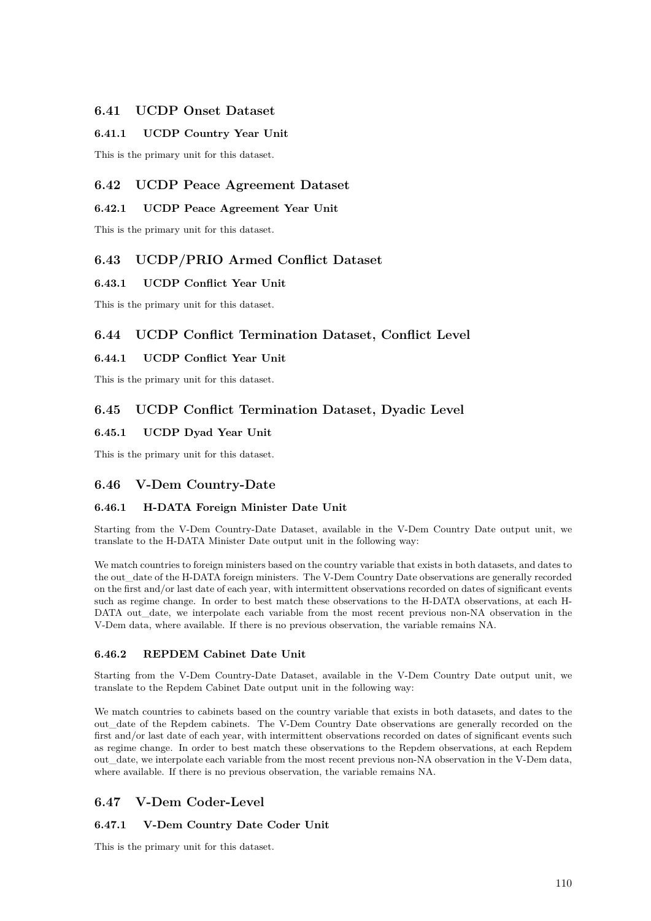## 6.41 UCDP Onset Dataset

### 6.41.1 UCDP Country Year Unit

This is the primary unit for this dataset.

## 6.42 UCDP Peace Agreement Dataset

### 6.42.1 UCDP Peace Agreement Year Unit

This is the primary unit for this dataset.

## 6.43 UCDP/PRIO Armed Conflict Dataset

### 6.43.1 UCDP Conflict Year Unit

This is the primary unit for this dataset.

## 6.44 UCDP Conflict Termination Dataset, Conflict Level

### 6.44.1 UCDP Conflict Year Unit

This is the primary unit for this dataset.

## 6.45 UCDP Conflict Termination Dataset, Dyadic Level

### 6.45.1 UCDP Dyad Year Unit

This is the primary unit for this dataset.

## 6.46 V-Dem Country-Date

### 6.46.1 H-DATA Foreign Minister Date Unit

Starting from the V-Dem Country-Date Dataset, available in the V-Dem Country Date output unit, we translate to the H-DATA Minister Date output unit in the following way:

We match countries to foreign ministers based on the country variable that exists in both datasets, and dates to the out_date of the H-DATA foreign ministers. The V-Dem Country Date observations are generally recorded on the first and/or last date of each year, with intermittent observations recorded on dates of significant events such as regime change. In order to best match these observations to the H-DATA observations, at each H-DATA out_date, we interpolate each variable from the most recent previous non-NA observation in the V-Dem data, where available. If there is no previous observation, the variable remains NA.

### 6.46.2 REPDEM Cabinet Date Unit

Starting from the V-Dem Country-Date Dataset, available in the V-Dem Country Date output unit, we translate to the Repdem Cabinet Date output unit in the following way:

We match countries to cabinets based on the country variable that exists in both datasets, and dates to the out_date of the Repdem cabinets. The V-Dem Country Date observations are generally recorded on the first and/or last date of each year, with intermittent observations recorded on dates of significant events such as regime change. In order to best match these observations to the Repdem observations, at each Repdem out_date, we interpolate each variable from the most recent previous non-NA observation in the V-Dem data, where available. If there is no previous observation, the variable remains NA.

## 6.47 V-Dem Coder-Level

### 6.47.1 V-Dem Country Date Coder Unit

This is the primary unit for this dataset.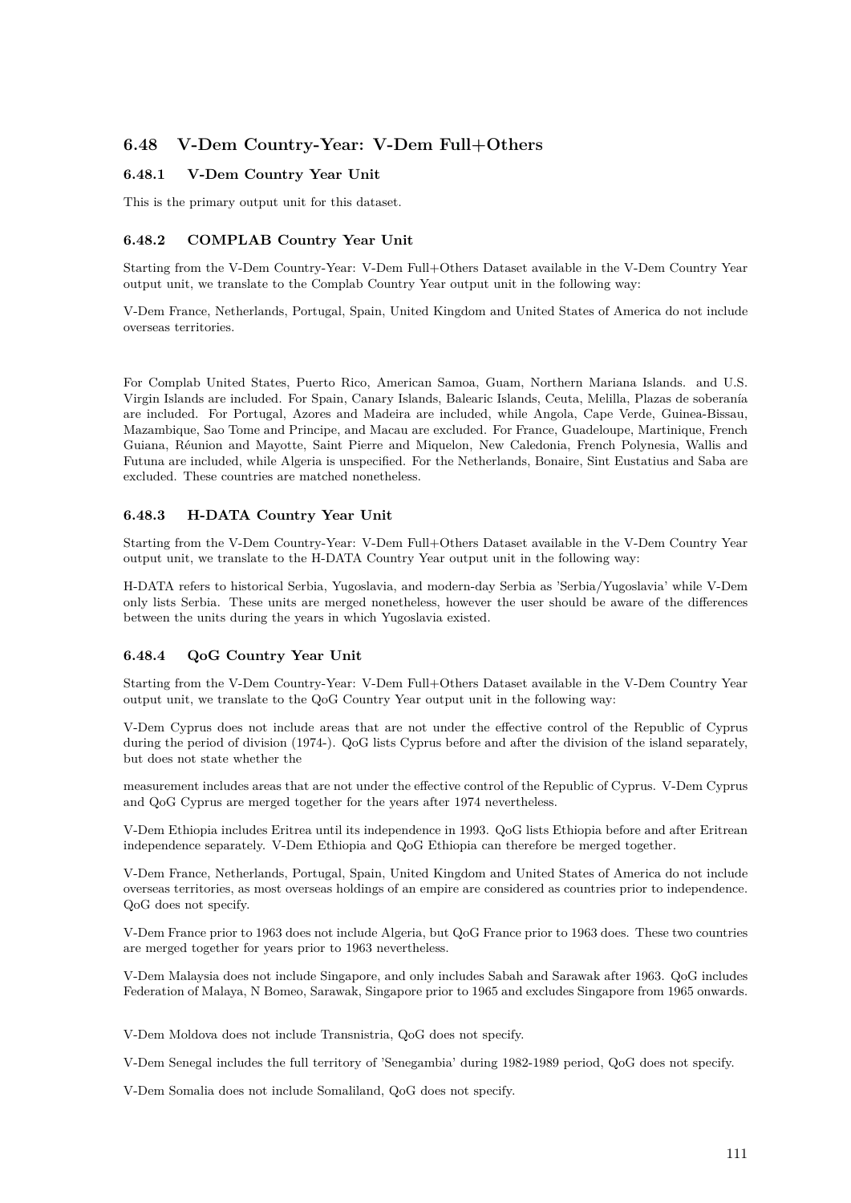## 6.48 V-Dem Country-Year: V-Dem Full+Others

### 6.48.1 V-Dem Country Year Unit

This is the primary output unit for this dataset.

### 6.48.2 COMPLAB Country Year Unit

Starting from the V-Dem Country-Year: V-Dem Full+Others Dataset available in the V-Dem Country Year output unit, we translate to the Complab Country Year output unit in the following way:

V-Dem France, Netherlands, Portugal, Spain, United Kingdom and United States of America do not include overseas territories.

For Complab United States, Puerto Rico, American Samoa, Guam, Northern Mariana Islands. and U.S. Virgin Islands are included. For Spain, Canary Islands, Balearic Islands, Ceuta, Melilla, Plazas de soberanía are included. For Portugal, Azores and Madeira are included, while Angola, Cape Verde, Guinea-Bissau, Mazambique, Sao Tome and Principe, and Macau are excluded. For France, Guadeloupe, Martinique, French Guiana, Réunion and Mayotte, Saint Pierre and Miquelon, New Caledonia, French Polynesia, Wallis and Futuna are included, while Algeria is unspecified. For the Netherlands, Bonaire, Sint Eustatius and Saba are excluded. These countries are matched nonetheless.

### 6.48.3 H-DATA Country Year Unit

Starting from the V-Dem Country-Year: V-Dem Full+Others Dataset available in the V-Dem Country Year output unit, we translate to the H-DATA Country Year output unit in the following way:

H-DATA refers to historical Serbia, Yugoslavia, and modern-day Serbia as 'Serbia/Yugoslavia' while V-Dem only lists Serbia. These units are merged nonetheless, however the user should be aware of the differences between the units during the years in which Yugoslavia existed.

### 6.48.4 QoG Country Year Unit

Starting from the V-Dem Country-Year: V-Dem Full+Others Dataset available in the V-Dem Country Year output unit, we translate to the QoG Country Year output unit in the following way:

V-Dem Cyprus does not include areas that are not under the effective control of the Republic of Cyprus during the period of division (1974-). QoG lists Cyprus before and after the division of the island separately, but does not state whether the

measurement includes areas that are not under the effective control of the Republic of Cyprus. V-Dem Cyprus and QoG Cyprus are merged together for the years after 1974 nevertheless.

V-Dem Ethiopia includes Eritrea until its independence in 1993. QoG lists Ethiopia before and after Eritrean independence separately. V-Dem Ethiopia and QoG Ethiopia can therefore be merged together.

V-Dem France, Netherlands, Portugal, Spain, United Kingdom and United States of America do not include overseas territories, as most overseas holdings of an empire are considered as countries prior to independence. QoG does not specify.

V-Dem France prior to 1963 does not include Algeria, but QoG France prior to 1963 does. These two countries are merged together for years prior to 1963 nevertheless.

V-Dem Malaysia does not include Singapore, and only includes Sabah and Sarawak after 1963. QoG includes Federation of Malaya, N Bomeo, Sarawak, Singapore prior to 1965 and excludes Singapore from 1965 onwards.

V-Dem Moldova does not include Transnistria, QoG does not specify.

V-Dem Senegal includes the full territory of 'Senegambia' during 1982-1989 period, QoG does not specify.

V-Dem Somalia does not include Somaliland, QoG does not specify.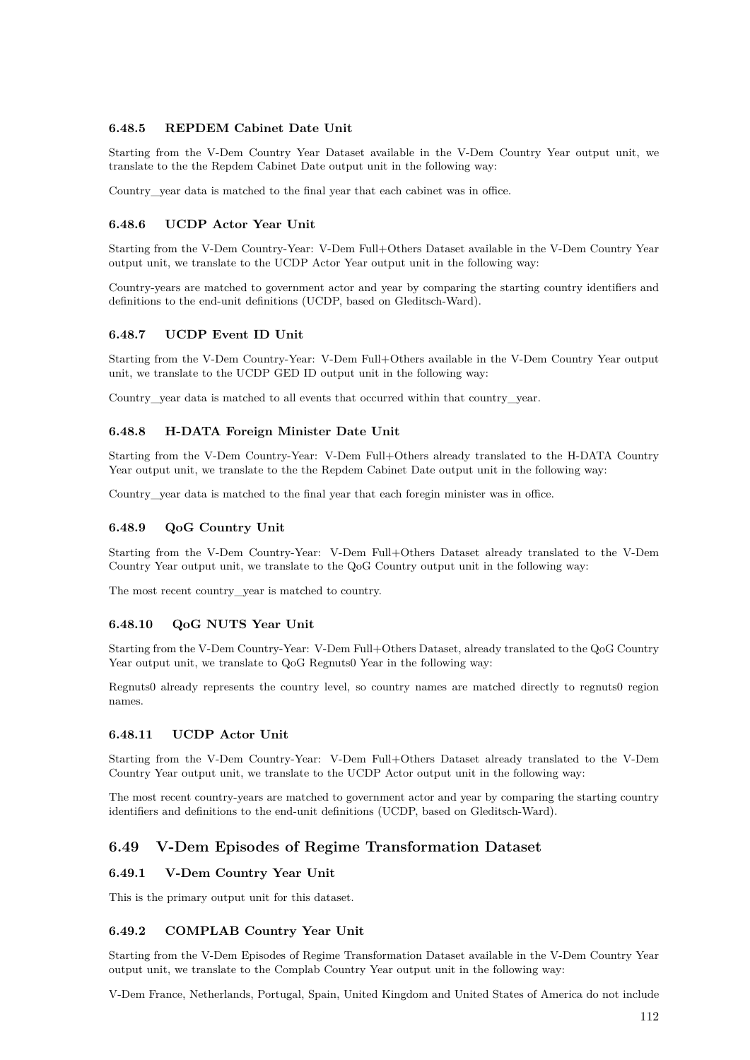#### 6.48.5 REPDEM Cabinet Date Unit

Starting from the V-Dem Country Year Dataset available in the V-Dem Country Year output unit, we translate to the the Repdem Cabinet Date output unit in the following way:

Country_year data is matched to the final year that each cabinet was in office.

#### 6.48.6 UCDP Actor Year Unit

Starting from the V-Dem Country-Year: V-Dem Full+Others Dataset available in the V-Dem Country Year output unit, we translate to the UCDP Actor Year output unit in the following way:

Country-years are matched to government actor and year by comparing the starting country identifiers and definitions to the end-unit definitions (UCDP, based on Gleditsch-Ward).

#### 6.48.7 UCDP Event ID Unit

Starting from the V-Dem Country-Year: V-Dem Full+Others available in the V-Dem Country Year output unit, we translate to the UCDP GED ID output unit in the following way:

Country_year data is matched to all events that occurred within that country_year.

#### 6.48.8 H-DATA Foreign Minister Date Unit

Starting from the V-Dem Country-Year: V-Dem Full+Others already translated to the H-DATA Country Year output unit, we translate to the the Repdem Cabinet Date output unit in the following way:

Country_year data is matched to the final year that each foregin minister was in office.

#### 6.48.9 QoG Country Unit

Starting from the V-Dem Country-Year: V-Dem Full+Others Dataset already translated to the V-Dem Country Year output unit, we translate to the QoG Country output unit in the following way:

The most recent country_year is matched to country.

#### 6.48.10 QoG NUTS Year Unit

Starting from the V-Dem Country-Year: V-Dem Full+Others Dataset, already translated to the QoG Country Year output unit, we translate to QoG Regnuts0 Year in the following way:

Regnuts0 already represents the country level, so country names are matched directly to regnuts0 region names.

#### 6.48.11 UCDP Actor Unit

Starting from the V-Dem Country-Year: V-Dem Full+Others Dataset already translated to the V-Dem Country Year output unit, we translate to the UCDP Actor output unit in the following way:

The most recent country-years are matched to government actor and year by comparing the starting country identifiers and definitions to the end-unit definitions (UCDP, based on Gleditsch-Ward).

### 6.49 V-Dem Episodes of Regime Transformation Dataset

#### 6.49.1 V-Dem Country Year Unit

This is the primary output unit for this dataset.

#### 6.49.2 COMPLAB Country Year Unit

Starting from the V-Dem Episodes of Regime Transformation Dataset available in the V-Dem Country Year output unit, we translate to the Complab Country Year output unit in the following way:

V-Dem France, Netherlands, Portugal, Spain, United Kingdom and United States of America do not include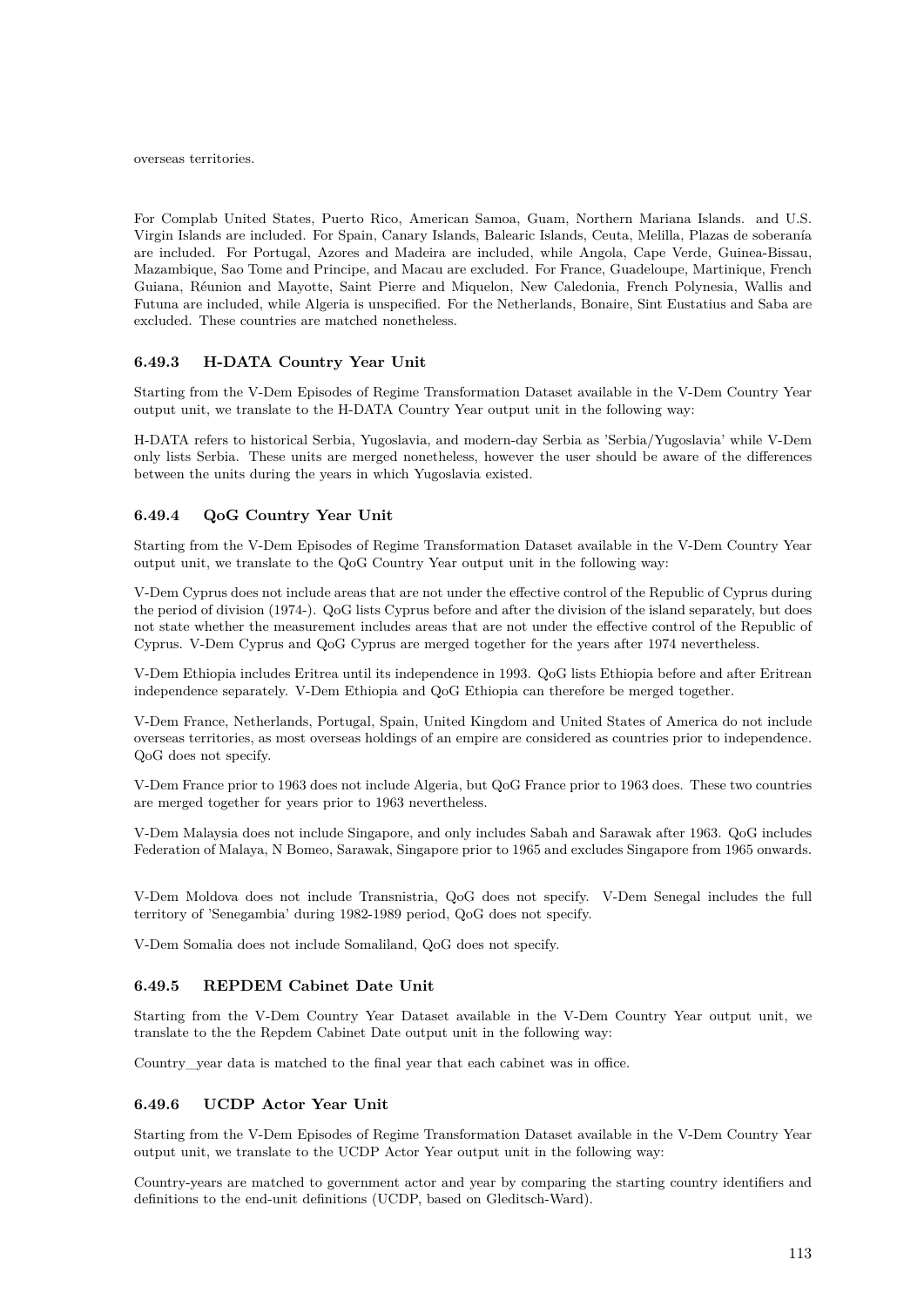overseas territories.

For Complab United States, Puerto Rico, American Samoa, Guam, Northern Mariana Islands. and U.S. Virgin Islands are included. For Spain, Canary Islands, Balearic Islands, Ceuta, Melilla, Plazas de soberanía are included. For Portugal, Azores and Madeira are included, while Angola, Cape Verde, Guinea-Bissau, Mazambique, Sao Tome and Principe, and Macau are excluded. For France, Guadeloupe, Martinique, French Guiana, Réunion and Mayotte, Saint Pierre and Miquelon, New Caledonia, French Polynesia, Wallis and Futuna are included, while Algeria is unspecified. For the Netherlands, Bonaire, Sint Eustatius and Saba are excluded. These countries are matched nonetheless.

### 6.49.3 H-DATA Country Year Unit

Starting from the V-Dem Episodes of Regime Transformation Dataset available in the V-Dem Country Year output unit, we translate to the H-DATA Country Year output unit in the following way:

H-DATA refers to historical Serbia, Yugoslavia, and modern-day Serbia as 'Serbia/Yugoslavia' while V-Dem only lists Serbia. These units are merged nonetheless, however the user should be aware of the differences between the units during the years in which Yugoslavia existed.

### 6.49.4 QoG Country Year Unit

Starting from the V-Dem Episodes of Regime Transformation Dataset available in the V-Dem Country Year output unit, we translate to the QoG Country Year output unit in the following way:

V-Dem Cyprus does not include areas that are not under the effective control of the Republic of Cyprus during the period of division (1974-). QoG lists Cyprus before and after the division of the island separately, but does not state whether the measurement includes areas that are not under the effective control of the Republic of Cyprus. V-Dem Cyprus and QoG Cyprus are merged together for the years after 1974 nevertheless.

V-Dem Ethiopia includes Eritrea until its independence in 1993. QoG lists Ethiopia before and after Eritrean independence separately. V-Dem Ethiopia and QoG Ethiopia can therefore be merged together.

V-Dem France, Netherlands, Portugal, Spain, United Kingdom and United States of America do not include overseas territories, as most overseas holdings of an empire are considered as countries prior to independence. QoG does not specify.

V-Dem France prior to 1963 does not include Algeria, but QoG France prior to 1963 does. These two countries are merged together for years prior to 1963 nevertheless.

V-Dem Malaysia does not include Singapore, and only includes Sabah and Sarawak after 1963. QoG includes Federation of Malaya, N Bomeo, Sarawak, Singapore prior to 1965 and excludes Singapore from 1965 onwards.

V-Dem Moldova does not include Transnistria, QoG does not specify. V-Dem Senegal includes the full territory of 'Senegambia' during 1982-1989 period, QoG does not specify.

V-Dem Somalia does not include Somaliland, QoG does not specify.

### 6.49.5 REPDEM Cabinet Date Unit

Starting from the V-Dem Country Year Dataset available in the V-Dem Country Year output unit, we translate to the the Repdem Cabinet Date output unit in the following way:

Country_year data is matched to the final year that each cabinet was in office.

### 6.49.6 UCDP Actor Year Unit

Starting from the V-Dem Episodes of Regime Transformation Dataset available in the V-Dem Country Year output unit, we translate to the UCDP Actor Year output unit in the following way:

Country-years are matched to government actor and year by comparing the starting country identifiers and definitions to the end-unit definitions (UCDP, based on Gleditsch-Ward).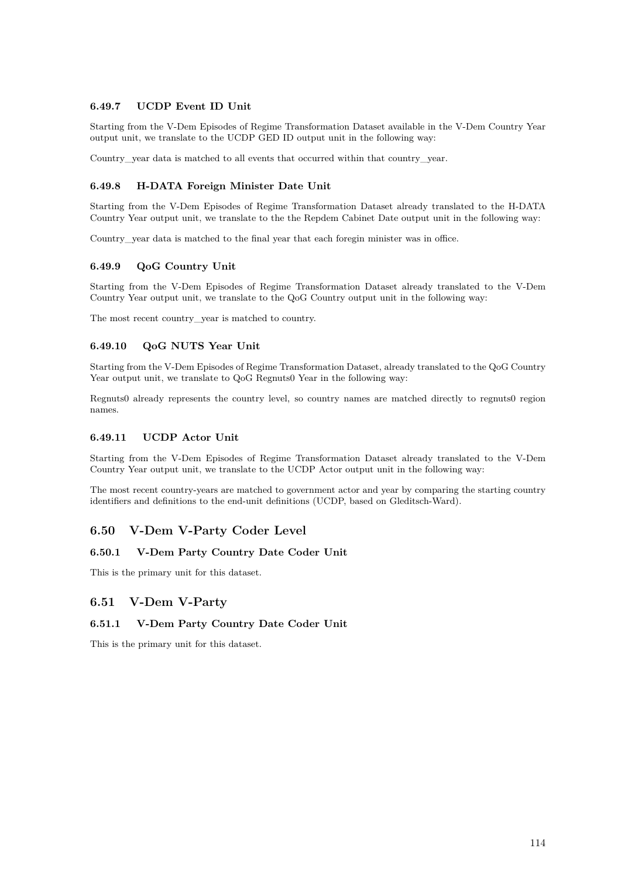#### 6.49.7 UCDP Event ID Unit

Starting from the V-Dem Episodes of Regime Transformation Dataset available in the V-Dem Country Year output unit, we translate to the UCDP GED ID output unit in the following way:

Country_year data is matched to all events that occurred within that country_year.

#### 6.49.8 H-DATA Foreign Minister Date Unit

Starting from the V-Dem Episodes of Regime Transformation Dataset already translated to the H-DATA Country Year output unit, we translate to the the Repdem Cabinet Date output unit in the following way:

Country_year data is matched to the final year that each foregin minister was in office.

#### 6.49.9 QoG Country Unit

Starting from the V-Dem Episodes of Regime Transformation Dataset already translated to the V-Dem Country Year output unit, we translate to the QoG Country output unit in the following way:

The most recent country_year is matched to country.

#### 6.49.10 QoG NUTS Year Unit

Starting from the V-Dem Episodes of Regime Transformation Dataset, already translated to the QoG Country Year output unit, we translate to QoG Regnuts0 Year in the following way:

Regnuts0 already represents the country level, so country names are matched directly to regnuts0 region names.

#### 6.49.11 UCDP Actor Unit

Starting from the V-Dem Episodes of Regime Transformation Dataset already translated to the V-Dem Country Year output unit, we translate to the UCDP Actor output unit in the following way:

The most recent country-years are matched to government actor and year by comparing the starting country identifiers and definitions to the end-unit definitions (UCDP, based on Gleditsch-Ward).

## 6.50 V-Dem V-Party Coder Level

#### 6.50.1 V-Dem Party Country Date Coder Unit

This is the primary unit for this dataset.

## 6.51 V-Dem V-Party

#### 6.51.1 V-Dem Party Country Date Coder Unit

This is the primary unit for this dataset.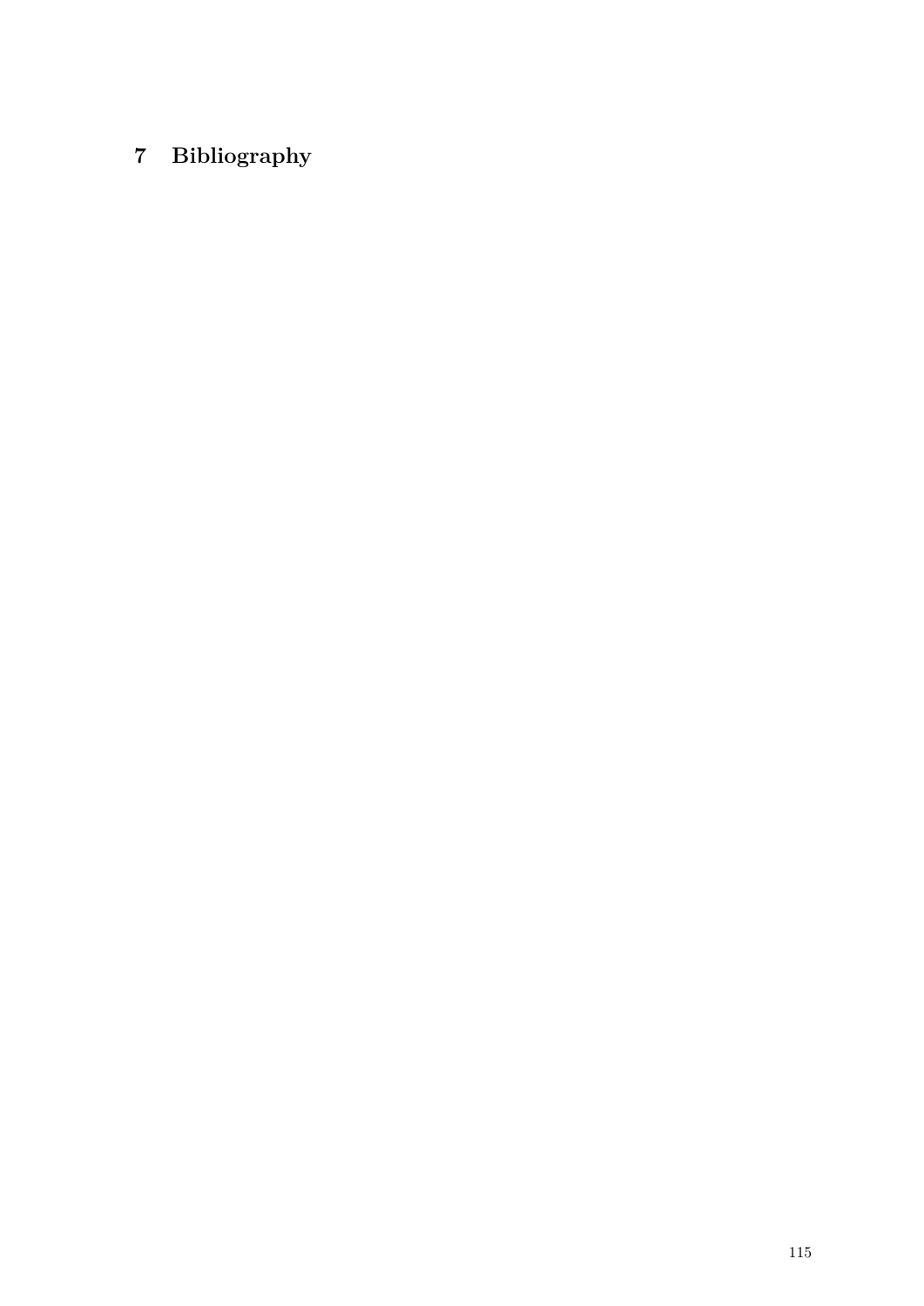# 7 Bibliography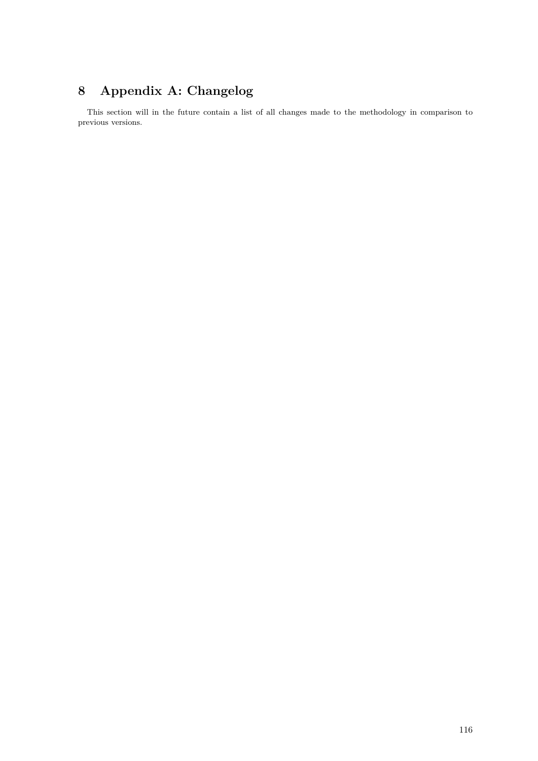# 8 Appendix A: Changelog

This section will in the future contain a list of all changes made to the methodology in comparison to previous versions.